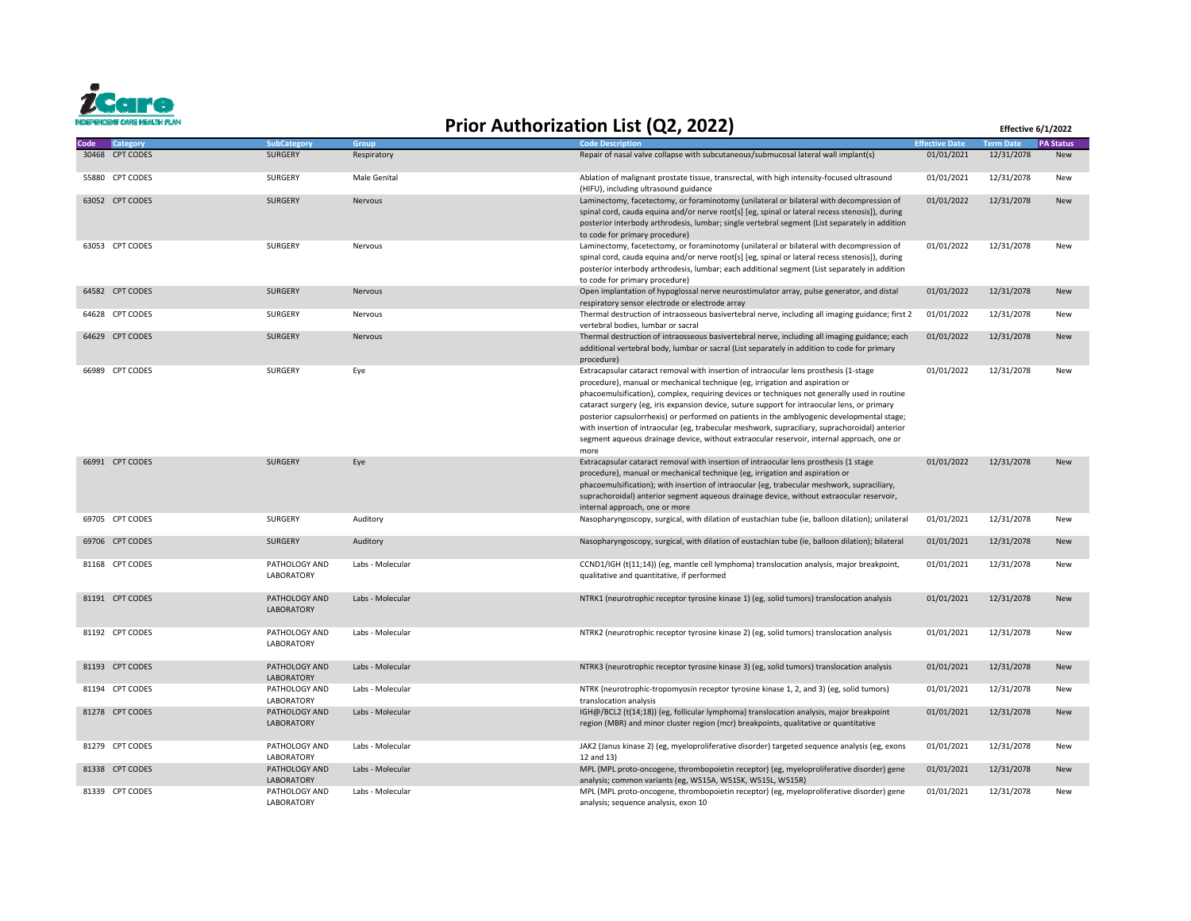iCare
INDEPENDENT CARE HEALTH PLAN

# Prior Authorization List (Q2, 2022)

**Effective 6/1/2022**

| Code | Category | SubCategory | Group | Code Description | Effective Date | Term Date | PA Status |
|---|---|---|---|---|---|---|---|
| 30468 | CPT CODES | SURGERY | Respiratory | Repair of nasal valve collapse with subcutaneous/submucosal lateral wall implant(s) | 01/01/2021 | 12/31/2078 | New |
| 55880 | CPT CODES | SURGERY | Male Genital | Ablation of malignant prostate tissue, transrectal, with high intensity-focused ultrasound (HIFU), including ultrasound guidance | 01/01/2021 | 12/31/2078 | New |
| 63052 | CPT CODES | SURGERY | Nervous | Laminectomy, facetectomy, or foraminotomy (unilateral or bilateral with decompression of spinal cord, cauda equina and/or nerve root[s] [eg, spinal or lateral recess stenosis]), during posterior interbody arthrodesis, lumbar; single vertebral segment (List separately in addition to code for primary procedure) | 01/01/2022 | 12/31/2078 | New |
| 63053 | CPT CODES | SURGERY | Nervous | Laminectomy, facetectomy, or foraminotomy (unilateral or bilateral with decompression of spinal cord, cauda equina and/or nerve root[s] [eg, spinal or lateral recess stenosis]), during posterior interbody arthrodesis, lumbar; each additional segment (List separately in addition to code for primary procedure) | 01/01/2022 | 12/31/2078 | New |
| 64582 | CPT CODES | SURGERY | Nervous | Open implantation of hypoglossal nerve neurostimulator array, pulse generator, and distal respiratory sensor electrode or electrode array | 01/01/2022 | 12/31/2078 | New |
| 64628 | CPT CODES | SURGERY | Nervous | Thermal destruction of intraosseous basivertebral nerve, including all imaging guidance; first 2 vertebral bodies, lumbar or sacral | 01/01/2022 | 12/31/2078 | New |
| 64629 | CPT CODES | SURGERY | Nervous | Thermal destruction of intraosseous basivertebral nerve, including all imaging guidance; each additional vertebral body, lumbar or sacral (List separately in addition to code for primary procedure) | 01/01/2022 | 12/31/2078 | New |
| 66989 | CPT CODES | SURGERY | Eye | Extracapsular cataract removal with insertion of intraocular lens prosthesis (1-stage procedure), manual or mechanical technique (eg, irrigation and aspiration or phacoemulsification), complex, requiring devices or techniques not generally used in routine cataract surgery (eg, iris expansion device, suture support for intraocular lens, or primary posterior capsulorrhexis) or performed on patients in the amblyogenic developmental stage; with insertion of intraocular (eg, trabecular meshwork, supraciliary, suprachoroidal) anterior segment aqueous drainage device, without extraocular reservoir, internal approach, one or more | 01/01/2022 | 12/31/2078 | New |
| 66991 | CPT CODES | SURGERY | Eye | Extracapsular cataract removal with insertion of intraocular lens prosthesis (1 stage procedure), manual or mechanical technique (eg, irrigation and aspiration or phacoemulsification); with insertion of intraocular (eg, trabecular meshwork, supraciliary, suprachoroidal) anterior segment aqueous drainage device, without extraocular reservoir, internal approach, one or more | 01/01/2022 | 12/31/2078 | New |
| 69705 | CPT CODES | SURGERY | Auditory | Nasopharyngoscopy, surgical, with dilation of eustachian tube (ie, balloon dilation); unilateral | 01/01/2021 | 12/31/2078 | New |
| 69706 | CPT CODES | SURGERY | Auditory | Nasopharyngoscopy, surgical, with dilation of eustachian tube (ie, balloon dilation); bilateral | 01/01/2021 | 12/31/2078 | New |
| 81168 | CPT CODES | PATHOLOGY AND LABORATORY | Labs - Molecular | CCND1/IGH (t(11;14)) (eg, mantle cell lymphoma) translocation analysis, major breakpoint, qualitative and quantitative, if performed | 01/01/2021 | 12/31/2078 | New |
| 81191 | CPT CODES | PATHOLOGY AND LABORATORY | Labs - Molecular | NTRK1 (neurotrophic receptor tyrosine kinase 1) (eg, solid tumors) translocation analysis | 01/01/2021 | 12/31/2078 | New |
| 81192 | CPT CODES | PATHOLOGY AND LABORATORY | Labs - Molecular | NTRK2 (neurotrophic receptor tyrosine kinase 2) (eg, solid tumors) translocation analysis | 01/01/2021 | 12/31/2078 | New |
| 81193 | CPT CODES | PATHOLOGY AND LABORATORY | Labs - Molecular | NTRK3 (neurotrophic receptor tyrosine kinase 3) (eg, solid tumors) translocation analysis | 01/01/2021 | 12/31/2078 | New |
| 81194 | CPT CODES | PATHOLOGY AND LABORATORY | Labs - Molecular | NTRK (neurotrophic-tropomyosin receptor tyrosine kinase 1, 2, and 3) (eg, solid tumors) translocation analysis | 01/01/2021 | 12/31/2078 | New |
| 81278 | CPT CODES | PATHOLOGY AND LABORATORY | Labs - Molecular | IGH@/BCL2 (t(14;18)) (eg, follicular lymphoma) translocation analysis, major breakpoint region (MBR) and minor cluster region (mcr) breakpoints, qualitative or quantitative | 01/01/2021 | 12/31/2078 | New |
| 81279 | CPT CODES | PATHOLOGY AND LABORATORY | Labs - Molecular | JAK2 (Janus kinase 2) (eg, myeloproliferative disorder) targeted sequence analysis (eg, exons 12 and 13) | 01/01/2021 | 12/31/2078 | New |
| 81338 | CPT CODES | PATHOLOGY AND LABORATORY | Labs - Molecular | MPL (MPL proto-oncogene, thrombopoietin receptor) (eg, myeloproliferative disorder) gene analysis; common variants (eg, W515A, W515K, W515L, W515R) | 01/01/2021 | 12/31/2078 | New |
| 81339 | CPT CODES | PATHOLOGY AND LABORATORY | Labs - Molecular | MPL (MPL proto-oncogene, thrombopoietin receptor) (eg, myeloproliferative disorder) gene analysis; sequence analysis, exon 10 | 01/01/2021 | 12/31/2078 | New |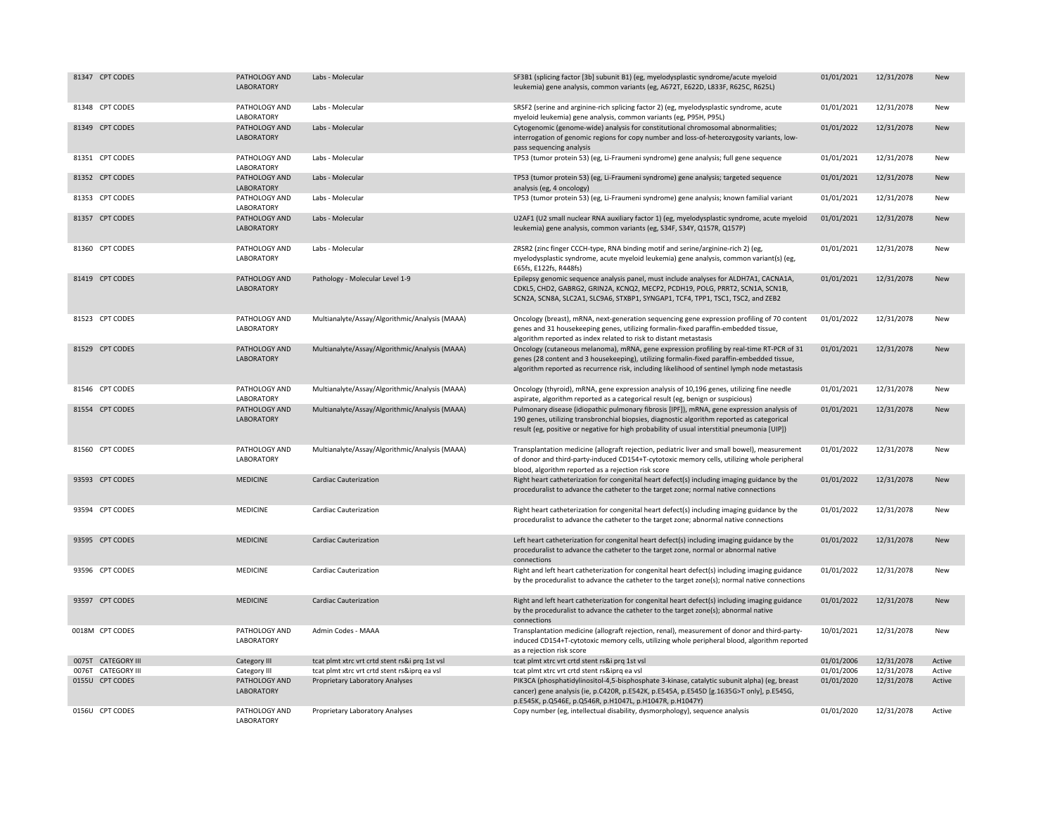| | | | | | | | |
|---|---|---|---|---|---|---|---|
| 81347 | CPT CODES | PATHOLOGY AND LABORATORY | Labs - Molecular | SF3B1 (splicing factor [3b] subunit B1) (eg, myelodysplastic syndrome/acute myeloid leukemia) gene analysis, common variants (eg, A672T, E622D, L833F, R625C, R625L) | 01/01/2021 | 12/31/2078 | New |
| 81348 | CPT CODES | PATHOLOGY AND LABORATORY | Labs - Molecular | SRSF2 (serine and arginine-rich splicing factor 2) (eg, myelodysplastic syndrome, acute myeloid leukemia) gene analysis, common variants (eg, P95H, P95L) | 01/01/2021 | 12/31/2078 | New |
| 81349 | CPT CODES | PATHOLOGY AND LABORATORY | Labs - Molecular | Cytogenomic (genome-wide) analysis for constitutional chromosomal abnormalities; interrogation of genomic regions for copy number and loss-of-heterozygosity variants, low-pass sequencing analysis | 01/01/2022 | 12/31/2078 | New |
| 81351 | CPT CODES | PATHOLOGY AND LABORATORY | Labs - Molecular | TP53 (tumor protein 53) (eg, Li-Fraumeni syndrome) gene analysis; full gene sequence | 01/01/2021 | 12/31/2078 | New |
| 81352 | CPT CODES | PATHOLOGY AND LABORATORY | Labs - Molecular | TP53 (tumor protein 53) (eg, Li-Fraumeni syndrome) gene analysis; targeted sequence analysis (eg, 4 oncology) | 01/01/2021 | 12/31/2078 | New |
| 81353 | CPT CODES | PATHOLOGY AND LABORATORY | Labs - Molecular | TP53 (tumor protein 53) (eg, Li-Fraumeni syndrome) gene analysis; known familial variant | 01/01/2021 | 12/31/2078 | New |
| 81357 | CPT CODES | PATHOLOGY AND LABORATORY | Labs - Molecular | U2AF1 (U2 small nuclear RNA auxiliary factor 1) (eg, myelodysplastic syndrome, acute myeloid leukemia) gene analysis, common variants (eg, S34F, S34Y, Q157R, Q157P) | 01/01/2021 | 12/31/2078 | New |
| 81360 | CPT CODES | PATHOLOGY AND LABORATORY | Labs - Molecular | ZRSR2 (zinc finger CCCH-type, RNA binding motif and serine/arginine-rich 2) (eg, myelodysplastic syndrome, acute myeloid leukemia) gene analysis, common variant(s) (eg, E65fs, E122fs, R448fs) | 01/01/2021 | 12/31/2078 | New |
| 81419 | CPT CODES | PATHOLOGY AND LABORATORY | Pathology - Molecular Level 1-9 | Epilepsy genomic sequence analysis panel, must include analyses for ALDH7A1, CACNA1A, CDKL5, CHD2, GABRG2, GRIN2A, KCNQ2, MECP2, PCDH19, POLG, PRRT2, SCN1A, SCN1B, SCN2A, SCN8A, SLC2A1, SLC9A6, STXBP1, SYNGAP1, TCF4, TPP1, TSC1, TSC2, and ZEB2 | 01/01/2021 | 12/31/2078 | New |
| 81523 | CPT CODES | PATHOLOGY AND LABORATORY | Multianalyte/Assay/Algorithmic/Analysis (MAAA) | Oncology (breast), mRNA, next-generation sequencing gene expression profiling of 70 content genes and 31 housekeeping genes, utilizing formalin-fixed paraffin-embedded tissue, algorithm reported as index related to risk to distant metastasis | 01/01/2022 | 12/31/2078 | New |
| 81529 | CPT CODES | PATHOLOGY AND LABORATORY | Multianalyte/Assay/Algorithmic/Analysis (MAAA) | Oncology (cutaneous melanoma), mRNA, gene expression profiling by real-time RT-PCR of 31 genes (28 content and 3 housekeeping), utilizing formalin-fixed paraffin-embedded tissue, algorithm reported as recurrence risk, including likelihood of sentinel lymph node metastasis | 01/01/2021 | 12/31/2078 | New |
| 81546 | CPT CODES | PATHOLOGY AND LABORATORY | Multianalyte/Assay/Algorithmic/Analysis (MAAA) | Oncology (thyroid), mRNA, gene expression analysis of 10,196 genes, utilizing fine needle aspirate, algorithm reported as a categorical result (eg, benign or suspicious) | 01/01/2021 | 12/31/2078 | New |
| 81554 | CPT CODES | PATHOLOGY AND LABORATORY | Multianalyte/Assay/Algorithmic/Analysis (MAAA) | Pulmonary disease (idiopathic pulmonary fibrosis [IPF]), mRNA, gene expression analysis of 190 genes, utilizing transbronchial biopsies, diagnostic algorithm reported as categorical result (eg, positive or negative for high probability of usual interstitial pneumonia [UIP]) | 01/01/2021 | 12/31/2078 | New |
| 81560 | CPT CODES | PATHOLOGY AND LABORATORY | Multianalyte/Assay/Algorithmic/Analysis (MAAA) | Transplantation medicine (allograft rejection, pediatric liver and small bowel), measurement of donor and third-party-induced CD154+T-cytotoxic memory cells, utilizing whole peripheral blood, algorithm reported as a rejection risk score | 01/01/2022 | 12/31/2078 | New |
| 93593 | CPT CODES | MEDICINE | Cardiac Cauterization | Right heart catheterization for congenital heart defect(s) including imaging guidance by the proceduralist to advance the catheter to the target zone; normal native connections | 01/01/2022 | 12/31/2078 | New |
| 93594 | CPT CODES | MEDICINE | Cardiac Cauterization | Right heart catheterization for congenital heart defect(s) including imaging guidance by the proceduralist to advance the catheter to the target zone; abnormal native connections | 01/01/2022 | 12/31/2078 | New |
| 93595 | CPT CODES | MEDICINE | Cardiac Cauterization | Left heart catheterization for congenital heart defect(s) including imaging guidance by the proceduralist to advance the catheter to the target zone, normal or abnormal native connections | 01/01/2022 | 12/31/2078 | New |
| 93596 | CPT CODES | MEDICINE | Cardiac Cauterization | Right and left heart catheterization for congenital heart defect(s) including imaging guidance by the proceduralist to advance the catheter to the target zone(s); normal native connections | 01/01/2022 | 12/31/2078 | New |
| 93597 | CPT CODES | MEDICINE | Cardiac Cauterization | Right and left heart catheterization for congenital heart defect(s) including imaging guidance by the proceduralist to advance the catheter to the target zone(s); abnormal native connections | 01/01/2022 | 12/31/2078 | New |
| 0018M | CPT CODES | PATHOLOGY AND LABORATORY | Admin Codes - MAAA | Transplantation medicine (allograft rejection, renal), measurement of donor and third-party-induced CD154+T-cytotoxic memory cells, utilizing whole peripheral blood, algorithm reported as a rejection risk score | 10/01/2021 | 12/31/2078 | New |
| 0075T | CATEGORY III | Category III | tcat plmt xtrc vrt crtd stent rs&i prq 1st vsl | tcat plmt xtrc vrt crtd stent rs&i prq 1st vsl | 01/01/2006 | 12/31/2078 | Active |
| 0076T | CATEGORY III | Category III | tcat plmt xtrc vrt crtd stent rs&iprq ea vsl | tcat plmt xtrc vrt crtd stent rs&iprq ea vsl | 01/01/2006 | 12/31/2078 | Active |
| 0155U | CPT CODES | PATHOLOGY AND LABORATORY | Proprietary Laboratory Analyses | PIK3CA (phosphatidylinositol-4,5-bisphosphate 3-kinase, catalytic subunit alpha) (eg, breast cancer) gene analysis (ie, p.C420R, p.E542K, p.E545A, p.E545D [g.1635G>T only], p.E545G, p.E545K, p.Q546E, p.Q546R, p.H1047L, p.H1047R, p.H1047Y) | 01/01/2020 | 12/31/2078 | Active |
| 0156U | CPT CODES | PATHOLOGY AND LABORATORY | Proprietary Laboratory Analyses | Copy number (eg, intellectual disability, dysmorphology), sequence analysis | 01/01/2020 | 12/31/2078 | Active |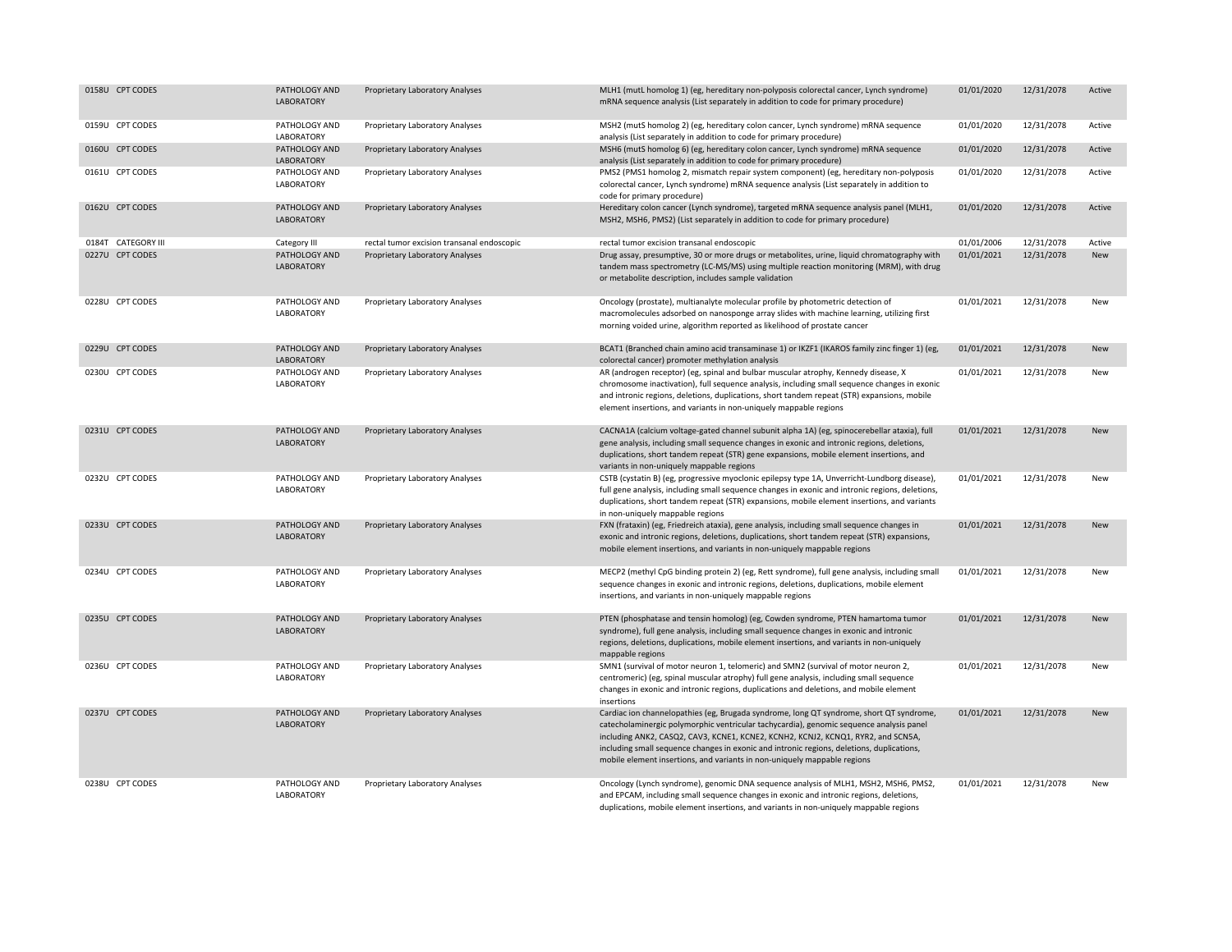| | | | | | | |
|---|---|---|---|---|---|---|
| 0158U CPT CODES | PATHOLOGY AND LABORATORY | Proprietary Laboratory Analyses | MLH1 (mutL homolog 1) (eg, hereditary non-polyposis colorectal cancer, Lynch syndrome) mRNA sequence analysis (List separately in addition to code for primary procedure) | 01/01/2020 | 12/31/2078 | Active |
| 0159U CPT CODES | PATHOLOGY AND LABORATORY | Proprietary Laboratory Analyses | MSH2 (mutS homolog 2) (eg, hereditary colon cancer, Lynch syndrome) mRNA sequence analysis (List separately in addition to code for primary procedure) | 01/01/2020 | 12/31/2078 | Active |
| 0160U CPT CODES | PATHOLOGY AND LABORATORY | Proprietary Laboratory Analyses | MSH6 (mutS homolog 6) (eg, hereditary colon cancer, Lynch syndrome) mRNA sequence analysis (List separately in addition to code for primary procedure) | 01/01/2020 | 12/31/2078 | Active |
| 0161U CPT CODES | PATHOLOGY AND LABORATORY | Proprietary Laboratory Analyses | PMS2 (PMS1 homolog 2, mismatch repair system component) (eg, hereditary non-polyposis colorectal cancer, Lynch syndrome) mRNA sequence analysis (List separately in addition to code for primary procedure) | 01/01/2020 | 12/31/2078 | Active |
| 0162U CPT CODES | PATHOLOGY AND LABORATORY | Proprietary Laboratory Analyses | Hereditary colon cancer (Lynch syndrome), targeted mRNA sequence analysis panel (MLH1, MSH2, MSH6, PMS2) (List separately in addition to code for primary procedure) | 01/01/2020 | 12/31/2078 | Active |
| 0184T CATEGORY III | Category III | rectal tumor excision transanal endoscopic | rectal tumor excision transanal endoscopic | 01/01/2006 | 12/31/2078 | Active |
| 0227U CPT CODES | PATHOLOGY AND LABORATORY | Proprietary Laboratory Analyses | Drug assay, presumptive, 30 or more drugs or metabolites, urine, liquid chromatography with tandem mass spectrometry (LC-MS/MS) using multiple reaction monitoring (MRM), with drug or metabolite description, includes sample validation | 01/01/2021 | 12/31/2078 | New |
| 0228U CPT CODES | PATHOLOGY AND LABORATORY | Proprietary Laboratory Analyses | Oncology (prostate), multianalyte molecular profile by photometric detection of macromolecules adsorbed on nanosponge array slides with machine learning, utilizing first morning voided urine, algorithm reported as likelihood of prostate cancer | 01/01/2021 | 12/31/2078 | New |
| 0229U CPT CODES | PATHOLOGY AND LABORATORY | Proprietary Laboratory Analyses | BCAT1 (Branched chain amino acid transaminase 1) or IKZF1 (IKAROS family zinc finger 1) (eg, colorectal cancer) promoter methylation analysis | 01/01/2021 | 12/31/2078 | New |
| 0230U CPT CODES | PATHOLOGY AND LABORATORY | Proprietary Laboratory Analyses | AR (androgen receptor) (eg, spinal and bulbar muscular atrophy, Kennedy disease, X chromosome inactivation), full sequence analysis, including small sequence changes in exonic and intronic regions, deletions, duplications, short tandem repeat (STR) expansions, mobile element insertions, and variants in non-uniquely mappable regions | 01/01/2021 | 12/31/2078 | New |
| 0231U CPT CODES | PATHOLOGY AND LABORATORY | Proprietary Laboratory Analyses | CACNA1A (calcium voltage-gated channel subunit alpha 1A) (eg, spinocerebellar ataxia), full gene analysis, including small sequence changes in exonic and intronic regions, deletions, duplications, short tandem repeat (STR) gene expansions, mobile element insertions, and variants in non-uniquely mappable regions | 01/01/2021 | 12/31/2078 | New |
| 0232U CPT CODES | PATHOLOGY AND LABORATORY | Proprietary Laboratory Analyses | CSTB (cystatin B) (eg, progressive myoclonic epilepsy type 1A, Unverricht-Lundborg disease), full gene analysis, including small sequence changes in exonic and intronic regions, deletions, duplications, short tandem repeat (STR) expansions, mobile element insertions, and variants in non-uniquely mappable regions | 01/01/2021 | 12/31/2078 | New |
| 0233U CPT CODES | PATHOLOGY AND LABORATORY | Proprietary Laboratory Analyses | FXN (frataxin) (eg, Friedreich ataxia), gene analysis, including small sequence changes in exonic and intronic regions, deletions, duplications, short tandem repeat (STR) expansions, mobile element insertions, and variants in non-uniquely mappable regions | 01/01/2021 | 12/31/2078 | New |
| 0234U CPT CODES | PATHOLOGY AND LABORATORY | Proprietary Laboratory Analyses | MECP2 (methyl CpG binding protein 2) (eg, Rett syndrome), full gene analysis, including small sequence changes in exonic and intronic regions, deletions, duplications, mobile element insertions, and variants in non-uniquely mappable regions | 01/01/2021 | 12/31/2078 | New |
| 0235U CPT CODES | PATHOLOGY AND LABORATORY | Proprietary Laboratory Analyses | PTEN (phosphatase and tensin homolog) (eg, Cowden syndrome, PTEN hamartoma tumor syndrome), full gene analysis, including small sequence changes in exonic and intronic regions, deletions, duplications, mobile element insertions, and variants in non-uniquely mappable regions | 01/01/2021 | 12/31/2078 | New |
| 0236U CPT CODES | PATHOLOGY AND LABORATORY | Proprietary Laboratory Analyses | SMN1 (survival of motor neuron 1, telomeric) and SMN2 (survival of motor neuron 2, centromeric) (eg, spinal muscular atrophy) full gene analysis, including small sequence changes in exonic and intronic regions, duplications and deletions, and mobile element insertions | 01/01/2021 | 12/31/2078 | New |
| 0237U CPT CODES | PATHOLOGY AND LABORATORY | Proprietary Laboratory Analyses | Cardiac ion channelopathies (eg, Brugada syndrome, long QT syndrome, short QT syndrome, catecholaminergic polymorphic ventricular tachycardia), genomic sequence analysis panel including ANK2, CASQ2, CAV3, KCNE1, KCNE2, KCNH2, KCNJ2, KCNQ1, RYR2, and SCN5A, including small sequence changes in exonic and intronic regions, deletions, duplications, mobile element insertions, and variants in non-uniquely mappable regions | 01/01/2021 | 12/31/2078 | New |
| 0238U CPT CODES | PATHOLOGY AND LABORATORY | Proprietary Laboratory Analyses | Oncology (Lynch syndrome), genomic DNA sequence analysis of MLH1, MSH2, MSH6, PMS2, and EPCAM, including small sequence changes in exonic and intronic regions, deletions, duplications, mobile element insertions, and variants in non-uniquely mappable regions | 01/01/2021 | 12/31/2078 | New |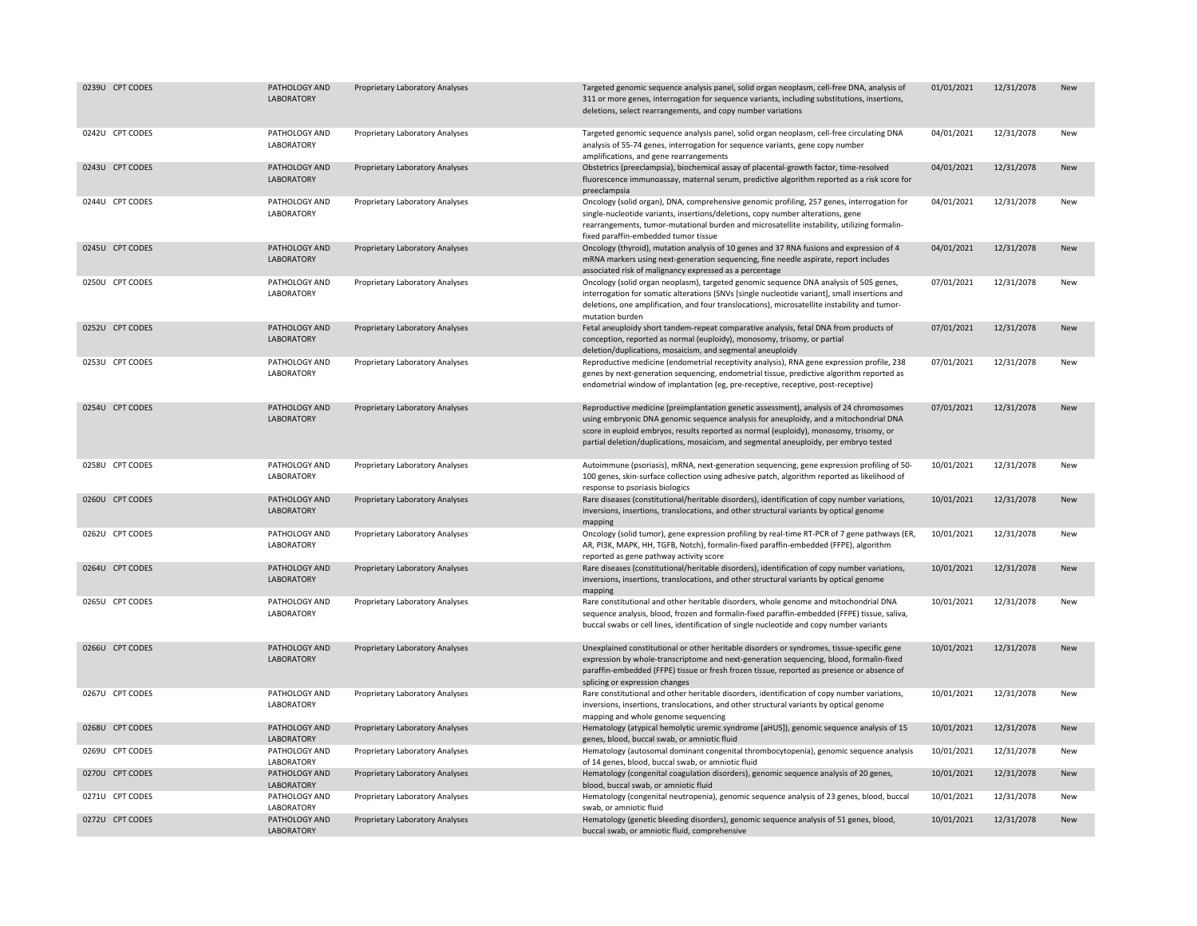| | | | | | | |
|---|---|---|---|---|---|---|
| 0239U CPT CODES | PATHOLOGY AND LABORATORY | Proprietary Laboratory Analyses | Targeted genomic sequence analysis panel, solid organ neoplasm, cell-free DNA, analysis of 311 or more genes, interrogation for sequence variants, including substitutions, insertions, deletions, select rearrangements, and copy number variations | 01/01/2021 | 12/31/2078 | New |
| 0242U CPT CODES | PATHOLOGY AND LABORATORY | Proprietary Laboratory Analyses | Targeted genomic sequence analysis panel, solid organ neoplasm, cell-free circulating DNA analysis of 55-74 genes, interrogation for sequence variants, gene copy number amplifications, and gene rearrangements | 04/01/2021 | 12/31/2078 | New |
| 0243U CPT CODES | PATHOLOGY AND LABORATORY | Proprietary Laboratory Analyses | Obstetrics (preeclampsia), biochemical assay of placental-growth factor, time-resolved fluorescence immunoassay, maternal serum, predictive algorithm reported as a risk score for preeclampsia | 04/01/2021 | 12/31/2078 | New |
| 0244U CPT CODES | PATHOLOGY AND LABORATORY | Proprietary Laboratory Analyses | Oncology (solid organ), DNA, comprehensive genomic profiling, 257 genes, interrogation for single-nucleotide variants, insertions/deletions, copy number alterations, gene rearrangements, tumor-mutational burden and microsatellite instability, utilizing formalin-fixed paraffin-embedded tumor tissue | 04/01/2021 | 12/31/2078 | New |
| 0245U CPT CODES | PATHOLOGY AND LABORATORY | Proprietary Laboratory Analyses | Oncology (thyroid), mutation analysis of 10 genes and 37 RNA fusions and expression of 4 mRNA markers using next-generation sequencing, fine needle aspirate, report includes associated risk of malignancy expressed as a percentage | 04/01/2021 | 12/31/2078 | New |
| 0250U CPT CODES | PATHOLOGY AND LABORATORY | Proprietary Laboratory Analyses | Oncology (solid organ neoplasm), targeted genomic sequence DNA analysis of 505 genes, interrogation for somatic alterations (SNVs [single nucleotide variant], small insertions and deletions, one amplification, and four translocations), microsatellite instability and tumor-mutation burden | 07/01/2021 | 12/31/2078 | New |
| 0252U CPT CODES | PATHOLOGY AND LABORATORY | Proprietary Laboratory Analyses | Fetal aneuploidy short tandem-repeat comparative analysis, fetal DNA from products of conception, reported as normal (euploidy), monosomy, trisomy, or partial deletion/duplications, mosaicism, and segmental aneuploidy | 07/01/2021 | 12/31/2078 | New |
| 0253U CPT CODES | PATHOLOGY AND LABORATORY | Proprietary Laboratory Analyses | Reproductive medicine (endometrial receptivity analysis), RNA gene expression profile, 238 genes by next-generation sequencing, endometrial tissue, predictive algorithm reported as endometrial window of implantation (eg, pre-receptive, receptive, post-receptive) | 07/01/2021 | 12/31/2078 | New |
| 0254U CPT CODES | PATHOLOGY AND LABORATORY | Proprietary Laboratory Analyses | Reproductive medicine (preimplantation genetic assessment), analysis of 24 chromosomes using embryonic DNA genomic sequence analysis for aneuploidy, and a mitochondrial DNA score in euploid embryos, results reported as normal (euploidy), monosomy, trisomy, or partial deletion/duplications, mosaicism, and segmental aneuploidy, per embryo tested | 07/01/2021 | 12/31/2078 | New |
| 0258U CPT CODES | PATHOLOGY AND LABORATORY | Proprietary Laboratory Analyses | Autoimmune (psoriasis), mRNA, next-generation sequencing, gene expression profiling of 50-100 genes, skin-surface collection using adhesive patch, algorithm reported as likelihood of response to psoriasis biologics | 10/01/2021 | 12/31/2078 | New |
| 0260U CPT CODES | PATHOLOGY AND LABORATORY | Proprietary Laboratory Analyses | Rare diseases (constitutional/heritable disorders), identification of copy number variations, inversions, insertions, translocations, and other structural variants by optical genome mapping | 10/01/2021 | 12/31/2078 | New |
| 0262U CPT CODES | PATHOLOGY AND LABORATORY | Proprietary Laboratory Analyses | Oncology (solid tumor), gene expression profiling by real-time RT-PCR of 7 gene pathways (ER, AR, PI3K, MAPK, HH, TGFB, Notch), formalin-fixed paraffin-embedded (FFPE), algorithm reported as gene pathway activity score | 10/01/2021 | 12/31/2078 | New |
| 0264U CPT CODES | PATHOLOGY AND LABORATORY | Proprietary Laboratory Analyses | Rare diseases (constitutional/heritable disorders), identification of copy number variations, inversions, insertions, translocations, and other structural variants by optical genome mapping | 10/01/2021 | 12/31/2078 | New |
| 0265U CPT CODES | PATHOLOGY AND LABORATORY | Proprietary Laboratory Analyses | Rare constitutional and other heritable disorders, whole genome and mitochondrial DNA sequence analysis, blood, frozen and formalin-fixed paraffin-embedded (FFPE) tissue, saliva, buccal swabs or cell lines, identification of single nucleotide and copy number variants | 10/01/2021 | 12/31/2078 | New |
| 0266U CPT CODES | PATHOLOGY AND LABORATORY | Proprietary Laboratory Analyses | Unexplained constitutional or other heritable disorders or syndromes, tissue-specific gene expression by whole-transcriptome and next-generation sequencing, blood, formalin-fixed paraffin-embedded (FFPE) tissue or fresh frozen tissue, reported as presence or absence of splicing or expression changes | 10/01/2021 | 12/31/2078 | New |
| 0267U CPT CODES | PATHOLOGY AND LABORATORY | Proprietary Laboratory Analyses | Rare constitutional and other heritable disorders, identification of copy number variations, inversions, insertions, translocations, and other structural variants by optical genome mapping and whole genome sequencing | 10/01/2021 | 12/31/2078 | New |
| 0268U CPT CODES | PATHOLOGY AND LABORATORY | Proprietary Laboratory Analyses | Hematology (atypical hemolytic uremic syndrome [aHUS]), genomic sequence analysis of 15 genes, blood, buccal swab, or amniotic fluid | 10/01/2021 | 12/31/2078 | New |
| 0269U CPT CODES | PATHOLOGY AND LABORATORY | Proprietary Laboratory Analyses | Hematology (autosomal dominant congenital thrombocytopenia), genomic sequence analysis of 14 genes, blood, buccal swab, or amniotic fluid | 10/01/2021 | 12/31/2078 | New |
| 0270U CPT CODES | PATHOLOGY AND LABORATORY | Proprietary Laboratory Analyses | Hematology (congenital coagulation disorders), genomic sequence analysis of 20 genes, blood, buccal swab, or amniotic fluid | 10/01/2021 | 12/31/2078 | New |
| 0271U CPT CODES | PATHOLOGY AND LABORATORY | Proprietary Laboratory Analyses | Hematology (congenital neutropenia), genomic sequence analysis of 23 genes, blood, buccal swab, or amniotic fluid | 10/01/2021 | 12/31/2078 | New |
| 0272U CPT CODES | PATHOLOGY AND LABORATORY | Proprietary Laboratory Analyses | Hematology (genetic bleeding disorders), genomic sequence analysis of 51 genes, blood, buccal swab, or amniotic fluid, comprehensive | 10/01/2021 | 12/31/2078 | New |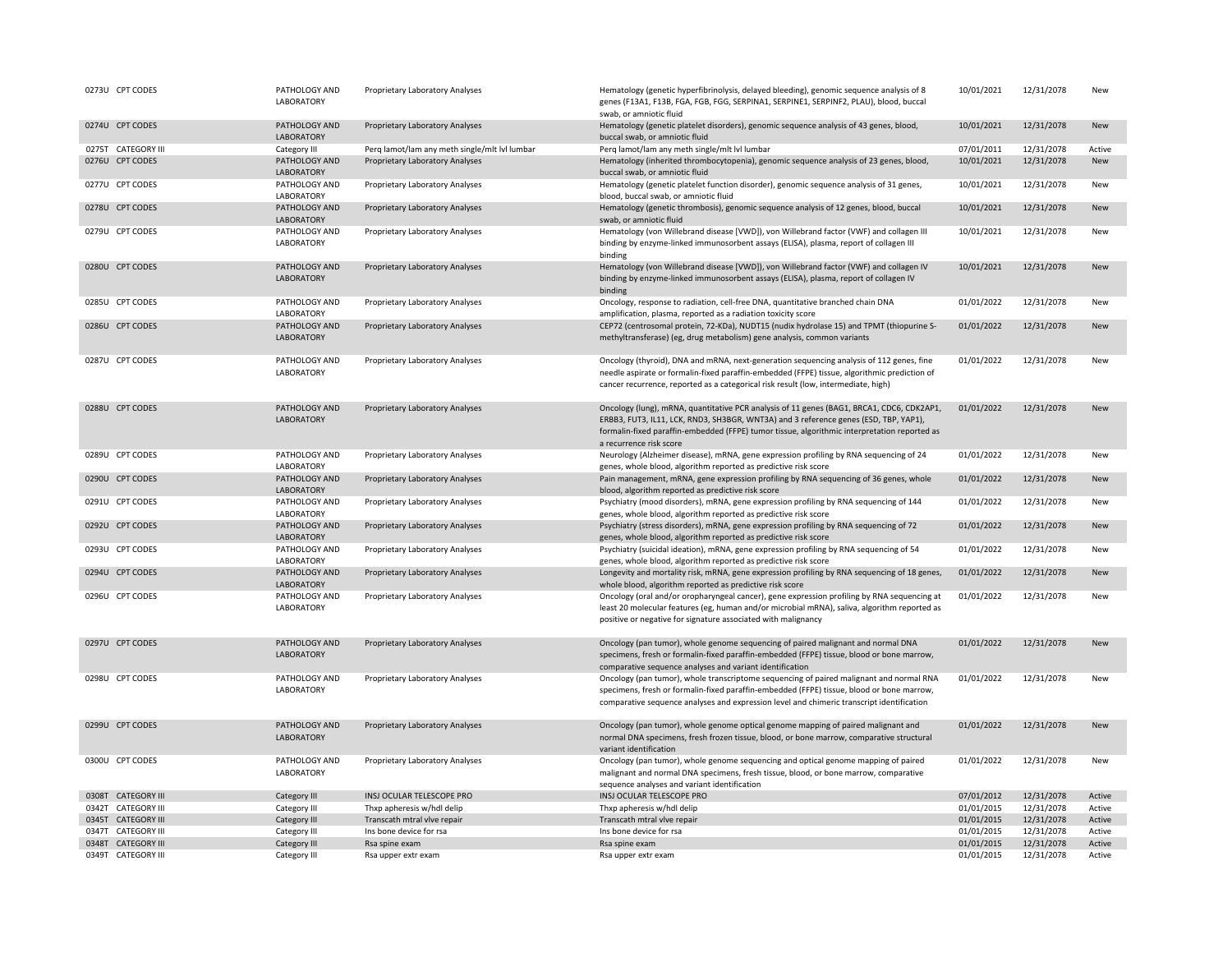| | | | | | | |
|---|---|---|---|---|---|---|
| 0273U CPT CODES | PATHOLOGY AND LABORATORY | Proprietary Laboratory Analyses | Hematology (genetic hyperfibrinolysis, delayed bleeding), genomic sequence analysis of 8 genes (F13A1, F13B, FGA, FGB, FGG, SERPINA1, SERPINE1, SERPINF2, PLAU), blood, buccal swab, or amniotic fluid | 10/01/2021 | 12/31/2078 | New |
| 0274U CPT CODES | PATHOLOGY AND LABORATORY | Proprietary Laboratory Analyses | Hematology (genetic platelet disorders), genomic sequence analysis of 43 genes, blood, buccal swab, or amniotic fluid | 10/01/2021 | 12/31/2078 | New |
| 0275T CATEGORY III | Category III | Perq lamot/lam any meth single/mlt lvl lumbar | Perq lamot/lam any meth single/mlt lvl lumbar | 07/01/2011 | 12/31/2078 | Active |
| 0276U CPT CODES | PATHOLOGY AND LABORATORY | Proprietary Laboratory Analyses | Hematology (inherited thrombocytopenia), genomic sequence analysis of 23 genes, blood, buccal swab, or amniotic fluid | 10/01/2021 | 12/31/2078 | New |
| 0277U CPT CODES | PATHOLOGY AND LABORATORY | Proprietary Laboratory Analyses | Hematology (genetic platelet function disorder), genomic sequence analysis of 31 genes, blood, buccal swab, or amniotic fluid | 10/01/2021 | 12/31/2078 | New |
| 0278U CPT CODES | PATHOLOGY AND LABORATORY | Proprietary Laboratory Analyses | Hematology (genetic thrombosis), genomic sequence analysis of 12 genes, blood, buccal swab, or amniotic fluid | 10/01/2021 | 12/31/2078 | New |
| 0279U CPT CODES | PATHOLOGY AND LABORATORY | Proprietary Laboratory Analyses | Hematology (von Willebrand disease [VWD]), von Willebrand factor (VWF) and collagen III binding by enzyme-linked immunosorbent assays (ELISA), plasma, report of collagen III binding | 10/01/2021 | 12/31/2078 | New |
| 0280U CPT CODES | PATHOLOGY AND LABORATORY | Proprietary Laboratory Analyses | Hematology (von Willebrand disease [VWD]), von Willebrand factor (VWF) and collagen IV binding by enzyme-linked immunosorbent assays (ELISA), plasma, report of collagen IV binding | 10/01/2021 | 12/31/2078 | New |
| 0285U CPT CODES | PATHOLOGY AND LABORATORY | Proprietary Laboratory Analyses | Oncology, response to radiation, cell-free DNA, quantitative branched chain DNA amplification, plasma, reported as a radiation toxicity score | 01/01/2022 | 12/31/2078 | New |
| 0286U CPT CODES | PATHOLOGY AND LABORATORY | Proprietary Laboratory Analyses | CEP72 (centrosomal protein, 72-KDa), NUDT15 (nudix hydrolase 15) and TPMT (thiopurine S-methyltransferase) (eg, drug metabolism) gene analysis, common variants | 01/01/2022 | 12/31/2078 | New |
| 0287U CPT CODES | PATHOLOGY AND LABORATORY | Proprietary Laboratory Analyses | Oncology (thyroid), DNA and mRNA, next-generation sequencing analysis of 112 genes, fine needle aspirate or formalin-fixed paraffin-embedded (FFPE) tissue, algorithmic prediction of cancer recurrence, reported as a categorical risk result (low, intermediate, high) | 01/01/2022 | 12/31/2078 | New |
| 0288U CPT CODES | PATHOLOGY AND LABORATORY | Proprietary Laboratory Analyses | Oncology (lung), mRNA, quantitative PCR analysis of 11 genes (BAG1, BRCA1, CDC6, CDK2AP1, ERBB3, FUT3, IL11, LCK, RND3, SH3BGR, WNT3A) and 3 reference genes (ESD, TBP, YAP1), formalin-fixed paraffin-embedded (FFPE) tumor tissue, algorithmic interpretation reported as a recurrence risk score | 01/01/2022 | 12/31/2078 | New |
| 0289U CPT CODES | PATHOLOGY AND LABORATORY | Proprietary Laboratory Analyses | Neurology (Alzheimer disease), mRNA, gene expression profiling by RNA sequencing of 24 genes, whole blood, algorithm reported as predictive risk score | 01/01/2022 | 12/31/2078 | New |
| 0290U CPT CODES | PATHOLOGY AND LABORATORY | Proprietary Laboratory Analyses | Pain management, mRNA, gene expression profiling by RNA sequencing of 36 genes, whole blood, algorithm reported as predictive risk score | 01/01/2022 | 12/31/2078 | New |
| 0291U CPT CODES | PATHOLOGY AND LABORATORY | Proprietary Laboratory Analyses | Psychiatry (mood disorders), mRNA, gene expression profiling by RNA sequencing of 144 genes, whole blood, algorithm reported as predictive risk score | 01/01/2022 | 12/31/2078 | New |
| 0292U CPT CODES | PATHOLOGY AND LABORATORY | Proprietary Laboratory Analyses | Psychiatry (stress disorders), mRNA, gene expression profiling by RNA sequencing of 72 genes, whole blood, algorithm reported as predictive risk score | 01/01/2022 | 12/31/2078 | New |
| 0293U CPT CODES | PATHOLOGY AND LABORATORY | Proprietary Laboratory Analyses | Psychiatry (suicidal ideation), mRNA, gene expression profiling by RNA sequencing of 54 genes, whole blood, algorithm reported as predictive risk score | 01/01/2022 | 12/31/2078 | New |
| 0294U CPT CODES | PATHOLOGY AND LABORATORY | Proprietary Laboratory Analyses | Longevity and mortality risk, mRNA, gene expression profiling by RNA sequencing of 18 genes, whole blood, algorithm reported as predictive risk score | 01/01/2022 | 12/31/2078 | New |
| 0296U CPT CODES | PATHOLOGY AND LABORATORY | Proprietary Laboratory Analyses | Oncology (oral and/or oropharyngeal cancer), gene expression profiling by RNA sequencing at least 20 molecular features (eg, human and/or microbial mRNA), saliva, algorithm reported as positive or negative for signature associated with malignancy | 01/01/2022 | 12/31/2078 | New |
| 0297U CPT CODES | PATHOLOGY AND LABORATORY | Proprietary Laboratory Analyses | Oncology (pan tumor), whole genome sequencing of paired malignant and normal DNA specimens, fresh or formalin-fixed paraffin-embedded (FFPE) tissue, blood or bone marrow, comparative sequence analyses and variant identification | 01/01/2022 | 12/31/2078 | New |
| 0298U CPT CODES | PATHOLOGY AND LABORATORY | Proprietary Laboratory Analyses | Oncology (pan tumor), whole transcriptome sequencing of paired malignant and normal RNA specimens, fresh or formalin-fixed paraffin-embedded (FFPE) tissue, blood or bone marrow, comparative sequence analyses and expression level and chimeric transcript identification | 01/01/2022 | 12/31/2078 | New |
| 0299U CPT CODES | PATHOLOGY AND LABORATORY | Proprietary Laboratory Analyses | Oncology (pan tumor), whole genome optical genome mapping of paired malignant and normal DNA specimens, fresh frozen tissue, blood, or bone marrow, comparative structural variant identification | 01/01/2022 | 12/31/2078 | New |
| 0300U CPT CODES | PATHOLOGY AND LABORATORY | Proprietary Laboratory Analyses | Oncology (pan tumor), whole genome sequencing and optical genome mapping of paired malignant and normal DNA specimens, fresh tissue, blood, or bone marrow, comparative sequence analyses and variant identification | 01/01/2022 | 12/31/2078 | New |
| 0308T CATEGORY III | Category III | INSJ OCULAR TELESCOPE PRO | INSJ OCULAR TELESCOPE PRO | 07/01/2012 | 12/31/2078 | Active |
| 0342T CATEGORY III | Category III | Thxp apheresis w/hdl delip | Thxp apheresis w/hdl delip | 01/01/2015 | 12/31/2078 | Active |
| 0345T CATEGORY III | Category III | Transcath mtral vlve repair | Transcath mtral vlve repair | 01/01/2015 | 12/31/2078 | Active |
| 0347T CATEGORY III | Category III | Ins bone device for rsa | Ins bone device for rsa | 01/01/2015 | 12/31/2078 | Active |
| 0348T CATEGORY III | Category III | Rsa spine exam | Rsa spine exam | 01/01/2015 | 12/31/2078 | Active |
| 0349T CATEGORY III | Category III | Rsa upper extr exam | Rsa upper extr exam | 01/01/2015 | 12/31/2078 | Active |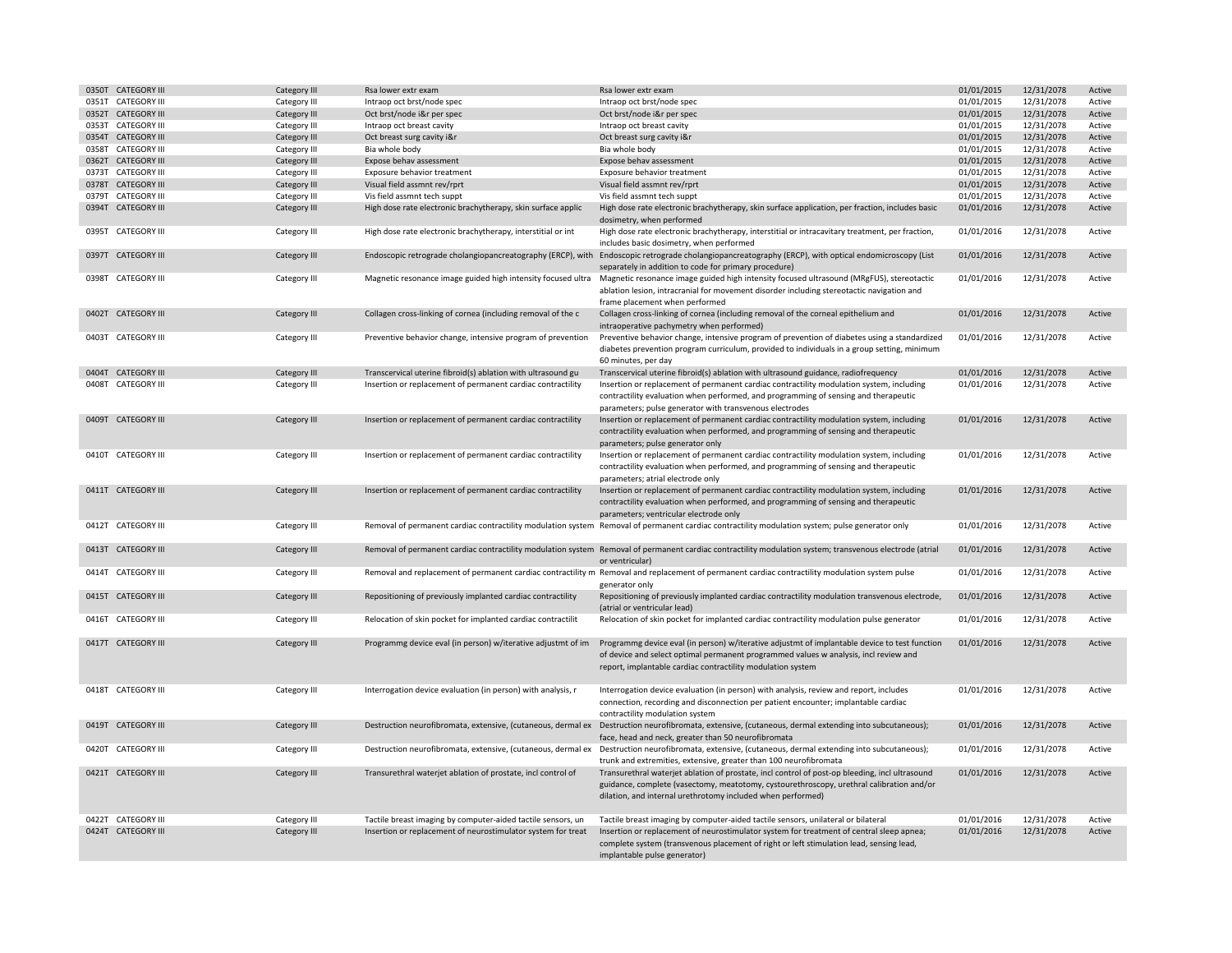| | | | | | | |
|---|---|---|---|---|---|---|
| 0350T CATEGORY III | Category III | Rsa lower extr exam | Rsa lower extr exam | 01/01/2015 | 12/31/2078 | Active |
| 0351T CATEGORY III | Category III | Intraop oct brst/node spec | Intraop oct brst/node spec | 01/01/2015 | 12/31/2078 | Active |
| 0352T CATEGORY III | Category III | Oct brst/node i&r per spec | Oct brst/node i&r per spec | 01/01/2015 | 12/31/2078 | Active |
| 0353T CATEGORY III | Category III | Intraop oct breast cavity | Intraop oct breast cavity | 01/01/2015 | 12/31/2078 | Active |
| 0354T CATEGORY III | Category III | Oct breast surg cavity i&r | Oct breast surg cavity i&r | 01/01/2015 | 12/31/2078 | Active |
| 0358T CATEGORY III | Category III | Bia whole body | Bia whole body | 01/01/2015 | 12/31/2078 | Active |
| 0362T CATEGORY III | Category III | Expose behav assessment | Expose behav assessment | 01/01/2015 | 12/31/2078 | Active |
| 0373T CATEGORY III | Category III | Exposure behavior treatment | Exposure behavior treatment | 01/01/2015 | 12/31/2078 | Active |
| 0378T CATEGORY III | Category III | Visual field assmnt rev/rprt | Visual field assmnt rev/rprt | 01/01/2015 | 12/31/2078 | Active |
| 0379T CATEGORY III | Category III | Vis field assmnt tech suppt | Vis field assmnt tech suppt | 01/01/2015 | 12/31/2078 | Active |
| 0394T CATEGORY III | Category III | High dose rate electronic brachytherapy, skin surface applic | High dose rate electronic brachytherapy, skin surface application, per fraction, includes basic dosimetry, when performed | 01/01/2016 | 12/31/2078 | Active |
| 0395T CATEGORY III | Category III | High dose rate electronic brachytherapy, interstitial or int | High dose rate electronic brachytherapy, interstitial or intracavitary treatment, per fraction, includes basic dosimetry, when performed | 01/01/2016 | 12/31/2078 | Active |
| 0397T CATEGORY III | Category III | Endoscopic retrograde cholangiopancreatography (ERCP), with | Endoscopic retrograde cholangiopancreatography (ERCP), with optical endomicroscopy (List separately in addition to code for primary procedure) | 01/01/2016 | 12/31/2078 | Active |
| 0398T CATEGORY III | Category III | Magnetic resonance image guided high intensity focused ultra | Magnetic resonance image guided high intensity focused ultrasound (MRgFUS), stereotactic ablation lesion, intracranial for movement disorder including stereotactic navigation and frame placement when performed | 01/01/2016 | 12/31/2078 | Active |
| 0402T CATEGORY III | Category III | Collagen cross-linking of cornea (including removal of the c | Collagen cross-linking of cornea (including removal of the corneal epithelium and intraoperative pachymetry when performed) | 01/01/2016 | 12/31/2078 | Active |
| 0403T CATEGORY III | Category III | Preventive behavior change, intensive program of prevention | Preventive behavior change, intensive program of prevention of diabetes using a standardized diabetes prevention program curriculum, provided to individuals in a group setting, minimum 60 minutes, per day | 01/01/2016 | 12/31/2078 | Active |
| 0404T CATEGORY III | Category III | Transcervical uterine fibroid(s) ablation with ultrasound gu | Transcervical uterine fibroid(s) ablation with ultrasound guidance, radiofrequency | 01/01/2016 | 12/31/2078 | Active |
| 0408T CATEGORY III | Category III | Insertion or replacement of permanent cardiac contractility | Insertion or replacement of permanent cardiac contractility modulation system, including contractility evaluation when performed, and programming of sensing and therapeutic parameters; pulse generator with transvenous electrodes | 01/01/2016 | 12/31/2078 | Active |
| 0409T CATEGORY III | Category III | Insertion or replacement of permanent cardiac contractility | Insertion or replacement of permanent cardiac contractility modulation system, including contractility evaluation when performed, and programming of sensing and therapeutic parameters; pulse generator only | 01/01/2016 | 12/31/2078 | Active |
| 0410T CATEGORY III | Category III | Insertion or replacement of permanent cardiac contractility | Insertion or replacement of permanent cardiac contractility modulation system, including contractility evaluation when performed, and programming of sensing and therapeutic parameters; atrial electrode only | 01/01/2016 | 12/31/2078 | Active |
| 0411T CATEGORY III | Category III | Insertion or replacement of permanent cardiac contractility | Insertion or replacement of permanent cardiac contractility modulation system, including contractility evaluation when performed, and programming of sensing and therapeutic parameters; ventricular electrode only | 01/01/2016 | 12/31/2078 | Active |
| 0412T CATEGORY III | Category III | Removal of permanent cardiac contractility modulation system | Removal of permanent cardiac contractility modulation system; pulse generator only | 01/01/2016 | 12/31/2078 | Active |
| 0413T CATEGORY III | Category III | Removal of permanent cardiac contractility modulation system | Removal of permanent cardiac contractility modulation system; transvenous electrode (atrial or ventricular) | 01/01/2016 | 12/31/2078 | Active |
| 0414T CATEGORY III | Category III | Removal and replacement of permanent cardiac contractility m | Removal and replacement of permanent cardiac contractility modulation system pulse generator only | 01/01/2016 | 12/31/2078 | Active |
| 0415T CATEGORY III | Category III | Repositioning of previously implanted cardiac contractility | Repositioning of previously implanted cardiac contractility modulation transvenous electrode, (atrial or ventricular lead) | 01/01/2016 | 12/31/2078 | Active |
| 0416T CATEGORY III | Category III | Relocation of skin pocket for implanted cardiac contractilit | Relocation of skin pocket for implanted cardiac contractility modulation pulse generator | 01/01/2016 | 12/31/2078 | Active |
| 0417T CATEGORY III | Category III | Programmg device eval (in person) w/iterative adjustmt of im | Programmg device eval (in person) w/iterative adjustmt of implantable device to test function of device and select optimal permanent programmed values w analysis, incl review and report, implantable cardiac contractility modulation system | 01/01/2016 | 12/31/2078 | Active |
| 0418T CATEGORY III | Category III | Interrogation device evaluation (in person) with analysis, r | Interrogation device evaluation (in person) with analysis, review and report, includes connection, recording and disconnection per patient encounter; implantable cardiac contractility modulation system | 01/01/2016 | 12/31/2078 | Active |
| 0419T CATEGORY III | Category III | Destruction neurofibromata, extensive, (cutaneous, dermal ex | Destruction neurofibromata, extensive, (cutaneous, dermal extending into subcutaneous); face, head and neck, greater than 50 neurofibromata | 01/01/2016 | 12/31/2078 | Active |
| 0420T CATEGORY III | Category III | Destruction neurofibromata, extensive, (cutaneous, dermal ex | Destruction neurofibromata, extensive, (cutaneous, dermal extending into subcutaneous); trunk and extremities, extensive, greater than 100 neurofibromata | 01/01/2016 | 12/31/2078 | Active |
| 0421T CATEGORY III | Category III | Transurethral waterjet ablation of prostate, incl control of | Transurethral waterjet ablation of prostate, incl control of post-op bleeding, incl ultrasound guidance, complete (vasectomy, meatotomy, cystourethroscopy, urethral calibration and/or dilation, and internal urethrotomy included when performed) | 01/01/2016 | 12/31/2078 | Active |
| 0422T CATEGORY III | Category III | Tactile breast imaging by computer-aided tactile sensors, un | Tactile breast imaging by computer-aided tactile sensors, unilateral or bilateral | 01/01/2016 | 12/31/2078 | Active |
| 0424T CATEGORY III | Category III | Insertion or replacement of neurostimulator system for treat | Insertion or replacement of neurostimulator system for treatment of central sleep apnea; complete system (transvenous placement of right or left stimulation lead, sensing lead, implantable pulse generator) | 01/01/2016 | 12/31/2078 | Active |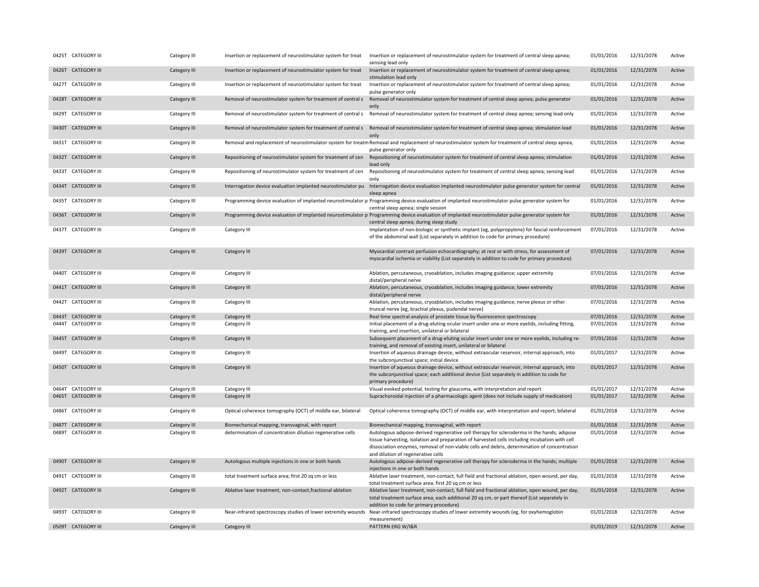| | | | | | | |
|---|---|---|---|---|---|---|
| 0425T CATEGORY III | Category III | Insertion or replacement of neurostimulator system for treat | Insertion or replacement of neurostimulator system for treatment of central sleep apnea; sensing lead only | 01/01/2016 | 12/31/2078 | Active |
| 0426T CATEGORY III | Category III | Insertion or replacement of neurostimulator system for treat | Insertion or replacement of neurostimulator system for treatment of central sleep apnea; stimulation lead only | 01/01/2016 | 12/31/2078 | Active |
| 0427T CATEGORY III | Category III | Insertion or replacement of neurostimulator system for treat | Insertion or replacement of neurostimulator system for treatment of central sleep apnea; pulse generator only | 01/01/2016 | 12/31/2078 | Active |
| 0428T CATEGORY III | Category III | Removal of neurostimulator system for treatment of central s | Removal of neurostimulator system for treatment of central sleep apnea; pulse generator only | 01/01/2016 | 12/31/2078 | Active |
| 0429T CATEGORY III | Category III | Removal of neurostimulator system for treatment of central s | Removal of neurostimulator system for treatment of central sleep apnea; sensing lead only | 01/01/2016 | 12/31/2078 | Active |
| 0430T CATEGORY III | Category III | Removal of neurostimulator system for treatment of central s | Removal of neurostimulator system for treatment of central sleep apnea; stimulation lead only | 01/01/2016 | 12/31/2078 | Active |
| 0431T CATEGORY III | Category III | Removal and replacement of neurostimulator system for treatm | Removal and replacement of neurostimulator system for treatment of central sleep apnea, pulse generator only | 01/01/2016 | 12/31/2078 | Active |
| 0432T CATEGORY III | Category III | Repositioning of neurostimulator system for treatment of cen | Repositioning of neurostimulator system for treatment of central sleep apnea; stimulation lead only | 01/01/2016 | 12/31/2078 | Active |
| 0433T CATEGORY III | Category III | Repositioning of neurostimulator system for treatment of cen | Repositioning of neurostimulator system for treatment of central sleep apnea; sensing lead only | 01/01/2016 | 12/31/2078 | Active |
| 0434T CATEGORY III | Category III | Interrogation device evaluation implanted neurostimulator pu | Interrogation device evaluation implanted neurostimulator pulse generator system for central sleep apnea | 01/01/2016 | 12/31/2078 | Active |
| 0435T CATEGORY III | Category III | Programming device evaluation of implanted neurostimulator p | Programming device evaluation of implanted neurostimulator pulse generator system for central sleep apnea; single session | 01/01/2016 | 12/31/2078 | Active |
| 0436T CATEGORY III | Category III | Programming device evaluation of implanted neurostimulator p | Programming device evaluation of implanted neurostimulator pulse generator system for central sleep apnea; during sleep study | 01/01/2016 | 12/31/2078 | Active |
| 0437T CATEGORY III | Category III | Category III | Implantation of non-biologic or synthetic implant (eg, polypropylene) for fascial reinforcement of the abdominal wall (List separately in addition to code for primary procedure) | 07/01/2016 | 12/31/2078 | Active |
| 0439T CATEGORY III | Category III | Category III | Myocardial contrast perfusion echocardiography; at rest or with stress, for assessment of myocardial ischemia or viability (List separately in addition to code for primary procedure) | 07/01/2016 | 12/31/2078 | Active |
| 0440T CATEGORY III | Category III | Category III | Ablation, percutaneous, cryoablation, includes imaging guidance; upper extremity distal/peripheral nerve | 07/01/2016 | 12/31/2078 | Active |
| 0441T CATEGORY III | Category III | Category III | Ablation, percutaneous, cryoablation, includes imaging guidance; lower extremity distal/peripheral nerve | 07/01/2016 | 12/31/2078 | Active |
| 0442T CATEGORY III | Category III | Category III | Ablation, percutaneous, cryoablation, includes imaging guidance; nerve plexus or other truncal nerve (eg, brachial plexus, pudendal nerve) | 07/01/2016 | 12/31/2078 | Active |
| 0443T CATEGORY III | Category III | Category III | Real time spectral analysis of prostate tissue by fluorescence spectroscopy | 07/01/2016 | 12/31/2078 | Active |
| 0444T CATEGORY III | Category III | Category III | Initial placement of a drug-eluting ocular insert under one or more eyelids, including fitting, training, and insertion, unilateral or bilateral | 07/01/2016 | 12/31/2078 | Active |
| 0445T CATEGORY III | Category III | Category III | Subsequent placement of a drug-eluting ocular insert under one or more eyelids, including re-training, and removal of existing insert, unilateral or bilateral | 07/01/2016 | 12/31/2078 | Active |
| 0449T CATEGORY III | Category III | Category III | Insertion of aqueous drainage device, without extraocular reservoir, internal approach, into the subconjunctival space; initial device | 01/01/2017 | 12/31/2078 | Active |
| 0450T CATEGORY III | Category III | Category III | Insertion of aqueous drainage device, without extraocular reservoir, internal approach, into the subconjunctival space; each additional device (List separately in addition to code for primary procedure) | 01/01/2017 | 12/31/2078 | Active |
| 0464T CATEGORY III | Category III | Category III | Visual evoked potential, testing for glaucoma, with interpretation and report | 01/01/2017 | 12/31/2078 | Active |
| 0465T CATEGORY III | Category III | Category III | Suprachoroidal injection of a pharmacologic agent (does not include supply of medication) | 01/01/2017 | 12/31/2078 | Active |
| 0486T CATEGORY III | Category III | Optical coherence tomography (OCT) of middle ear, bilateral | Optical coherence tomography (OCT) of middle ear, with interpretation and report; bilateral | 01/01/2018 | 12/31/2078 | Active |
| 0487T CATEGORY III | Category III | Biomechanical mapping, transvaginal, with report | Biomechanical mapping, transvaginal, with report | 01/01/2018 | 12/31/2078 | Active |
| 0489T CATEGORY III | Category III | determination of concentration dilution regenerative cells | Autologous adipose-derived regenerative cell therapy for scleroderma in the hands; adipose tissue harvesting, isolation and preparation of harvested cells including incubation with cell dissociation enzymes, removal of non-viable cells and debris, determination of concentration and dilution of regenerative cells | 01/01/2018 | 12/31/2078 | Active |
| 0490T CATEGORY III | Category III | Autologous multiple injections in one or both hands | Autologous adipose-derived regenerative cell therapy for scleroderma in the hands; multiple injections in one or both hands | 01/01/2018 | 12/31/2078 | Active |
| 0491T CATEGORY III | Category III | total treatment surface area; first 20 sq cm or less | Ablative laser treatment, non-contact, full field and fractional ablation, open wound, per day, total treatment surface area; first 20 sq cm or less | 01/01/2018 | 12/31/2078 | Active |
| 0492T CATEGORY III | Category III | Ablative laser treatment, non-contact,fractional ablation | Ablative laser treatment, non-contact, full field and fractional ablation, open wound, per day, total treatment surface area; each additional 20 sq cm, or part thereof (List separately in addition to code for primary procedure) | 01/01/2018 | 12/31/2078 | Active |
| 0493T CATEGORY III | Category III | Near-infrared spectroscopy studies of lower extremity wounds | Near-infrared spectroscopy studies of lower extremity wounds (eg, for oxyhemoglobin measurement) | 01/01/2018 | 12/31/2078 | Active |
| 0509T CATEGORY III | Category III | Category III | PATTERN ERG W/I&R | 01/01/2019 | 12/31/2078 | Active |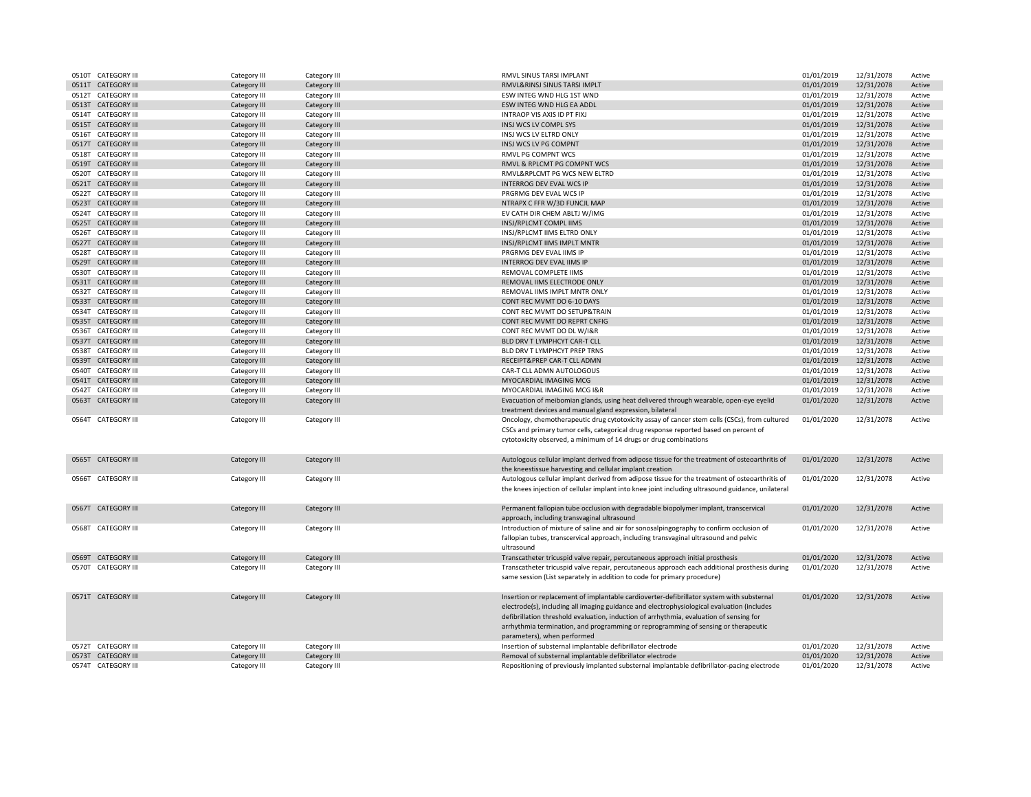| | | | | | | |
|---|---|---|---|---|---|---|
| 0510T CATEGORY III | Category III | Category III | RMVL SINUS TARSI IMPLANT | 01/01/2019 | 12/31/2078 | Active |
| 0511T CATEGORY III | Category III | Category III | RMVL&RINSJ SINUS TARSI IMPLT | 01/01/2019 | 12/31/2078 | Active |
| 0512T CATEGORY III | Category III | Category III | ESW INTEG WND HLG 1ST WND | 01/01/2019 | 12/31/2078 | Active |
| 0513T CATEGORY III | Category III | Category III | ESW INTEG WND HLG EA ADDL | 01/01/2019 | 12/31/2078 | Active |
| 0514T CATEGORY III | Category III | Category III | INTRAOP VIS AXIS ID PT FIXJ | 01/01/2019 | 12/31/2078 | Active |
| 0515T CATEGORY III | Category III | Category III | INSJ WCS LV COMPL SYS | 01/01/2019 | 12/31/2078 | Active |
| 0516T CATEGORY III | Category III | Category III | INSJ WCS LV ELTRD ONLY | 01/01/2019 | 12/31/2078 | Active |
| 0517T CATEGORY III | Category III | Category III | INSJ WCS LV PG COMPNT | 01/01/2019 | 12/31/2078 | Active |
| 0518T CATEGORY III | Category III | Category III | RMVL PG COMPNT WCS | 01/01/2019 | 12/31/2078 | Active |
| 0519T CATEGORY III | Category III | Category III | RMVL & RPLCMT PG COMPNT WCS | 01/01/2019 | 12/31/2078 | Active |
| 0520T CATEGORY III | Category III | Category III | RMVL&RPLCMT PG WCS NEW ELTRD | 01/01/2019 | 12/31/2078 | Active |
| 0521T CATEGORY III | Category III | Category III | INTERROG DEV EVAL WCS IP | 01/01/2019 | 12/31/2078 | Active |
| 0522T CATEGORY III | Category III | Category III | PRGRMG DEV EVAL WCS IP | 01/01/2019 | 12/31/2078 | Active |
| 0523T CATEGORY III | Category III | Category III | NTRAPX C FFR W/3D FUNCJL MAP | 01/01/2019 | 12/31/2078 | Active |
| 0524T CATEGORY III | Category III | Category III | EV CATH DIR CHEM ABLTJ W/IMG | 01/01/2019 | 12/31/2078 | Active |
| 0525T CATEGORY III | Category III | Category III | INSJ/RPLCMT COMPL IIMS | 01/01/2019 | 12/31/2078 | Active |
| 0526T CATEGORY III | Category III | Category III | INSJ/RPLCMT IIMS ELTRD ONLY | 01/01/2019 | 12/31/2078 | Active |
| 0527T CATEGORY III | Category III | Category III | INSJ/RPLCMT IIMS IMPLT MNTR | 01/01/2019 | 12/31/2078 | Active |
| 0528T CATEGORY III | Category III | Category III | PRGRMG DEV EVAL IIMS IP | 01/01/2019 | 12/31/2078 | Active |
| 0529T CATEGORY III | Category III | Category III | INTERROG DEV EVAL IIMS IP | 01/01/2019 | 12/31/2078 | Active |
| 0530T CATEGORY III | Category III | Category III | REMOVAL COMPLETE IIMS | 01/01/2019 | 12/31/2078 | Active |
| 0531T CATEGORY III | Category III | Category III | REMOVAL IIMS ELECTRODE ONLY | 01/01/2019 | 12/31/2078 | Active |
| 0532T CATEGORY III | Category III | Category III | REMOVAL IIMS IMPLT MNTR ONLY | 01/01/2019 | 12/31/2078 | Active |
| 0533T CATEGORY III | Category III | Category III | CONT REC MVMT DO 6-10 DAYS | 01/01/2019 | 12/31/2078 | Active |
| 0534T CATEGORY III | Category III | Category III | CONT REC MVMT DO SETUP&TRAIN | 01/01/2019 | 12/31/2078 | Active |
| 0535T CATEGORY III | Category III | Category III | CONT REC MVMT DO REPRT CNFIG | 01/01/2019 | 12/31/2078 | Active |
| 0536T CATEGORY III | Category III | Category III | CONT REC MVMT DO DL W/I&R | 01/01/2019 | 12/31/2078 | Active |
| 0537T CATEGORY III | Category III | Category III | BLD DRV T LYMPHCYT CAR-T CLL | 01/01/2019 | 12/31/2078 | Active |
| 0538T CATEGORY III | Category III | Category III | BLD DRV T LYMPHCYT PREP TRNS | 01/01/2019 | 12/31/2078 | Active |
| 0539T CATEGORY III | Category III | Category III | RECEIPT&PREP CAR-T CLL ADMN | 01/01/2019 | 12/31/2078 | Active |
| 0540T CATEGORY III | Category III | Category III | CAR-T CLL ADMN AUTOLOGOUS | 01/01/2019 | 12/31/2078 | Active |
| 0541T CATEGORY III | Category III | Category III | MYOCARDIAL IMAGING MCG | 01/01/2019 | 12/31/2078 | Active |
| 0542T CATEGORY III | Category III | Category III | MYOCARDIAL IMAGING MCG I&R | 01/01/2019 | 12/31/2078 | Active |
| 0563T CATEGORY III | Category III | Category III | Evacuation of meibomian glands, using heat delivered through wearable, open-eye eyelid treatment devices and manual gland expression, bilateral | 01/01/2020 | 12/31/2078 | Active |
| 0564T CATEGORY III | Category III | Category III | Oncology, chemotherapeutic drug cytotoxicity assay of cancer stem cells (CSCs), from cultured CSCs and primary tumor cells, categorical drug response reported based on percent of cytotoxicity observed, a minimum of 14 drugs or drug combinations | 01/01/2020 | 12/31/2078 | Active |
| 0565T CATEGORY III | Category III | Category III | Autologous cellular implant derived from adipose tissue for the treatment of osteoarthritis of the kneestissue harvesting and cellular implant creation | 01/01/2020 | 12/31/2078 | Active |
| 0566T CATEGORY III | Category III | Category III | Autologous cellular implant derived from adipose tissue for the treatment of osteoarthritis of the knees injection of cellular implant into knee joint including ultrasound guidance, unilateral | 01/01/2020 | 12/31/2078 | Active |
| 0567T CATEGORY III | Category III | Category III | Permanent fallopian tube occlusion with degradable biopolymer implant, transcervical approach, including transvaginal ultrasound | 01/01/2020 | 12/31/2078 | Active |
| 0568T CATEGORY III | Category III | Category III | Introduction of mixture of saline and air for sonosalpingography to confirm occlusion of fallopian tubes, transcervical approach, including transvaginal ultrasound and pelvic ultrasound | 01/01/2020 | 12/31/2078 | Active |
| 0569T CATEGORY III | Category III | Category III | Transcatheter tricuspid valve repair, percutaneous approach initial prosthesis | 01/01/2020 | 12/31/2078 | Active |
| 0570T CATEGORY III | Category III | Category III | Transcatheter tricuspid valve repair, percutaneous approach each additional prosthesis during same session (List separately in addition to code for primary procedure) | 01/01/2020 | 12/31/2078 | Active |
| 0571T CATEGORY III | Category III | Category III | Insertion or replacement of implantable cardioverter-defibrillator system with substernal electrode(s), including all imaging guidance and electrophysiological evaluation (includes defibrillation threshold evaluation, induction of arrhythmia, evaluation of sensing for arrhythmia termination, and programming or reprogramming of sensing or therapeutic parameters), when performed | 01/01/2020 | 12/31/2078 | Active |
| 0572T CATEGORY III | Category III | Category III | Insertion of substernal implantable defibrillator electrode | 01/01/2020 | 12/31/2078 | Active |
| 0573T CATEGORY III | Category III | Category III | Removal of substernal implantable defibrillator electrode | 01/01/2020 | 12/31/2078 | Active |
| 0574T CATEGORY III | Category III | Category III | Repositioning of previously implanted substernal implantable defibrillator-pacing electrode | 01/01/2020 | 12/31/2078 | Active |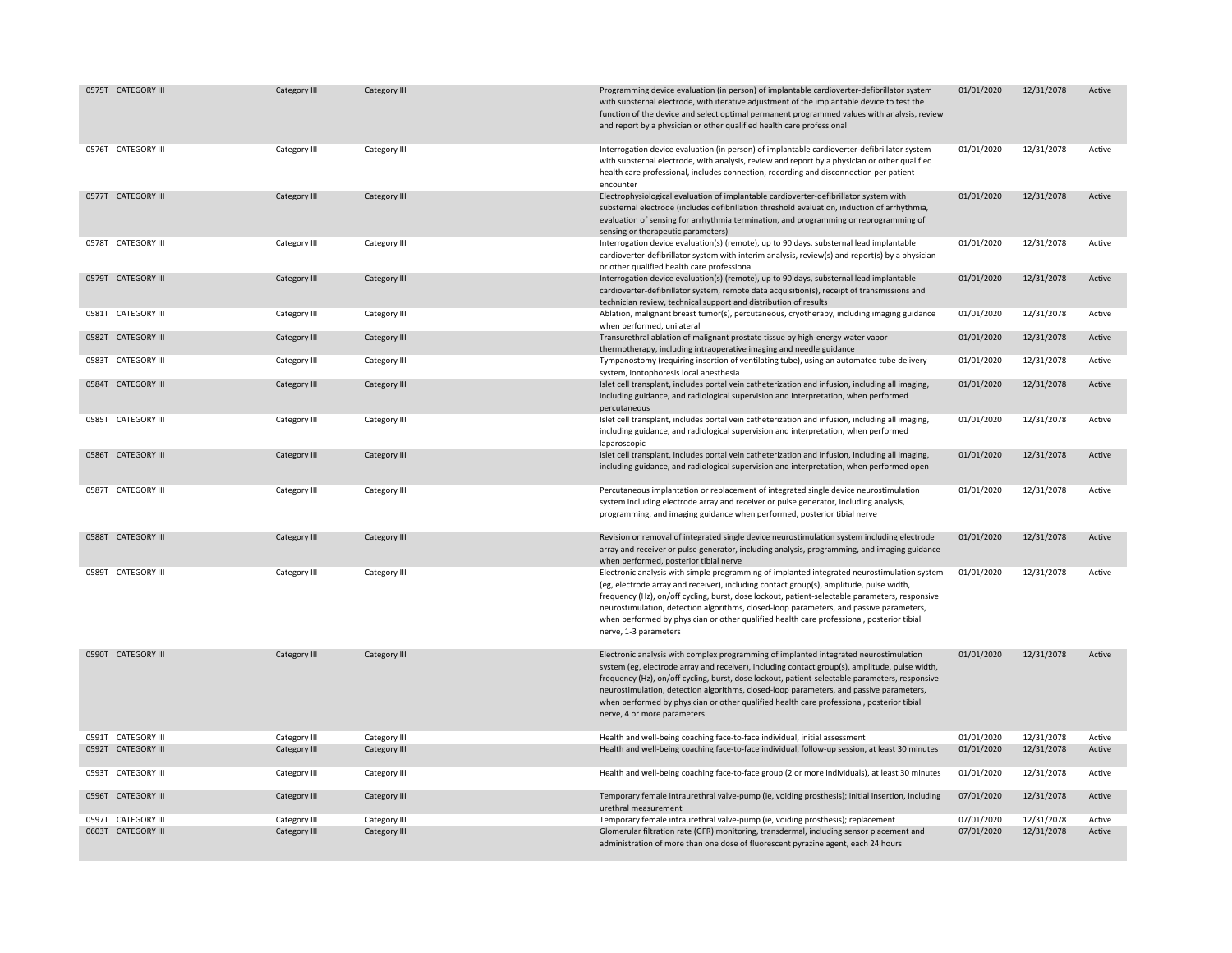| | | | | | | |
|---|---|---|---|---|---|---|
| 0575T | CATEGORY III | Category III | Category III | Programming device evaluation (in person) of implantable cardioverter-defibrillator system with substernal electrode, with iterative adjustment of the implantable device to test the function of the device and select optimal permanent programmed values with analysis, review and report by a physician or other qualified health care professional | 01/01/2020 | 12/31/2078 | Active |
| 0576T | CATEGORY III | Category III | Category III | Interrogation device evaluation (in person) of implantable cardioverter-defibrillator system with substernal electrode, with analysis, review and report by a physician or other qualified health care professional, includes connection, recording and disconnection per patient encounter | 01/01/2020 | 12/31/2078 | Active |
| 0577T | CATEGORY III | Category III | Category III | Electrophysiological evaluation of implantable cardioverter-defibrillator system with substernal electrode (includes defibrillation threshold evaluation, induction of arrhythmia, evaluation of sensing for arrhythmia termination, and programming or reprogramming of sensing or therapeutic parameters) | 01/01/2020 | 12/31/2078 | Active |
| 0578T | CATEGORY III | Category III | Category III | Interrogation device evaluation(s) (remote), up to 90 days, substernal lead implantable cardioverter-defibrillator system with interim analysis, review(s) and report(s) by a physician or other qualified health care professional | 01/01/2020 | 12/31/2078 | Active |
| 0579T | CATEGORY III | Category III | Category III | Interrogation device evaluation(s) (remote), up to 90 days, substernal lead implantable cardioverter-defibrillator system, remote data acquisition(s), receipt of transmissions and technician review, technical support and distribution of results | 01/01/2020 | 12/31/2078 | Active |
| 0581T | CATEGORY III | Category III | Category III | Ablation, malignant breast tumor(s), percutaneous, cryotherapy, including imaging guidance when performed, unilateral | 01/01/2020 | 12/31/2078 | Active |
| 0582T | CATEGORY III | Category III | Category III | Transurethral ablation of malignant prostate tissue by high-energy water vapor thermotherapy, including intraoperative imaging and needle guidance | 01/01/2020 | 12/31/2078 | Active |
| 0583T | CATEGORY III | Category III | Category III | Tympanostomy (requiring insertion of ventilating tube), using an automated tube delivery system, iontophoresis local anesthesia | 01/01/2020 | 12/31/2078 | Active |
| 0584T | CATEGORY III | Category III | Category III | Islet cell transplant, includes portal vein catheterization and infusion, including all imaging, including guidance, and radiological supervision and interpretation, when performed percutaneous | 01/01/2020 | 12/31/2078 | Active |
| 0585T | CATEGORY III | Category III | Category III | Islet cell transplant, includes portal vein catheterization and infusion, including all imaging, including guidance, and radiological supervision and interpretation, when performed laparoscopic | 01/01/2020 | 12/31/2078 | Active |
| 0586T | CATEGORY III | Category III | Category III | Islet cell transplant, includes portal vein catheterization and infusion, including all imaging, including guidance, and radiological supervision and interpretation, when performed open | 01/01/2020 | 12/31/2078 | Active |
| 0587T | CATEGORY III | Category III | Category III | Percutaneous implantation or replacement of integrated single device neurostimulation system including electrode array and receiver or pulse generator, including analysis, programming, and imaging guidance when performed, posterior tibial nerve | 01/01/2020 | 12/31/2078 | Active |
| 0588T | CATEGORY III | Category III | Category III | Revision or removal of integrated single device neurostimulation system including electrode array and receiver or pulse generator, including analysis, programming, and imaging guidance when performed, posterior tibial nerve | 01/01/2020 | 12/31/2078 | Active |
| 0589T | CATEGORY III | Category III | Category III | Electronic analysis with simple programming of implanted integrated neurostimulation system (eg, electrode array and receiver), including contact group(s), amplitude, pulse width, frequency (Hz), on/off cycling, burst, dose lockout, patient-selectable parameters, responsive neurostimulation, detection algorithms, closed-loop parameters, and passive parameters, when performed by physician or other qualified health care professional, posterior tibial nerve, 1-3 parameters | 01/01/2020 | 12/31/2078 | Active |
| 0590T | CATEGORY III | Category III | Category III | Electronic analysis with complex programming of implanted integrated neurostimulation system (eg, electrode array and receiver), including contact group(s), amplitude, pulse width, frequency (Hz), on/off cycling, burst, dose lockout, patient-selectable parameters, responsive neurostimulation, detection algorithms, closed-loop parameters, and passive parameters, when performed by physician or other qualified health care professional, posterior tibial nerve, 4 or more parameters | 01/01/2020 | 12/31/2078 | Active |
| 0591T | CATEGORY III | Category III | Category III | Health and well-being coaching face-to-face individual, initial assessment | 01/01/2020 | 12/31/2078 | Active |
| 0592T | CATEGORY III | Category III | Category III | Health and well-being coaching face-to-face individual, follow-up session, at least 30 minutes | 01/01/2020 | 12/31/2078 | Active |
| 0593T | CATEGORY III | Category III | Category III | Health and well-being coaching face-to-face group (2 or more individuals), at least 30 minutes | 01/01/2020 | 12/31/2078 | Active |
| 0596T | CATEGORY III | Category III | Category III | Temporary female intraurethral valve-pump (ie, voiding prosthesis); initial insertion, including urethral measurement | 07/01/2020 | 12/31/2078 | Active |
| 0597T | CATEGORY III | Category III | Category III | Temporary female intraurethral valve-pump (ie, voiding prosthesis); replacement | 07/01/2020 | 12/31/2078 | Active |
| 0603T | CATEGORY III | Category III | Category III | Glomerular filtration rate (GFR) monitoring, transdermal, including sensor placement and administration of more than one dose of fluorescent pyrazine agent, each 24 hours | 07/01/2020 | 12/31/2078 | Active |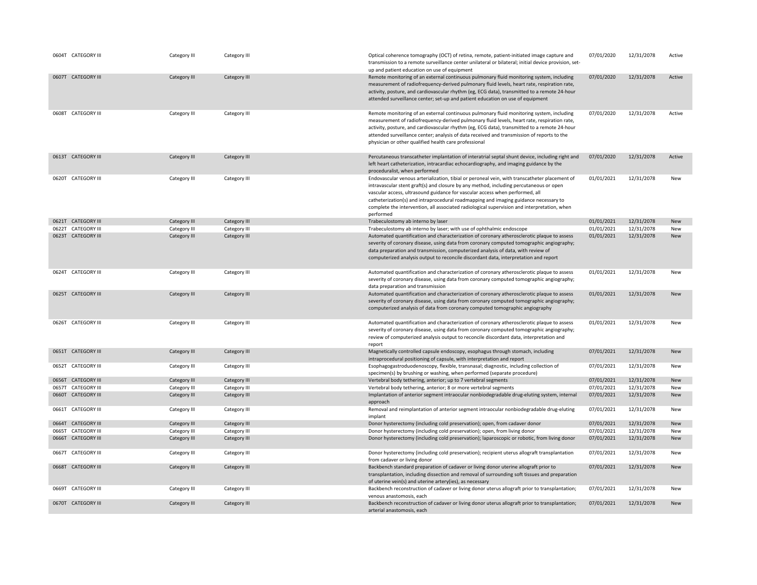| | | | | | | | |
|---|---|---|---|---|---|---|---|
| 0604T | CATEGORY III | Category III | Category III | Optical coherence tomography (OCT) of retina, remote, patient-initiated image capture and transmission to a remote surveillance center unilateral or bilateral; initial device provision, set-up and patient education on use of equipment | 07/01/2020 | 12/31/2078 | Active |
| 0607T | CATEGORY III | Category III | Category III | Remote monitoring of an external continuous pulmonary fluid monitoring system, including measurement of radiofrequency-derived pulmonary fluid levels, heart rate, respiration rate, activity, posture, and cardiovascular rhythm (eg, ECG data), transmitted to a remote 24-hour attended surveillance center; set-up and patient education on use of equipment | 07/01/2020 | 12/31/2078 | Active |
| 0608T | CATEGORY III | Category III | Category III | Remote monitoring of an external continuous pulmonary fluid monitoring system, including measurement of radiofrequency-derived pulmonary fluid levels, heart rate, respiration rate, activity, posture, and cardiovascular rhythm (eg, ECG data), transmitted to a remote 24-hour attended surveillance center; analysis of data received and transmission of reports to the physician or other qualified health care professional | 07/01/2020 | 12/31/2078 | Active |
| 0613T | CATEGORY III | Category III | Category III | Percutaneous transcatheter implantation of interatrial septal shunt device, including right and left heart catheterization, intracardiac echocardiography, and imaging guidance by the proceduralist, when performed | 07/01/2020 | 12/31/2078 | Active |
| 0620T | CATEGORY III | Category III | Category III | Endovascular venous arterialization, tibial or peroneal vein, with transcatheter placement of intravascular stent graft(s) and closure by any method, including percutaneous or open vascular access, ultrasound guidance for vascular access when performed, all catheterization(s) and intraprocedural roadmapping and imaging guidance necessary to complete the intervention, all associated radiological supervision and interpretation, when performed | 01/01/2021 | 12/31/2078 | New |
| 0621T | CATEGORY III | Category III | Category III | Trabeculostomy ab interno by laser | 01/01/2021 | 12/31/2078 | New |
| 0622T | CATEGORY III | Category III | Category III | Trabeculostomy ab interno by laser; with use of ophthalmic endoscope | 01/01/2021 | 12/31/2078 | New |
| 0623T | CATEGORY III | Category III | Category III | Automated quantification and characterization of coronary atherosclerotic plaque to assess severity of coronary disease, using data from coronary computed tomographic angiography; data preparation and transmission, computerized analysis of data, with review of computerized analysis output to reconcile discordant data, interpretation and report | 01/01/2021 | 12/31/2078 | New |
| 0624T | CATEGORY III | Category III | Category III | Automated quantification and characterization of coronary atherosclerotic plaque to assess severity of coronary disease, using data from coronary computed tomographic angiography; data preparation and transmission | 01/01/2021 | 12/31/2078 | New |
| 0625T | CATEGORY III | Category III | Category III | Automated quantification and characterization of coronary atherosclerotic plaque to assess severity of coronary disease, using data from coronary computed tomographic angiography; computerized analysis of data from coronary computed tomographic angiography | 01/01/2021 | 12/31/2078 | New |
| 0626T | CATEGORY III | Category III | Category III | Automated quantification and characterization of coronary atherosclerotic plaque to assess severity of coronary disease, using data from coronary computed tomographic angiography; review of computerized analysis output to reconcile discordant data, interpretation and report | 01/01/2021 | 12/31/2078 | New |
| 0651T | CATEGORY III | Category III | Category III | Magnetically controlled capsule endoscopy, esophagus through stomach, including intraprocedural positioning of capsule, with interpretation and report | 07/01/2021 | 12/31/2078 | New |
| 0652T | CATEGORY III | Category III | Category III | Esophagogastroduodenoscopy, flexible, transnasal; diagnostic, including collection of specimen(s) by brushing or washing, when performed (separate procedure) | 07/01/2021 | 12/31/2078 | New |
| 0656T | CATEGORY III | Category III | Category III | Vertebral body tethering, anterior; up to 7 vertebral segments | 07/01/2021 | 12/31/2078 | New |
| 0657T | CATEGORY III | Category III | Category III | Vertebral body tethering, anterior; 8 or more vertebral segments | 07/01/2021 | 12/31/2078 | New |
| 0660T | CATEGORY III | Category III | Category III | Implantation of anterior segment intraocular nonbiodegradable drug-eluting system, internal approach | 07/01/2021 | 12/31/2078 | New |
| 0661T | CATEGORY III | Category III | Category III | Removal and reimplantation of anterior segment intraocular nonbiodegradable drug-eluting implant | 07/01/2021 | 12/31/2078 | New |
| 0664T | CATEGORY III | Category III | Category III | Donor hysterectomy (including cold preservation); open, from cadaver donor | 07/01/2021 | 12/31/2078 | New |
| 0665T | CATEGORY III | Category III | Category III | Donor hysterectomy (including cold preservation); open, from living donor | 07/01/2021 | 12/31/2078 | New |
| 0666T | CATEGORY III | Category III | Category III | Donor hysterectomy (including cold preservation); laparoscopic or robotic, from living donor | 07/01/2021 | 12/31/2078 | New |
| 0667T | CATEGORY III | Category III | Category III | Donor hysterectomy (including cold preservation); recipient uterus allograft transplantation from cadaver or living donor | 07/01/2021 | 12/31/2078 | New |
| 0668T | CATEGORY III | Category III | Category III | Backbench standard preparation of cadaver or living donor uterine allograft prior to transplantation, including dissection and removal of surrounding soft tissues and preparation of uterine vein(s) and uterine artery(ies), as necessary | 07/01/2021 | 12/31/2078 | New |
| 0669T | CATEGORY III | Category III | Category III | Backbench reconstruction of cadaver or living donor uterus allograft prior to transplantation; venous anastomosis, each | 07/01/2021 | 12/31/2078 | New |
| 0670T | CATEGORY III | Category III | Category III | Backbench reconstruction of cadaver or living donor uterus allograft prior to transplantation; arterial anastomosis, each | 07/01/2021 | 12/31/2078 | New |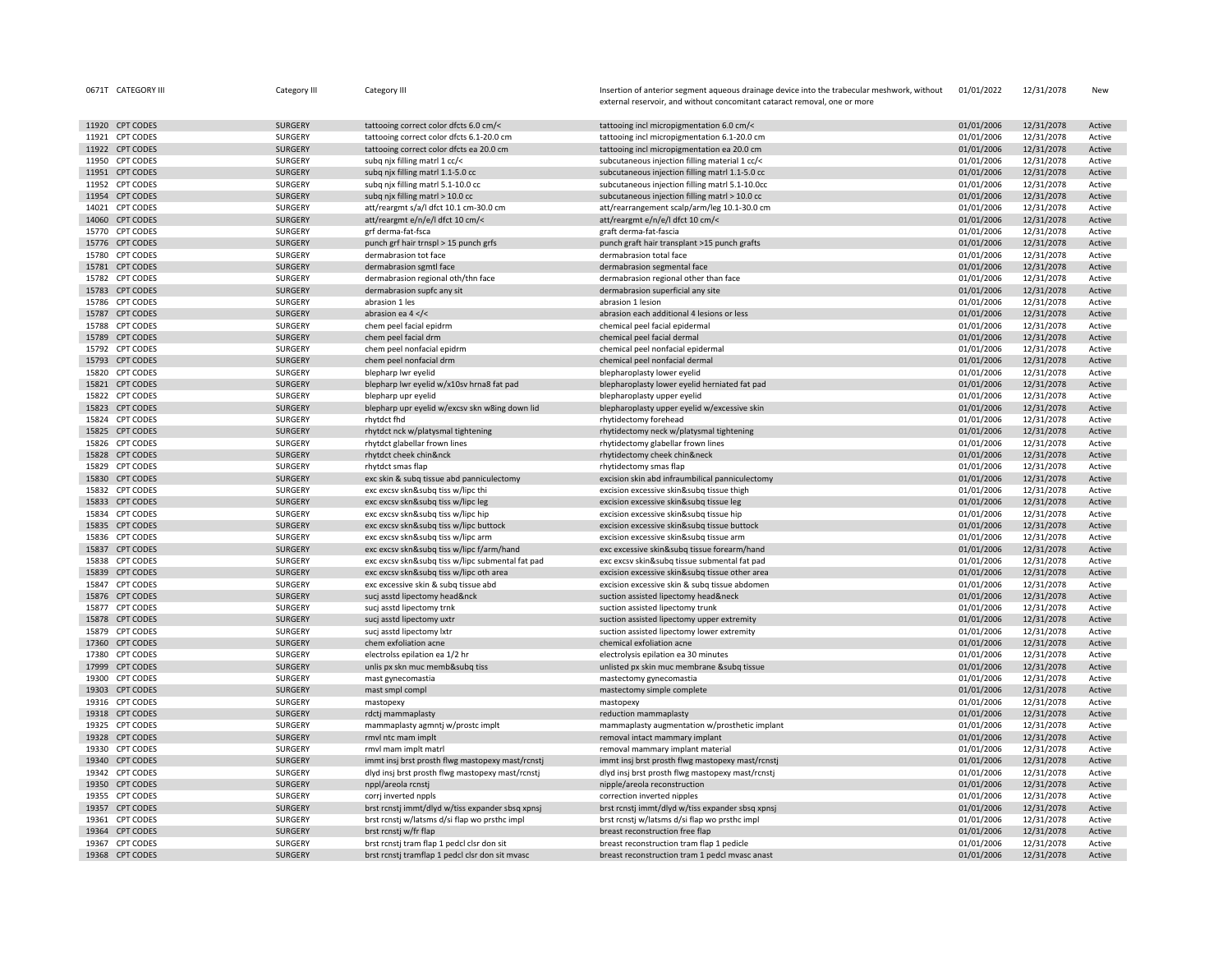| | | | | | | | |
|---|---|---|---|---|---|---|---|
| 0671T | CATEGORY III | Category III | Category III | Insertion of anterior segment aqueous drainage device into the trabecular meshwork, without external reservoir, and without concomitant cataract removal, one or more | 01/01/2022 | 12/31/2078 | New |
| 11920 | CPT CODES | SURGERY | tattooing correct color dfcts 6.0 cm/< | tattooing incl micropigmentation 6.0 cm/< | 01/01/2006 | 12/31/2078 | Active |
| 11921 | CPT CODES | SURGERY | tattooing correct color dfcts 6.1-20.0 cm | tattooing incl micropigmentation 6.1-20.0 cm | 01/01/2006 | 12/31/2078 | Active |
| 11922 | CPT CODES | SURGERY | tattooing correct color dfcts ea 20.0 cm | tattooing incl micropigmentation ea 20.0 cm | 01/01/2006 | 12/31/2078 | Active |
| 11950 | CPT CODES | SURGERY | subq njx filling matrl 1 cc/< | subcutaneous injection filling material 1 cc/< | 01/01/2006 | 12/31/2078 | Active |
| 11951 | CPT CODES | SURGERY | subq njx filling matrl 1.1-5.0 cc | subcutaneous injection filling matrl 1.1-5.0 cc | 01/01/2006 | 12/31/2078 | Active |
| 11952 | CPT CODES | SURGERY | subq njx filling matrl 5.1-10.0 cc | subcutaneous injection filling matrl 5.1-10.0cc | 01/01/2006 | 12/31/2078 | Active |
| 11954 | CPT CODES | SURGERY | subq njx filling matrl > 10.0 cc | subcutaneous injection filling matrl > 10.0 cc | 01/01/2006 | 12/31/2078 | Active |
| 14021 | CPT CODES | SURGERY | att/reargmt s/a/l dfct 10.1 cm-30.0 cm | att/rearrangement scalp/arm/leg 10.1-30.0 cm | 01/01/2006 | 12/31/2078 | Active |
| 14060 | CPT CODES | SURGERY | att/reargmt e/n/e/l dfct 10 cm/< | att/reargmt e/n/e/l dfct 10 cm/< | 01/01/2006 | 12/31/2078 | Active |
| 15770 | CPT CODES | SURGERY | grf derma-fat-fsca | graft derma-fat-fascia | 01/01/2006 | 12/31/2078 | Active |
| 15776 | CPT CODES | SURGERY | punch grf hair trnspl > 15 punch grfs | punch graft hair transplant >15 punch grafts | 01/01/2006 | 12/31/2078 | Active |
| 15780 | CPT CODES | SURGERY | dermabrasion tot face | dermabrasion total face | 01/01/2006 | 12/31/2078 | Active |
| 15781 | CPT CODES | SURGERY | dermabrasion sgmtl face | dermabrasion segmental face | 01/01/2006 | 12/31/2078 | Active |
| 15782 | CPT CODES | SURGERY | dermabrasion regional oth/thn face | dermabrasion regional other than face | 01/01/2006 | 12/31/2078 | Active |
| 15783 | CPT CODES | SURGERY | dermabrasion supfc any sit | dermabrasion superficial any site | 01/01/2006 | 12/31/2078 | Active |
| 15786 | CPT CODES | SURGERY | abrasion 1 les | abrasion 1 lesion | 01/01/2006 | 12/31/2078 | Active |
| 15787 | CPT CODES | SURGERY | abrasion ea 4 </< | abrasion each additional 4 lesions or less | 01/01/2006 | 12/31/2078 | Active |
| 15788 | CPT CODES | SURGERY | chem peel facial epidrm | chemical peel facial epidermal | 01/01/2006 | 12/31/2078 | Active |
| 15789 | CPT CODES | SURGERY | chem peel facial drm | chemical peel facial dermal | 01/01/2006 | 12/31/2078 | Active |
| 15792 | CPT CODES | SURGERY | chem peel nonfacial epidrm | chemical peel nonfacial epidermal | 01/01/2006 | 12/31/2078 | Active |
| 15793 | CPT CODES | SURGERY | chem peel nonfacial drm | chemical peel nonfacial dermal | 01/01/2006 | 12/31/2078 | Active |
| 15820 | CPT CODES | SURGERY | blepharp lwr eyelid | blepharoplasty lower eyelid | 01/01/2006 | 12/31/2078 | Active |
| 15821 | CPT CODES | SURGERY | blepharp lwr eyelid w/x10sv hrna8 fat pad | blepharoplasty lower eyelid herniated fat pad | 01/01/2006 | 12/31/2078 | Active |
| 15822 | CPT CODES | SURGERY | blepharp upr eyelid | blepharoplasty upper eyelid | 01/01/2006 | 12/31/2078 | Active |
| 15823 | CPT CODES | SURGERY | blepharp upr eyelid w/excsv skn w8ing down lid | blepharoplasty upper eyelid w/excessive skin | 01/01/2006 | 12/31/2078 | Active |
| 15824 | CPT CODES | SURGERY | rhytdct fhd | rhytidectomy forehead | 01/01/2006 | 12/31/2078 | Active |
| 15825 | CPT CODES | SURGERY | rhytdct nck w/platysmal tightening | rhytidectomy neck w/platysmal tightening | 01/01/2006 | 12/31/2078 | Active |
| 15826 | CPT CODES | SURGERY | rhytdct glabellar frown lines | rhytidectomy glabellar frown lines | 01/01/2006 | 12/31/2078 | Active |
| 15828 | CPT CODES | SURGERY | rhytdct cheek chin&nck | rhytidectomy cheek chin&neck | 01/01/2006 | 12/31/2078 | Active |
| 15829 | CPT CODES | SURGERY | rhytdct smas flap | rhytidectomy smas flap | 01/01/2006 | 12/31/2078 | Active |
| 15830 | CPT CODES | SURGERY | exc skin & subq tissue abd panniculectomy | excision skin abd infraumbilical panniculectomy | 01/01/2006 | 12/31/2078 | Active |
| 15832 | CPT CODES | SURGERY | exc excsv skn&subq tiss w/lipc thi | excision excessive skin&subq tissue thigh | 01/01/2006 | 12/31/2078 | Active |
| 15833 | CPT CODES | SURGERY | exc excsv skn&subq tiss w/lipc leg | excision excessive skin&subq tissue leg | 01/01/2006 | 12/31/2078 | Active |
| 15834 | CPT CODES | SURGERY | exc excsv skn&subq tiss w/lipc hip | excision excessive skin&subq tissue hip | 01/01/2006 | 12/31/2078 | Active |
| 15835 | CPT CODES | SURGERY | exc excsv skn&subq tiss w/lipc buttock | excision excessive skin&subq tissue buttock | 01/01/2006 | 12/31/2078 | Active |
| 15836 | CPT CODES | SURGERY | exc excsv skn&subq tiss w/lipc arm | excision excessive skin&subq tissue arm | 01/01/2006 | 12/31/2078 | Active |
| 15837 | CPT CODES | SURGERY | exc excsv skn&subq tiss w/lipc f/arm/hand | exc excessive skin&subq tissue forearm/hand | 01/01/2006 | 12/31/2078 | Active |
| 15838 | CPT CODES | SURGERY | exc excsv skn&subq tiss w/lipc submental fat pad | exc excsv skin&subq tissue submental fat pad | 01/01/2006 | 12/31/2078 | Active |
| 15839 | CPT CODES | SURGERY | exc excsv skn&subq tiss w/lipc oth area | excision excessive skin&subq tissue other area | 01/01/2006 | 12/31/2078 | Active |
| 15847 | CPT CODES | SURGERY | exc excessive skin & subq tissue abd | excision excessive skin & subq tissue abdomen | 01/01/2006 | 12/31/2078 | Active |
| 15876 | CPT CODES | SURGERY | sucj asstd lipectomy head&nck | suction assisted lipectomy head&neck | 01/01/2006 | 12/31/2078 | Active |
| 15877 | CPT CODES | SURGERY | sucj asstd lipectomy trnk | suction assisted lipectomy trunk | 01/01/2006 | 12/31/2078 | Active |
| 15878 | CPT CODES | SURGERY | sucj asstd lipectomy uxtr | suction assisted lipectomy upper extremity | 01/01/2006 | 12/31/2078 | Active |
| 15879 | CPT CODES | SURGERY | sucj asstd lipectomy lxtr | suction assisted lipectomy lower extremity | 01/01/2006 | 12/31/2078 | Active |
| 17360 | CPT CODES | SURGERY | chem exfoliation acne | chemical exfoliation acne | 01/01/2006 | 12/31/2078 | Active |
| 17380 | CPT CODES | SURGERY | electrolss epilation ea 1/2 hr | electrolysis epilation ea 30 minutes | 01/01/2006 | 12/31/2078 | Active |
| 17999 | CPT CODES | SURGERY | unlis px skn muc memb&subq tiss | unlisted px skin muc membrane &subq tissue | 01/01/2006 | 12/31/2078 | Active |
| 19300 | CPT CODES | SURGERY | mast gynecomastia | mastectomy gynecomastia | 01/01/2006 | 12/31/2078 | Active |
| 19303 | CPT CODES | SURGERY | mast smpl compl | mastectomy simple complete | 01/01/2006 | 12/31/2078 | Active |
| 19316 | CPT CODES | SURGERY | mastopexy | mastopexy | 01/01/2006 | 12/31/2078 | Active |
| 19318 | CPT CODES | SURGERY | rdctj mammaplasty | reduction mammaplasty | 01/01/2006 | 12/31/2078 | Active |
| 19325 | CPT CODES | SURGERY | mammaplasty agmntj w/prostc implt | mammaplasty augmentation w/prosthetic implant | 01/01/2006 | 12/31/2078 | Active |
| 19328 | CPT CODES | SURGERY | rmvl ntc mam implt | removal intact mammary implant | 01/01/2006 | 12/31/2078 | Active |
| 19330 | CPT CODES | SURGERY | rmvl mam implt matrl | removal mammary implant material | 01/01/2006 | 12/31/2078 | Active |
| 19340 | CPT CODES | SURGERY | immt insj brst prosth flwg mastopexy mast/rcnstj | immt insj brst prosth flwg mastopexy mast/rcnstj | 01/01/2006 | 12/31/2078 | Active |
| 19342 | CPT CODES | SURGERY | dlyd insj brst prosth flwg mastopexy mast/rcnstj | dlyd insj brst prosth flwg mastopexy mast/rcnstj | 01/01/2006 | 12/31/2078 | Active |
| 19350 | CPT CODES | SURGERY | nppl/areola rcnstj | nipple/areola reconstruction | 01/01/2006 | 12/31/2078 | Active |
| 19355 | CPT CODES | SURGERY | corrj inverted nppls | correction inverted nipples | 01/01/2006 | 12/31/2078 | Active |
| 19357 | CPT CODES | SURGERY | brst rcnstj immt/dlyd w/tiss expander sbsq xpnsj | brst rcnstj immt/dlyd w/tiss expander sbsq xpnsj | 01/01/2006 | 12/31/2078 | Active |
| 19361 | CPT CODES | SURGERY | brst rcnstj w/latsms d/si flap wo prsthc impl | brst rcnstj w/latsms d/si flap wo prsthc impl | 01/01/2006 | 12/31/2078 | Active |
| 19364 | CPT CODES | SURGERY | brst rcnstj w/fr flap | breast reconstruction free flap | 01/01/2006 | 12/31/2078 | Active |
| 19367 | CPT CODES | SURGERY | brst rcnstj tram flap 1 pedcl clsr don sit | breast reconstruction tram flap 1 pedicle | 01/01/2006 | 12/31/2078 | Active |
| 19368 | CPT CODES | SURGERY | brst rcnstj tramflap 1 pedcl clsr don sit mvasc | breast reconstruction tram 1 pedcl mvasc anast | 01/01/2006 | 12/31/2078 | Active |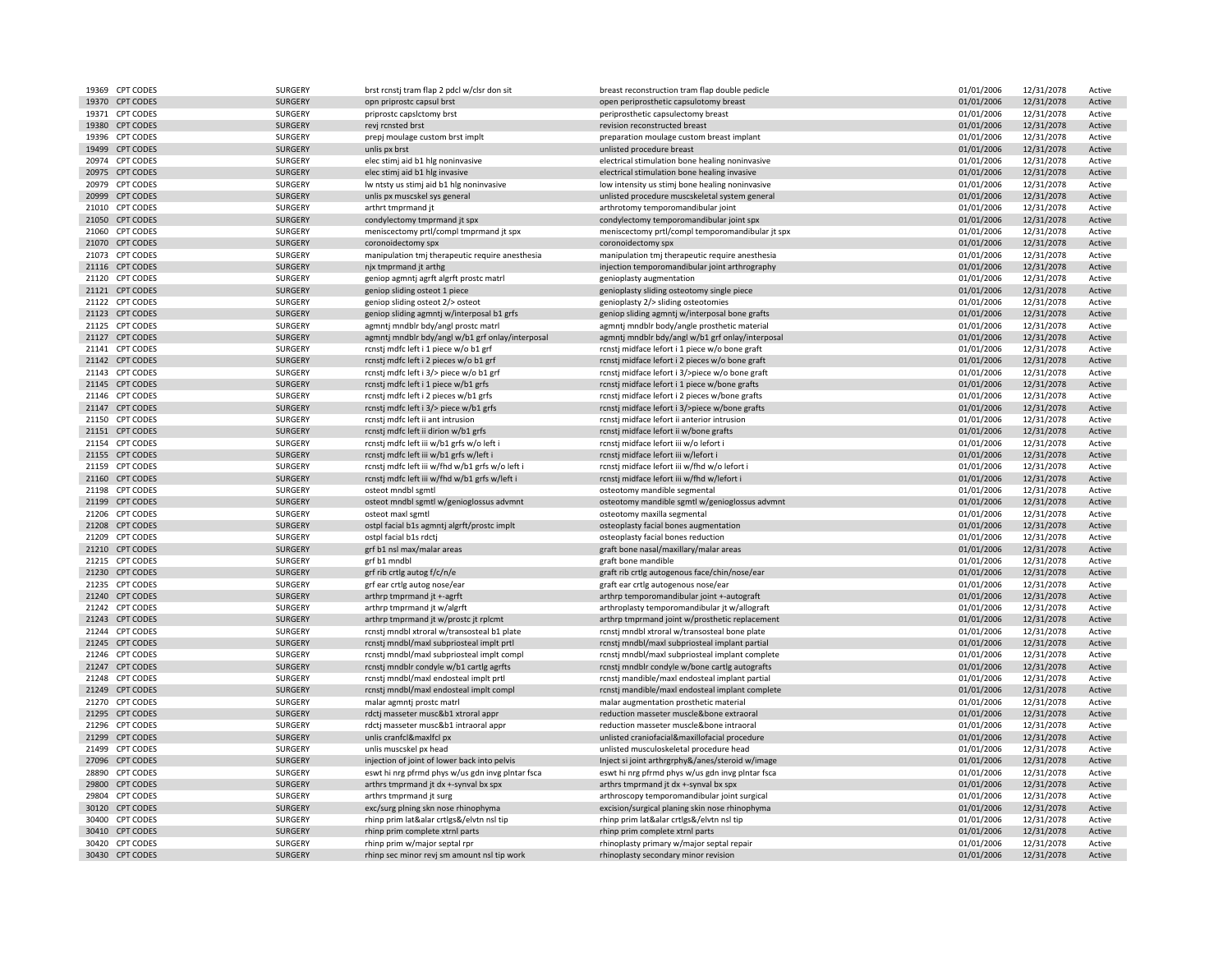| | | | | | | | |
|---|---|---|---|---|---|---|---|
| 19369 | CPT CODES | SURGERY | brst rcnstj tram flap 2 pdcl w/clsr don sit | breast reconstruction tram flap double pedicle | 01/01/2006 | 12/31/2078 | Active |
| 19370 | CPT CODES | SURGERY | opn priprostc capsul brst | open periprosthetic capsulotomy breast | 01/01/2006 | 12/31/2078 | Active |
| 19371 | CPT CODES | SURGERY | priprostc capslctomy brst | periprosthetic capsulectomy breast | 01/01/2006 | 12/31/2078 | Active |
| 19380 | CPT CODES | SURGERY | revj rcnsted brst | revision reconstructed breast | 01/01/2006 | 12/31/2078 | Active |
| 19396 | CPT CODES | SURGERY | prepj moulage custom brst implt | preparation moulage custom breast implant | 01/01/2006 | 12/31/2078 | Active |
| 19499 | CPT CODES | SURGERY | unlis px brst | unlisted procedure breast | 01/01/2006 | 12/31/2078 | Active |
| 20974 | CPT CODES | SURGERY | elec stimj aid b1 hlg noninvasive | electrical stimulation bone healing noninvasive | 01/01/2006 | 12/31/2078 | Active |
| 20975 | CPT CODES | SURGERY | elec stimj aid b1 hlg invasive | electrical stimulation bone healing invasive | 01/01/2006 | 12/31/2078 | Active |
| 20979 | CPT CODES | SURGERY | lw ntsty us stimj aid b1 hlg noninvasive | low intensity us stimj bone healing noninvasive | 01/01/2006 | 12/31/2078 | Active |
| 20999 | CPT CODES | SURGERY | unlis px muscskel sys general | unlisted procedure muscskeletal system general | 01/01/2006 | 12/31/2078 | Active |
| 21010 | CPT CODES | SURGERY | arthrt tmprmand jt | arthrotomy temporomandibular joint | 01/01/2006 | 12/31/2078 | Active |
| 21050 | CPT CODES | SURGERY | condylectomy tmprmand jt spx | condylectomy temporomandibular joint spx | 01/01/2006 | 12/31/2078 | Active |
| 21060 | CPT CODES | SURGERY | meniscectomy prtl/compl tmprmand jt spx | meniscectomy prtl/compl temporomandibular jt spx | 01/01/2006 | 12/31/2078 | Active |
| 21070 | CPT CODES | SURGERY | coronoidectomy spx | coronoidectomy spx | 01/01/2006 | 12/31/2078 | Active |
| 21073 | CPT CODES | SURGERY | manipulation tmj therapeutic require anesthesia | manipulation tmj therapeutic require anesthesia | 01/01/2006 | 12/31/2078 | Active |
| 21116 | CPT CODES | SURGERY | njx tmprmand jt arthg | injection temporomandibular joint arthrography | 01/01/2006 | 12/31/2078 | Active |
| 21120 | CPT CODES | SURGERY | geniop agmntj agrft algrft prostc matrl | genioplasty augmentation | 01/01/2006 | 12/31/2078 | Active |
| 21121 | CPT CODES | SURGERY | geniop sliding osteot 1 piece | genioplasty sliding osteotomy single piece | 01/01/2006 | 12/31/2078 | Active |
| 21122 | CPT CODES | SURGERY | geniop sliding osteot 2/> osteot | genioplasty 2/> sliding osteotomies | 01/01/2006 | 12/31/2078 | Active |
| 21123 | CPT CODES | SURGERY | geniop sliding agmntj w/interposal b1 grfs | geniop sliding agmntj w/interposal bone grafts | 01/01/2006 | 12/31/2078 | Active |
| 21125 | CPT CODES | SURGERY | agmntj mndblr bdy/angl prostc matrl | agmntj mndblr body/angle prosthetic material | 01/01/2006 | 12/31/2078 | Active |
| 21127 | CPT CODES | SURGERY | agmntj mndblr bdy/angl w/b1 grf onlay/interposal | agmntj mndblr bdy/angl w/b1 grf onlay/interposal | 01/01/2006 | 12/31/2078 | Active |
| 21141 | CPT CODES | SURGERY | rcnstj mdfc left i 1 piece w/o b1 grf | rcnstj midface lefort i 1 piece w/o bone graft | 01/01/2006 | 12/31/2078 | Active |
| 21142 | CPT CODES | SURGERY | rcnstj mdfc left i 2 pieces w/o b1 grf | rcnstj midface lefort i 2 pieces w/o bone graft | 01/01/2006 | 12/31/2078 | Active |
| 21143 | CPT CODES | SURGERY | rcnstj mdfc left i 3/> piece w/o b1 grf | rcnstj midface lefort i 3/>piece w/o bone graft | 01/01/2006 | 12/31/2078 | Active |
| 21145 | CPT CODES | SURGERY | rcnstj mdfc left i 1 piece w/b1 grfs | rcnstj midface lefort i 1 piece w/bone grafts | 01/01/2006 | 12/31/2078 | Active |
| 21146 | CPT CODES | SURGERY | rcnstj mdfc left i 2 pieces w/b1 grfs | rcnstj midface lefort i 2 pieces w/bone grafts | 01/01/2006 | 12/31/2078 | Active |
| 21147 | CPT CODES | SURGERY | rcnstj mdfc left i 3/> piece w/b1 grfs | rcnstj midface lefort i 3/>piece w/bone grafts | 01/01/2006 | 12/31/2078 | Active |
| 21150 | CPT CODES | SURGERY | rcnstj mdfc left ii ant intrusion | rcnstj midface lefort ii anterior intrusion | 01/01/2006 | 12/31/2078 | Active |
| 21151 | CPT CODES | SURGERY | rcnstj mdfc left ii dirion w/b1 grfs | rcnstj midface lefort ii w/bone grafts | 01/01/2006 | 12/31/2078 | Active |
| 21154 | CPT CODES | SURGERY | rcnstj mdfc left iii w/b1 grfs w/o left i | rcnstj midface lefort iii w/o lefort i | 01/01/2006 | 12/31/2078 | Active |
| 21155 | CPT CODES | SURGERY | rcnstj mdfc left iii w/b1 grfs w/left i | rcnstj midface lefort iii w/lefort i | 01/01/2006 | 12/31/2078 | Active |
| 21159 | CPT CODES | SURGERY | rcnstj mdfc left iii w/fhd w/b1 grfs w/o left i | rcnstj midface lefort iii w/fhd w/o lefort i | 01/01/2006 | 12/31/2078 | Active |
| 21160 | CPT CODES | SURGERY | rcnstj mdfc left iii w/fhd w/b1 grfs w/left i | rcnstj midface lefort iii w/fhd w/lefort i | 01/01/2006 | 12/31/2078 | Active |
| 21198 | CPT CODES | SURGERY | osteot mndbl sgmtl | osteotomy mandible segmental | 01/01/2006 | 12/31/2078 | Active |
| 21199 | CPT CODES | SURGERY | osteot mndbl sgmtl w/genioglossus advmnt | osteotomy mandible sgmtl w/genioglossus advmnt | 01/01/2006 | 12/31/2078 | Active |
| 21206 | CPT CODES | SURGERY | osteot maxl sgmtl | osteotomy maxilla segmental | 01/01/2006 | 12/31/2078 | Active |
| 21208 | CPT CODES | SURGERY | ostpl facial b1s agmntj algrft/prostc implt | osteoplasty facial bones augmentation | 01/01/2006 | 12/31/2078 | Active |
| 21209 | CPT CODES | SURGERY | ostpl facial b1s rdctj | osteoplasty facial bones reduction | 01/01/2006 | 12/31/2078 | Active |
| 21210 | CPT CODES | SURGERY | grf b1 nsl max/malar areas | graft bone nasal/maxillary/malar areas | 01/01/2006 | 12/31/2078 | Active |
| 21215 | CPT CODES | SURGERY | grf b1 mndbl | graft bone mandible | 01/01/2006 | 12/31/2078 | Active |
| 21230 | CPT CODES | SURGERY | grf rib crtlg autog f/c/n/e | graft rib crtlg autogenous face/chin/nose/ear | 01/01/2006 | 12/31/2078 | Active |
| 21235 | CPT CODES | SURGERY | grf ear crtlg autog nose/ear | graft ear crtlg autogenous nose/ear | 01/01/2006 | 12/31/2078 | Active |
| 21240 | CPT CODES | SURGERY | arthrp tmprmand jt +-agrft | arthrp temporomandibular joint +-autograft | 01/01/2006 | 12/31/2078 | Active |
| 21242 | CPT CODES | SURGERY | arthrp tmprmand jt w/algrft | arthroplasty temporomandibular jt w/allograft | 01/01/2006 | 12/31/2078 | Active |
| 21243 | CPT CODES | SURGERY | arthrp tmprmand jt w/prostc jt rplcmt | arthrp tmprmand joint w/prosthetic replacement | 01/01/2006 | 12/31/2078 | Active |
| 21244 | CPT CODES | SURGERY | rcnstj mndbl xtroral w/transosteal b1 plate | rcnstj mndbl xtroral w/transosteal bone plate | 01/01/2006 | 12/31/2078 | Active |
| 21245 | CPT CODES | SURGERY | rcnstj mndbl/maxl subpriosteal implt prtl | rcnstj mndbl/maxl subpriosteal implant partial | 01/01/2006 | 12/31/2078 | Active |
| 21246 | CPT CODES | SURGERY | rcnstj mndbl/maxl subpriosteal implt compl | rcnstj mndbl/maxl subpriosteal implant complete | 01/01/2006 | 12/31/2078 | Active |
| 21247 | CPT CODES | SURGERY | rcnstj mndblr condyle w/b1 cartlg agrfts | rcnstj mndblr condyle w/bone cartlg autografts | 01/01/2006 | 12/31/2078 | Active |
| 21248 | CPT CODES | SURGERY | rcnstj mndbl/maxl endosteal implt prtl | rcnstj mandible/maxl endosteal implant partial | 01/01/2006 | 12/31/2078 | Active |
| 21249 | CPT CODES | SURGERY | rcnstj mndbl/maxl endosteal implt compl | rcnstj mandible/maxl endosteal implant complete | 01/01/2006 | 12/31/2078 | Active |
| 21270 | CPT CODES | SURGERY | malar agmntj prostc matrl | malar augmentation prosthetic material | 01/01/2006 | 12/31/2078 | Active |
| 21295 | CPT CODES | SURGERY | rdctj masseter musc&b1 xtroral appr | reduction masseter muscle&bone extraoral | 01/01/2006 | 12/31/2078 | Active |
| 21296 | CPT CODES | SURGERY | rdctj masseter musc&b1 intraoral appr | reduction masseter muscle&bone intraoral | 01/01/2006 | 12/31/2078 | Active |
| 21299 | CPT CODES | SURGERY | unlis cranfcl&maxlfcl px | unlisted craniofacial&maxillofacial procedure | 01/01/2006 | 12/31/2078 | Active |
| 21499 | CPT CODES | SURGERY | unlis muscskel px head | unlisted musculoskeletal procedure head | 01/01/2006 | 12/31/2078 | Active |
| 27096 | CPT CODES | SURGERY | injection of joint of lower back into pelvis | Inject si joint arthrgrphy&/anes/steroid w/image | 01/01/2006 | 12/31/2078 | Active |
| 28890 | CPT CODES | SURGERY | eswt hi nrg pfrmd phys w/us gdn invg plntar fsca | eswt hi nrg pfrmd phys w/us gdn invg plntar fsca | 01/01/2006 | 12/31/2078 | Active |
| 29800 | CPT CODES | SURGERY | arthrs tmprmand jt dx +-synval bx spx | arthrs tmprmand jt dx +-synval bx spx | 01/01/2006 | 12/31/2078 | Active |
| 29804 | CPT CODES | SURGERY | arthrs tmprmand jt surg | arthroscopy temporomandibular joint surgical | 01/01/2006 | 12/31/2078 | Active |
| 30120 | CPT CODES | SURGERY | exc/surg plning skn nose rhinophyma | excision/surgical planing skin nose rhinophyma | 01/01/2006 | 12/31/2078 | Active |
| 30400 | CPT CODES | SURGERY | rhinp prim lat&alar crtlgs&/elvtn nsl tip | rhinp prim lat&alar crtlgs&/elvtn nsl tip | 01/01/2006 | 12/31/2078 | Active |
| 30410 | CPT CODES | SURGERY | rhinp prim complete xtrnl parts | rhinp prim complete xtrnl parts | 01/01/2006 | 12/31/2078 | Active |
| 30420 | CPT CODES | SURGERY | rhinp prim w/major septal rpr | rhinoplasty primary w/major septal repair | 01/01/2006 | 12/31/2078 | Active |
| 30430 | CPT CODES | SURGERY | rhinp sec minor revj sm amount nsl tip work | rhinoplasty secondary minor revision | 01/01/2006 | 12/31/2078 | Active |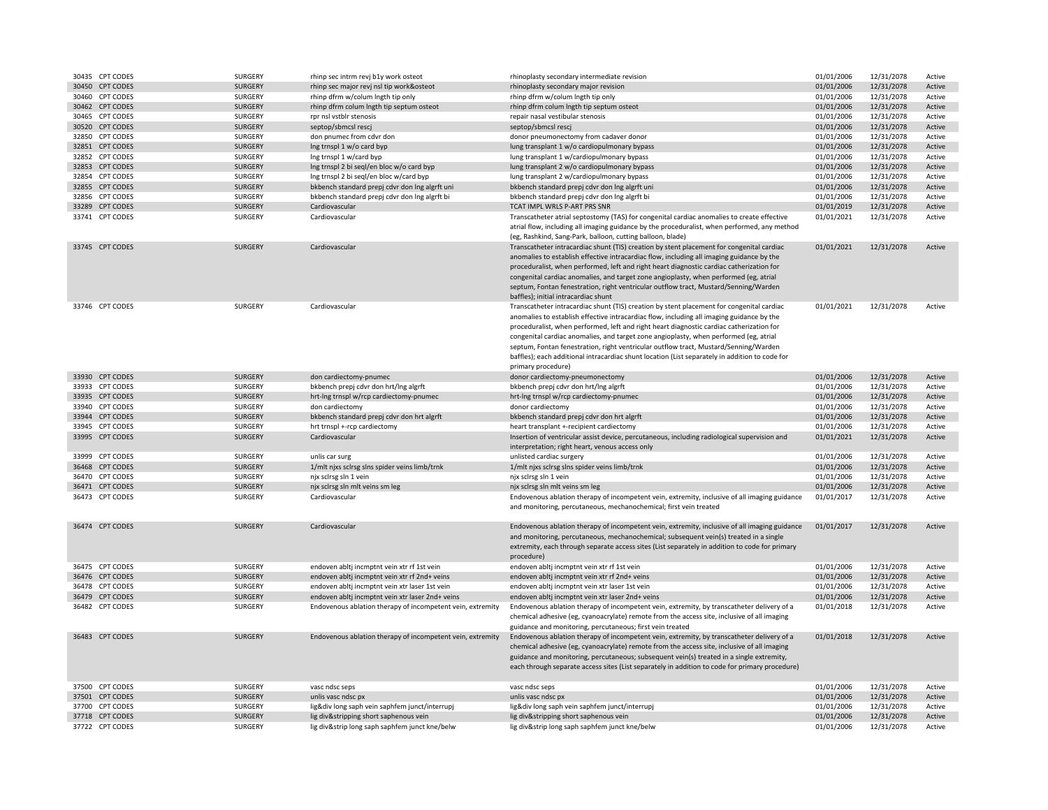| | | | | | | | |
|---|---|---|---|---|---|---|---|
| 30435 | CPT CODES | SURGERY | rhinp sec intrm revj b1y work osteot | rhinoplasty secondary intermediate revision | 01/01/2006 | 12/31/2078 | Active |
| 30450 | CPT CODES | SURGERY | rhinp sec major revj nsl tip work&osteot | rhinoplasty secondary major revision | 01/01/2006 | 12/31/2078 | Active |
| 30460 | CPT CODES | SURGERY | rhinp dfrm w/colum lngth tip only | rhinp dfrm w/colum lngth tip only | 01/01/2006 | 12/31/2078 | Active |
| 30462 | CPT CODES | SURGERY | rhinp dfrm colum lngth tip septum osteot | rhinp dfrm colum lngth tip septum osteot | 01/01/2006 | 12/31/2078 | Active |
| 30465 | CPT CODES | SURGERY | rpr nsl vstblr stenosis | repair nasal vestibular stenosis | 01/01/2006 | 12/31/2078 | Active |
| 30520 | CPT CODES | SURGERY | septop/sbmcsl rescj | septop/sbmcsl rescj | 01/01/2006 | 12/31/2078 | Active |
| 32850 | CPT CODES | SURGERY | don pnumec from cdvr don | donor pneumonectomy from cadaver donor | 01/01/2006 | 12/31/2078 | Active |
| 32851 | CPT CODES | SURGERY | lng trnspl 1 w/o card byp | lung transplant 1 w/o cardiopulmonary bypass | 01/01/2006 | 12/31/2078 | Active |
| 32852 | CPT CODES | SURGERY | lng trnspl 1 w/card byp | lung transplant 1 w/cardiopulmonary bypass | 01/01/2006 | 12/31/2078 | Active |
| 32853 | CPT CODES | SURGERY | lng trnspl 2 bi seql/en bloc w/o card byp | lung transplant 2 w/o cardiopulmonary bypass | 01/01/2006 | 12/31/2078 | Active |
| 32854 | CPT CODES | SURGERY | lng trnspl 2 bi seql/en bloc w/card byp | lung transplant 2 w/cardiopulmonary bypass | 01/01/2006 | 12/31/2078 | Active |
| 32855 | CPT CODES | SURGERY | bkbench standard prepj cdvr don lng algrft uni | bkbench standard prepj cdvr don lng algrft uni | 01/01/2006 | 12/31/2078 | Active |
| 32856 | CPT CODES | SURGERY | bkbench standard prepj cdvr don lng algrft bi | bkbench standard prepj cdvr don lng algrft bi | 01/01/2006 | 12/31/2078 | Active |
| 33289 | CPT CODES | SURGERY | Cardiovascular | TCAT IMPL WRLS P-ART PRS SNR | 01/01/2019 | 12/31/2078 | Active |
| 33741 | CPT CODES | SURGERY | Cardiovascular | Transcatheter atrial septostomy (TAS) for congenital cardiac anomalies to create effective atrial flow, including all imaging guidance by the proceduralist, when performed, any method (eg, Rashkind, Sang-Park, balloon, cutting balloon, blade) | 01/01/2021 | 12/31/2078 | Active |
| 33745 | CPT CODES | SURGERY | Cardiovascular | Transcatheter intracardiac shunt (TIS) creation by stent placement for congenital cardiac anomalies to establish effective intracardiac flow, including all imaging guidance by the proceduralist, when performed, left and right heart diagnostic cardiac catherization for congenital cardiac anomalies, and target zone angioplasty, when performed (eg, atrial septum, Fontan fenestration, right ventricular outflow tract, Mustard/Senning/Warden baffles); initial intracardiac shunt | 01/01/2021 | 12/31/2078 | Active |
| 33746 | CPT CODES | SURGERY | Cardiovascular | Transcatheter intracardiac shunt (TIS) creation by stent placement for congenital cardiac anomalies to establish effective intracardiac flow, including all imaging guidance by the proceduralist, when performed, left and right heart diagnostic cardiac catherization for congenital cardiac anomalies, and target zone angioplasty, when performed (eg, atrial septum, Fontan fenestration, right ventricular outflow tract, Mustard/Senning/Warden baffles); each additional intracardiac shunt location (List separately in addition to code for primary procedure) | 01/01/2021 | 12/31/2078 | Active |
| 33930 | CPT CODES | SURGERY | don cardiectomy-pnumec | donor cardiectomy-pneumonectomy | 01/01/2006 | 12/31/2078 | Active |
| 33933 | CPT CODES | SURGERY | bkbench prepj cdvr don hrt/lng algrft | bkbench prepj cdvr don hrt/lng algrft | 01/01/2006 | 12/31/2078 | Active |
| 33935 | CPT CODES | SURGERY | hrt-lng trnspl w/rcp cardiectomy-pnumec | hrt-lng trnspl w/rcp cardiectomy-pnumec | 01/01/2006 | 12/31/2078 | Active |
| 33940 | CPT CODES | SURGERY | don cardiectomy | donor cardiectomy | 01/01/2006 | 12/31/2078 | Active |
| 33944 | CPT CODES | SURGERY | bkbench standard prepj cdvr don hrt algrft | bkbench standard prepj cdvr don hrt algrft | 01/01/2006 | 12/31/2078 | Active |
| 33945 | CPT CODES | SURGERY | hrt trnspl +-rcp cardiectomy | heart transplant +-recipient cardiectomy | 01/01/2006 | 12/31/2078 | Active |
| 33995 | CPT CODES | SURGERY | Cardiovascular | Insertion of ventricular assist device, percutaneous, including radiological supervision and interpretation; right heart, venous access only | 01/01/2021 | 12/31/2078 | Active |
| 33999 | CPT CODES | SURGERY | unlis car surg | unlisted cardiac surgery | 01/01/2006 | 12/31/2078 | Active |
| 36468 | CPT CODES | SURGERY | 1/mlt njxs sclrsg slns spider veins limb/trnk | 1/mlt njxs sclrsg slns spider veins limb/trnk | 01/01/2006 | 12/31/2078 | Active |
| 36470 | CPT CODES | SURGERY | njx sclrsg sln 1 vein | njx sclrsg sln 1 vein | 01/01/2006 | 12/31/2078 | Active |
| 36471 | CPT CODES | SURGERY | njx sclrsg sln mlt veins sm leg | njx sclrsg sln mlt veins sm leg | 01/01/2006 | 12/31/2078 | Active |
| 36473 | CPT CODES | SURGERY | Cardiovascular | Endovenous ablation therapy of incompetent vein, extremity, inclusive of all imaging guidance and monitoring, percutaneous, mechanochemical; first vein treated | 01/01/2017 | 12/31/2078 | Active |
| 36474 | CPT CODES | SURGERY | Cardiovascular | Endovenous ablation therapy of incompetent vein, extremity, inclusive of all imaging guidance and monitoring, percutaneous, mechanochemical; subsequent vein(s) treated in a single extremity, each through separate access sites (List separately in addition to code for primary procedure) | 01/01/2017 | 12/31/2078 | Active |
| 36475 | CPT CODES | SURGERY | endoven abltj incmptnt vein xtr rf 1st vein | endoven abltj incmptnt vein xtr rf 1st vein | 01/01/2006 | 12/31/2078 | Active |
| 36476 | CPT CODES | SURGERY | endoven abltj incmptnt vein xtr rf 2nd+ veins | endoven abltj incmptnt vein xtr rf 2nd+ veins | 01/01/2006 | 12/31/2078 | Active |
| 36478 | CPT CODES | SURGERY | endoven abltj incmptnt vein xtr laser 1st vein | endoven abltj incmptnt vein xtr laser 1st vein | 01/01/2006 | 12/31/2078 | Active |
| 36479 | CPT CODES | SURGERY | endoven abltj incmptnt vein xtr laser 2nd+ veins | endoven abltj incmptnt vein xtr laser 2nd+ veins | 01/01/2006 | 12/31/2078 | Active |
| 36482 | CPT CODES | SURGERY | Endovenous ablation therapy of incompetent vein, extremity | Endovenous ablation therapy of incompetent vein, extremity, by transcatheter delivery of a chemical adhesive (eg, cyanoacrylate) remote from the access site, inclusive of all imaging guidance and monitoring, percutaneous; first vein treated | 01/01/2018 | 12/31/2078 | Active |
| 36483 | CPT CODES | SURGERY | Endovenous ablation therapy of incompetent vein, extremity | Endovenous ablation therapy of incompetent vein, extremity, by transcatheter delivery of a chemical adhesive (eg, cyanoacrylate) remote from the access site, inclusive of all imaging guidance and monitoring, percutaneous; subsequent vein(s) treated in a single extremity, each through separate access sites (List separately in addition to code for primary procedure) | 01/01/2018 | 12/31/2078 | Active |
| 37500 | CPT CODES | SURGERY | vasc ndsc seps | vasc ndsc seps | 01/01/2006 | 12/31/2078 | Active |
| 37501 | CPT CODES | SURGERY | unlis vasc ndsc px | unlis vasc ndsc px | 01/01/2006 | 12/31/2078 | Active |
| 37700 | CPT CODES | SURGERY | lig&div long saph vein saphfem junct/interrupj | lig&div long saph vein saphfem junct/interrupj | 01/01/2006 | 12/31/2078 | Active |
| 37718 | CPT CODES | SURGERY | lig div&stripping short saphenous vein | lig div&stripping short saphenous vein | 01/01/2006 | 12/31/2078 | Active |
| 37722 | CPT CODES | SURGERY | lig div&strip long saph saphfem junct kne/belw | lig div&strip long saph saphfem junct kne/belw | 01/01/2006 | 12/31/2078 | Active |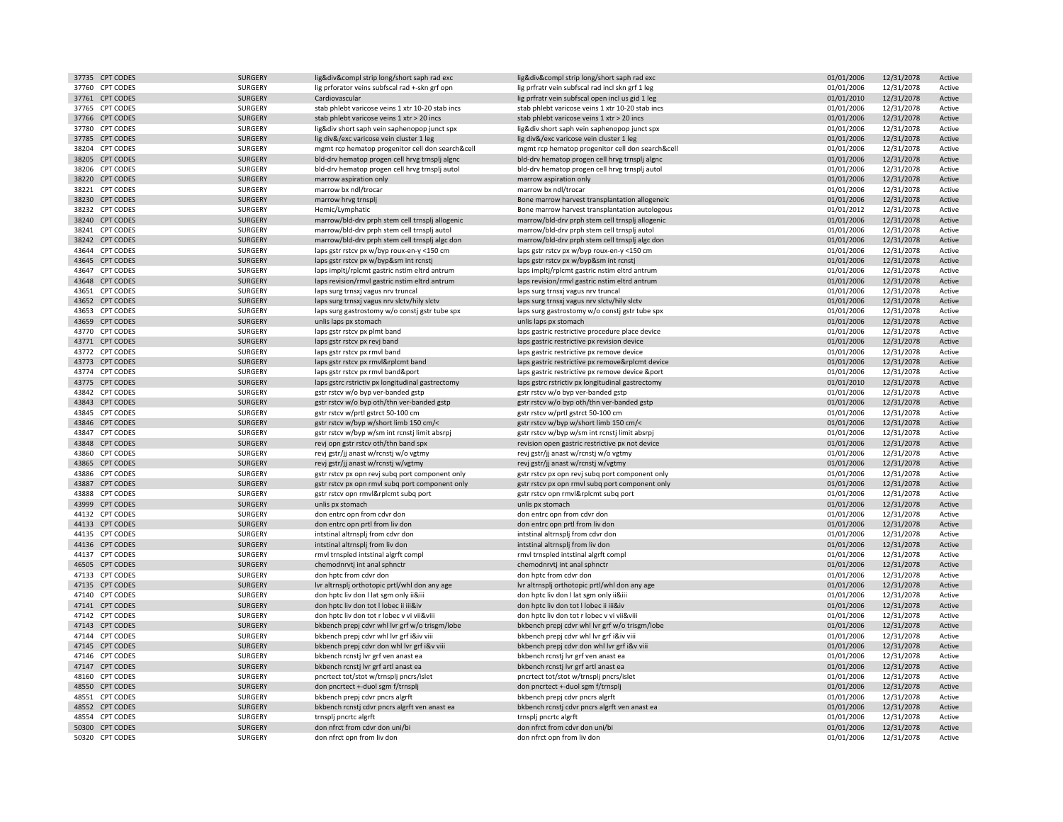| | | | | | | | |
|---|---|---|---|---|---|---|---|
| 37735 | CPT CODES | SURGERY | lig&div&compl strip long/short saph rad exc | lig&div&compl strip long/short saph rad exc | 01/01/2006 | 12/31/2078 | Active |
| 37760 | CPT CODES | SURGERY | lig prforator veins subfscal rad +-skn grf opn | lig prfratr vein subfscal rad incl skn grf 1 leg | 01/01/2006 | 12/31/2078 | Active |
| 37761 | CPT CODES | SURGERY | Cardiovascular | lig prfratr vein subfscal open incl us gid 1 leg | 01/01/2010 | 12/31/2078 | Active |
| 37765 | CPT CODES | SURGERY | stab phlebt varicose veins 1 xtr 10-20 stab incs | stab phlebt varicose veins 1 xtr 10-20 stab incs | 01/01/2006 | 12/31/2078 | Active |
| 37766 | CPT CODES | SURGERY | stab phlebt varicose veins 1 xtr > 20 incs | stab phlebt varicose veins 1 xtr > 20 incs | 01/01/2006 | 12/31/2078 | Active |
| 37780 | CPT CODES | SURGERY | lig&div short saph vein saphenopop junct spx | lig&div short saph vein saphenopop junct spx | 01/01/2006 | 12/31/2078 | Active |
| 37785 | CPT CODES | SURGERY | lig div&/exc varicose vein cluster 1 leg | lig div&/exc varicose vein cluster 1 leg | 01/01/2006 | 12/31/2078 | Active |
| 38204 | CPT CODES | SURGERY | mgmt rcp hematop progenitor cell don search&cell | mgmt rcp hematop progenitor cell don search&cell | 01/01/2006 | 12/31/2078 | Active |
| 38205 | CPT CODES | SURGERY | bld-drv hematop progen cell hrvg trnsplj algnc | bld-drv hematop progen cell hrvg trnsplj algnc | 01/01/2006 | 12/31/2078 | Active |
| 38206 | CPT CODES | SURGERY | bld-drv hematop progen cell hrvg trnsplj autol | bld-drv hematop progen cell hrvg trnsplj autol | 01/01/2006 | 12/31/2078 | Active |
| 38220 | CPT CODES | SURGERY | marrow aspiration only | marrow aspiration only | 01/01/2006 | 12/31/2078 | Active |
| 38221 | CPT CODES | SURGERY | marrow bx ndl/trocar | marrow bx ndl/trocar | 01/01/2006 | 12/31/2078 | Active |
| 38230 | CPT CODES | SURGERY | marrow hrvg trnsplj | Bone marrow harvest transplantation allogeneic | 01/01/2006 | 12/31/2078 | Active |
| 38232 | CPT CODES | SURGERY | Hemic/Lymphatic | Bone marrow harvest transplantation autologous | 01/01/2012 | 12/31/2078 | Active |
| 38240 | CPT CODES | SURGERY | marrow/bld-drv prph stem cell trnsplj allogenic | marrow/bld-drv prph stem cell trnsplj allogenic | 01/01/2006 | 12/31/2078 | Active |
| 38241 | CPT CODES | SURGERY | marrow/bld-drv prph stem cell trnsplj autol | marrow/bld-drv prph stem cell trnsplj autol | 01/01/2006 | 12/31/2078 | Active |
| 38242 | CPT CODES | SURGERY | marrow/bld-drv prph stem cell trnsplj algc don | marrow/bld-drv prph stem cell trnsplj algc don | 01/01/2006 | 12/31/2078 | Active |
| 43644 | CPT CODES | SURGERY | laps gstr rstcv px w/byp roux-en-y <150 cm | laps gstr rstcv px w/byp roux-en-y <150 cm | 01/01/2006 | 12/31/2078 | Active |
| 43645 | CPT CODES | SURGERY | laps gstr rstcv px w/byp&sm int rcnstj | laps gstr rstcv px w/byp&sm int rcnstj | 01/01/2006 | 12/31/2078 | Active |
| 43647 | CPT CODES | SURGERY | laps impltj/rplcmt gastric nstim eltrd antrum | laps impltj/rplcmt gastric nstim eltrd antrum | 01/01/2006 | 12/31/2078 | Active |
| 43648 | CPT CODES | SURGERY | laps revision/rmvl gastric nstim eltrd antrum | laps revision/rmvl gastric nstim eltrd antrum | 01/01/2006 | 12/31/2078 | Active |
| 43651 | CPT CODES | SURGERY | laps surg trnsxj vagus nrv truncal | laps surg trnsxj vagus nrv truncal | 01/01/2006 | 12/31/2078 | Active |
| 43652 | CPT CODES | SURGERY | laps surg trnsxj vagus nrv slctv/hily slctv | laps surg trnsxj vagus nrv slctv/hily slctv | 01/01/2006 | 12/31/2078 | Active |
| 43653 | CPT CODES | SURGERY | laps surg gastrostomy w/o constj gstr tube spx | laps surg gastrostomy w/o constj gstr tube spx | 01/01/2006 | 12/31/2078 | Active |
| 43659 | CPT CODES | SURGERY | unlis laps px stomach | unlis laps px stomach | 01/01/2006 | 12/31/2078 | Active |
| 43770 | CPT CODES | SURGERY | laps gstr rstcv px plmt band | laps gastric restrictive procedure place device | 01/01/2006 | 12/31/2078 | Active |
| 43771 | CPT CODES | SURGERY | laps gstr rstcv px revj band | laps gastric restrictive px revision device | 01/01/2006 | 12/31/2078 | Active |
| 43772 | CPT CODES | SURGERY | laps gstr rstcv px rmvl band | laps gastric restrictive px remove device | 01/01/2006 | 12/31/2078 | Active |
| 43773 | CPT CODES | SURGERY | laps gstr rstcv px rmvl&rplcmt band | laps gastric restrictive px remove&rplcmt device | 01/01/2006 | 12/31/2078 | Active |
| 43774 | CPT CODES | SURGERY | laps gstr rstcv px rmvl band&port | laps gastric restrictive px remove device &port | 01/01/2006 | 12/31/2078 | Active |
| 43775 | CPT CODES | SURGERY | laps gstrc rstrictiv px longitudinal gastrectomy | laps gstrc rstrictiv px longitudinal gastrectomy | 01/01/2010 | 12/31/2078 | Active |
| 43842 | CPT CODES | SURGERY | gstr rstcv w/o byp ver-banded gstp | gstr rstcv w/o byp ver-banded gstp | 01/01/2006 | 12/31/2078 | Active |
| 43843 | CPT CODES | SURGERY | gstr rstcv w/o byp oth/thn ver-banded gstp | gstr rstcv w/o byp oth/thn ver-banded gstp | 01/01/2006 | 12/31/2078 | Active |
| 43845 | CPT CODES | SURGERY | gstr rstcv w/prtl gstrct 50-100 cm | gstr rstcv w/prtl gstrct 50-100 cm | 01/01/2006 | 12/31/2078 | Active |
| 43846 | CPT CODES | SURGERY | gstr rstcv w/byp w/short limb 150 cm/< | gstr rstcv w/byp w/short limb 150 cm/< | 01/01/2006 | 12/31/2078 | Active |
| 43847 | CPT CODES | SURGERY | gstr rstcv w/byp w/sm int rcnstj limit absrpj | gstr rstcv w/byp w/sm int rcnstj limit absrpj | 01/01/2006 | 12/31/2078 | Active |
| 43848 | CPT CODES | SURGERY | revj opn gstr rstcv oth/thn band spx | revision open gastric restrictive px not device | 01/01/2006 | 12/31/2078 | Active |
| 43860 | CPT CODES | SURGERY | revj gstr/jj anast w/rcnstj w/o vgtmy | revj gstr/jj anast w/rcnstj w/o vgtmy | 01/01/2006 | 12/31/2078 | Active |
| 43865 | CPT CODES | SURGERY | revj gstr/jj anast w/rcnstj w/vgtmy | revj gstr/jj anast w/rcnstj w/vgtmy | 01/01/2006 | 12/31/2078 | Active |
| 43886 | CPT CODES | SURGERY | gstr rstcv px opn revj subq port component only | gstr rstcv px opn revj subq port component only | 01/01/2006 | 12/31/2078 | Active |
| 43887 | CPT CODES | SURGERY | gstr rstcv px opn rmvl subq port component only | gstr rstcv px opn rmvl subq port component only | 01/01/2006 | 12/31/2078 | Active |
| 43888 | CPT CODES | SURGERY | gstr rstcv opn rmvl&rplcmt subq port | gstr rstcv opn rmvl&rplcmt subq port | 01/01/2006 | 12/31/2078 | Active |
| 43999 | CPT CODES | SURGERY | unlis px stomach | unlis px stomach | 01/01/2006 | 12/31/2078 | Active |
| 44132 | CPT CODES | SURGERY | don entrc opn from cdvr don | don entrc opn from cdvr don | 01/01/2006 | 12/31/2078 | Active |
| 44133 | CPT CODES | SURGERY | don entrc opn prtl from liv don | don entrc opn prtl from liv don | 01/01/2006 | 12/31/2078 | Active |
| 44135 | CPT CODES | SURGERY | intstinal altrnsplj from cdvr don | intstinal altrnsplj from cdvr don | 01/01/2006 | 12/31/2078 | Active |
| 44136 | CPT CODES | SURGERY | intstinal altrnsplj from liv don | intstinal altrnsplj from liv don | 01/01/2006 | 12/31/2078 | Active |
| 44137 | CPT CODES | SURGERY | rmvl trnspled intstinal algrft compl | rmvl trnspled intstinal algrft compl | 01/01/2006 | 12/31/2078 | Active |
| 46505 | CPT CODES | SURGERY | chemodnrvtj int anal sphnctr | chemodnrvtj int anal sphnctr | 01/01/2006 | 12/31/2078 | Active |
| 47133 | CPT CODES | SURGERY | don hptc from cdvr don | don hptc from cdvr don | 01/01/2006 | 12/31/2078 | Active |
| 47135 | CPT CODES | SURGERY | lvr altrnsplj orthotopic prtl/whl don any age | lvr altrnsplj orthotopic prtl/whl don any age | 01/01/2006 | 12/31/2078 | Active |
| 47140 | CPT CODES | SURGERY | don hptc liv don l lat sgm only ii&iii | don hptc liv don l lat sgm only ii&iii | 01/01/2006 | 12/31/2078 | Active |
| 47141 | CPT CODES | SURGERY | don hptc liv don tot l lobec ii iii&iv | don hptc liv don tot l lobec ii iii&iv | 01/01/2006 | 12/31/2078 | Active |
| 47142 | CPT CODES | SURGERY | don hptc liv don tot r lobec v vi vii&viii | don hptc liv don tot r lobec v vi vii&viii | 01/01/2006 | 12/31/2078 | Active |
| 47143 | CPT CODES | SURGERY | bkbench prepj cdvr whl lvr grf w/o trisgm/lobe | bkbench prepj cdvr whl lvr grf w/o trisgm/lobe | 01/01/2006 | 12/31/2078 | Active |
| 47144 | CPT CODES | SURGERY | bkbench prepj cdvr whl lvr grf i&iv viii | bkbench prepj cdvr whl lvr grf i&iv viii | 01/01/2006 | 12/31/2078 | Active |
| 47145 | CPT CODES | SURGERY | bkbench prepj cdvr don whl lvr grf i&v viii | bkbench prepj cdvr don whl lvr grf i&v viii | 01/01/2006 | 12/31/2078 | Active |
| 47146 | CPT CODES | SURGERY | bkbench rcnstj lvr grf ven anast ea | bkbench rcnstj lvr grf ven anast ea | 01/01/2006 | 12/31/2078 | Active |
| 47147 | CPT CODES | SURGERY | bkbench rcnstj lvr grf artl anast ea | bkbench rcnstj lvr grf artl anast ea | 01/01/2006 | 12/31/2078 | Active |
| 48160 | CPT CODES | SURGERY | pncrtect tot/stot w/trnsplj pncrs/islet | pncrtect tot/stot w/trnsplj pncrs/islet | 01/01/2006 | 12/31/2078 | Active |
| 48550 | CPT CODES | SURGERY | don pncrtect +-duol sgm f/trnsplj | don pncrtect +-duol sgm f/trnsplj | 01/01/2006 | 12/31/2078 | Active |
| 48551 | CPT CODES | SURGERY | bkbench prepj cdvr pncrs algrft | bkbench prepj cdvr pncrs algrft | 01/01/2006 | 12/31/2078 | Active |
| 48552 | CPT CODES | SURGERY | bkbench rcnstj cdvr pncrs algrft ven anast ea | bkbench rcnstj cdvr pncrs algrft ven anast ea | 01/01/2006 | 12/31/2078 | Active |
| 48554 | CPT CODES | SURGERY | trnsplj pncrtc algrft | trnsplj pncrtc algrft | 01/01/2006 | 12/31/2078 | Active |
| 50300 | CPT CODES | SURGERY | don nfrct from cdvr don uni/bi | don nfrct from cdvr don uni/bi | 01/01/2006 | 12/31/2078 | Active |
| 50320 | CPT CODES | SURGERY | don nfrct opn from liv don | don nfrct opn from liv don | 01/01/2006 | 12/31/2078 | Active |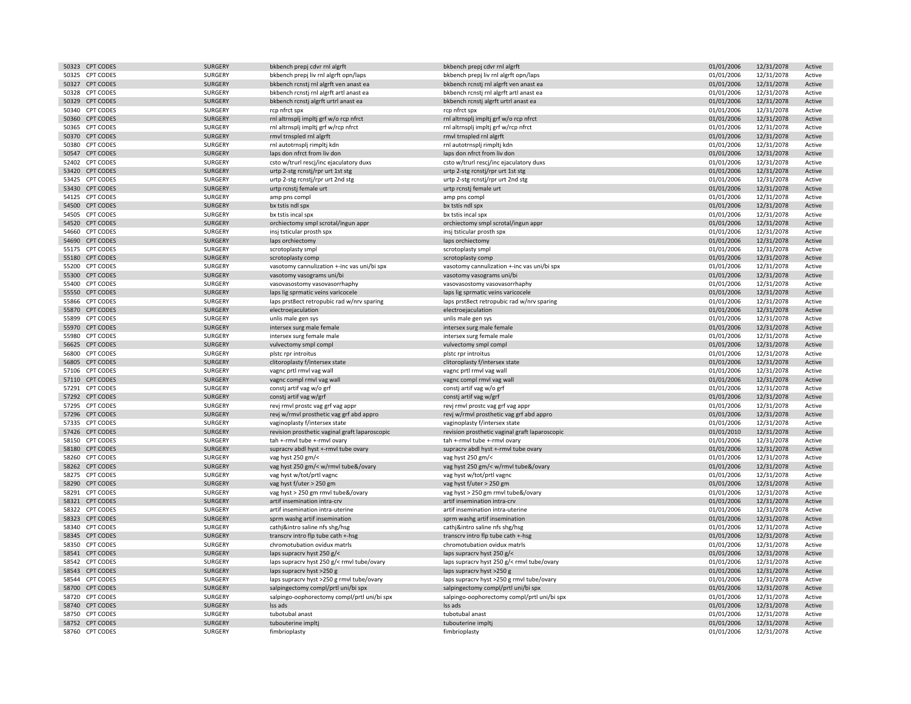| | | | | | | | |
|---|---|---|---|---|---|---|---|
| 50323 | CPT CODES | SURGERY | bkbench prepj cdvr rnl algrft | bkbench prepj cdvr rnl algrft | 01/01/2006 | 12/31/2078 | Active |
| 50325 | CPT CODES | SURGERY | bkbench prepj liv rnl algrft opn/laps | bkbench prepj liv rnl algrft opn/laps | 01/01/2006 | 12/31/2078 | Active |
| 50327 | CPT CODES | SURGERY | bkbench rcnstj rnl algrft ven anast ea | bkbench rcnstj rnl algrft ven anast ea | 01/01/2006 | 12/31/2078 | Active |
| 50328 | CPT CODES | SURGERY | bkbench rcnstj rnl algrft artl anast ea | bkbench rcnstj rnl algrft artl anast ea | 01/01/2006 | 12/31/2078 | Active |
| 50329 | CPT CODES | SURGERY | bkbench rcnstj algrft urtrl anast ea | bkbench rcnstj algrft urtrl anast ea | 01/01/2006 | 12/31/2078 | Active |
| 50340 | CPT CODES | SURGERY | rcp nfrct spx | rcp nfrct spx | 01/01/2006 | 12/31/2078 | Active |
| 50360 | CPT CODES | SURGERY | rnl altrnsplj impltj grf w/o rcp nfrct | rnl altrnsplj impltj grf w/o rcp nfrct | 01/01/2006 | 12/31/2078 | Active |
| 50365 | CPT CODES | SURGERY | rnl altrnsplj impltj grf w/rcp nfrct | rnl altrnsplj impltj grf w/rcp nfrct | 01/01/2006 | 12/31/2078 | Active |
| 50370 | CPT CODES | SURGERY | rmvl trnspled rnl algrft | rmvl trnspled rnl algrft | 01/01/2006 | 12/31/2078 | Active |
| 50380 | CPT CODES | SURGERY | rnl autotrnsplj rimpltj kdn | rnl autotrnsplj rimpltj kdn | 01/01/2006 | 12/31/2078 | Active |
| 50547 | CPT CODES | SURGERY | laps don nfrct from liv don | laps don nfrct from liv don | 01/01/2006 | 12/31/2078 | Active |
| 52402 | CPT CODES | SURGERY | csto w/trurl rescj/inc ejaculatory duxs | csto w/trurl rescj/inc ejaculatory duxs | 01/01/2006 | 12/31/2078 | Active |
| 53420 | CPT CODES | SURGERY | urtp 2-stg rcnstj/rpr urt 1st stg | urtp 2-stg rcnstj/rpr urt 1st stg | 01/01/2006 | 12/31/2078 | Active |
| 53425 | CPT CODES | SURGERY | urtp 2-stg rcnstj/rpr urt 2nd stg | urtp 2-stg rcnstj/rpr urt 2nd stg | 01/01/2006 | 12/31/2078 | Active |
| 53430 | CPT CODES | SURGERY | urtp rcnstj female urt | urtp rcnstj female urt | 01/01/2006 | 12/31/2078 | Active |
| 54125 | CPT CODES | SURGERY | amp pns compl | amp pns compl | 01/01/2006 | 12/31/2078 | Active |
| 54500 | CPT CODES | SURGERY | bx tstis ndl spx | bx tstis ndl spx | 01/01/2006 | 12/31/2078 | Active |
| 54505 | CPT CODES | SURGERY | bx tstis incal spx | bx tstis incal spx | 01/01/2006 | 12/31/2078 | Active |
| 54520 | CPT CODES | SURGERY | orchiectomy smpl scrotal/ingun appr | orchiectomy smpl scrotal/ingun appr | 01/01/2006 | 12/31/2078 | Active |
| 54660 | CPT CODES | SURGERY | insj tsticular prosth spx | insj tsticular prosth spx | 01/01/2006 | 12/31/2078 | Active |
| 54690 | CPT CODES | SURGERY | laps orchiectomy | laps orchiectomy | 01/01/2006 | 12/31/2078 | Active |
| 55175 | CPT CODES | SURGERY | scrotoplasty smpl | scrotoplasty smpl | 01/01/2006 | 12/31/2078 | Active |
| 55180 | CPT CODES | SURGERY | scrotoplasty comp | scrotoplasty comp | 01/01/2006 | 12/31/2078 | Active |
| 55200 | CPT CODES | SURGERY | vasotomy cannulization +-inc vas uni/bi spx | vasotomy cannulization +-inc vas uni/bi spx | 01/01/2006 | 12/31/2078 | Active |
| 55300 | CPT CODES | SURGERY | vasotomy vasograms uni/bi | vasotomy vasograms uni/bi | 01/01/2006 | 12/31/2078 | Active |
| 55400 | CPT CODES | SURGERY | vasovasostomy vasovasorrhaphy | vasovasostomy vasovasorrhaphy | 01/01/2006 | 12/31/2078 | Active |
| 55550 | CPT CODES | SURGERY | laps lig sprmatic veins varicocele | laps lig sprmatic veins varicocele | 01/01/2006 | 12/31/2078 | Active |
| 55866 | CPT CODES | SURGERY | laps prst8ect retropubic rad w/nrv sparing | laps prst8ect retropubic rad w/nrv sparing | 01/01/2006 | 12/31/2078 | Active |
| 55870 | CPT CODES | SURGERY | electroejaculation | electroejaculation | 01/01/2006 | 12/31/2078 | Active |
| 55899 | CPT CODES | SURGERY | unlis male gen sys | unlis male gen sys | 01/01/2006 | 12/31/2078 | Active |
| 55970 | CPT CODES | SURGERY | intersex surg male female | intersex surg male female | 01/01/2006 | 12/31/2078 | Active |
| 55980 | CPT CODES | SURGERY | intersex surg female male | intersex surg female male | 01/01/2006 | 12/31/2078 | Active |
| 56625 | CPT CODES | SURGERY | vulvectomy smpl compl | vulvectomy smpl compl | 01/01/2006 | 12/31/2078 | Active |
| 56800 | CPT CODES | SURGERY | plstc rpr introitus | plstc rpr introitus | 01/01/2006 | 12/31/2078 | Active |
| 56805 | CPT CODES | SURGERY | clitoroplasty f/intersex state | clitoroplasty f/intersex state | 01/01/2006 | 12/31/2078 | Active |
| 57106 | CPT CODES | SURGERY | vagnc prtl rmvl vag wall | vagnc prtl rmvl vag wall | 01/01/2006 | 12/31/2078 | Active |
| 57110 | CPT CODES | SURGERY | vagnc compl rmvl vag wall | vagnc compl rmvl vag wall | 01/01/2006 | 12/31/2078 | Active |
| 57291 | CPT CODES | SURGERY | constj artif vag w/o grf | constj artif vag w/o grf | 01/01/2006 | 12/31/2078 | Active |
| 57292 | CPT CODES | SURGERY | constj artif vag w/grf | constj artif vag w/grf | 01/01/2006 | 12/31/2078 | Active |
| 57295 | CPT CODES | SURGERY | revj rmvl prostc vag grf vag appr | revj rmvl prostc vag grf vag appr | 01/01/2006 | 12/31/2078 | Active |
| 57296 | CPT CODES | SURGERY | revj w/rmvl prosthetic vag grf abd appro | revj w/rmvl prosthetic vag grf abd appro | 01/01/2006 | 12/31/2078 | Active |
| 57335 | CPT CODES | SURGERY | vaginoplasty f/intersex state | vaginoplasty f/intersex state | 01/01/2006 | 12/31/2078 | Active |
| 57426 | CPT CODES | SURGERY | revision prosthetic vaginal graft laparoscopic | revision prosthetic vaginal graft laparoscopic | 01/01/2010 | 12/31/2078 | Active |
| 58150 | CPT CODES | SURGERY | tah +-rmvl tube +-rmvl ovary | tah +-rmvl tube +-rmvl ovary | 01/01/2006 | 12/31/2078 | Active |
| 58180 | CPT CODES | SURGERY | supracrv abdl hyst +-rmvl tube ovary | supracrv abdl hyst +-rmvl tube ovary | 01/01/2006 | 12/31/2078 | Active |
| 58260 | CPT CODES | SURGERY | vag hyst 250 gm/< | vag hyst 250 gm/< | 01/01/2006 | 12/31/2078 | Active |
| 58262 | CPT CODES | SURGERY | vag hyst 250 gm/< w/rmvl tube&/ovary | vag hyst 250 gm/< w/rmvl tube&/ovary | 01/01/2006 | 12/31/2078 | Active |
| 58275 | CPT CODES | SURGERY | vag hyst w/tot/prtl vagnc | vag hyst w/tot/prtl vagnc | 01/01/2006 | 12/31/2078 | Active |
| 58290 | CPT CODES | SURGERY | vag hyst f/uter > 250 gm | vag hyst f/uter > 250 gm | 01/01/2006 | 12/31/2078 | Active |
| 58291 | CPT CODES | SURGERY | vag hyst > 250 gm rmvl tube&/ovary | vag hyst > 250 gm rmvl tube&/ovary | 01/01/2006 | 12/31/2078 | Active |
| 58321 | CPT CODES | SURGERY | artif insemination intra-crv | artif insemination intra-crv | 01/01/2006 | 12/31/2078 | Active |
| 58322 | CPT CODES | SURGERY | artif insemination intra-uterine | artif insemination intra-uterine | 01/01/2006 | 12/31/2078 | Active |
| 58323 | CPT CODES | SURGERY | sprm washg artif insemination | sprm washg artif insemination | 01/01/2006 | 12/31/2078 | Active |
| 58340 | CPT CODES | SURGERY | cathj&intro saline nfs shg/hsg | cathj&intro saline nfs shg/hsg | 01/01/2006 | 12/31/2078 | Active |
| 58345 | CPT CODES | SURGERY | transcrv intro flp tube cath +-hsg | transcrv intro flp tube cath +-hsg | 01/01/2006 | 12/31/2078 | Active |
| 58350 | CPT CODES | SURGERY | chromotubation ovidux matrls | chromotubation ovidux matrls | 01/01/2006 | 12/31/2078 | Active |
| 58541 | CPT CODES | SURGERY | laps supracrv hyst 250 g/< | laps supracrv hyst 250 g/< | 01/01/2006 | 12/31/2078 | Active |
| 58542 | CPT CODES | SURGERY | laps supracrv hyst 250 g/< rmvl tube/ovary | laps supracrv hyst 250 g/< rmvl tube/ovary | 01/01/2006 | 12/31/2078 | Active |
| 58543 | CPT CODES | SURGERY | laps supracrv hyst >250 g | laps supracrv hyst >250 g | 01/01/2006 | 12/31/2078 | Active |
| 58544 | CPT CODES | SURGERY | laps supracrv hyst >250 g rmvl tube/ovary | laps supracrv hyst >250 g rmvl tube/ovary | 01/01/2006 | 12/31/2078 | Active |
| 58700 | CPT CODES | SURGERY | salpingectomy compl/prtl uni/bi spx | salpingectomy compl/prtl uni/bi spx | 01/01/2006 | 12/31/2078 | Active |
| 58720 | CPT CODES | SURGERY | salpingo-oophorectomy compl/prtl uni/bi spx | salpingo-oophorectomy compl/prtl uni/bi spx | 01/01/2006 | 12/31/2078 | Active |
| 58740 | CPT CODES | SURGERY | lss ads | lss ads | 01/01/2006 | 12/31/2078 | Active |
| 58750 | CPT CODES | SURGERY | tubotubal anast | tubotubal anast | 01/01/2006 | 12/31/2078 | Active |
| 58752 | CPT CODES | SURGERY | tubouterine impltj | tubouterine impltj | 01/01/2006 | 12/31/2078 | Active |
| 58760 | CPT CODES | SURGERY | fimbrioplasty | fimbrioplasty | 01/01/2006 | 12/31/2078 | Active |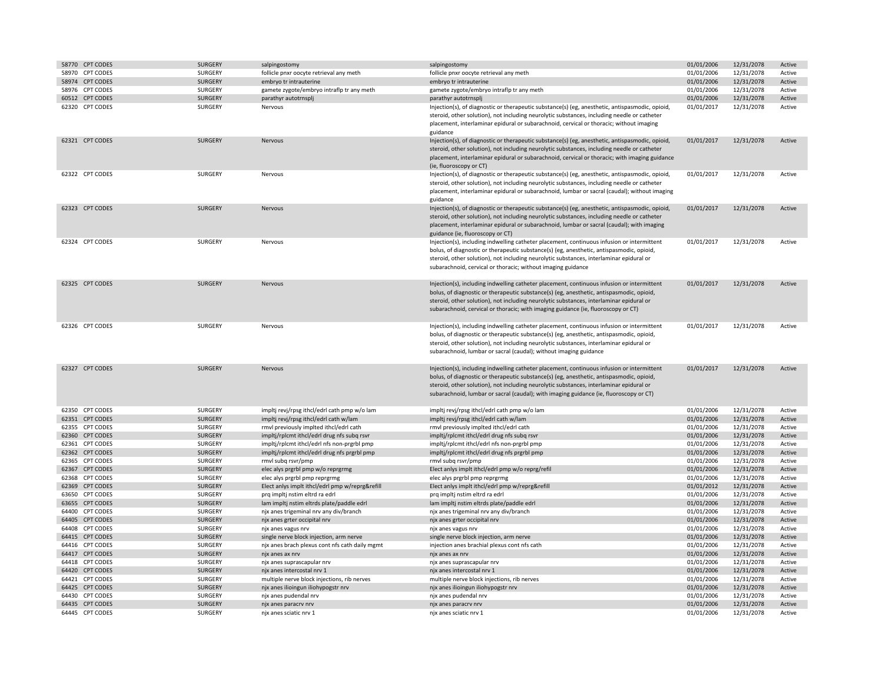| | | | | | | | |
|---|---|---|---|---|---|---|---|
| 58770 | CPT CODES | SURGERY | salpingostomy | salpingostomy | 01/01/2006 | 12/31/2078 | Active |
| 58970 | CPT CODES | SURGERY | follicle pnxr oocyte retrieval any meth | follicle pnxr oocyte retrieval any meth | 01/01/2006 | 12/31/2078 | Active |
| 58974 | CPT CODES | SURGERY | embryo tr intrauterine | embryo tr intrauterine | 01/01/2006 | 12/31/2078 | Active |
| 58976 | CPT CODES | SURGERY | gamete zygote/embryo intraflp tr any meth | gamete zygote/embryo intraflp tr any meth | 01/01/2006 | 12/31/2078 | Active |
| 60512 | CPT CODES | SURGERY | parathyr autotrnsplj | parathyr autotrnsplj | 01/01/2006 | 12/31/2078 | Active |
| 62320 | CPT CODES | SURGERY | Nervous | Injection(s), of diagnostic or therapeutic substance(s) (eg, anesthetic, antispasmodic, opioid, steroid, other solution), not including neurolytic substances, including needle or catheter placement, interlaminar epidural or subarachnoid, cervical or thoracic; without imaging guidance | 01/01/2017 | 12/31/2078 | Active |
| 62321 | CPT CODES | SURGERY | Nervous | Injection(s), of diagnostic or therapeutic substance(s) (eg, anesthetic, antispasmodic, opioid, steroid, other solution), not including neurolytic substances, including needle or catheter placement, interlaminar epidural or subarachnoid, cervical or thoracic; with imaging guidance (ie, fluoroscopy or CT) | 01/01/2017 | 12/31/2078 | Active |
| 62322 | CPT CODES | SURGERY | Nervous | Injection(s), of diagnostic or therapeutic substance(s) (eg, anesthetic, antispasmodic, opioid, steroid, other solution), not including neurolytic substances, including needle or catheter placement, interlaminar epidural or subarachnoid, lumbar or sacral (caudal); without imaging guidance | 01/01/2017 | 12/31/2078 | Active |
| 62323 | CPT CODES | SURGERY | Nervous | Injection(s), of diagnostic or therapeutic substance(s) (eg, anesthetic, antispasmodic, opioid, steroid, other solution), not including neurolytic substances, including needle or catheter placement, interlaminar epidural or subarachnoid, lumbar or sacral (caudal); with imaging guidance (ie, fluoroscopy or CT) | 01/01/2017 | 12/31/2078 | Active |
| 62324 | CPT CODES | SURGERY | Nervous | Injection(s), including indwelling catheter placement, continuous infusion or intermittent bolus, of diagnostic or therapeutic substance(s) (eg, anesthetic, antispasmodic, opioid, steroid, other solution), not including neurolytic substances, interlaminar epidural or subarachnoid, cervical or thoracic; without imaging guidance | 01/01/2017 | 12/31/2078 | Active |
| 62325 | CPT CODES | SURGERY | Nervous | Injection(s), including indwelling catheter placement, continuous infusion or intermittent bolus, of diagnostic or therapeutic substance(s) (eg, anesthetic, antispasmodic, opioid, steroid, other solution), not including neurolytic substances, interlaminar epidural or subarachnoid, cervical or thoracic; with imaging guidance (ie, fluoroscopy or CT) | 01/01/2017 | 12/31/2078 | Active |
| 62326 | CPT CODES | SURGERY | Nervous | Injection(s), including indwelling catheter placement, continuous infusion or intermittent bolus, of diagnostic or therapeutic substance(s) (eg, anesthetic, antispasmodic, opioid, steroid, other solution), not including neurolytic substances, interlaminar epidural or subarachnoid, lumbar or sacral (caudal); without imaging guidance | 01/01/2017 | 12/31/2078 | Active |
| 62327 | CPT CODES | SURGERY | Nervous | Injection(s), including indwelling catheter placement, continuous infusion or intermittent bolus, of diagnostic or therapeutic substance(s) (eg, anesthetic, antispasmodic, opioid, steroid, other solution), not including neurolytic substances, interlaminar epidural or subarachnoid, lumbar or sacral (caudal); with imaging guidance (ie, fluoroscopy or CT) | 01/01/2017 | 12/31/2078 | Active |
| 62350 | CPT CODES | SURGERY | impltj revj/rpsg ithcl/edrl cath pmp w/o lam | impltj revj/rpsg ithcl/edrl cath pmp w/o lam | 01/01/2006 | 12/31/2078 | Active |
| 62351 | CPT CODES | SURGERY | impltj revj/rpsg ithcl/edrl cath w/lam | impltj revj/rpsg ithcl/edrl cath w/lam | 01/01/2006 | 12/31/2078 | Active |
| 62355 | CPT CODES | SURGERY | rmvl previously implted ithcl/edrl cath | rmvl previously implted ithcl/edrl cath | 01/01/2006 | 12/31/2078 | Active |
| 62360 | CPT CODES | SURGERY | impltj/rplcmt ithcl/edrl drug nfs subq rsvr | impltj/rplcmt ithcl/edrl drug nfs subq rsvr | 01/01/2006 | 12/31/2078 | Active |
| 62361 | CPT CODES | SURGERY | impltj/rplcmt ithcl/edrl nfs non-prgrbl pmp | impltj/rplcmt ithcl/edrl nfs non-prgrbl pmp | 01/01/2006 | 12/31/2078 | Active |
| 62362 | CPT CODES | SURGERY | impltj/rplcmt ithcl/edrl drug nfs prgrbl pmp | impltj/rplcmt ithcl/edrl drug nfs prgrbl pmp | 01/01/2006 | 12/31/2078 | Active |
| 62365 | CPT CODES | SURGERY | rmvl subq rsvr/pmp | rmvl subq rsvr/pmp | 01/01/2006 | 12/31/2078 | Active |
| 62367 | CPT CODES | SURGERY | elec alys prgrbl pmp w/o reprgrmg | Elect anlys implt ithcl/edrl pmp w/o reprg/refil | 01/01/2006 | 12/31/2078 | Active |
| 62368 | CPT CODES | SURGERY | elec alys prgrbl pmp reprgrmg | elec alys prgrbl pmp reprgrmg | 01/01/2006 | 12/31/2078 | Active |
| 62369 | CPT CODES | SURGERY | Elect anlys implt ithcl/edrl pmp w/reprg&refill | Elect anlys implt ithcl/edrl pmp w/reprg&refill | 01/01/2012 | 12/31/2078 | Active |
| 63650 | CPT CODES | SURGERY | prq impltj nstim eltrd ra edrl | prq impltj nstim eltrd ra edrl | 01/01/2006 | 12/31/2078 | Active |
| 63655 | CPT CODES | SURGERY | lam impltj nstim eltrds plate/paddle edrl | lam impltj nstim eltrds plate/paddle edrl | 01/01/2006 | 12/31/2078 | Active |
| 64400 | CPT CODES | SURGERY | njx anes trigeminal nrv any div/branch | njx anes trigeminal nrv any div/branch | 01/01/2006 | 12/31/2078 | Active |
| 64405 | CPT CODES | SURGERY | njx anes grter occipital nrv | njx anes grter occipital nrv | 01/01/2006 | 12/31/2078 | Active |
| 64408 | CPT CODES | SURGERY | njx anes vagus nrv | njx anes vagus nrv | 01/01/2006 | 12/31/2078 | Active |
| 64415 | CPT CODES | SURGERY | single nerve block injection, arm nerve | single nerve block injection, arm nerve | 01/01/2006 | 12/31/2078 | Active |
| 64416 | CPT CODES | SURGERY | njx anes brach plexus cont nfs cath daily mgmt | injection anes brachial plexus cont nfs cath | 01/01/2006 | 12/31/2078 | Active |
| 64417 | CPT CODES | SURGERY | njx anes ax nrv | njx anes ax nrv | 01/01/2006 | 12/31/2078 | Active |
| 64418 | CPT CODES | SURGERY | njx anes suprascapular nrv | njx anes suprascapular nrv | 01/01/2006 | 12/31/2078 | Active |
| 64420 | CPT CODES | SURGERY | njx anes intercostal nrv 1 | njx anes intercostal nrv 1 | 01/01/2006 | 12/31/2078 | Active |
| 64421 | CPT CODES | SURGERY | multiple nerve block injections, rib nerves | multiple nerve block injections, rib nerves | 01/01/2006 | 12/31/2078 | Active |
| 64425 | CPT CODES | SURGERY | njx anes ilioingun iliohypogstr nrv | njx anes ilioingun iliohypogstr nrv | 01/01/2006 | 12/31/2078 | Active |
| 64430 | CPT CODES | SURGERY | njx anes pudendal nrv | njx anes pudendal nrv | 01/01/2006 | 12/31/2078 | Active |
| 64435 | CPT CODES | SURGERY | njx anes paracrv nrv | njx anes paracrv nrv | 01/01/2006 | 12/31/2078 | Active |
| 64445 | CPT CODES | SURGERY | njx anes sciatic nrv 1 | njx anes sciatic nrv 1 | 01/01/2006 | 12/31/2078 | Active |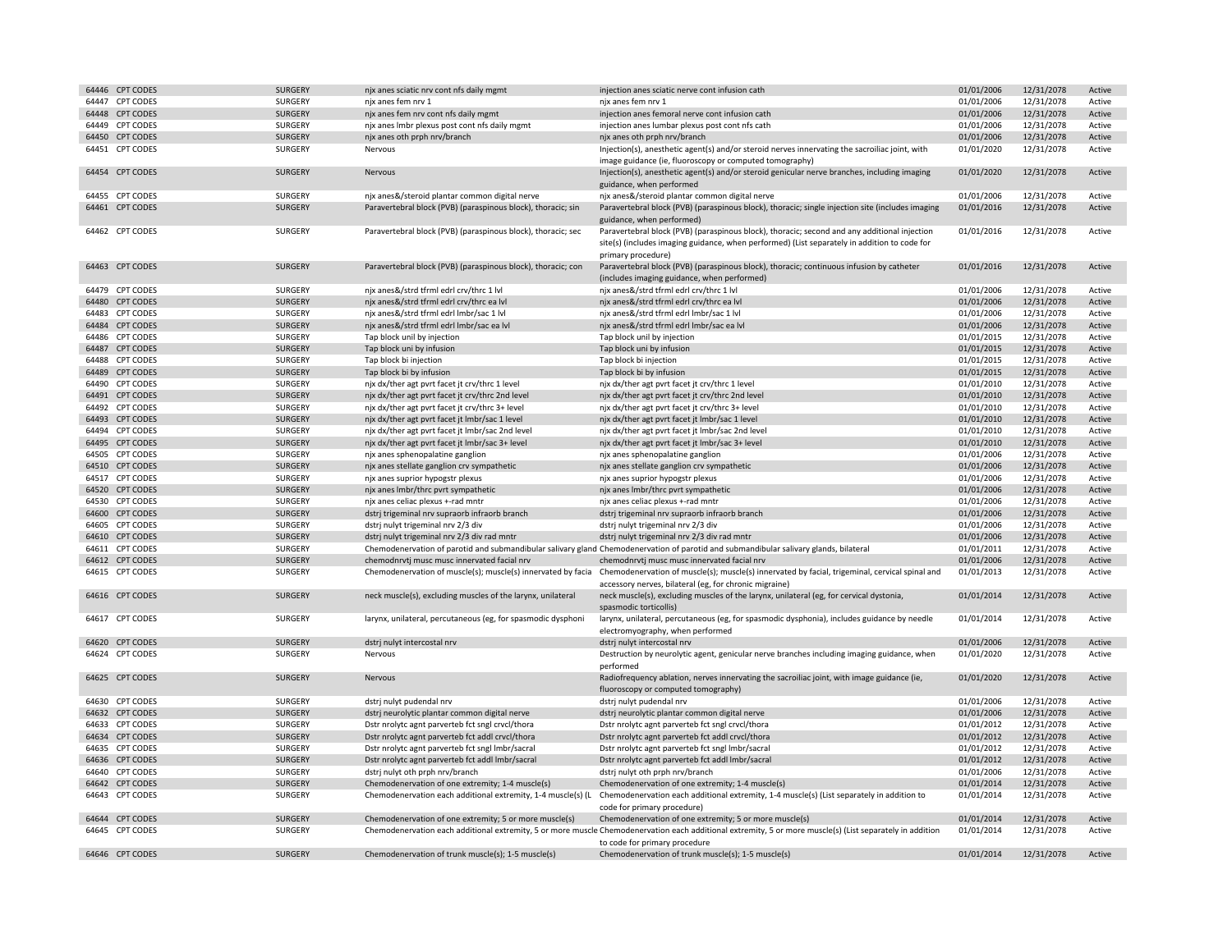| | | | | | | | |
|---|---|---|---|---|---|---|---|
| 64446 | CPT CODES | SURGERY | njx anes sciatic nrv cont nfs daily mgmt | injection anes sciatic nerve cont infusion cath | 01/01/2006 | 12/31/2078 | Active |
| 64447 | CPT CODES | SURGERY | njx anes fem nrv 1 | njx anes fem nrv 1 | 01/01/2006 | 12/31/2078 | Active |
| 64448 | CPT CODES | SURGERY | njx anes fem nrv cont nfs daily mgmt | injection anes femoral nerve cont infusion cath | 01/01/2006 | 12/31/2078 | Active |
| 64449 | CPT CODES | SURGERY | njx anes lmbr plexus post cont nfs daily mgmt | injection anes lumbar plexus post cont nfs cath | 01/01/2006 | 12/31/2078 | Active |
| 64450 | CPT CODES | SURGERY | njx anes oth prph nrv/branch | njx anes oth prph nrv/branch | 01/01/2006 | 12/31/2078 | Active |
| 64451 | CPT CODES | SURGERY | Nervous | Injection(s), anesthetic agent(s) and/or steroid nerves innervating the sacroiliac joint, with image guidance (ie, fluoroscopy or computed tomography) | 01/01/2020 | 12/31/2078 | Active |
| 64454 | CPT CODES | SURGERY | Nervous | Injection(s), anesthetic agent(s) and/or steroid genicular nerve branches, including imaging guidance, when performed | 01/01/2020 | 12/31/2078 | Active |
| 64455 | CPT CODES | SURGERY | njx anes&/steroid plantar common digital nerve | njx anes&/steroid plantar common digital nerve | 01/01/2006 | 12/31/2078 | Active |
| 64461 | CPT CODES | SURGERY | Paravertebral block (PVB) (paraspinous block), thoracic; sin | Paravertebral block (PVB) (paraspinous block), thoracic; single injection site (includes imaging guidance, when performed) | 01/01/2016 | 12/31/2078 | Active |
| 64462 | CPT CODES | SURGERY | Paravertebral block (PVB) (paraspinous block), thoracic; sec | Paravertebral block (PVB) (paraspinous block), thoracic; second and any additional injection site(s) (includes imaging guidance, when performed) (List separately in addition to code for primary procedure) | 01/01/2016 | 12/31/2078 | Active |
| 64463 | CPT CODES | SURGERY | Paravertebral block (PVB) (paraspinous block), thoracic; con | Paravertebral block (PVB) (paraspinous block), thoracic; continuous infusion by catheter (includes imaging guidance, when performed) | 01/01/2016 | 12/31/2078 | Active |
| 64479 | CPT CODES | SURGERY | njx anes&/strd tfrml edrl crv/thrc 1 lvl | njx anes&/strd tfrml edrl crv/thrc 1 lvl | 01/01/2006 | 12/31/2078 | Active |
| 64480 | CPT CODES | SURGERY | njx anes&/strd tfrml edrl crv/thrc ea lvl | njx anes&/strd tfrml edrl crv/thrc ea lvl | 01/01/2006 | 12/31/2078 | Active |
| 64483 | CPT CODES | SURGERY | njx anes&/strd tfrml edrl lmbr/sac 1 lvl | njx anes&/strd tfrml edrl lmbr/sac 1 lvl | 01/01/2006 | 12/31/2078 | Active |
| 64484 | CPT CODES | SURGERY | njx anes&/strd tfrml edrl lmbr/sac ea lvl | njx anes&/strd tfrml edrl lmbr/sac ea lvl | 01/01/2006 | 12/31/2078 | Active |
| 64486 | CPT CODES | SURGERY | Tap block unil by injection | Tap block unil by injection | 01/01/2015 | 12/31/2078 | Active |
| 64487 | CPT CODES | SURGERY | Tap block uni by infusion | Tap block uni by infusion | 01/01/2015 | 12/31/2078 | Active |
| 64488 | CPT CODES | SURGERY | Tap block bi injection | Tap block bi injection | 01/01/2015 | 12/31/2078 | Active |
| 64489 | CPT CODES | SURGERY | Tap block bi by infusion | Tap block bi by infusion | 01/01/2015 | 12/31/2078 | Active |
| 64490 | CPT CODES | SURGERY | njx dx/ther agt pvrt facet jt crv/thrc 1 level | njx dx/ther agt pvrt facet jt crv/thrc 1 level | 01/01/2010 | 12/31/2078 | Active |
| 64491 | CPT CODES | SURGERY | njx dx/ther agt pvrt facet jt crv/thrc 2nd level | njx dx/ther agt pvrt facet jt crv/thrc 2nd level | 01/01/2010 | 12/31/2078 | Active |
| 64492 | CPT CODES | SURGERY | njx dx/ther agt pvrt facet jt crv/thrc 3+ level | njx dx/ther agt pvrt facet jt crv/thrc 3+ level | 01/01/2010 | 12/31/2078 | Active |
| 64493 | CPT CODES | SURGERY | njx dx/ther agt pvrt facet jt lmbr/sac 1 level | njx dx/ther agt pvrt facet jt lmbr/sac 1 level | 01/01/2010 | 12/31/2078 | Active |
| 64494 | CPT CODES | SURGERY | njx dx/ther agt pvrt facet jt lmbr/sac 2nd level | njx dx/ther agt pvrt facet jt lmbr/sac 2nd level | 01/01/2010 | 12/31/2078 | Active |
| 64495 | CPT CODES | SURGERY | njx dx/ther agt pvrt facet jt lmbr/sac 3+ level | njx dx/ther agt pvrt facet jt lmbr/sac 3+ level | 01/01/2010 | 12/31/2078 | Active |
| 64505 | CPT CODES | SURGERY | njx anes sphenopalatine ganglion | njx anes sphenopalatine ganglion | 01/01/2006 | 12/31/2078 | Active |
| 64510 | CPT CODES | SURGERY | njx anes stellate ganglion crv sympathetic | njx anes stellate ganglion crv sympathetic | 01/01/2006 | 12/31/2078 | Active |
| 64517 | CPT CODES | SURGERY | njx anes suprior hypogstr plexus | njx anes suprior hypogstr plexus | 01/01/2006 | 12/31/2078 | Active |
| 64520 | CPT CODES | SURGERY | njx anes lmbr/thrc pvrt sympathetic | njx anes lmbr/thrc pvrt sympathetic | 01/01/2006 | 12/31/2078 | Active |
| 64530 | CPT CODES | SURGERY | njx anes celiac plexus +-rad mntr | njx anes celiac plexus +-rad mntr | 01/01/2006 | 12/31/2078 | Active |
| 64600 | CPT CODES | SURGERY | dstrj trigeminal nrv supraorb infraorb branch | dstrj trigeminal nrv supraorb infraorb branch | 01/01/2006 | 12/31/2078 | Active |
| 64605 | CPT CODES | SURGERY | dstrj nulyt trigeminal nrv 2/3 div | dstrj nulyt trigeminal nrv 2/3 div | 01/01/2006 | 12/31/2078 | Active |
| 64610 | CPT CODES | SURGERY | dstrj nulyt trigeminal nrv 2/3 div rad mntr | dstrj nulyt trigeminal nrv 2/3 div rad mntr | 01/01/2006 | 12/31/2078 | Active |
| 64611 | CPT CODES | SURGERY | Chemodenervation of parotid and submandibular salivary gland | Chemodenervation of parotid and submandibular salivary glands, bilateral | 01/01/2011 | 12/31/2078 | Active |
| 64612 | CPT CODES | SURGERY | chemodnrvtj musc musc innervated facial nrv | chemodnrvtj musc musc innervated facial nrv | 01/01/2006 | 12/31/2078 | Active |
| 64615 | CPT CODES | SURGERY | Chemodenervation of muscle(s); muscle(s) innervated by facia | Chemodenervation of muscle(s); muscle(s) innervated by facial, trigeminal, cervical spinal and accessory nerves, bilateral (eg, for chronic migraine) | 01/01/2013 | 12/31/2078 | Active |
| 64616 | CPT CODES | SURGERY | neck muscle(s), excluding muscles of the larynx, unilateral | neck muscle(s), excluding muscles of the larynx, unilateral (eg, for cervical dystonia, spasmodic torticollis) | 01/01/2014 | 12/31/2078 | Active |
| 64617 | CPT CODES | SURGERY | larynx, unilateral, percutaneous (eg, for spasmodic dysphoni | larynx, unilateral, percutaneous (eg, for spasmodic dysphonia), includes guidance by needle electromyography, when performed | 01/01/2014 | 12/31/2078 | Active |
| 64620 | CPT CODES | SURGERY | dstrj nulyt intercostal nrv | dstrj nulyt intercostal nrv | 01/01/2006 | 12/31/2078 | Active |
| 64624 | CPT CODES | SURGERY | Nervous | Destruction by neurolytic agent, genicular nerve branches including imaging guidance, when performed | 01/01/2020 | 12/31/2078 | Active |
| 64625 | CPT CODES | SURGERY | Nervous | Radiofrequency ablation, nerves innervating the sacroiliac joint, with image guidance (ie, fluoroscopy or computed tomography) | 01/01/2020 | 12/31/2078 | Active |
| 64630 | CPT CODES | SURGERY | dstrj nulyt pudendal nrv | dstrj nulyt pudendal nrv | 01/01/2006 | 12/31/2078 | Active |
| 64632 | CPT CODES | SURGERY | dstrj neurolytic plantar common digital nerve | dstrj neurolytic plantar common digital nerve | 01/01/2006 | 12/31/2078 | Active |
| 64633 | CPT CODES | SURGERY | Dstr nrolytc agnt parverteb fct sngl crvcl/thora | Dstr nrolytc agnt parverteb fct sngl crvcl/thora | 01/01/2012 | 12/31/2078 | Active |
| 64634 | CPT CODES | SURGERY | Dstr nrolytc agnt parverteb fct addl crvcl/thora | Dstr nrolytc agnt parverteb fct addl crvcl/thora | 01/01/2012 | 12/31/2078 | Active |
| 64635 | CPT CODES | SURGERY | Dstr nrolytc agnt parverteb fct sngl lmbr/sacral | Dstr nrolytc agnt parverteb fct sngl lmbr/sacral | 01/01/2012 | 12/31/2078 | Active |
| 64636 | CPT CODES | SURGERY | Dstr nrolytc agnt parverteb fct addl lmbr/sacral | Dstr nrolytc agnt parverteb fct addl lmbr/sacral | 01/01/2012 | 12/31/2078 | Active |
| 64640 | CPT CODES | SURGERY | dstrj nulyt oth prph nrv/branch | dstrj nulyt oth prph nrv/branch | 01/01/2006 | 12/31/2078 | Active |
| 64642 | CPT CODES | SURGERY | Chemodenervation of one extremity; 1-4 muscle(s) | Chemodenervation of one extremity; 1-4 muscle(s) | 01/01/2014 | 12/31/2078 | Active |
| 64643 | CPT CODES | SURGERY | Chemodenervation each additional extremity, 1-4 muscle(s) (L | Chemodenervation each additional extremity, 1-4 muscle(s) (List separately in addition to code for primary procedure) | 01/01/2014 | 12/31/2078 | Active |
| 64644 | CPT CODES | SURGERY | Chemodenervation of one extremity; 5 or more muscle(s) | Chemodenervation of one extremity; 5 or more muscle(s) | 01/01/2014 | 12/31/2078 | Active |
| 64645 | CPT CODES | SURGERY | Chemodenervation each additional extremity, 5 or more muscle | Chemodenervation each additional extremity, 5 or more muscle(s) (List separately in addition to code for primary procedure | 01/01/2014 | 12/31/2078 | Active |
| 64646 | CPT CODES | SURGERY | Chemodenervation of trunk muscle(s); 1-5 muscle(s) | Chemodenervation of trunk muscle(s); 1-5 muscle(s) | 01/01/2014 | 12/31/2078 | Active |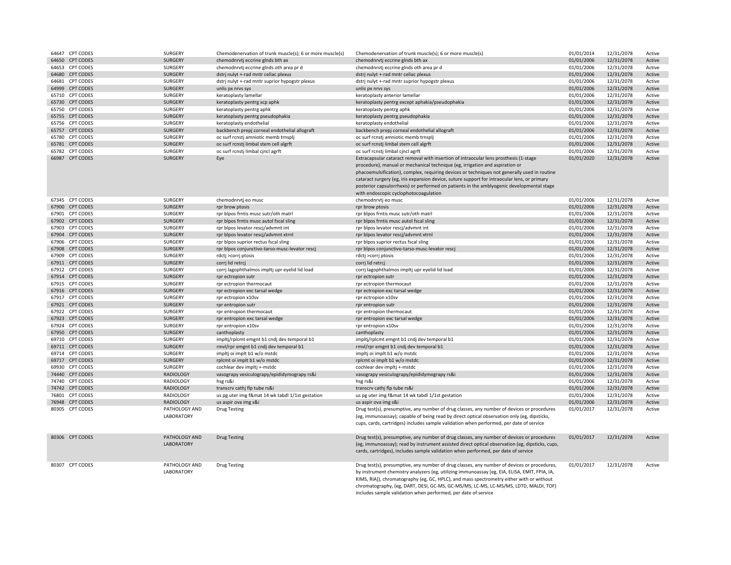| | | | | | | |
|---|---|---|---|---|---|---|
| 64647 CPT CODES | SURGERY | Chemodenervation of trunk muscle(s); 6 or more muscle(s) | Chemodenervation of trunk muscle(s); 6 or more muscle(s) | 01/01/2014 | 12/31/2078 | Active |
| 64650 CPT CODES | SURGERY | chemodnrvtj eccrine glnds bth ax | chemodnrvtj eccrine glnds bth ax | 01/01/2006 | 12/31/2078 | Active |
| 64653 CPT CODES | SURGERY | chemodnrvtj eccrine glnds oth area pr d | chemodnrvtj eccrine glnds oth area pr d | 01/01/2006 | 12/31/2078 | Active |
| 64680 CPT CODES | SURGERY | dstrj nulyt +-rad mntr celiac plexus | dstrj nulyt +-rad mntr celiac plexus | 01/01/2006 | 12/31/2078 | Active |
| 64681 CPT CODES | SURGERY | dstrj nulyt +-rad mntr suprior hypogstr plexus | dstrj nulyt +-rad mntr suprior hypogstr plexus | 01/01/2006 | 12/31/2078 | Active |
| 64999 CPT CODES | SURGERY | unlis px nrvs sys | unlis px nrvs sys | 01/01/2006 | 12/31/2078 | Active |
| 65710 CPT CODES | SURGERY | keratoplasty lamellar | keratoplasty anterior lamellar | 01/01/2006 | 12/31/2078 | Active |
| 65730 CPT CODES | SURGERY | keratoplasty pentrg xcp aphk | keratoplasty pentrg except aphakia/pseudophakia | 01/01/2006 | 12/31/2078 | Active |
| 65750 CPT CODES | SURGERY | keratoplasty pentrg aphk | keratoplasty pentrg aphk | 01/01/2006 | 12/31/2078 | Active |
| 65755 CPT CODES | SURGERY | keratoplasty pentrg pseudophakia | keratoplasty pentrg pseudophakia | 01/01/2006 | 12/31/2078 | Active |
| 65756 CPT CODES | SURGERY | keratoplasty endothelial | keratoplasty endothelial | 01/01/2006 | 12/31/2078 | Active |
| 65757 CPT CODES | SURGERY | backbench prepj corneal endothelial allograft | backbench prepj corneal endothelial allograft | 01/01/2006 | 12/31/2078 | Active |
| 65780 CPT CODES | SURGERY | oc surf rcnstj amniotic memb trnsplj | oc surf rcnstj amniotic memb trnsplj | 01/01/2006 | 12/31/2078 | Active |
| 65781 CPT CODES | SURGERY | oc surf rcnstj limbal stem cell algrft | oc surf rcnstj limbal stem cell algrft | 01/01/2006 | 12/31/2078 | Active |
| 65782 CPT CODES | SURGERY | oc surf rcnstj limbal cjncl agrft | oc surf rcnstj limbal cjncl agrft | 01/01/2006 | 12/31/2078 | Active |
| 66987 CPT CODES | SURGERY | Eye | Extracapsular cataract removal with insertion of intraocular lens prosthesis (1-stage procedure), manual or mechanical technique (eg, irrigation and aspiration or phacoemulsification), complex, requiring devices or techniques not generally used in routine cataract surgery (eg, iris expansion device, suture support for intraocular lens, or primary posterior capsulorrhexis) or performed on patients in the amblyogenic developmental stage with endoscopic cyclophotocoagulation | 01/01/2020 | 12/31/2078 | Active |
| 67345 CPT CODES | SURGERY | chemodnrvtj eo musc | chemodnrvtj eo musc | 01/01/2006 | 12/31/2078 | Active |
| 67900 CPT CODES | SURGERY | rpr brow ptosis | rpr brow ptosis | 01/01/2006 | 12/31/2078 | Active |
| 67901 CPT CODES | SURGERY | rpr blpos frntis musc sutr/oth matrl | rpr blpos frntis musc sutr/oth matrl | 01/01/2006 | 12/31/2078 | Active |
| 67902 CPT CODES | SURGERY | rpr blpos frntis musc autol fscal sling | rpr blpos frntis musc autol fscal sling | 01/01/2006 | 12/31/2078 | Active |
| 67903 CPT CODES | SURGERY | rpr blpos levator rescj/advmnt int | rpr blpos levator rescj/advmnt int | 01/01/2006 | 12/31/2078 | Active |
| 67904 CPT CODES | SURGERY | rpr blpos levator rescj/advmnt xtrnl | rpr blpos levator rescj/advmnt xtrnl | 01/01/2006 | 12/31/2078 | Active |
| 67906 CPT CODES | SURGERY | rpr blpos suprior rectus fscal sling | rpr blpos suprior rectus fscal sling | 01/01/2006 | 12/31/2078 | Active |
| 67908 CPT CODES | SURGERY | rpr blpos conjunctivo-tarso-musc-levator rescj | rpr blpos conjunctivo-tarso-musc-levator rescj | 01/01/2006 | 12/31/2078 | Active |
| 67909 CPT CODES | SURGERY | rdctj >corrj ptosis | rdctj >corrj ptosis | 01/01/2006 | 12/31/2078 | Active |
| 67911 CPT CODES | SURGERY | corrj lid retrcj | corrj lid retrcj | 01/01/2006 | 12/31/2078 | Active |
| 67912 CPT CODES | SURGERY | corrj lagophthalmos impltj upr eyelid lid load | corrj lagophthalmos impltj upr eyelid lid load | 01/01/2006 | 12/31/2078 | Active |
| 67914 CPT CODES | SURGERY | rpr ectropion sutr | rpr ectropion sutr | 01/01/2006 | 12/31/2078 | Active |
| 67915 CPT CODES | SURGERY | rpr ectropion thermocaut | rpr ectropion thermocaut | 01/01/2006 | 12/31/2078 | Active |
| 67916 CPT CODES | SURGERY | rpr ectropion exc tarsal wedge | rpr ectropion exc tarsal wedge | 01/01/2006 | 12/31/2078 | Active |
| 67917 CPT CODES | SURGERY | rpr ectropion x10sv | rpr ectropion x10sv | 01/01/2006 | 12/31/2078 | Active |
| 67921 CPT CODES | SURGERY | rpr entropion sutr | rpr entropion sutr | 01/01/2006 | 12/31/2078 | Active |
| 67922 CPT CODES | SURGERY | rpr entropion thermocaut | rpr entropion thermocaut | 01/01/2006 | 12/31/2078 | Active |
| 67923 CPT CODES | SURGERY | rpr entropion exc tarsal wedge | rpr entropion exc tarsal wedge | 01/01/2006 | 12/31/2078 | Active |
| 67924 CPT CODES | SURGERY | rpr entropion x10sv | rpr entropion x10sv | 01/01/2006 | 12/31/2078 | Active |
| 67950 CPT CODES | SURGERY | canthoplasty | canthoplasty | 01/01/2006 | 12/31/2078 | Active |
| 69710 CPT CODES | SURGERY | impltj/rplcmt emgnt b1 cndj dev temporal b1 | impltj/rplcmt emgnt b1 cndj dev temporal b1 | 01/01/2006 | 12/31/2078 | Active |
| 69711 CPT CODES | SURGERY | rmvl/rpr emgnt b1 cndj dev temporal b1 | rmvl/rpr emgnt b1 cndj dev temporal b1 | 01/01/2006 | 12/31/2078 | Active |
| 69714 CPT CODES | SURGERY | impltj oi implt b1 w/o mstdc | impltj oi implt b1 w/o mstdc | 01/01/2006 | 12/31/2078 | Active |
| 69717 CPT CODES | SURGERY | rplcmt oi implt b1 w/o mstdc | rplcmt oi implt b1 w/o mstdc | 01/01/2006 | 12/31/2078 | Active |
| 69930 CPT CODES | SURGERY | cochlear dev impltj +-mstdc | cochlear dev impltj +-mstdc | 01/01/2006 | 12/31/2078 | Active |
| 74440 CPT CODES | RADIOLOGY | vasograpy vesiculograpy/epididymograpy rs&i | vasograpy vesiculograpy/epididymograpy rs&i | 01/01/2006 | 12/31/2078 | Active |
| 74740 CPT CODES | RADIOLOGY | hsg rs&i | hsg rs&i | 01/01/2006 | 12/31/2078 | Active |
| 74742 CPT CODES | RADIOLOGY | transcrv cathj flp tube rs&i | transcrv cathj flp tube rs&i | 01/01/2006 | 12/31/2078 | Active |
| 76801 CPT CODES | RADIOLOGY | us pg uter img f&mat 14 wk tabdl 1/1st gestation | us pg uter img f&mat 14 wk tabdl 1/1st gestation | 01/01/2006 | 12/31/2078 | Active |
| 76948 CPT CODES | RADIOLOGY | us aspir ova img s&i | us aspir ova img s&i | 01/01/2006 | 12/31/2078 | Active |
| 80305 CPT CODES | PATHOLOGY AND LABORATORY | Drug Testing | Drug test(s), presumptive, any number of drug classes, any number of devices or procedures (eg, immunoassay); capable of being read by direct optical observation only (eg, dipsticks, cups, cards, cartridges) includes sample validation when performed, per date of service | 01/01/2017 | 12/31/2078 | Active |
| 80306 CPT CODES | PATHOLOGY AND LABORATORY | Drug Testing | Drug test(s), presumptive, any number of drug classes, any number of devices or procedures (eg, immunoassay); read by instrument assisted direct optical observation (eg, dipsticks, cups, cards, cartridges), includes sample validation when performed, per date of service | 01/01/2017 | 12/31/2078 | Active |
| 80307 CPT CODES | PATHOLOGY AND LABORATORY | Drug Testing | Drug test(s), presumptive, any number of drug classes, any number of devices or procedures, by instrument chemistry analyzers (eg, utilizing immunoassay [eg, EIA, ELISA, EMIT, FPIA, IA, KIMS, RIA]), chromatography (eg, GC, HPLC), and mass spectrometry either with or without chromatography, (eg, DART, DESI, GC-MS, GC-MS/MS, LC-MS, LC-MS/MS, LDTD, MALDI, TOF) includes sample validation when performed, per date of service | 01/01/2017 | 12/31/2078 | Active |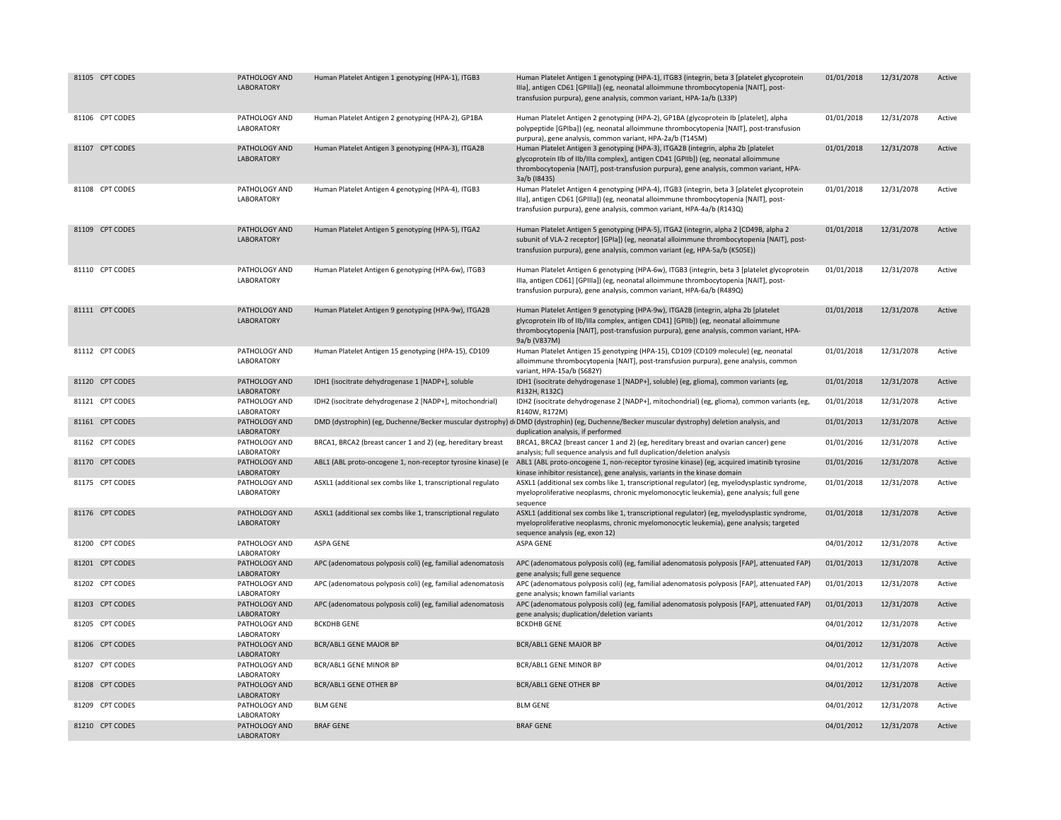| | | | | | | | |
|---|---|---|---|---|---|---|---|
| 81105 | CPT CODES | PATHOLOGY AND LABORATORY | Human Platelet Antigen 1 genotyping (HPA-1), ITGB3 | Human Platelet Antigen 1 genotyping (HPA-1), ITGB3 (integrin, beta 3 [platelet glycoprotein IIIa], antigen CD61 [GPIIIa]) (eg, neonatal alloimmune thrombocytopenia [NAIT], post-transfusion purpura), gene analysis, common variant, HPA-1a/b (L33P) | 01/01/2018 | 12/31/2078 | Active |
| 81106 | CPT CODES | PATHOLOGY AND LABORATORY | Human Platelet Antigen 2 genotyping (HPA-2), GP1BA | Human Platelet Antigen 2 genotyping (HPA-2), GP1BA (glycoprotein Ib [platelet], alpha polypeptide [GPIba]) (eg, neonatal alloimmune thrombocytopenia [NAIT], post-transfusion purpura), gene analysis, common variant, HPA-2a/b (T145M) | 01/01/2018 | 12/31/2078 | Active |
| 81107 | CPT CODES | PATHOLOGY AND LABORATORY | Human Platelet Antigen 3 genotyping (HPA-3), ITGA2B | Human Platelet Antigen 3 genotyping (HPA-3), ITGA2B (integrin, alpha 2b [platelet glycoprotein IIb of IIb/IIIa complex], antigen CD41 [GPIIb]) (eg, neonatal alloimmune thrombocytopenia [NAIT], post-transfusion purpura), gene analysis, common variant, HPA-3a/b (I843S) | 01/01/2018 | 12/31/2078 | Active |
| 81108 | CPT CODES | PATHOLOGY AND LABORATORY | Human Platelet Antigen 4 genotyping (HPA-4), ITGB3 | Human Platelet Antigen 4 genotyping (HPA-4), ITGB3 (integrin, beta 3 [platelet glycoprotein IIIa], antigen CD61 [GPIIIa]) (eg, neonatal alloimmune thrombocytopenia [NAIT], post-transfusion purpura), gene analysis, common variant, HPA-4a/b (R143Q) | 01/01/2018 | 12/31/2078 | Active |
| 81109 | CPT CODES | PATHOLOGY AND LABORATORY | Human Platelet Antigen 5 genotyping (HPA-5), ITGA2 | Human Platelet Antigen 5 genotyping (HPA-5), ITGA2 (integrin, alpha 2 [CD49B, alpha 2 subunit of VLA-2 receptor] [GPIa]) (eg, neonatal alloimmune thrombocytopenia [NAIT], post-transfusion purpura), gene analysis, common variant (eg, HPA-5a/b (K505E)) | 01/01/2018 | 12/31/2078 | Active |
| 81110 | CPT CODES | PATHOLOGY AND LABORATORY | Human Platelet Antigen 6 genotyping (HPA-6w), ITGB3 | Human Platelet Antigen 6 genotyping (HPA-6w), ITGB3 (integrin, beta 3 [platelet glycoprotein IIIa, antigen CD61] [GPIIIa]) (eg, neonatal alloimmune thrombocytopenia [NAIT], post-transfusion purpura), gene analysis, common variant, HPA-6a/b (R489Q) | 01/01/2018 | 12/31/2078 | Active |
| 81111 | CPT CODES | PATHOLOGY AND LABORATORY | Human Platelet Antigen 9 genotyping (HPA-9w), ITGA2B | Human Platelet Antigen 9 genotyping (HPA-9w), ITGA2B (integrin, alpha 2b [platelet glycoprotein IIb of IIb/IIIa complex, antigen CD41] [GPIIb]) (eg, neonatal alloimmune thrombocytopenia [NAIT], post-transfusion purpura), gene analysis, common variant, HPA-9a/b (V837M) | 01/01/2018 | 12/31/2078 | Active |
| 81112 | CPT CODES | PATHOLOGY AND LABORATORY | Human Platelet Antigen 15 genotyping (HPA-15), CD109 | Human Platelet Antigen 15 genotyping (HPA-15), CD109 (CD109 molecule) (eg, neonatal alloimmune thrombocytopenia [NAIT], post-transfusion purpura), gene analysis, common variant, HPA-15a/b (S682Y) | 01/01/2018 | 12/31/2078 | Active |
| 81120 | CPT CODES | PATHOLOGY AND LABORATORY | IDH1 (isocitrate dehydrogenase 1 [NADP+], soluble | IDH1 (isocitrate dehydrogenase 1 [NADP+], soluble) (eg, glioma), common variants (eg, R132H, R132C) | 01/01/2018 | 12/31/2078 | Active |
| 81121 | CPT CODES | PATHOLOGY AND LABORATORY | IDH2 (isocitrate dehydrogenase 2 [NADP+], mitochondrial) | IDH2 (isocitrate dehydrogenase 2 [NADP+], mitochondrial) (eg, glioma), common variants (eg, R140W, R172M) | 01/01/2018 | 12/31/2078 | Active |
| 81161 | CPT CODES | PATHOLOGY AND LABORATORY | DMD (dystrophin) (eg, Duchenne/Becker muscular dystrophy) d | DMD (dystrophin) (eg, Duchenne/Becker muscular dystrophy) deletion analysis, and duplication analysis, if performed | 01/01/2013 | 12/31/2078 | Active |
| 81162 | CPT CODES | PATHOLOGY AND LABORATORY | BRCA1, BRCA2 (breast cancer 1 and 2) (eg, hereditary breast | BRCA1, BRCA2 (breast cancer 1 and 2) (eg, hereditary breast and ovarian cancer) gene analysis; full sequence analysis and full duplication/deletion analysis | 01/01/2016 | 12/31/2078 | Active |
| 81170 | CPT CODES | PATHOLOGY AND LABORATORY | ABL1 (ABL proto-oncogene 1, non-receptor tyrosine kinase) (e | ABL1 (ABL proto-oncogene 1, non-receptor tyrosine kinase) (eg, acquired imatinib tyrosine kinase inhibitor resistance), gene analysis, variants in the kinase domain | 01/01/2016 | 12/31/2078 | Active |
| 81175 | CPT CODES | PATHOLOGY AND LABORATORY | ASXL1 (additional sex combs like 1, transcriptional regulato | ASXL1 (additional sex combs like 1, transcriptional regulator) (eg, myelodysplastic syndrome, myeloproliferative neoplasms, chronic myelomonocytic leukemia), gene analysis; full gene sequence | 01/01/2018 | 12/31/2078 | Active |
| 81176 | CPT CODES | PATHOLOGY AND LABORATORY | ASXL1 (additional sex combs like 1, transcriptional regulato | ASXL1 (additional sex combs like 1, transcriptional regulator) (eg, myelodysplastic syndrome, myeloproliferative neoplasms, chronic myelomonocytic leukemia), gene analysis; targeted sequence analysis (eg, exon 12) | 01/01/2018 | 12/31/2078 | Active |
| 81200 | CPT CODES | PATHOLOGY AND LABORATORY | ASPA GENE | ASPA GENE | 04/01/2012 | 12/31/2078 | Active |
| 81201 | CPT CODES | PATHOLOGY AND LABORATORY | APC (adenomatous polyposis coli) (eg, familial adenomatosis | APC (adenomatous polyposis coli) (eg, familial adenomatosis polyposis [FAP], attenuated FAP) gene analysis; full gene sequence | 01/01/2013 | 12/31/2078 | Active |
| 81202 | CPT CODES | PATHOLOGY AND LABORATORY | APC (adenomatous polyposis coli) (eg, familial adenomatosis | APC (adenomatous polyposis coli) (eg, familial adenomatosis polyposis [FAP], attenuated FAP) gene analysis; known familial variants | 01/01/2013 | 12/31/2078 | Active |
| 81203 | CPT CODES | PATHOLOGY AND LABORATORY | APC (adenomatous polyposis coli) (eg, familial adenomatosis | APC (adenomatous polyposis coli) (eg, familial adenomatosis polyposis [FAP], attenuated FAP) gene analysis; duplication/deletion variants | 01/01/2013 | 12/31/2078 | Active |
| 81205 | CPT CODES | PATHOLOGY AND LABORATORY | BCKDHB GENE | BCKDHB GENE | 04/01/2012 | 12/31/2078 | Active |
| 81206 | CPT CODES | PATHOLOGY AND LABORATORY | BCR/ABL1 GENE MAJOR BP | BCR/ABL1 GENE MAJOR BP | 04/01/2012 | 12/31/2078 | Active |
| 81207 | CPT CODES | PATHOLOGY AND LABORATORY | BCR/ABL1 GENE MINOR BP | BCR/ABL1 GENE MINOR BP | 04/01/2012 | 12/31/2078 | Active |
| 81208 | CPT CODES | PATHOLOGY AND LABORATORY | BCR/ABL1 GENE OTHER BP | BCR/ABL1 GENE OTHER BP | 04/01/2012 | 12/31/2078 | Active |
| 81209 | CPT CODES | PATHOLOGY AND LABORATORY | BLM GENE | BLM GENE | 04/01/2012 | 12/31/2078 | Active |
| 81210 | CPT CODES | PATHOLOGY AND LABORATORY | BRAF GENE | BRAF GENE | 04/01/2012 | 12/31/2078 | Active |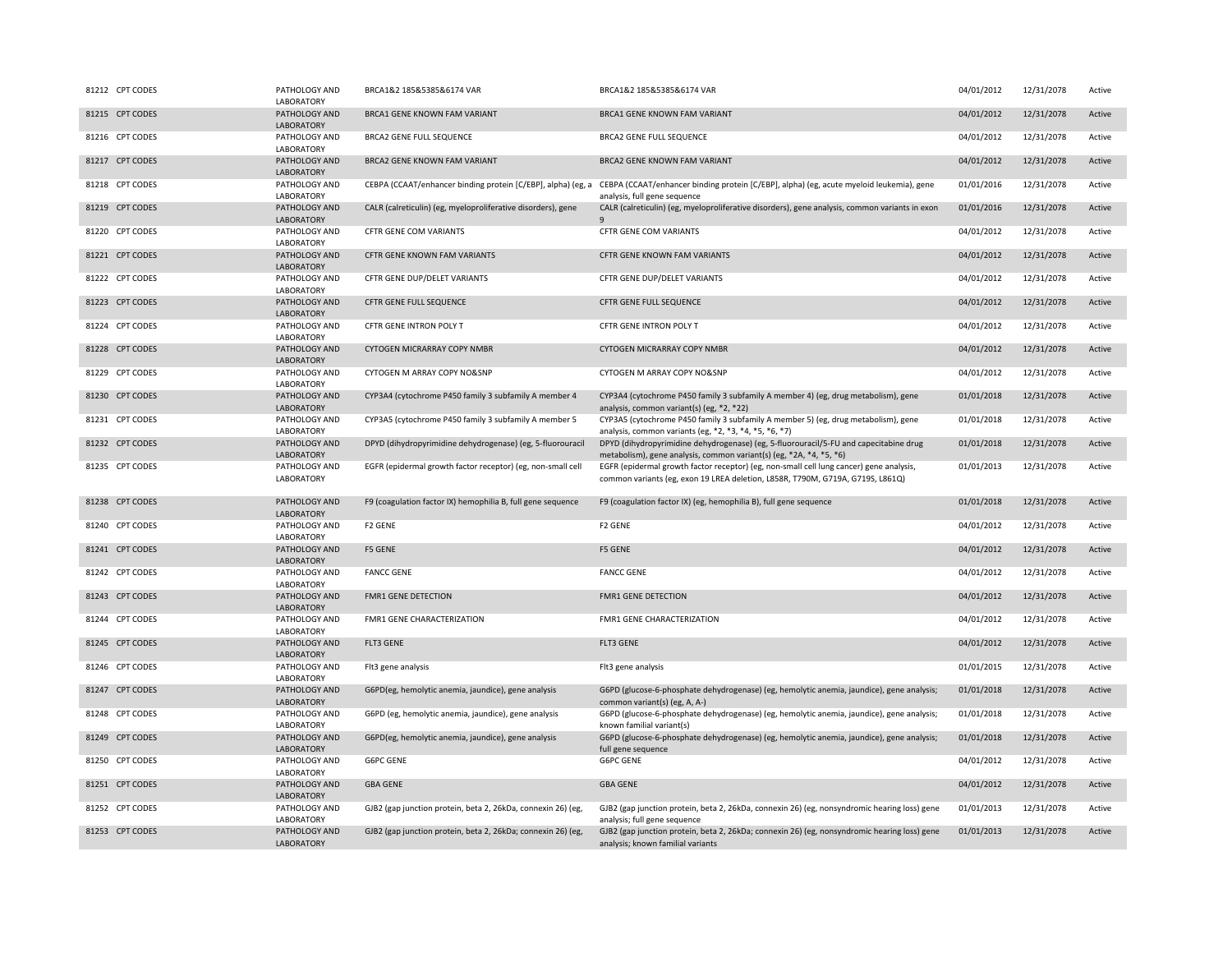| | | | | | | | |
|---|---|---|---|---|---|---|---|
| 81212 | CPT CODES | PATHOLOGY AND LABORATORY | BRCA1&2 185&5385&6174 VAR | BRCA1&2 185&5385&6174 VAR | 04/01/2012 | 12/31/2078 | Active |
| 81215 | CPT CODES | PATHOLOGY AND LABORATORY | BRCA1 GENE KNOWN FAM VARIANT | BRCA1 GENE KNOWN FAM VARIANT | 04/01/2012 | 12/31/2078 | Active |
| 81216 | CPT CODES | PATHOLOGY AND LABORATORY | BRCA2 GENE FULL SEQUENCE | BRCA2 GENE FULL SEQUENCE | 04/01/2012 | 12/31/2078 | Active |
| 81217 | CPT CODES | PATHOLOGY AND LABORATORY | BRCA2 GENE KNOWN FAM VARIANT | BRCA2 GENE KNOWN FAM VARIANT | 04/01/2012 | 12/31/2078 | Active |
| 81218 | CPT CODES | PATHOLOGY AND LABORATORY | CEBPA (CCAAT/enhancer binding protein [C/EBP], alpha) (eg, a | CEBPA (CCAAT/enhancer binding protein [C/EBP], alpha) (eg, acute myeloid leukemia), gene analysis, full gene sequence | 01/01/2016 | 12/31/2078 | Active |
| 81219 | CPT CODES | PATHOLOGY AND LABORATORY | CALR (calreticulin) (eg, myeloproliferative disorders), gene | CALR (calreticulin) (eg, myeloproliferative disorders), gene analysis, common variants in exon 9 | 01/01/2016 | 12/31/2078 | Active |
| 81220 | CPT CODES | PATHOLOGY AND LABORATORY | CFTR GENE COM VARIANTS | CFTR GENE COM VARIANTS | 04/01/2012 | 12/31/2078 | Active |
| 81221 | CPT CODES | PATHOLOGY AND LABORATORY | CFTR GENE KNOWN FAM VARIANTS | CFTR GENE KNOWN FAM VARIANTS | 04/01/2012 | 12/31/2078 | Active |
| 81222 | CPT CODES | PATHOLOGY AND LABORATORY | CFTR GENE DUP/DELET VARIANTS | CFTR GENE DUP/DELET VARIANTS | 04/01/2012 | 12/31/2078 | Active |
| 81223 | CPT CODES | PATHOLOGY AND LABORATORY | CFTR GENE FULL SEQUENCE | CFTR GENE FULL SEQUENCE | 04/01/2012 | 12/31/2078 | Active |
| 81224 | CPT CODES | PATHOLOGY AND LABORATORY | CFTR GENE INTRON POLY T | CFTR GENE INTRON POLY T | 04/01/2012 | 12/31/2078 | Active |
| 81228 | CPT CODES | PATHOLOGY AND LABORATORY | CYTOGEN MICRARRAY COPY NMBR | CYTOGEN MICRARRAY COPY NMBR | 04/01/2012 | 12/31/2078 | Active |
| 81229 | CPT CODES | PATHOLOGY AND LABORATORY | CYTOGEN M ARRAY COPY NO&SNP | CYTOGEN M ARRAY COPY NO&SNP | 04/01/2012 | 12/31/2078 | Active |
| 81230 | CPT CODES | PATHOLOGY AND LABORATORY | CYP3A4 (cytochrome P450 family 3 subfamily A member 4 | CYP3A4 (cytochrome P450 family 3 subfamily A member 4) (eg, drug metabolism), gene analysis, common variant(s) (eg, *2, *22) | 01/01/2018 | 12/31/2078 | Active |
| 81231 | CPT CODES | PATHOLOGY AND LABORATORY | CYP3A5 (cytochrome P450 family 3 subfamily A member 5 | CYP3A5 (cytochrome P450 family 3 subfamily A member 5) (eg, drug metabolism), gene analysis, common variants (eg, *2, *3, *4, *5, *6, *7) | 01/01/2018 | 12/31/2078 | Active |
| 81232 | CPT CODES | PATHOLOGY AND LABORATORY | DPYD (dihydropyrimidine dehydrogenase) (eg, 5-fluorouracil | DPYD (dihydropyrimidine dehydrogenase) (eg, 5-fluorouracil/5-FU and capecitabine drug metabolism), gene analysis, common variant(s) (eg, *2A, *4, *5, *6) | 01/01/2018 | 12/31/2078 | Active |
| 81235 | CPT CODES | PATHOLOGY AND LABORATORY | EGFR (epidermal growth factor receptor) (eg, non-small cell | EGFR (epidermal growth factor receptor) (eg, non-small cell lung cancer) gene analysis, common variants (eg, exon 19 LREA deletion, L858R, T790M, G719A, G719S, L861Q) | 01/01/2013 | 12/31/2078 | Active |
| 81238 | CPT CODES | PATHOLOGY AND LABORATORY | F9 (coagulation factor IX) hemophilia B, full gene sequence | F9 (coagulation factor IX) (eg, hemophilia B), full gene sequence | 01/01/2018 | 12/31/2078 | Active |
| 81240 | CPT CODES | PATHOLOGY AND LABORATORY | F2 GENE | F2 GENE | 04/01/2012 | 12/31/2078 | Active |
| 81241 | CPT CODES | PATHOLOGY AND LABORATORY | F5 GENE | F5 GENE | 04/01/2012 | 12/31/2078 | Active |
| 81242 | CPT CODES | PATHOLOGY AND LABORATORY | FANCC GENE | FANCC GENE | 04/01/2012 | 12/31/2078 | Active |
| 81243 | CPT CODES | PATHOLOGY AND LABORATORY | FMR1 GENE DETECTION | FMR1 GENE DETECTION | 04/01/2012 | 12/31/2078 | Active |
| 81244 | CPT CODES | PATHOLOGY AND LABORATORY | FMR1 GENE CHARACTERIZATION | FMR1 GENE CHARACTERIZATION | 04/01/2012 | 12/31/2078 | Active |
| 81245 | CPT CODES | PATHOLOGY AND LABORATORY | FLT3 GENE | FLT3 GENE | 04/01/2012 | 12/31/2078 | Active |
| 81246 | CPT CODES | PATHOLOGY AND LABORATORY | Flt3 gene analysis | Flt3 gene analysis | 01/01/2015 | 12/31/2078 | Active |
| 81247 | CPT CODES | PATHOLOGY AND LABORATORY | G6PD(eg, hemolytic anemia, jaundice), gene analysis | G6PD (glucose-6-phosphate dehydrogenase) (eg, hemolytic anemia, jaundice), gene analysis; common variant(s) (eg, A, A-) | 01/01/2018 | 12/31/2078 | Active |
| 81248 | CPT CODES | PATHOLOGY AND LABORATORY | G6PD (eg, hemolytic anemia, jaundice), gene analysis | G6PD (glucose-6-phosphate dehydrogenase) (eg, hemolytic anemia, jaundice), gene analysis; known familial variant(s) | 01/01/2018 | 12/31/2078 | Active |
| 81249 | CPT CODES | PATHOLOGY AND LABORATORY | G6PD(eg, hemolytic anemia, jaundice), gene analysis | G6PD (glucose-6-phosphate dehydrogenase) (eg, hemolytic anemia, jaundice), gene analysis; full gene sequence | 01/01/2018 | 12/31/2078 | Active |
| 81250 | CPT CODES | PATHOLOGY AND LABORATORY | G6PC GENE | G6PC GENE | 04/01/2012 | 12/31/2078 | Active |
| 81251 | CPT CODES | PATHOLOGY AND LABORATORY | GBA GENE | GBA GENE | 04/01/2012 | 12/31/2078 | Active |
| 81252 | CPT CODES | PATHOLOGY AND LABORATORY | GJB2 (gap junction protein, beta 2, 26kDa, connexin 26) (eg, | GJB2 (gap junction protein, beta 2, 26kDa, connexin 26) (eg, nonsyndromic hearing loss) gene analysis; full gene sequence | 01/01/2013 | 12/31/2078 | Active |
| 81253 | CPT CODES | PATHOLOGY AND LABORATORY | GJB2 (gap junction protein, beta 2, 26kDa; connexin 26) (eg, | GJB2 (gap junction protein, beta 2, 26kDa; connexin 26) (eg, nonsyndromic hearing loss) gene analysis; known familial variants | 01/01/2013 | 12/31/2078 | Active |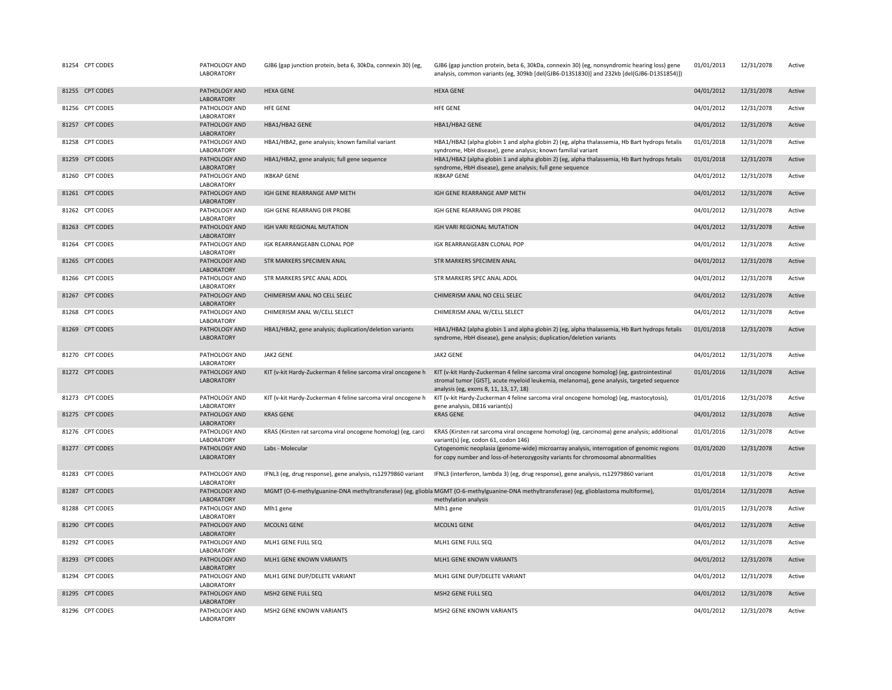| | | | | | | | |
|---|---|---|---|---|---|---|---|
| 81254 | CPT CODES | PATHOLOGY AND LABORATORY | GJB6 (gap junction protein, beta 6, 30kDa, connexin 30) (eg, | GJB6 (gap junction protein, beta 6, 30kDa, connexin 30) (eg, nonsyndromic hearing loss) gene analysis, common variants (eg, 309kb [del(GJB6-D13S1830)] and 232kb [del(GJB6-D13S1854)]) | 01/01/2013 | 12/31/2078 | Active |
| 81255 | CPT CODES | PATHOLOGY AND LABORATORY | HEXA GENE | HEXA GENE | 04/01/2012 | 12/31/2078 | Active |
| 81256 | CPT CODES | PATHOLOGY AND LABORATORY | HFE GENE | HFE GENE | 04/01/2012 | 12/31/2078 | Active |
| 81257 | CPT CODES | PATHOLOGY AND LABORATORY | HBA1/HBA2 GENE | HBA1/HBA2 GENE | 04/01/2012 | 12/31/2078 | Active |
| 81258 | CPT CODES | PATHOLOGY AND LABORATORY | HBA1/HBA2, gene analysis; known familial variant | HBA1/HBA2 (alpha globin 1 and alpha globin 2) (eg, alpha thalassemia, Hb Bart hydrops fetalis syndrome, HbH disease), gene analysis; known familial variant | 01/01/2018 | 12/31/2078 | Active |
| 81259 | CPT CODES | PATHOLOGY AND LABORATORY | HBA1/HBA2, gene analysis; full gene sequence | HBA1/HBA2 (alpha globin 1 and alpha globin 2) (eg, alpha thalassemia, Hb Bart hydrops fetalis syndrome, HbH disease), gene analysis; full gene sequence | 01/01/2018 | 12/31/2078 | Active |
| 81260 | CPT CODES | PATHOLOGY AND LABORATORY | IKBKAP GENE | IKBKAP GENE | 04/01/2012 | 12/31/2078 | Active |
| 81261 | CPT CODES | PATHOLOGY AND LABORATORY | IGH GENE REARRANGE AMP METH | IGH GENE REARRANGE AMP METH | 04/01/2012 | 12/31/2078 | Active |
| 81262 | CPT CODES | PATHOLOGY AND LABORATORY | IGH GENE REARRANG DIR PROBE | IGH GENE REARRANG DIR PROBE | 04/01/2012 | 12/31/2078 | Active |
| 81263 | CPT CODES | PATHOLOGY AND LABORATORY | IGH VARI REGIONAL MUTATION | IGH VARI REGIONAL MUTATION | 04/01/2012 | 12/31/2078 | Active |
| 81264 | CPT CODES | PATHOLOGY AND LABORATORY | IGK REARRANGEABN CLONAL POP | IGK REARRANGEABN CLONAL POP | 04/01/2012 | 12/31/2078 | Active |
| 81265 | CPT CODES | PATHOLOGY AND LABORATORY | STR MARKERS SPECIMEN ANAL | STR MARKERS SPECIMEN ANAL | 04/01/2012 | 12/31/2078 | Active |
| 81266 | CPT CODES | PATHOLOGY AND LABORATORY | STR MARKERS SPEC ANAL ADDL | STR MARKERS SPEC ANAL ADDL | 04/01/2012 | 12/31/2078 | Active |
| 81267 | CPT CODES | PATHOLOGY AND LABORATORY | CHIMERISM ANAL NO CELL SELEC | CHIMERISM ANAL NO CELL SELEC | 04/01/2012 | 12/31/2078 | Active |
| 81268 | CPT CODES | PATHOLOGY AND LABORATORY | CHIMERISM ANAL W/CELL SELECT | CHIMERISM ANAL W/CELL SELECT | 04/01/2012 | 12/31/2078 | Active |
| 81269 | CPT CODES | PATHOLOGY AND LABORATORY | HBA1/HBA2, gene analysis; duplication/deletion variants | HBA1/HBA2 (alpha globin 1 and alpha globin 2) (eg, alpha thalassemia, Hb Bart hydrops fetalis syndrome, HbH disease), gene analysis; duplication/deletion variants | 01/01/2018 | 12/31/2078 | Active |
| 81270 | CPT CODES | PATHOLOGY AND LABORATORY | JAK2 GENE | JAK2 GENE | 04/01/2012 | 12/31/2078 | Active |
| 81272 | CPT CODES | PATHOLOGY AND LABORATORY | KIT (v-kit Hardy-Zuckerman 4 feline sarcoma viral oncogene h | KIT (v-kit Hardy-Zuckerman 4 feline sarcoma viral oncogene homolog) (eg, gastrointestinal stromal tumor [GIST], acute myeloid leukemia, melanoma), gene analysis, targeted sequence analysis (eg, exons 8, 11, 13, 17, 18) | 01/01/2016 | 12/31/2078 | Active |
| 81273 | CPT CODES | PATHOLOGY AND LABORATORY | KIT (v-kit Hardy-Zuckerman 4 feline sarcoma viral oncogene h | KIT (v-kit Hardy-Zuckerman 4 feline sarcoma viral oncogene homolog) (eg, mastocytosis), gene analysis, D816 variant(s) | 01/01/2016 | 12/31/2078 | Active |
| 81275 | CPT CODES | PATHOLOGY AND LABORATORY | KRAS GENE | KRAS GENE | 04/01/2012 | 12/31/2078 | Active |
| 81276 | CPT CODES | PATHOLOGY AND LABORATORY | KRAS (Kirsten rat sarcoma viral oncogene homolog) (eg, carci | KRAS (Kirsten rat sarcoma viral oncogene homolog) (eg, carcinoma) gene analysis; additional variant(s) (eg, codon 61, codon 146) | 01/01/2016 | 12/31/2078 | Active |
| 81277 | CPT CODES | PATHOLOGY AND LABORATORY | Labs - Molecular | Cytogenomic neoplasia (genome-wide) microarray analysis, interrogation of genomic regions for copy number and loss-of-heterozygosity variants for chromosomal abnormalities | 01/01/2020 | 12/31/2078 | Active |
| 81283 | CPT CODES | PATHOLOGY AND LABORATORY | IFNL3 (eg, drug response), gene analysis, rs12979860 variant | IFNL3 (interferon, lambda 3) (eg, drug response), gene analysis, rs12979860 variant | 01/01/2018 | 12/31/2078 | Active |
| 81287 | CPT CODES | PATHOLOGY AND LABORATORY | MGMT (O-6-methylguanine-DNA methyltransferase) (eg, gliobla | MGMT (O-6-methylguanine-DNA methyltransferase) (eg, glioblastoma multiforme), methylation analysis | 01/01/2014 | 12/31/2078 | Active |
| 81288 | CPT CODES | PATHOLOGY AND LABORATORY | Mlh1 gene | Mlh1 gene | 01/01/2015 | 12/31/2078 | Active |
| 81290 | CPT CODES | PATHOLOGY AND LABORATORY | MCOLN1 GENE | MCOLN1 GENE | 04/01/2012 | 12/31/2078 | Active |
| 81292 | CPT CODES | PATHOLOGY AND LABORATORY | MLH1 GENE FULL SEQ | MLH1 GENE FULL SEQ | 04/01/2012 | 12/31/2078 | Active |
| 81293 | CPT CODES | PATHOLOGY AND LABORATORY | MLH1 GENE KNOWN VARIANTS | MLH1 GENE KNOWN VARIANTS | 04/01/2012 | 12/31/2078 | Active |
| 81294 | CPT CODES | PATHOLOGY AND LABORATORY | MLH1 GENE DUP/DELETE VARIANT | MLH1 GENE DUP/DELETE VARIANT | 04/01/2012 | 12/31/2078 | Active |
| 81295 | CPT CODES | PATHOLOGY AND LABORATORY | MSH2 GENE FULL SEQ | MSH2 GENE FULL SEQ | 04/01/2012 | 12/31/2078 | Active |
| 81296 | CPT CODES | PATHOLOGY AND LABORATORY | MSH2 GENE KNOWN VARIANTS | MSH2 GENE KNOWN VARIANTS | 04/01/2012 | 12/31/2078 | Active |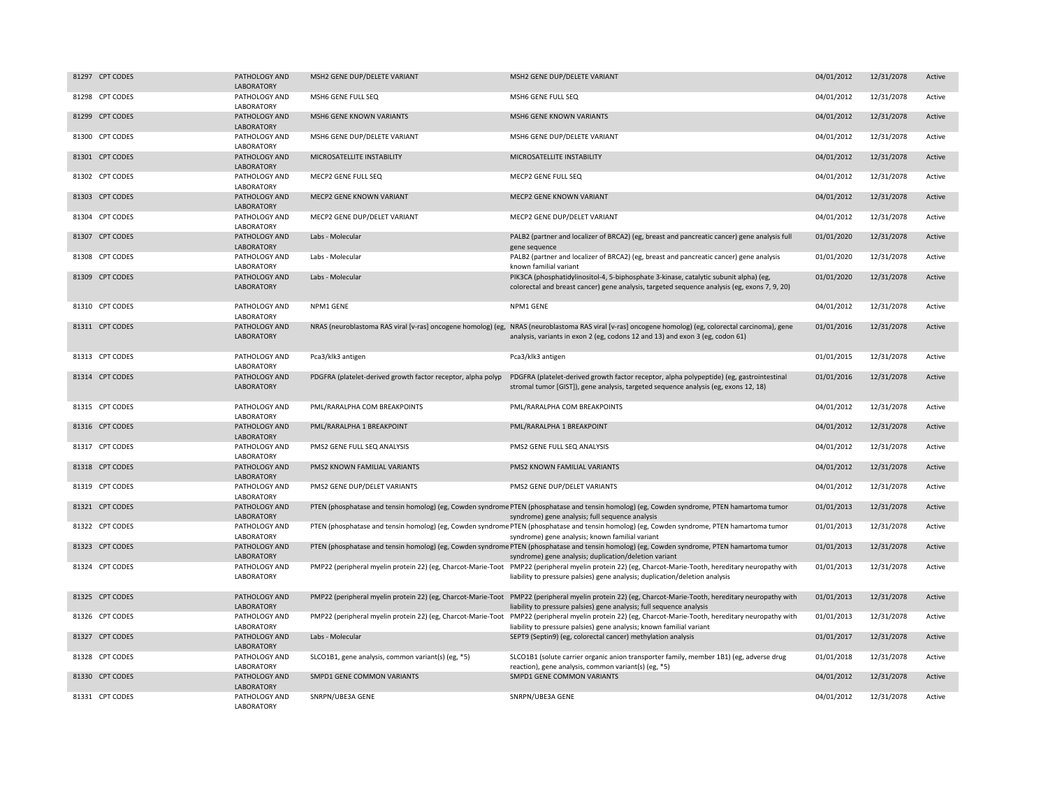| | | | | | | | |
|---|---|---|---|---|---|---|---|
| 81297 | CPT CODES | PATHOLOGY AND LABORATORY | MSH2 GENE DUP/DELETE VARIANT | MSH2 GENE DUP/DELETE VARIANT | 04/01/2012 | 12/31/2078 | Active |
| 81298 | CPT CODES | PATHOLOGY AND LABORATORY | MSH6 GENE FULL SEQ | MSH6 GENE FULL SEQ | 04/01/2012 | 12/31/2078 | Active |
| 81299 | CPT CODES | PATHOLOGY AND LABORATORY | MSH6 GENE KNOWN VARIANTS | MSH6 GENE KNOWN VARIANTS | 04/01/2012 | 12/31/2078 | Active |
| 81300 | CPT CODES | PATHOLOGY AND LABORATORY | MSH6 GENE DUP/DELETE VARIANT | MSH6 GENE DUP/DELETE VARIANT | 04/01/2012 | 12/31/2078 | Active |
| 81301 | CPT CODES | PATHOLOGY AND LABORATORY | MICROSATELLITE INSTABILITY | MICROSATELLITE INSTABILITY | 04/01/2012 | 12/31/2078 | Active |
| 81302 | CPT CODES | PATHOLOGY AND LABORATORY | MECP2 GENE FULL SEQ | MECP2 GENE FULL SEQ | 04/01/2012 | 12/31/2078 | Active |
| 81303 | CPT CODES | PATHOLOGY AND LABORATORY | MECP2 GENE KNOWN VARIANT | MECP2 GENE KNOWN VARIANT | 04/01/2012 | 12/31/2078 | Active |
| 81304 | CPT CODES | PATHOLOGY AND LABORATORY | MECP2 GENE DUP/DELET VARIANT | MECP2 GENE DUP/DELET VARIANT | 04/01/2012 | 12/31/2078 | Active |
| 81307 | CPT CODES | PATHOLOGY AND LABORATORY | Labs - Molecular | PALB2 (partner and localizer of BRCA2) (eg, breast and pancreatic cancer) gene analysis full gene sequence | 01/01/2020 | 12/31/2078 | Active |
| 81308 | CPT CODES | PATHOLOGY AND LABORATORY | Labs - Molecular | PALB2 (partner and localizer of BRCA2) (eg, breast and pancreatic cancer) gene analysis known familial variant | 01/01/2020 | 12/31/2078 | Active |
| 81309 | CPT CODES | PATHOLOGY AND LABORATORY | Labs - Molecular | PIK3CA (phosphatidylinositol-4, 5-biphosphate 3-kinase, catalytic subunit alpha) (eg, colorectal and breast cancer) gene analysis, targeted sequence analysis (eg, exons 7, 9, 20) | 01/01/2020 | 12/31/2078 | Active |
| 81310 | CPT CODES | PATHOLOGY AND LABORATORY | NPM1 GENE | NPM1 GENE | 04/01/2012 | 12/31/2078 | Active |
| 81311 | CPT CODES | PATHOLOGY AND LABORATORY | NRAS (neuroblastoma RAS viral [v-ras] oncogene homolog) (eg, | NRAS (neuroblastoma RAS viral [v-ras] oncogene homolog) (eg, colorectal carcinoma), gene analysis, variants in exon 2 (eg, codons 12 and 13) and exon 3 (eg, codon 61) | 01/01/2016 | 12/31/2078 | Active |
| 81313 | CPT CODES | PATHOLOGY AND LABORATORY | Pca3/klk3 antigen | Pca3/klk3 antigen | 01/01/2015 | 12/31/2078 | Active |
| 81314 | CPT CODES | PATHOLOGY AND LABORATORY | PDGFRA (platelet-derived growth factor receptor, alpha polyp | PDGFRA (platelet-derived growth factor receptor, alpha polypeptide) (eg, gastrointestinal stromal tumor [GIST]), gene analysis, targeted sequence analysis (eg, exons 12, 18) | 01/01/2016 | 12/31/2078 | Active |
| 81315 | CPT CODES | PATHOLOGY AND LABORATORY | PML/RARALPHA COM BREAKPOINTS | PML/RARALPHA COM BREAKPOINTS | 04/01/2012 | 12/31/2078 | Active |
| 81316 | CPT CODES | PATHOLOGY AND LABORATORY | PML/RARALPHA 1 BREAKPOINT | PML/RARALPHA 1 BREAKPOINT | 04/01/2012 | 12/31/2078 | Active |
| 81317 | CPT CODES | PATHOLOGY AND LABORATORY | PMS2 GENE FULL SEQ ANALYSIS | PMS2 GENE FULL SEQ ANALYSIS | 04/01/2012 | 12/31/2078 | Active |
| 81318 | CPT CODES | PATHOLOGY AND LABORATORY | PMS2 KNOWN FAMILIAL VARIANTS | PMS2 KNOWN FAMILIAL VARIANTS | 04/01/2012 | 12/31/2078 | Active |
| 81319 | CPT CODES | PATHOLOGY AND LABORATORY | PMS2 GENE DUP/DELET VARIANTS | PMS2 GENE DUP/DELET VARIANTS | 04/01/2012 | 12/31/2078 | Active |
| 81321 | CPT CODES | PATHOLOGY AND LABORATORY | PTEN (phosphatase and tensin homolog) (eg, Cowden syndrome | PTEN (phosphatase and tensin homolog) (eg, Cowden syndrome, PTEN hamartoma tumor syndrome) gene analysis; full sequence analysis | 01/01/2013 | 12/31/2078 | Active |
| 81322 | CPT CODES | PATHOLOGY AND LABORATORY | PTEN (phosphatase and tensin homolog) (eg, Cowden syndrome | PTEN (phosphatase and tensin homolog) (eg, Cowden syndrome, PTEN hamartoma tumor syndrome) gene analysis; known familial variant | 01/01/2013 | 12/31/2078 | Active |
| 81323 | CPT CODES | PATHOLOGY AND LABORATORY | PTEN (phosphatase and tensin homolog) (eg, Cowden syndrome | PTEN (phosphatase and tensin homolog) (eg, Cowden syndrome, PTEN hamartoma tumor syndrome) gene analysis; duplication/deletion variant | 01/01/2013 | 12/31/2078 | Active |
| 81324 | CPT CODES | PATHOLOGY AND LABORATORY | PMP22 (peripheral myelin protein 22) (eg, Charcot-Marie-Toot | PMP22 (peripheral myelin protein 22) (eg, Charcot-Marie-Tooth, hereditary neuropathy with liability to pressure palsies) gene analysis; duplication/deletion analysis | 01/01/2013 | 12/31/2078 | Active |
| 81325 | CPT CODES | PATHOLOGY AND LABORATORY | PMP22 (peripheral myelin protein 22) (eg, Charcot-Marie-Toot | PMP22 (peripheral myelin protein 22) (eg, Charcot-Marie-Tooth, hereditary neuropathy with liability to pressure palsies) gene analysis; full sequence analysis | 01/01/2013 | 12/31/2078 | Active |
| 81326 | CPT CODES | PATHOLOGY AND LABORATORY | PMP22 (peripheral myelin protein 22) (eg, Charcot-Marie-Toot | PMP22 (peripheral myelin protein 22) (eg, Charcot-Marie-Tooth, hereditary neuropathy with liability to pressure palsies) gene analysis; known familial variant | 01/01/2013 | 12/31/2078 | Active |
| 81327 | CPT CODES | PATHOLOGY AND LABORATORY | Labs - Molecular | SEPT9 (Septin9) (eg, colorectal cancer) methylation analysis | 01/01/2017 | 12/31/2078 | Active |
| 81328 | CPT CODES | PATHOLOGY AND LABORATORY | SLCO1B1, gene analysis, common variant(s) (eg, *5) | SLCO1B1 (solute carrier organic anion transporter family, member 1B1) (eg, adverse drug reaction), gene analysis, common variant(s) (eg, *5) | 01/01/2018 | 12/31/2078 | Active |
| 81330 | CPT CODES | PATHOLOGY AND LABORATORY | SMPD1 GENE COMMON VARIANTS | SMPD1 GENE COMMON VARIANTS | 04/01/2012 | 12/31/2078 | Active |
| 81331 | CPT CODES | PATHOLOGY AND LABORATORY | SNRPN/UBE3A GENE | SNRPN/UBE3A GENE | 04/01/2012 | 12/31/2078 | Active |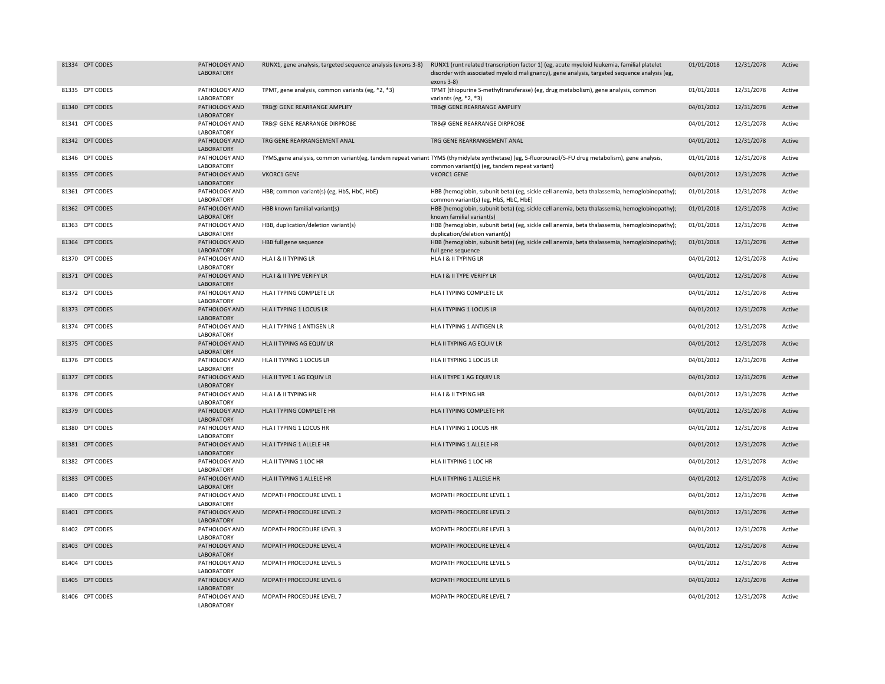| | | | | | | | |
|---|---|---|---|---|---|---|---|
| 81334 | CPT CODES | PATHOLOGY AND LABORATORY | RUNX1, gene analysis, targeted sequence analysis (exons 3-8) | RUNX1 (runt related transcription factor 1) (eg, acute myeloid leukemia, familial platelet disorder with associated myeloid malignancy), gene analysis, targeted sequence analysis (eg, exons 3-8) | 01/01/2018 | 12/31/2078 | Active |
| 81335 | CPT CODES | PATHOLOGY AND LABORATORY | TPMT, gene analysis, common variants (eg, *2, *3) | TPMT (thiopurine S-methyltransferase) (eg, drug metabolism), gene analysis, common variants (eg, *2, *3) | 01/01/2018 | 12/31/2078 | Active |
| 81340 | CPT CODES | PATHOLOGY AND LABORATORY | TRB@ GENE REARRANGE AMPLIFY | TRB@ GENE REARRANGE AMPLIFY | 04/01/2012 | 12/31/2078 | Active |
| 81341 | CPT CODES | PATHOLOGY AND LABORATORY | TRB@ GENE REARRANGE DIRPROBE | TRB@ GENE REARRANGE DIRPROBE | 04/01/2012 | 12/31/2078 | Active |
| 81342 | CPT CODES | PATHOLOGY AND LABORATORY | TRG GENE REARRANGEMENT ANAL | TRG GENE REARRANGEMENT ANAL | 04/01/2012 | 12/31/2078 | Active |
| 81346 | CPT CODES | PATHOLOGY AND LABORATORY | TYMS,gene analysis, common variant(eg, tandem repeat variant | TYMS (thymidylate synthetase) (eg, 5-fluorouracil/5-FU drug metabolism), gene analysis, common variant(s) (eg, tandem repeat variant) | 01/01/2018 | 12/31/2078 | Active |
| 81355 | CPT CODES | PATHOLOGY AND LABORATORY | VKORC1 GENE | VKORC1 GENE | 04/01/2012 | 12/31/2078 | Active |
| 81361 | CPT CODES | PATHOLOGY AND LABORATORY | HBB; common variant(s) (eg, HbS, HbC, HbE) | HBB (hemoglobin, subunit beta) (eg, sickle cell anemia, beta thalassemia, hemoglobinopathy); common variant(s) (eg, HbS, HbC, HbE) | 01/01/2018 | 12/31/2078 | Active |
| 81362 | CPT CODES | PATHOLOGY AND LABORATORY | HBB known familial variant(s) | HBB (hemoglobin, subunit beta) (eg, sickle cell anemia, beta thalassemia, hemoglobinopathy); known familial variant(s) | 01/01/2018 | 12/31/2078 | Active |
| 81363 | CPT CODES | PATHOLOGY AND LABORATORY | HBB, duplication/deletion variant(s) | HBB (hemoglobin, subunit beta) (eg, sickle cell anemia, beta thalassemia, hemoglobinopathy); duplication/deletion variant(s) | 01/01/2018 | 12/31/2078 | Active |
| 81364 | CPT CODES | PATHOLOGY AND LABORATORY | HBB full gene sequence | HBB (hemoglobin, subunit beta) (eg, sickle cell anemia, beta thalassemia, hemoglobinopathy); full gene sequence | 01/01/2018 | 12/31/2078 | Active |
| 81370 | CPT CODES | PATHOLOGY AND LABORATORY | HLA I & II TYPING LR | HLA I & II TYPING LR | 04/01/2012 | 12/31/2078 | Active |
| 81371 | CPT CODES | PATHOLOGY AND LABORATORY | HLA I & II TYPE VERIFY LR | HLA I & II TYPE VERIFY LR | 04/01/2012 | 12/31/2078 | Active |
| 81372 | CPT CODES | PATHOLOGY AND LABORATORY | HLA I TYPING COMPLETE LR | HLA I TYPING COMPLETE LR | 04/01/2012 | 12/31/2078 | Active |
| 81373 | CPT CODES | PATHOLOGY AND LABORATORY | HLA I TYPING 1 LOCUS LR | HLA I TYPING 1 LOCUS LR | 04/01/2012 | 12/31/2078 | Active |
| 81374 | CPT CODES | PATHOLOGY AND LABORATORY | HLA I TYPING 1 ANTIGEN LR | HLA I TYPING 1 ANTIGEN LR | 04/01/2012 | 12/31/2078 | Active |
| 81375 | CPT CODES | PATHOLOGY AND LABORATORY | HLA II TYPING AG EQUIV LR | HLA II TYPING AG EQUIV LR | 04/01/2012 | 12/31/2078 | Active |
| 81376 | CPT CODES | PATHOLOGY AND LABORATORY | HLA II TYPING 1 LOCUS LR | HLA II TYPING 1 LOCUS LR | 04/01/2012 | 12/31/2078 | Active |
| 81377 | CPT CODES | PATHOLOGY AND LABORATORY | HLA II TYPE 1 AG EQUIV LR | HLA II TYPE 1 AG EQUIV LR | 04/01/2012 | 12/31/2078 | Active |
| 81378 | CPT CODES | PATHOLOGY AND LABORATORY | HLA I & II TYPING HR | HLA I & II TYPING HR | 04/01/2012 | 12/31/2078 | Active |
| 81379 | CPT CODES | PATHOLOGY AND LABORATORY | HLA I TYPING COMPLETE HR | HLA I TYPING COMPLETE HR | 04/01/2012 | 12/31/2078 | Active |
| 81380 | CPT CODES | PATHOLOGY AND LABORATORY | HLA I TYPING 1 LOCUS HR | HLA I TYPING 1 LOCUS HR | 04/01/2012 | 12/31/2078 | Active |
| 81381 | CPT CODES | PATHOLOGY AND LABORATORY | HLA I TYPING 1 ALLELE HR | HLA I TYPING 1 ALLELE HR | 04/01/2012 | 12/31/2078 | Active |
| 81382 | CPT CODES | PATHOLOGY AND LABORATORY | HLA II TYPING 1 LOC HR | HLA II TYPING 1 LOC HR | 04/01/2012 | 12/31/2078 | Active |
| 81383 | CPT CODES | PATHOLOGY AND LABORATORY | HLA II TYPING 1 ALLELE HR | HLA II TYPING 1 ALLELE HR | 04/01/2012 | 12/31/2078 | Active |
| 81400 | CPT CODES | PATHOLOGY AND LABORATORY | MOPATH PROCEDURE LEVEL 1 | MOPATH PROCEDURE LEVEL 1 | 04/01/2012 | 12/31/2078 | Active |
| 81401 | CPT CODES | PATHOLOGY AND LABORATORY | MOPATH PROCEDURE LEVEL 2 | MOPATH PROCEDURE LEVEL 2 | 04/01/2012 | 12/31/2078 | Active |
| 81402 | CPT CODES | PATHOLOGY AND LABORATORY | MOPATH PROCEDURE LEVEL 3 | MOPATH PROCEDURE LEVEL 3 | 04/01/2012 | 12/31/2078 | Active |
| 81403 | CPT CODES | PATHOLOGY AND LABORATORY | MOPATH PROCEDURE LEVEL 4 | MOPATH PROCEDURE LEVEL 4 | 04/01/2012 | 12/31/2078 | Active |
| 81404 | CPT CODES | PATHOLOGY AND LABORATORY | MOPATH PROCEDURE LEVEL 5 | MOPATH PROCEDURE LEVEL 5 | 04/01/2012 | 12/31/2078 | Active |
| 81405 | CPT CODES | PATHOLOGY AND LABORATORY | MOPATH PROCEDURE LEVEL 6 | MOPATH PROCEDURE LEVEL 6 | 04/01/2012 | 12/31/2078 | Active |
| 81406 | CPT CODES | PATHOLOGY AND LABORATORY | MOPATH PROCEDURE LEVEL 7 | MOPATH PROCEDURE LEVEL 7 | 04/01/2012 | 12/31/2078 | Active |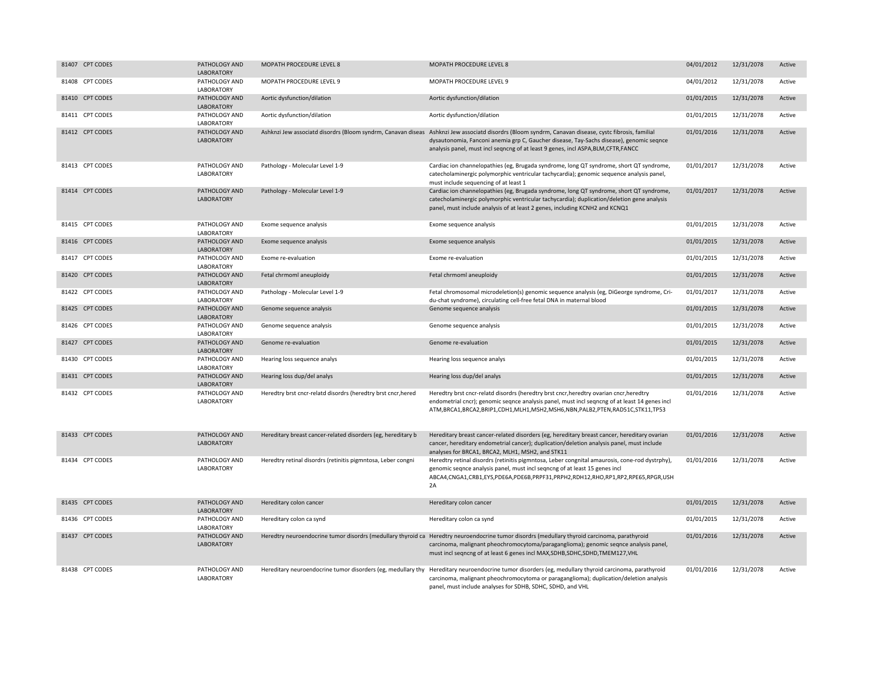| | | | | | | | |
|---|---|---|---|---|---|---|---|
| 81407 | CPT CODES | PATHOLOGY AND LABORATORY | MOPATH PROCEDURE LEVEL 8 | MOPATH PROCEDURE LEVEL 8 | 04/01/2012 | 12/31/2078 | Active |
| 81408 | CPT CODES | PATHOLOGY AND LABORATORY | MOPATH PROCEDURE LEVEL 9 | MOPATH PROCEDURE LEVEL 9 | 04/01/2012 | 12/31/2078 | Active |
| 81410 | CPT CODES | PATHOLOGY AND LABORATORY | Aortic dysfunction/dilation | Aortic dysfunction/dilation | 01/01/2015 | 12/31/2078 | Active |
| 81411 | CPT CODES | PATHOLOGY AND LABORATORY | Aortic dysfunction/dilation | Aortic dysfunction/dilation | 01/01/2015 | 12/31/2078 | Active |
| 81412 | CPT CODES | PATHOLOGY AND LABORATORY | Ashknzi Jew associatd disordrs (Bloom syndrm, Canavan diseas | Ashknzi Jew associatd disordrs (Bloom syndrm, Canavan disease, cystc fibrosis, familial dysautonomia, Fanconi anemia grp C, Gaucher disease, Tay-Sachs disease), genomic seqnce analysis panel, must incl seqncng of at least 9 genes, incl ASPA,BLM,CFTR,FANCC | 01/01/2016 | 12/31/2078 | Active |
| 81413 | CPT CODES | PATHOLOGY AND LABORATORY | Pathology - Molecular Level 1-9 | Cardiac ion channelopathies (eg, Brugada syndrome, long QT syndrome, short QT syndrome, catecholaminergic polymorphic ventricular tachycardia); genomic sequence analysis panel, must include sequencing of at least 1 | 01/01/2017 | 12/31/2078 | Active |
| 81414 | CPT CODES | PATHOLOGY AND LABORATORY | Pathology - Molecular Level 1-9 | Cardiac ion channelopathies (eg, Brugada syndrome, long QT syndrome, short QT syndrome, catecholaminergic polymorphic ventricular tachycardia); duplication/deletion gene analysis panel, must include analysis of at least 2 genes, including KCNH2 and KCNQ1 | 01/01/2017 | 12/31/2078 | Active |
| 81415 | CPT CODES | PATHOLOGY AND LABORATORY | Exome sequence analysis | Exome sequence analysis | 01/01/2015 | 12/31/2078 | Active |
| 81416 | CPT CODES | PATHOLOGY AND LABORATORY | Exome sequence analysis | Exome sequence analysis | 01/01/2015 | 12/31/2078 | Active |
| 81417 | CPT CODES | PATHOLOGY AND LABORATORY | Exome re-evaluation | Exome re-evaluation | 01/01/2015 | 12/31/2078 | Active |
| 81420 | CPT CODES | PATHOLOGY AND LABORATORY | Fetal chrmoml aneuploidy | Fetal chrmoml aneuploidy | 01/01/2015 | 12/31/2078 | Active |
| 81422 | CPT CODES | PATHOLOGY AND LABORATORY | Pathology - Molecular Level 1-9 | Fetal chromosomal microdeletion(s) genomic sequence analysis (eg, DiGeorge syndrome, Cri-du-chat syndrome), circulating cell-free fetal DNA in maternal blood | 01/01/2017 | 12/31/2078 | Active |
| 81425 | CPT CODES | PATHOLOGY AND LABORATORY | Genome sequence analysis | Genome sequence analysis | 01/01/2015 | 12/31/2078 | Active |
| 81426 | CPT CODES | PATHOLOGY AND LABORATORY | Genome sequence analysis | Genome sequence analysis | 01/01/2015 | 12/31/2078 | Active |
| 81427 | CPT CODES | PATHOLOGY AND LABORATORY | Genome re-evaluation | Genome re-evaluation | 01/01/2015 | 12/31/2078 | Active |
| 81430 | CPT CODES | PATHOLOGY AND LABORATORY | Hearing loss sequence analys | Hearing loss sequence analys | 01/01/2015 | 12/31/2078 | Active |
| 81431 | CPT CODES | PATHOLOGY AND LABORATORY | Hearing loss dup/del analys | Hearing loss dup/del analys | 01/01/2015 | 12/31/2078 | Active |
| 81432 | CPT CODES | PATHOLOGY AND LABORATORY | Heredtry brst cncr-relatd disordrs (heredtry brst cncr,hered | Heredtry brst cncr-relatd disordrs (heredtry brst cncr,heredtry ovarian cncr,heredtry endometrial cncr); genomic seqnce analysis panel, must incl seqncng of at least 14 genes incl ATM,BRCA1,BRCA2,BRIP1,CDH1,MLH1,MSH2,MSH6,NBN,PALB2,PTEN,RAD51C,STK11,TP53 | 01/01/2016 | 12/31/2078 | Active |
| 81433 | CPT CODES | PATHOLOGY AND LABORATORY | Hereditary breast cancer-related disorders (eg, hereditary b | Hereditary breast cancer-related disorders (eg, hereditary breast cancer, hereditary ovarian cancer, hereditary endometrial cancer); duplication/deletion analysis panel, must include analyses for BRCA1, BRCA2, MLH1, MSH2, and STK11 | 01/01/2016 | 12/31/2078 | Active |
| 81434 | CPT CODES | PATHOLOGY AND LABORATORY | Heredtry retinal disordrs (retinitis pigmntosa, Leber congni | Heredtry retinal disordrs (retinitis pigmntosa, Leber congnital amaurosis, cone-rod dystrphy), genomic seqnce analysis panel, must incl seqncng of at least 15 genes incl ABCA4,CNGA1,CRB1,EYS,PDE6A,PDE6B,PRPF31,PRPH2,RDH12,RHO,RP1,RP2,RPE65,RPGR,USH 2A | 01/01/2016 | 12/31/2078 | Active |
| 81435 | CPT CODES | PATHOLOGY AND LABORATORY | Hereditary colon cancer | Hereditary colon cancer | 01/01/2015 | 12/31/2078 | Active |
| 81436 | CPT CODES | PATHOLOGY AND LABORATORY | Hereditary colon ca synd | Hereditary colon ca synd | 01/01/2015 | 12/31/2078 | Active |
| 81437 | CPT CODES | PATHOLOGY AND LABORATORY | Heredtry neuroendocrine tumor disordrs (medullary thyroid ca | Heredtry neuroendocrine tumor disordrs (medullary thyroid carcinoma, parathyroid carcinoma, malignant pheochromocytoma/paraganglioma); genomic seqnce analysis panel, must incl seqncng of at least 6 genes incl MAX,SDHB,SDHC,SDHD,TMEM127,VHL | 01/01/2016 | 12/31/2078 | Active |
| 81438 | CPT CODES | PATHOLOGY AND LABORATORY | Hereditary neuroendocrine tumor disorders (eg, medullary thy | Hereditary neuroendocrine tumor disorders (eg, medullary thyroid carcinoma, parathyroid carcinoma, malignant pheochromocytoma or paraganglioma); duplication/deletion analysis panel, must include analyses for SDHB, SDHC, SDHD, and VHL | 01/01/2016 | 12/31/2078 | Active |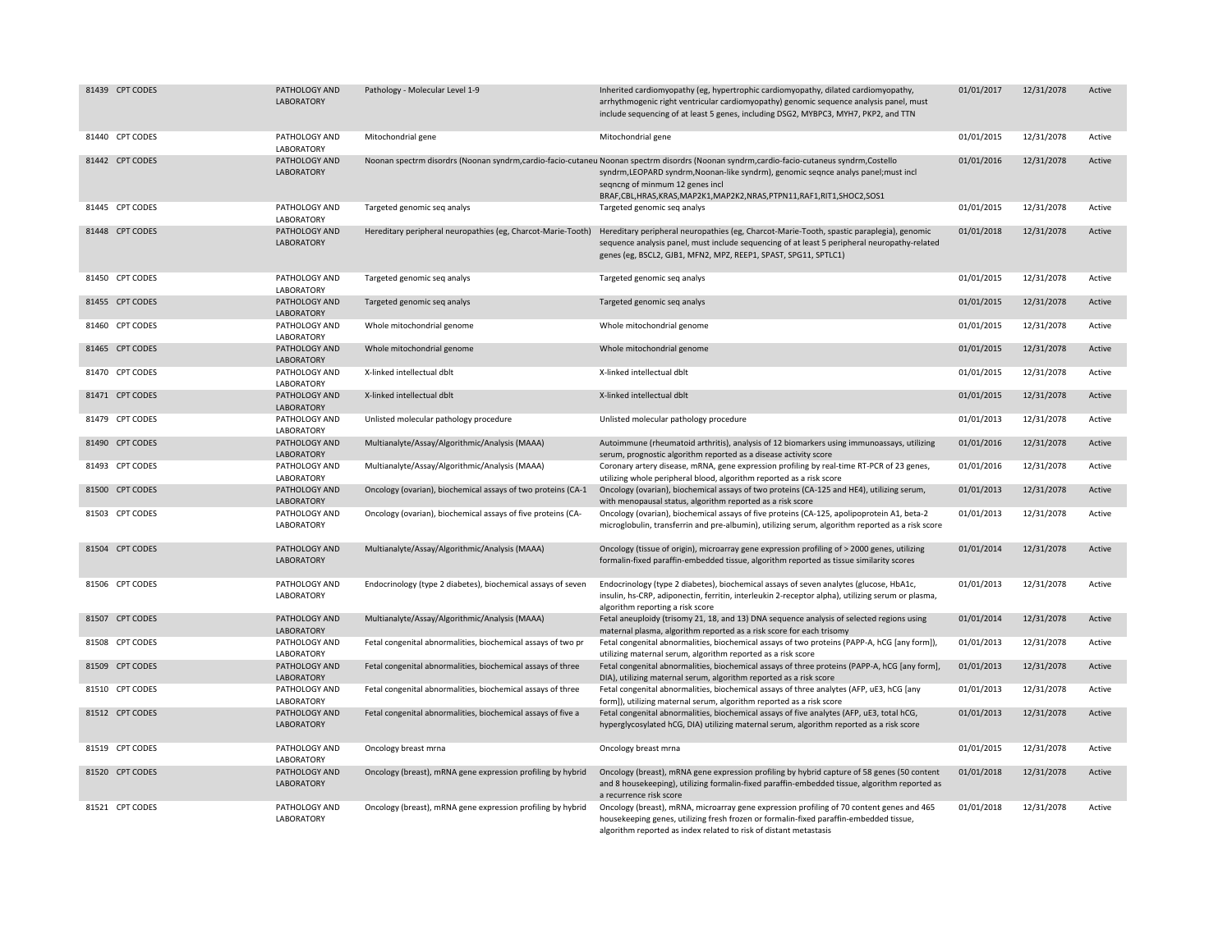| | | | | | | | |
|---|---|---|---|---|---|---|---|
| 81439 | CPT CODES | PATHOLOGY AND LABORATORY | Pathology - Molecular Level 1-9 | Inherited cardiomyopathy (eg, hypertrophic cardiomyopathy, dilated cardiomyopathy, arrhythmogenic right ventricular cardiomyopathy) genomic sequence analysis panel, must include sequencing of at least 5 genes, including DSG2, MYBPC3, MYH7, PKP2, and TTN | 01/01/2017 | 12/31/2078 | Active |
| 81440 | CPT CODES | PATHOLOGY AND LABORATORY | Mitochondrial gene | Mitochondrial gene | 01/01/2015 | 12/31/2078 | Active |
| 81442 | CPT CODES | PATHOLOGY AND LABORATORY | Noonan spectrm disordrs (Noonan syndrm,cardio-facio-cutaneu | Noonan spectrm disordrs (Noonan syndrm,cardio-facio-cutaneus syndrm,Costello syndrm,LEOPARD syndrm,Noonan-like syndrm), genomic seqnce analys panel;must incl seqncng of minmum 12 genes incl BRAF,CBL,HRAS,KRAS,MAP2K1,MAP2K2,NRAS,PTPN11,RAF1,RIT1,SHOC2,SOS1 | 01/01/2016 | 12/31/2078 | Active |
| 81445 | CPT CODES | PATHOLOGY AND LABORATORY | Targeted genomic seq analys | Targeted genomic seq analys | 01/01/2015 | 12/31/2078 | Active |
| 81448 | CPT CODES | PATHOLOGY AND LABORATORY | Hereditary peripheral neuropathies (eg, Charcot-Marie-Tooth) | Hereditary peripheral neuropathies (eg, Charcot-Marie-Tooth, spastic paraplegia), genomic sequence analysis panel, must include sequencing of at least 5 peripheral neuropathy-related genes (eg, BSCL2, GJB1, MFN2, MPZ, REEP1, SPAST, SPG11, SPTLC1) | 01/01/2018 | 12/31/2078 | Active |
| 81450 | CPT CODES | PATHOLOGY AND LABORATORY | Targeted genomic seq analys | Targeted genomic seq analys | 01/01/2015 | 12/31/2078 | Active |
| 81455 | CPT CODES | PATHOLOGY AND LABORATORY | Targeted genomic seq analys | Targeted genomic seq analys | 01/01/2015 | 12/31/2078 | Active |
| 81460 | CPT CODES | PATHOLOGY AND LABORATORY | Whole mitochondrial genome | Whole mitochondrial genome | 01/01/2015 | 12/31/2078 | Active |
| 81465 | CPT CODES | PATHOLOGY AND LABORATORY | Whole mitochondrial genome | Whole mitochondrial genome | 01/01/2015 | 12/31/2078 | Active |
| 81470 | CPT CODES | PATHOLOGY AND LABORATORY | X-linked intellectual dblt | X-linked intellectual dblt | 01/01/2015 | 12/31/2078 | Active |
| 81471 | CPT CODES | PATHOLOGY AND LABORATORY | X-linked intellectual dblt | X-linked intellectual dblt | 01/01/2015 | 12/31/2078 | Active |
| 81479 | CPT CODES | PATHOLOGY AND LABORATORY | Unlisted molecular pathology procedure | Unlisted molecular pathology procedure | 01/01/2013 | 12/31/2078 | Active |
| 81490 | CPT CODES | PATHOLOGY AND LABORATORY | Multianalyte/Assay/Algorithmic/Analysis (MAAA) | Autoimmune (rheumatoid arthritis), analysis of 12 biomarkers using immunoassays, utilizing serum, prognostic algorithm reported as a disease activity score | 01/01/2016 | 12/31/2078 | Active |
| 81493 | CPT CODES | PATHOLOGY AND LABORATORY | Multianalyte/Assay/Algorithmic/Analysis (MAAA) | Coronary artery disease, mRNA, gene expression profiling by real-time RT-PCR of 23 genes, utilizing whole peripheral blood, algorithm reported as a risk score | 01/01/2016 | 12/31/2078 | Active |
| 81500 | CPT CODES | PATHOLOGY AND LABORATORY | Oncology (ovarian), biochemical assays of two proteins (CA-1 | Oncology (ovarian), biochemical assays of two proteins (CA-125 and HE4), utilizing serum, with menopausal status, algorithm reported as a risk score | 01/01/2013 | 12/31/2078 | Active |
| 81503 | CPT CODES | PATHOLOGY AND LABORATORY | Oncology (ovarian), biochemical assays of five proteins (CA- | Oncology (ovarian), biochemical assays of five proteins (CA-125, apolipoprotein A1, beta-2 microglobulin, transferrin and pre-albumin), utilizing serum, algorithm reported as a risk score | 01/01/2013 | 12/31/2078 | Active |
| 81504 | CPT CODES | PATHOLOGY AND LABORATORY | Multianalyte/Assay/Algorithmic/Analysis (MAAA) | Oncology (tissue of origin), microarray gene expression profiling of > 2000 genes, utilizing formalin-fixed paraffin-embedded tissue, algorithm reported as tissue similarity scores | 01/01/2014 | 12/31/2078 | Active |
| 81506 | CPT CODES | PATHOLOGY AND LABORATORY | Endocrinology (type 2 diabetes), biochemical assays of seven | Endocrinology (type 2 diabetes), biochemical assays of seven analytes (glucose, HbA1c, insulin, hs-CRP, adiponectin, ferritin, interleukin 2-receptor alpha), utilizing serum or plasma, algorithm reporting a risk score | 01/01/2013 | 12/31/2078 | Active |
| 81507 | CPT CODES | PATHOLOGY AND LABORATORY | Multianalyte/Assay/Algorithmic/Analysis (MAAA) | Fetal aneuploidy (trisomy 21, 18, and 13) DNA sequence analysis of selected regions using maternal plasma, algorithm reported as a risk score for each trisomy | 01/01/2014 | 12/31/2078 | Active |
| 81508 | CPT CODES | PATHOLOGY AND LABORATORY | Fetal congenital abnormalities, biochemical assays of two pr | Fetal congenital abnormalities, biochemical assays of two proteins (PAPP-A, hCG [any form]), utilizing maternal serum, algorithm reported as a risk score | 01/01/2013 | 12/31/2078 | Active |
| 81509 | CPT CODES | PATHOLOGY AND LABORATORY | Fetal congenital abnormalities, biochemical assays of three | Fetal congenital abnormalities, biochemical assays of three proteins (PAPP-A, hCG [any form], DIA), utilizing maternal serum, algorithm reported as a risk score | 01/01/2013 | 12/31/2078 | Active |
| 81510 | CPT CODES | PATHOLOGY AND LABORATORY | Fetal congenital abnormalities, biochemical assays of three | Fetal congenital abnormalities, biochemical assays of three analytes (AFP, uE3, hCG [any form]), utilizing maternal serum, algorithm reported as a risk score | 01/01/2013 | 12/31/2078 | Active |
| 81512 | CPT CODES | PATHOLOGY AND LABORATORY | Fetal congenital abnormalities, biochemical assays of five a | Fetal congenital abnormalities, biochemical assays of five analytes (AFP, uE3, total hCG, hyperglycosylated hCG, DIA) utilizing maternal serum, algorithm reported as a risk score | 01/01/2013 | 12/31/2078 | Active |
| 81519 | CPT CODES | PATHOLOGY AND LABORATORY | Oncology breast mrna | Oncology breast mrna | 01/01/2015 | 12/31/2078 | Active |
| 81520 | CPT CODES | PATHOLOGY AND LABORATORY | Oncology (breast), mRNA gene expression profiling by hybrid | Oncology (breast), mRNA gene expression profiling by hybrid capture of 58 genes (50 content and 8 housekeeping), utilizing formalin-fixed paraffin-embedded tissue, algorithm reported as a recurrence risk score | 01/01/2018 | 12/31/2078 | Active |
| 81521 | CPT CODES | PATHOLOGY AND LABORATORY | Oncology (breast), mRNA gene expression profiling by hybrid | Oncology (breast), mRNA, microarray gene expression profiling of 70 content genes and 465 housekeeping genes, utilizing fresh frozen or formalin-fixed paraffin-embedded tissue, algorithm reported as index related to risk of distant metastasis | 01/01/2018 | 12/31/2078 | Active |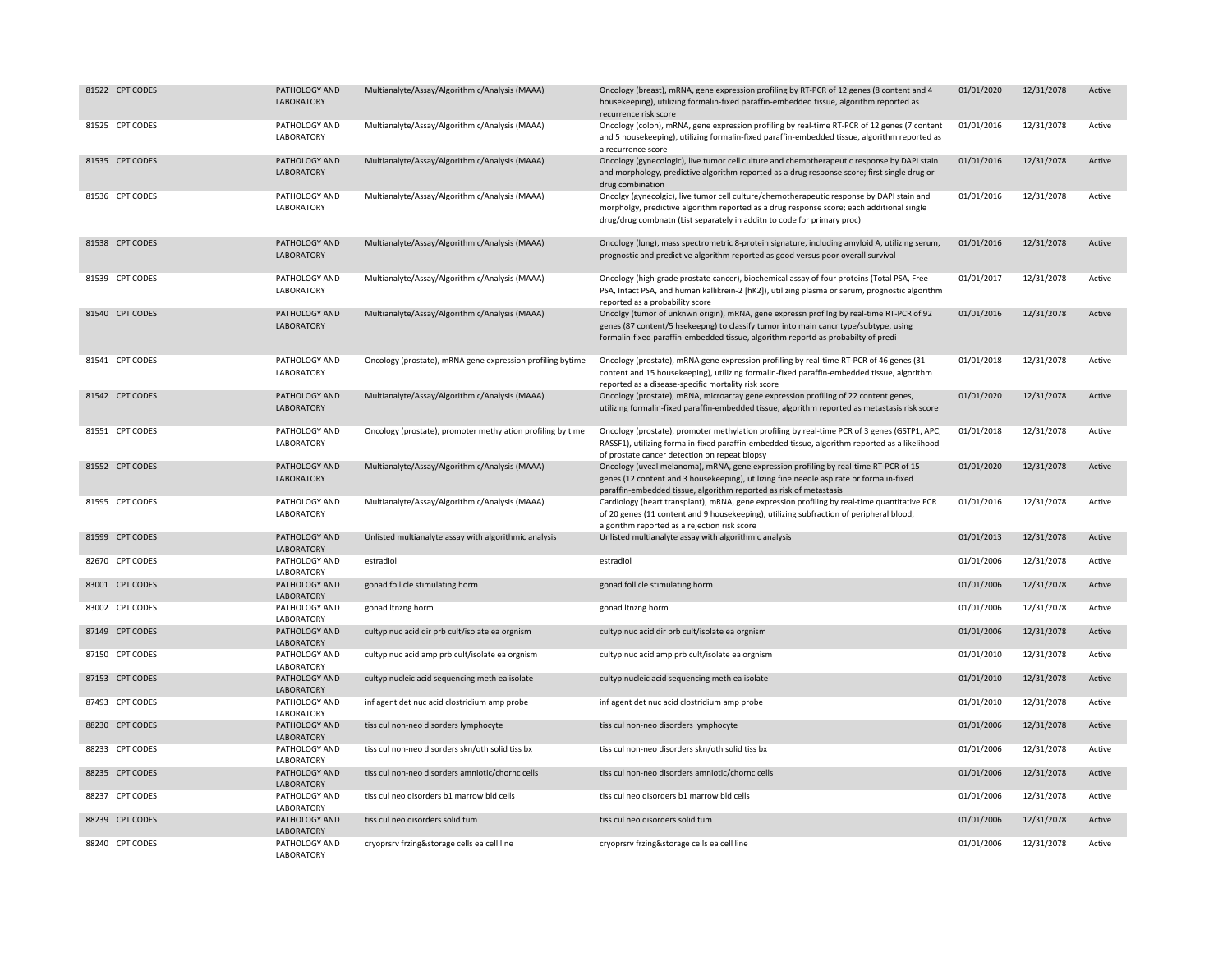| | | | | | | |
|---|---|---|---|---|---|---|
| 81522 CPT CODES | PATHOLOGY AND LABORATORY | Multianalyte/Assay/Algorithmic/Analysis (MAAA) | Oncology (breast), mRNA, gene expression profiling by RT-PCR of 12 genes (8 content and 4 housekeeping), utilizing formalin-fixed paraffin-embedded tissue, algorithm reported as recurrence risk score | 01/01/2020 | 12/31/2078 | Active |
| 81525 CPT CODES | PATHOLOGY AND LABORATORY | Multianalyte/Assay/Algorithmic/Analysis (MAAA) | Oncology (colon), mRNA, gene expression profiling by real-time RT-PCR of 12 genes (7 content and 5 housekeeping), utilizing formalin-fixed paraffin-embedded tissue, algorithm reported as a recurrence score | 01/01/2016 | 12/31/2078 | Active |
| 81535 CPT CODES | PATHOLOGY AND LABORATORY | Multianalyte/Assay/Algorithmic/Analysis (MAAA) | Oncology (gynecologic), live tumor cell culture and chemotherapeutic response by DAPI stain and morphology, predictive algorithm reported as a drug response score; first single drug or drug combination | 01/01/2016 | 12/31/2078 | Active |
| 81536 CPT CODES | PATHOLOGY AND LABORATORY | Multianalyte/Assay/Algorithmic/Analysis (MAAA) | Oncolgy (gynecolgic), live tumor cell culture/chemotherapeutic response by DAPI stain and morpholgy, predictive algorithm reported as a drug response score; each additional single drug/drug combnatn (List separately in additn to code for primary proc) | 01/01/2016 | 12/31/2078 | Active |
| 81538 CPT CODES | PATHOLOGY AND LABORATORY | Multianalyte/Assay/Algorithmic/Analysis (MAAA) | Oncology (lung), mass spectrometric 8-protein signature, including amyloid A, utilizing serum, prognostic and predictive algorithm reported as good versus poor overall survival | 01/01/2016 | 12/31/2078 | Active |
| 81539 CPT CODES | PATHOLOGY AND LABORATORY | Multianalyte/Assay/Algorithmic/Analysis (MAAA) | Oncology (high-grade prostate cancer), biochemical assay of four proteins (Total PSA, Free PSA, Intact PSA, and human kallikrein-2 [hK2]), utilizing plasma or serum, prognostic algorithm reported as a probability score | 01/01/2017 | 12/31/2078 | Active |
| 81540 CPT CODES | PATHOLOGY AND LABORATORY | Multianalyte/Assay/Algorithmic/Analysis (MAAA) | Oncolgy (tumor of unknwn origin), mRNA, gene expressn profilng by real-time RT-PCR of 92 genes (87 content/5 hsekeepng) to classify tumor into main cancr type/subtype, using formalin-fixed paraffin-embedded tissue, algorithm reportd as probabilty of predi | 01/01/2016 | 12/31/2078 | Active |
| 81541 CPT CODES | PATHOLOGY AND LABORATORY | Oncology (prostate), mRNA gene expression profiling bytime | Oncology (prostate), mRNA gene expression profiling by real-time RT-PCR of 46 genes (31 content and 15 housekeeping), utilizing formalin-fixed paraffin-embedded tissue, algorithm reported as a disease-specific mortality risk score | 01/01/2018 | 12/31/2078 | Active |
| 81542 CPT CODES | PATHOLOGY AND LABORATORY | Multianalyte/Assay/Algorithmic/Analysis (MAAA) | Oncology (prostate), mRNA, microarray gene expression profiling of 22 content genes, utilizing formalin-fixed paraffin-embedded tissue, algorithm reported as metastasis risk score | 01/01/2020 | 12/31/2078 | Active |
| 81551 CPT CODES | PATHOLOGY AND LABORATORY | Oncology (prostate), promoter methylation profiling by time | Oncology (prostate), promoter methylation profiling by real-time PCR of 3 genes (GSTP1, APC, RASSF1), utilizing formalin-fixed paraffin-embedded tissue, algorithm reported as a likelihood of prostate cancer detection on repeat biopsy | 01/01/2018 | 12/31/2078 | Active |
| 81552 CPT CODES | PATHOLOGY AND LABORATORY | Multianalyte/Assay/Algorithmic/Analysis (MAAA) | Oncology (uveal melanoma), mRNA, gene expression profiling by real-time RT-PCR of 15 genes (12 content and 3 housekeeping), utilizing fine needle aspirate or formalin-fixed paraffin-embedded tissue, algorithm reported as risk of metastasis | 01/01/2020 | 12/31/2078 | Active |
| 81595 CPT CODES | PATHOLOGY AND LABORATORY | Multianalyte/Assay/Algorithmic/Analysis (MAAA) | Cardiology (heart transplant), mRNA, gene expression profiling by real-time quantitative PCR of 20 genes (11 content and 9 housekeeping), utilizing subfraction of peripheral blood, algorithm reported as a rejection risk score | 01/01/2016 | 12/31/2078 | Active |
| 81599 CPT CODES | PATHOLOGY AND LABORATORY | Unlisted multianalyte assay with algorithmic analysis | Unlisted multianalyte assay with algorithmic analysis | 01/01/2013 | 12/31/2078 | Active |
| 82670 CPT CODES | PATHOLOGY AND LABORATORY | estradiol | estradiol | 01/01/2006 | 12/31/2078 | Active |
| 83001 CPT CODES | PATHOLOGY AND LABORATORY | gonad follicle stimulating horm | gonad follicle stimulating horm | 01/01/2006 | 12/31/2078 | Active |
| 83002 CPT CODES | PATHOLOGY AND LABORATORY | gonad ltnzng horm | gonad ltnzng horm | 01/01/2006 | 12/31/2078 | Active |
| 87149 CPT CODES | PATHOLOGY AND LABORATORY | cultyp nuc acid dir prb cult/isolate ea orgnism | cultyp nuc acid dir prb cult/isolate ea orgnism | 01/01/2006 | 12/31/2078 | Active |
| 87150 CPT CODES | PATHOLOGY AND LABORATORY | cultyp nuc acid amp prb cult/isolate ea orgnism | cultyp nuc acid amp prb cult/isolate ea orgnism | 01/01/2010 | 12/31/2078 | Active |
| 87153 CPT CODES | PATHOLOGY AND LABORATORY | cultyp nucleic acid sequencing meth ea isolate | cultyp nucleic acid sequencing meth ea isolate | 01/01/2010 | 12/31/2078 | Active |
| 87493 CPT CODES | PATHOLOGY AND LABORATORY | inf agent det nuc acid clostridium amp probe | inf agent det nuc acid clostridium amp probe | 01/01/2010 | 12/31/2078 | Active |
| 88230 CPT CODES | PATHOLOGY AND LABORATORY | tiss cul non-neo disorders lymphocyte | tiss cul non-neo disorders lymphocyte | 01/01/2006 | 12/31/2078 | Active |
| 88233 CPT CODES | PATHOLOGY AND LABORATORY | tiss cul non-neo disorders skn/oth solid tiss bx | tiss cul non-neo disorders skn/oth solid tiss bx | 01/01/2006 | 12/31/2078 | Active |
| 88235 CPT CODES | PATHOLOGY AND LABORATORY | tiss cul non-neo disorders amniotic/chornc cells | tiss cul non-neo disorders amniotic/chornc cells | 01/01/2006 | 12/31/2078 | Active |
| 88237 CPT CODES | PATHOLOGY AND LABORATORY | tiss cul neo disorders b1 marrow bld cells | tiss cul neo disorders b1 marrow bld cells | 01/01/2006 | 12/31/2078 | Active |
| 88239 CPT CODES | PATHOLOGY AND LABORATORY | tiss cul neo disorders solid tum | tiss cul neo disorders solid tum | 01/01/2006 | 12/31/2078 | Active |
| 88240 CPT CODES | PATHOLOGY AND LABORATORY | cryoprsrv frzing&storage cells ea cell line | cryoprsrv frzing&storage cells ea cell line | 01/01/2006 | 12/31/2078 | Active |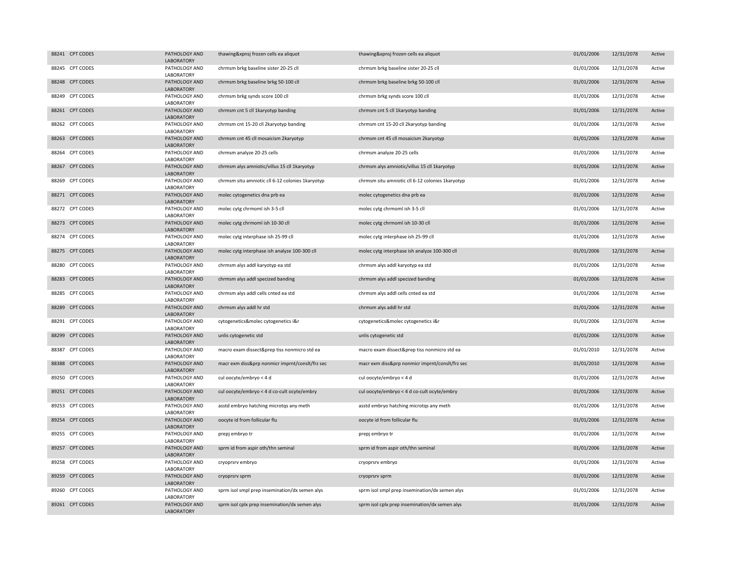| | | | | | | | |
|---|---|---|---|---|---|---|---|
| 88241 | CPT CODES | PATHOLOGY AND LABORATORY | thawing&xpnsj frozen cells ea aliquot | thawing&xpnsj frozen cells ea aliquot | 01/01/2006 | 12/31/2078 | Active |
| 88245 | CPT CODES | PATHOLOGY AND LABORATORY | chrmsm brkg baseline sister 20-25 cll | chrmsm brkg baseline sister 20-25 cll | 01/01/2006 | 12/31/2078 | Active |
| 88248 | CPT CODES | PATHOLOGY AND LABORATORY | chrmsm brkg baseline brkg 50-100 cll | chrmsm brkg baseline brkg 50-100 cll | 01/01/2006 | 12/31/2078 | Active |
| 88249 | CPT CODES | PATHOLOGY AND LABORATORY | chrmsm brkg synds score 100 cll | chrmsm brkg synds score 100 cll | 01/01/2006 | 12/31/2078 | Active |
| 88261 | CPT CODES | PATHOLOGY AND LABORATORY | chrmsm cnt 5 cll 1karyotyp banding | chrmsm cnt 5 cll 1karyotyp banding | 01/01/2006 | 12/31/2078 | Active |
| 88262 | CPT CODES | PATHOLOGY AND LABORATORY | chrmsm cnt 15-20 cll 2karyotyp banding | chrmsm cnt 15-20 cll 2karyotyp banding | 01/01/2006 | 12/31/2078 | Active |
| 88263 | CPT CODES | PATHOLOGY AND LABORATORY | chrmsm cnt 45 cll mosaicism 2karyotyp | chrmsm cnt 45 cll mosaicism 2karyotyp | 01/01/2006 | 12/31/2078 | Active |
| 88264 | CPT CODES | PATHOLOGY AND LABORATORY | chrmsm analyze 20-25 cells | chrmsm analyze 20-25 cells | 01/01/2006 | 12/31/2078 | Active |
| 88267 | CPT CODES | PATHOLOGY AND LABORATORY | chrmsm alys amniotic/villus 15 cll 1karyotyp | chrmsm alys amniotic/villus 15 cll 1karyotyp | 01/01/2006 | 12/31/2078 | Active |
| 88269 | CPT CODES | PATHOLOGY AND LABORATORY | chrmsm situ amniotic cll 6-12 colonies 1karyotyp | chrmsm situ amniotic cll 6-12 colonies 1karyotyp | 01/01/2006 | 12/31/2078 | Active |
| 88271 | CPT CODES | PATHOLOGY AND LABORATORY | molec cytogenetics dna prb ea | molec cytogenetics dna prb ea | 01/01/2006 | 12/31/2078 | Active |
| 88272 | CPT CODES | PATHOLOGY AND LABORATORY | molec cytg chrmoml ish 3-5 cll | molec cytg chrmoml ish 3-5 cll | 01/01/2006 | 12/31/2078 | Active |
| 88273 | CPT CODES | PATHOLOGY AND LABORATORY | molec cytg chrmoml ish 10-30 cll | molec cytg chrmoml ish 10-30 cll | 01/01/2006 | 12/31/2078 | Active |
| 88274 | CPT CODES | PATHOLOGY AND LABORATORY | molec cytg interphase ish 25-99 cll | molec cytg interphase ish 25-99 cll | 01/01/2006 | 12/31/2078 | Active |
| 88275 | CPT CODES | PATHOLOGY AND LABORATORY | molec cytg interphase ish analyze 100-300 cll | molec cytg interphase ish analyze 100-300 cll | 01/01/2006 | 12/31/2078 | Active |
| 88280 | CPT CODES | PATHOLOGY AND LABORATORY | chrmsm alys addl karyotyp ea std | chrmsm alys addl karyotyp ea std | 01/01/2006 | 12/31/2078 | Active |
| 88283 | CPT CODES | PATHOLOGY AND LABORATORY | chrmsm alys addl specized banding | chrmsm alys addl specized banding | 01/01/2006 | 12/31/2078 | Active |
| 88285 | CPT CODES | PATHOLOGY AND LABORATORY | chrmsm alys addl cells cnted ea std | chrmsm alys addl cells cnted ea std | 01/01/2006 | 12/31/2078 | Active |
| 88289 | CPT CODES | PATHOLOGY AND LABORATORY | chrmsm alys addl hr std | chrmsm alys addl hr std | 01/01/2006 | 12/31/2078 | Active |
| 88291 | CPT CODES | PATHOLOGY AND LABORATORY | cytogenetics&molec cytogenetics i&r | cytogenetics&molec cytogenetics i&r | 01/01/2006 | 12/31/2078 | Active |
| 88299 | CPT CODES | PATHOLOGY AND LABORATORY | unlis cytogenetic std | unlis cytogenetic std | 01/01/2006 | 12/31/2078 | Active |
| 88387 | CPT CODES | PATHOLOGY AND LABORATORY | macro exam dissect&prep tiss nonmicro std ea | macro exam dissect&prep tiss nonmicro std ea | 01/01/2010 | 12/31/2078 | Active |
| 88388 | CPT CODES | PATHOLOGY AND LABORATORY | macr exm diss&prp nonmicr imprnt/conslt/frz sec | macr exm diss&prp nonmicr imprnt/conslt/frz sec | 01/01/2010 | 12/31/2078 | Active |
| 89250 | CPT CODES | PATHOLOGY AND LABORATORY | cul oocyte/embryo < 4 d | cul oocyte/embryo < 4 d | 01/01/2006 | 12/31/2078 | Active |
| 89251 | CPT CODES | PATHOLOGY AND LABORATORY | cul oocyte/embryo < 4 d co-cult ocyte/embry | cul oocyte/embryo < 4 d co-cult ocyte/embry | 01/01/2006 | 12/31/2078 | Active |
| 89253 | CPT CODES | PATHOLOGY AND LABORATORY | asstd embryo hatching microtqs any meth | asstd embryo hatching microtqs any meth | 01/01/2006 | 12/31/2078 | Active |
| 89254 | CPT CODES | PATHOLOGY AND LABORATORY | oocyte id from follicular flu | oocyte id from follicular flu | 01/01/2006 | 12/31/2078 | Active |
| 89255 | CPT CODES | PATHOLOGY AND LABORATORY | prepj embryo tr | prepj embryo tr | 01/01/2006 | 12/31/2078 | Active |
| 89257 | CPT CODES | PATHOLOGY AND LABORATORY | sprm id from aspir oth/thn seminal | sprm id from aspir oth/thn seminal | 01/01/2006 | 12/31/2078 | Active |
| 89258 | CPT CODES | PATHOLOGY AND LABORATORY | cryoprsrv embryo | cryoprsrv embryo | 01/01/2006 | 12/31/2078 | Active |
| 89259 | CPT CODES | PATHOLOGY AND LABORATORY | cryoprsrv sprm | cryoprsrv sprm | 01/01/2006 | 12/31/2078 | Active |
| 89260 | CPT CODES | PATHOLOGY AND LABORATORY | sprm isol smpl prep insemination/dx semen alys | sprm isol smpl prep insemination/dx semen alys | 01/01/2006 | 12/31/2078 | Active |
| 89261 | CPT CODES | PATHOLOGY AND LABORATORY | sprm isol cplx prep insemination/dx semen alys | sprm isol cplx prep insemination/dx semen alys | 01/01/2006 | 12/31/2078 | Active |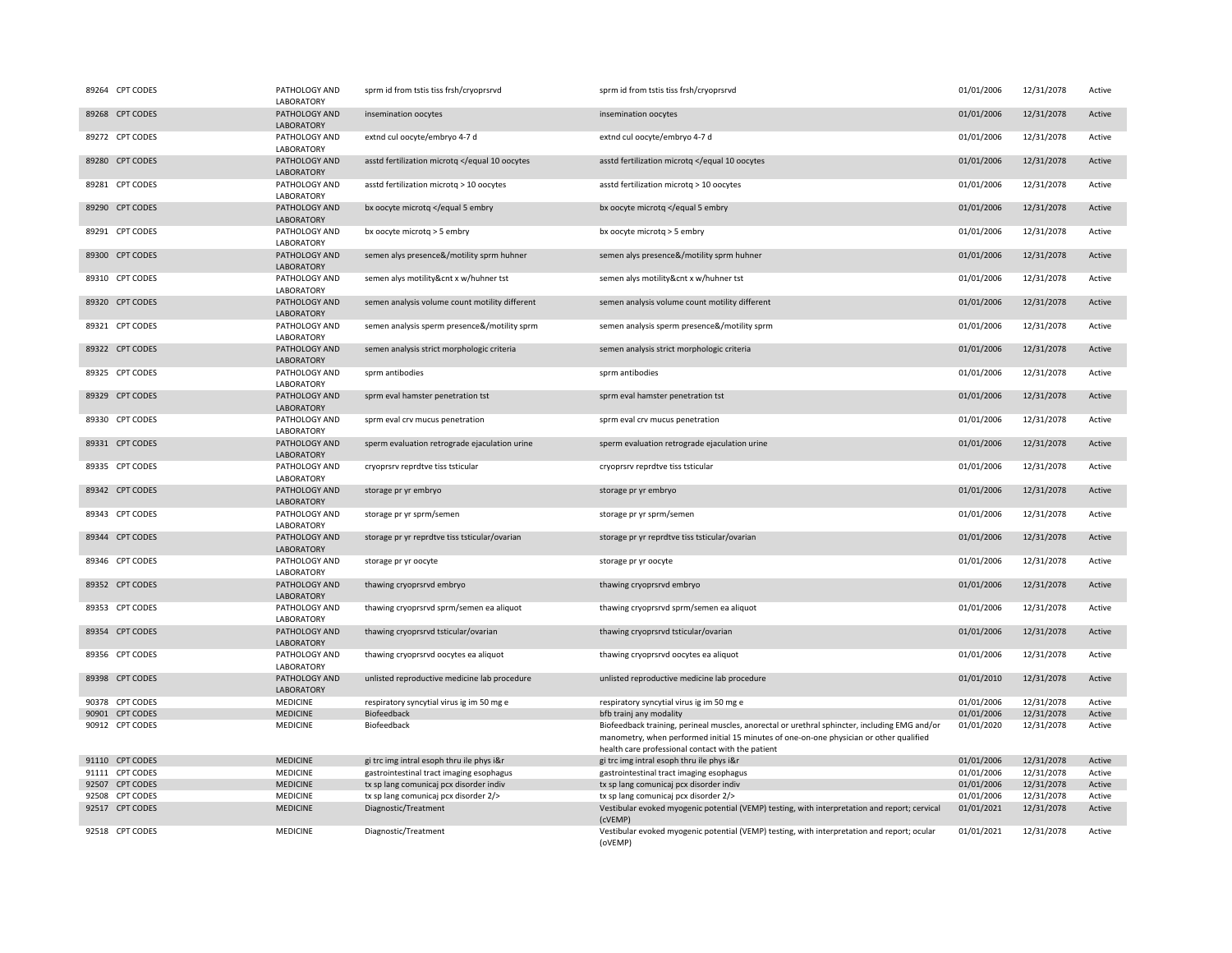| | | | | | | | |
|---|---|---|---|---|---|---|---|
| 89264 | CPT CODES | PATHOLOGY AND LABORATORY | sprm id from tstis tiss frsh/cryoprsrvd | sprm id from tstis tiss frsh/cryoprsrvd | 01/01/2006 | 12/31/2078 | Active |
| 89268 | CPT CODES | PATHOLOGY AND LABORATORY | insemination oocytes | insemination oocytes | 01/01/2006 | 12/31/2078 | Active |
| 89272 | CPT CODES | PATHOLOGY AND LABORATORY | extnd cul oocyte/embryo 4-7 d | extnd cul oocyte/embryo 4-7 d | 01/01/2006 | 12/31/2078 | Active |
| 89280 | CPT CODES | PATHOLOGY AND LABORATORY | asstd fertilization microtq </equal 10 oocytes | asstd fertilization microtq </equal 10 oocytes | 01/01/2006 | 12/31/2078 | Active |
| 89281 | CPT CODES | PATHOLOGY AND LABORATORY | asstd fertilization microtq > 10 oocytes | asstd fertilization microtq > 10 oocytes | 01/01/2006 | 12/31/2078 | Active |
| 89290 | CPT CODES | PATHOLOGY AND LABORATORY | bx oocyte microtq </equal 5 embry | bx oocyte microtq </equal 5 embry | 01/01/2006 | 12/31/2078 | Active |
| 89291 | CPT CODES | PATHOLOGY AND LABORATORY | bx oocyte microtq > 5 embry | bx oocyte microtq > 5 embry | 01/01/2006 | 12/31/2078 | Active |
| 89300 | CPT CODES | PATHOLOGY AND LABORATORY | semen alys presence&/motility sprm huhner | semen alys presence&/motility sprm huhner | 01/01/2006 | 12/31/2078 | Active |
| 89310 | CPT CODES | PATHOLOGY AND LABORATORY | semen alys motility&cnt x w/huhner tst | semen alys motility&cnt x w/huhner tst | 01/01/2006 | 12/31/2078 | Active |
| 89320 | CPT CODES | PATHOLOGY AND LABORATORY | semen analysis volume count motility different | semen analysis volume count motility different | 01/01/2006 | 12/31/2078 | Active |
| 89321 | CPT CODES | PATHOLOGY AND LABORATORY | semen analysis sperm presence&/motility sprm | semen analysis sperm presence&/motility sprm | 01/01/2006 | 12/31/2078 | Active |
| 89322 | CPT CODES | PATHOLOGY AND LABORATORY | semen analysis strict morphologic criteria | semen analysis strict morphologic criteria | 01/01/2006 | 12/31/2078 | Active |
| 89325 | CPT CODES | PATHOLOGY AND LABORATORY | sprm antibodies | sprm antibodies | 01/01/2006 | 12/31/2078 | Active |
| 89329 | CPT CODES | PATHOLOGY AND LABORATORY | sprm eval hamster penetration tst | sprm eval hamster penetration tst | 01/01/2006 | 12/31/2078 | Active |
| 89330 | CPT CODES | PATHOLOGY AND LABORATORY | sprm eval crv mucus penetration | sprm eval crv mucus penetration | 01/01/2006 | 12/31/2078 | Active |
| 89331 | CPT CODES | PATHOLOGY AND LABORATORY | sperm evaluation retrograde ejaculation urine | sperm evaluation retrograde ejaculation urine | 01/01/2006 | 12/31/2078 | Active |
| 89335 | CPT CODES | PATHOLOGY AND LABORATORY | cryoprsrv reprdtve tiss tsticular | cryoprsrv reprdtve tiss tsticular | 01/01/2006 | 12/31/2078 | Active |
| 89342 | CPT CODES | PATHOLOGY AND LABORATORY | storage pr yr embryo | storage pr yr embryo | 01/01/2006 | 12/31/2078 | Active |
| 89343 | CPT CODES | PATHOLOGY AND LABORATORY | storage pr yr sprm/semen | storage pr yr sprm/semen | 01/01/2006 | 12/31/2078 | Active |
| 89344 | CPT CODES | PATHOLOGY AND LABORATORY | storage pr yr reprdtve tiss tsticular/ovarian | storage pr yr reprdtve tiss tsticular/ovarian | 01/01/2006 | 12/31/2078 | Active |
| 89346 | CPT CODES | PATHOLOGY AND LABORATORY | storage pr yr oocyte | storage pr yr oocyte | 01/01/2006 | 12/31/2078 | Active |
| 89352 | CPT CODES | PATHOLOGY AND LABORATORY | thawing cryoprsrvd embryo | thawing cryoprsrvd embryo | 01/01/2006 | 12/31/2078 | Active |
| 89353 | CPT CODES | PATHOLOGY AND LABORATORY | thawing cryoprsrvd sprm/semen ea aliquot | thawing cryoprsrvd sprm/semen ea aliquot | 01/01/2006 | 12/31/2078 | Active |
| 89354 | CPT CODES | PATHOLOGY AND LABORATORY | thawing cryoprsrvd tsticular/ovarian | thawing cryoprsrvd tsticular/ovarian | 01/01/2006 | 12/31/2078 | Active |
| 89356 | CPT CODES | PATHOLOGY AND LABORATORY | thawing cryoprsrvd oocytes ea aliquot | thawing cryoprsrvd oocytes ea aliquot | 01/01/2006 | 12/31/2078 | Active |
| 89398 | CPT CODES | PATHOLOGY AND LABORATORY | unlisted reproductive medicine lab procedure | unlisted reproductive medicine lab procedure | 01/01/2010 | 12/31/2078 | Active |
| 90378 | CPT CODES | MEDICINE | respiratory syncytial virus ig im 50 mg e | respiratory syncytial virus ig im 50 mg e | 01/01/2006 | 12/31/2078 | Active |
| 90901 | CPT CODES | MEDICINE | Biofeedback | bfb trainj any modality | 01/01/2006 | 12/31/2078 | Active |
| 90912 | CPT CODES | MEDICINE | Biofeedback | Biofeedback training, perineal muscles, anorectal or urethral sphincter, including EMG and/or manometry, when performed initial 15 minutes of one-on-one physician or other qualified health care professional contact with the patient | 01/01/2020 | 12/31/2078 | Active |
| 91110 | CPT CODES | MEDICINE | gi trc img intral esoph thru ile phys i&r | gi trc img intral esoph thru ile phys i&r | 01/01/2006 | 12/31/2078 | Active |
| 91111 | CPT CODES | MEDICINE | gastrointestinal tract imaging esophagus | gastrointestinal tract imaging esophagus | 01/01/2006 | 12/31/2078 | Active |
| 92507 | CPT CODES | MEDICINE | tx sp lang comunicaj pcx disorder indiv | tx sp lang comunicaj pcx disorder indiv | 01/01/2006 | 12/31/2078 | Active |
| 92508 | CPT CODES | MEDICINE | tx sp lang comunicaj pcx disorder 2/> | tx sp lang comunicaj pcx disorder 2/> | 01/01/2006 | 12/31/2078 | Active |
| 92517 | CPT CODES | MEDICINE | Diagnostic/Treatment | Vestibular evoked myogenic potential (VEMP) testing, with interpretation and report; cervical (cVEMP) | 01/01/2021 | 12/31/2078 | Active |
| 92518 | CPT CODES | MEDICINE | Diagnostic/Treatment | Vestibular evoked myogenic potential (VEMP) testing, with interpretation and report; ocular (oVEMP) | 01/01/2021 | 12/31/2078 | Active |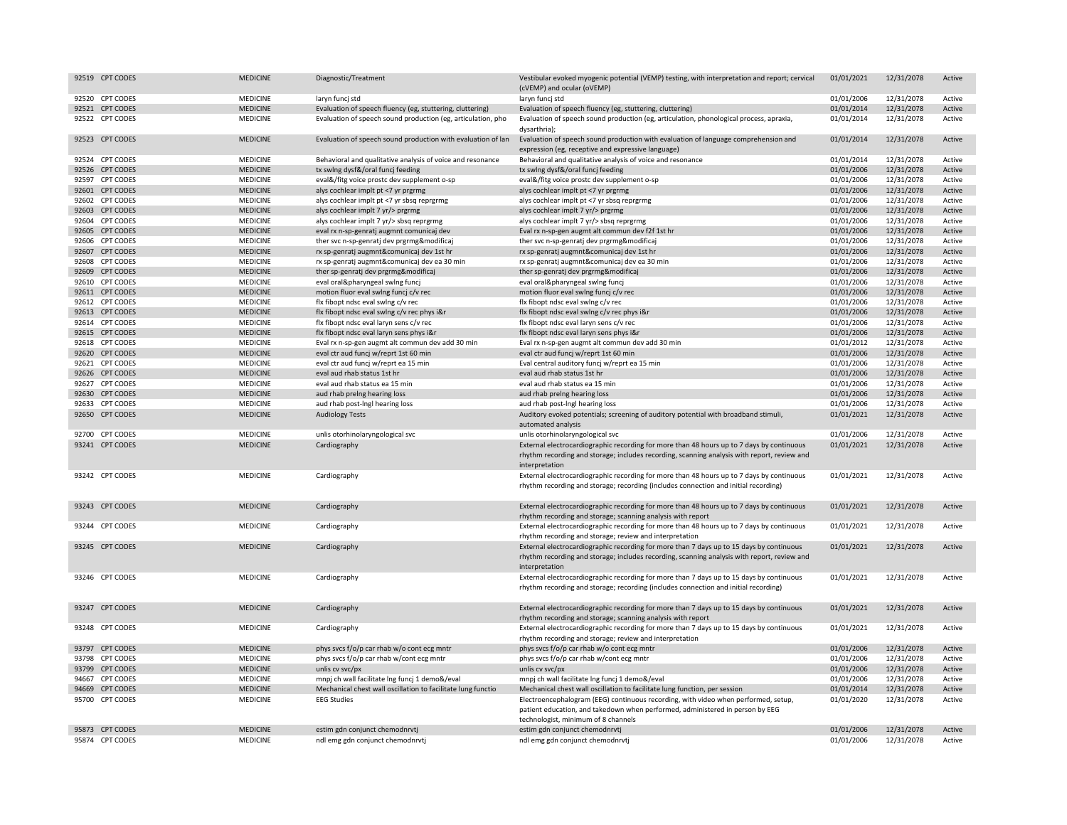| | | | | | | |
|---|---|---|---|---|---|---|
| 92519 CPT CODES | MEDICINE | Diagnostic/Treatment | Vestibular evoked myogenic potential (VEMP) testing, with interpretation and report; cervical (cVEMP) and ocular (oVEMP) | 01/01/2021 | 12/31/2078 | Active |
| 92520 CPT CODES | MEDICINE | laryn funcj std | laryn funcj std | 01/01/2006 | 12/31/2078 | Active |
| 92521 CPT CODES | MEDICINE | Evaluation of speech fluency (eg, stuttering, cluttering) | Evaluation of speech fluency (eg, stuttering, cluttering) | 01/01/2014 | 12/31/2078 | Active |
| 92522 CPT CODES | MEDICINE | Evaluation of speech sound production (eg, articulation, pho | Evaluation of speech sound production (eg, articulation, phonological process, apraxia, dysarthria); | 01/01/2014 | 12/31/2078 | Active |
| 92523 CPT CODES | MEDICINE | Evaluation of speech sound production with evaluation of lan | Evaluation of speech sound production with evaluation of language comprehension and expression (eg, receptive and expressive language) | 01/01/2014 | 12/31/2078 | Active |
| 92524 CPT CODES | MEDICINE | Behavioral and qualitative analysis of voice and resonance | Behavioral and qualitative analysis of voice and resonance | 01/01/2014 | 12/31/2078 | Active |
| 92526 CPT CODES | MEDICINE | tx swlng dysf&/oral funcj feeding | tx swlng dysf&/oral funcj feeding | 01/01/2006 | 12/31/2078 | Active |
| 92597 CPT CODES | MEDICINE | eval&/fitg voice prostc dev supplement o-sp | eval&/fitg voice prostc dev supplement o-sp | 01/01/2006 | 12/31/2078 | Active |
| 92601 CPT CODES | MEDICINE | alys cochlear implt pt <7 yr prgrmg | alys cochlear implt pt <7 yr prgrmg | 01/01/2006 | 12/31/2078 | Active |
| 92602 CPT CODES | MEDICINE | alys cochlear implt pt <7 yr sbsq reprgrmg | alys cochlear implt pt <7 yr sbsq reprgrmg | 01/01/2006 | 12/31/2078 | Active |
| 92603 CPT CODES | MEDICINE | alys cochlear implt 7 yr/> prgrmg | alys cochlear implt 7 yr/> prgrmg | 01/01/2006 | 12/31/2078 | Active |
| 92604 CPT CODES | MEDICINE | alys cochlear implt 7 yr/> sbsq reprgrmg | alys cochlear implt 7 yr/> sbsq reprgrmg | 01/01/2006 | 12/31/2078 | Active |
| 92605 CPT CODES | MEDICINE | eval rx n-sp-genratj augmnt comunicaj dev | Eval rx n-sp-gen augmt alt commun dev f2f 1st hr | 01/01/2006 | 12/31/2078 | Active |
| 92606 CPT CODES | MEDICINE | ther svc n-sp-genratj dev prgrmg&modificaj | ther svc n-sp-genratj dev prgrmg&modificaj | 01/01/2006 | 12/31/2078 | Active |
| 92607 CPT CODES | MEDICINE | rx sp-genratj augmnt&comunicaj dev 1st hr | rx sp-genratj augmnt&comunicaj dev 1st hr | 01/01/2006 | 12/31/2078 | Active |
| 92608 CPT CODES | MEDICINE | rx sp-genratj augmnt&comunicaj dev ea 30 min | rx sp-genratj augmnt&comunicaj dev ea 30 min | 01/01/2006 | 12/31/2078 | Active |
| 92609 CPT CODES | MEDICINE | ther sp-genratj dev prgrmg&modificaj | ther sp-genratj dev prgrmg&modificaj | 01/01/2006 | 12/31/2078 | Active |
| 92610 CPT CODES | MEDICINE | eval oral&pharyngeal swlng funcj | eval oral&pharyngeal swlng funcj | 01/01/2006 | 12/31/2078 | Active |
| 92611 CPT CODES | MEDICINE | motion fluor eval swlng funcj c/v rec | motion fluor eval swlng funcj c/v rec | 01/01/2006 | 12/31/2078 | Active |
| 92612 CPT CODES | MEDICINE | flx fibopt ndsc eval swlng c/v rec | flx fibopt ndsc eval swlng c/v rec | 01/01/2006 | 12/31/2078 | Active |
| 92613 CPT CODES | MEDICINE | flx fibopt ndsc eval swlng c/v rec phys i&r | flx fibopt ndsc eval swlng c/v rec phys i&r | 01/01/2006 | 12/31/2078 | Active |
| 92614 CPT CODES | MEDICINE | flx fibopt ndsc eval laryn sens c/v rec | flx fibopt ndsc eval laryn sens c/v rec | 01/01/2006 | 12/31/2078 | Active |
| 92615 CPT CODES | MEDICINE | flx fibopt ndsc eval laryn sens phys i&r | flx fibopt ndsc eval laryn sens phys i&r | 01/01/2006 | 12/31/2078 | Active |
| 92618 CPT CODES | MEDICINE | Eval rx n-sp-gen augmt alt commun dev add 30 min | Eval rx n-sp-gen augmt alt commun dev add 30 min | 01/01/2012 | 12/31/2078 | Active |
| 92620 CPT CODES | MEDICINE | eval ctr aud funcj w/reprt 1st 60 min | eval ctr aud funcj w/reprt 1st 60 min | 01/01/2006 | 12/31/2078 | Active |
| 92621 CPT CODES | MEDICINE | eval ctr aud funcj w/reprt ea 15 min | Eval central auditory funcj w/reprt ea 15 min | 01/01/2006 | 12/31/2078 | Active |
| 92626 CPT CODES | MEDICINE | eval aud rhab status 1st hr | eval aud rhab status 1st hr | 01/01/2006 | 12/31/2078 | Active |
| 92627 CPT CODES | MEDICINE | eval aud rhab status ea 15 min | eval aud rhab status ea 15 min | 01/01/2006 | 12/31/2078 | Active |
| 92630 CPT CODES | MEDICINE | aud rhab prelng hearing loss | aud rhab prelng hearing loss | 01/01/2006 | 12/31/2078 | Active |
| 92633 CPT CODES | MEDICINE | aud rhab post-lngl hearing loss | aud rhab post-lngl hearing loss | 01/01/2006 | 12/31/2078 | Active |
| 92650 CPT CODES | MEDICINE | Audiology Tests | Auditory evoked potentials; screening of auditory potential with broadband stimuli, automated analysis | 01/01/2021 | 12/31/2078 | Active |
| 92700 CPT CODES | MEDICINE | unlis otorhinolaryngological svc | unlis otorhinolaryngological svc | 01/01/2006 | 12/31/2078 | Active |
| 93241 CPT CODES | MEDICINE | Cardiography | External electrocardiographic recording for more than 48 hours up to 7 days by continuous rhythm recording and storage; includes recording, scanning analysis with report, review and interpretation | 01/01/2021 | 12/31/2078 | Active |
| 93242 CPT CODES | MEDICINE | Cardiography | External electrocardiographic recording for more than 48 hours up to 7 days by continuous rhythm recording and storage; recording (includes connection and initial recording) | 01/01/2021 | 12/31/2078 | Active |
| 93243 CPT CODES | MEDICINE | Cardiography | External electrocardiographic recording for more than 48 hours up to 7 days by continuous rhythm recording and storage; scanning analysis with report | 01/01/2021 | 12/31/2078 | Active |
| 93244 CPT CODES | MEDICINE | Cardiography | External electrocardiographic recording for more than 48 hours up to 7 days by continuous rhythm recording and storage; review and interpretation | 01/01/2021 | 12/31/2078 | Active |
| 93245 CPT CODES | MEDICINE | Cardiography | External electrocardiographic recording for more than 7 days up to 15 days by continuous rhythm recording and storage; includes recording, scanning analysis with report, review and interpretation | 01/01/2021 | 12/31/2078 | Active |
| 93246 CPT CODES | MEDICINE | Cardiography | External electrocardiographic recording for more than 7 days up to 15 days by continuous rhythm recording and storage; recording (includes connection and initial recording) | 01/01/2021 | 12/31/2078 | Active |
| 93247 CPT CODES | MEDICINE | Cardiography | External electrocardiographic recording for more than 7 days up to 15 days by continuous rhythm recording and storage; scanning analysis with report | 01/01/2021 | 12/31/2078 | Active |
| 93248 CPT CODES | MEDICINE | Cardiography | External electrocardiographic recording for more than 7 days up to 15 days by continuous rhythm recording and storage; review and interpretation | 01/01/2021 | 12/31/2078 | Active |
| 93797 CPT CODES | MEDICINE | phys svcs f/o/p car rhab w/o cont ecg mntr | phys svcs f/o/p car rhab w/o cont ecg mntr | 01/01/2006 | 12/31/2078 | Active |
| 93798 CPT CODES | MEDICINE | phys svcs f/o/p car rhab w/cont ecg mntr | phys svcs f/o/p car rhab w/cont ecg mntr | 01/01/2006 | 12/31/2078 | Active |
| 93799 CPT CODES | MEDICINE | unlis cv svc/px | unlis cv svc/px | 01/01/2006 | 12/31/2078 | Active |
| 94667 CPT CODES | MEDICINE | mnpj ch wall facilitate lng funcj 1 demo&/eval | mnpj ch wall facilitate lng funcj 1 demo&/eval | 01/01/2006 | 12/31/2078 | Active |
| 94669 CPT CODES | MEDICINE | Mechanical chest wall oscillation to facilitate lung functio | Mechanical chest wall oscillation to facilitate lung function, per session | 01/01/2014 | 12/31/2078 | Active |
| 95700 CPT CODES | MEDICINE | EEG Studies | Electroencephalogram (EEG) continuous recording, with video when performed, setup, patient education, and takedown when performed, administered in person by EEG technologist, minimum of 8 channels | 01/01/2020 | 12/31/2078 | Active |
| 95873 CPT CODES | MEDICINE | estim gdn conjunct chemodnrvtj | estim gdn conjunct chemodnrvtj | 01/01/2006 | 12/31/2078 | Active |
| 95874 CPT CODES | MEDICINE | ndl emg gdn conjunct chemodnrvtj | ndl emg gdn conjunct chemodnrvtj | 01/01/2006 | 12/31/2078 | Active |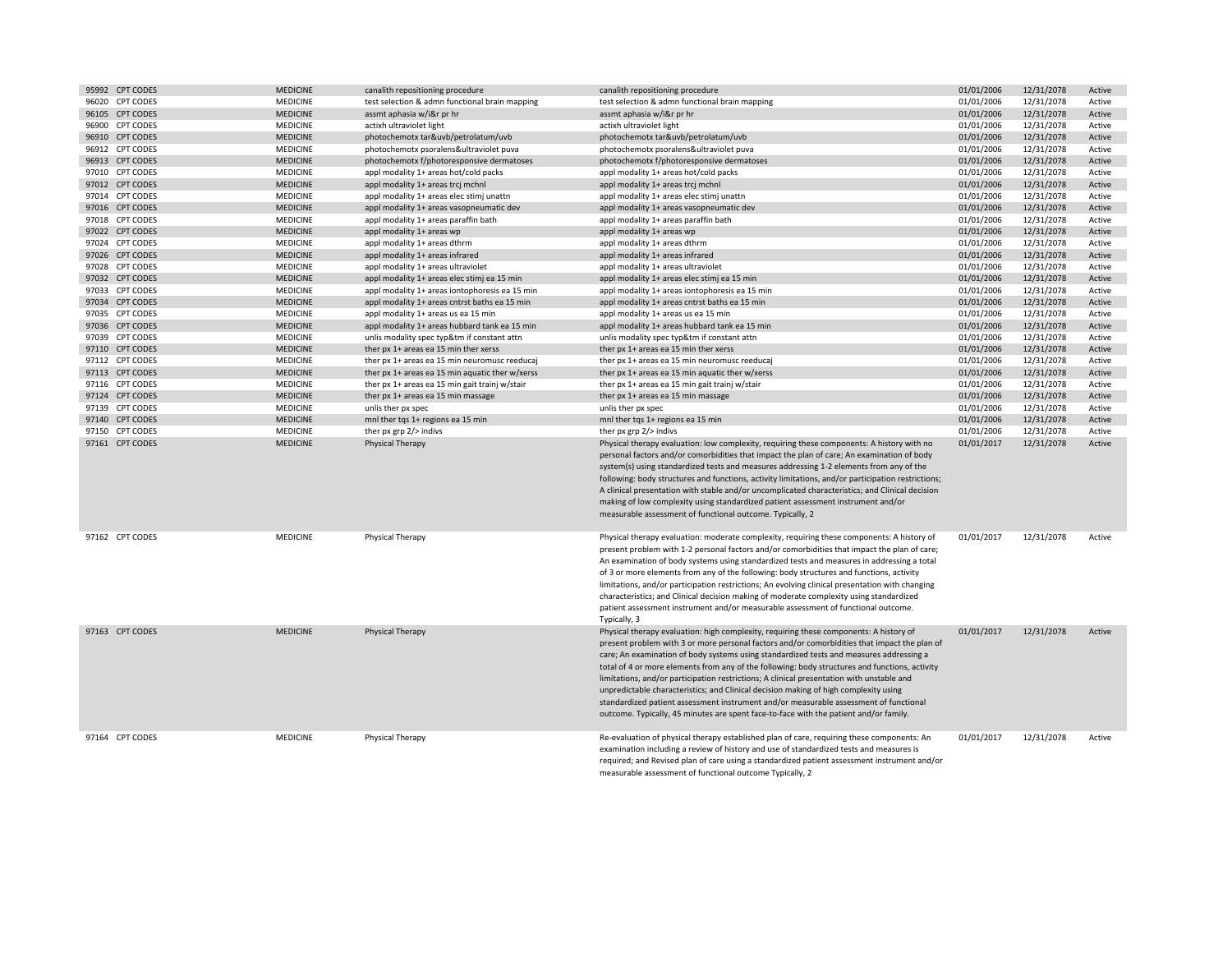| | | | | | | |
|---|---|---|---|---|---|---|
| 95992 CPT CODES | MEDICINE | canalith repositioning procedure | canalith repositioning procedure | 01/01/2006 | 12/31/2078 | Active |
| 96020 CPT CODES | MEDICINE | test selection & admn functional brain mapping | test selection & admn functional brain mapping | 01/01/2006 | 12/31/2078 | Active |
| 96105 CPT CODES | MEDICINE | assmt aphasia w/i&r pr hr | assmt aphasia w/i&r pr hr | 01/01/2006 | 12/31/2078 | Active |
| 96900 CPT CODES | MEDICINE | actixh ultraviolet light | actixh ultraviolet light | 01/01/2006 | 12/31/2078 | Active |
| 96910 CPT CODES | MEDICINE | photochemotx tar&uvb/petrolatum/uvb | photochemotx tar&uvb/petrolatum/uvb | 01/01/2006 | 12/31/2078 | Active |
| 96912 CPT CODES | MEDICINE | photochemotx psoralens&ultraviolet puva | photochemotx psoralens&ultraviolet puva | 01/01/2006 | 12/31/2078 | Active |
| 96913 CPT CODES | MEDICINE | photochemotx f/photoresponsive dermatoses | photochemotx f/photoresponsive dermatoses | 01/01/2006 | 12/31/2078 | Active |
| 97010 CPT CODES | MEDICINE | appl modality 1+ areas hot/cold packs | appl modality 1+ areas hot/cold packs | 01/01/2006 | 12/31/2078 | Active |
| 97012 CPT CODES | MEDICINE | appl modality 1+ areas trcj mchnl | appl modality 1+ areas trcj mchnl | 01/01/2006 | 12/31/2078 | Active |
| 97014 CPT CODES | MEDICINE | appl modality 1+ areas elec stimj unattn | appl modality 1+ areas elec stimj unattn | 01/01/2006 | 12/31/2078 | Active |
| 97016 CPT CODES | MEDICINE | appl modality 1+ areas vasopneumatic dev | appl modality 1+ areas vasopneumatic dev | 01/01/2006 | 12/31/2078 | Active |
| 97018 CPT CODES | MEDICINE | appl modality 1+ areas paraffin bath | appl modality 1+ areas paraffin bath | 01/01/2006 | 12/31/2078 | Active |
| 97022 CPT CODES | MEDICINE | appl modality 1+ areas wp | appl modality 1+ areas wp | 01/01/2006 | 12/31/2078 | Active |
| 97024 CPT CODES | MEDICINE | appl modality 1+ areas dthrm | appl modality 1+ areas dthrm | 01/01/2006 | 12/31/2078 | Active |
| 97026 CPT CODES | MEDICINE | appl modality 1+ areas infrared | appl modality 1+ areas infrared | 01/01/2006 | 12/31/2078 | Active |
| 97028 CPT CODES | MEDICINE | appl modality 1+ areas ultraviolet | appl modality 1+ areas ultraviolet | 01/01/2006 | 12/31/2078 | Active |
| 97032 CPT CODES | MEDICINE | appl modality 1+ areas elec stimj ea 15 min | appl modality 1+ areas elec stimj ea 15 min | 01/01/2006 | 12/31/2078 | Active |
| 97033 CPT CODES | MEDICINE | appl modality 1+ areas iontophoresis ea 15 min | appl modality 1+ areas iontophoresis ea 15 min | 01/01/2006 | 12/31/2078 | Active |
| 97034 CPT CODES | MEDICINE | appl modality 1+ areas cntrst baths ea 15 min | appl modality 1+ areas cntrst baths ea 15 min | 01/01/2006 | 12/31/2078 | Active |
| 97035 CPT CODES | MEDICINE | appl modality 1+ areas us ea 15 min | appl modality 1+ areas us ea 15 min | 01/01/2006 | 12/31/2078 | Active |
| 97036 CPT CODES | MEDICINE | appl modality 1+ areas hubbard tank ea 15 min | appl modality 1+ areas hubbard tank ea 15 min | 01/01/2006 | 12/31/2078 | Active |
| 97039 CPT CODES | MEDICINE | unlis modality spec typ&tm if constant attn | unlis modality spec typ&tm if constant attn | 01/01/2006 | 12/31/2078 | Active |
| 97110 CPT CODES | MEDICINE | ther px 1+ areas ea 15 min ther xerss | ther px 1+ areas ea 15 min ther xerss | 01/01/2006 | 12/31/2078 | Active |
| 97112 CPT CODES | MEDICINE | ther px 1+ areas ea 15 min neuromusc reeducaj | ther px 1+ areas ea 15 min neuromusc reeducaj | 01/01/2006 | 12/31/2078 | Active |
| 97113 CPT CODES | MEDICINE | ther px 1+ areas ea 15 min aquatic ther w/xerss | ther px 1+ areas ea 15 min aquatic ther w/xerss | 01/01/2006 | 12/31/2078 | Active |
| 97116 CPT CODES | MEDICINE | ther px 1+ areas ea 15 min gait trainj w/stair | ther px 1+ areas ea 15 min gait trainj w/stair | 01/01/2006 | 12/31/2078 | Active |
| 97124 CPT CODES | MEDICINE | ther px 1+ areas ea 15 min massage | ther px 1+ areas ea 15 min massage | 01/01/2006 | 12/31/2078 | Active |
| 97139 CPT CODES | MEDICINE | unlis ther px spec | unlis ther px spec | 01/01/2006 | 12/31/2078 | Active |
| 97140 CPT CODES | MEDICINE | mnl ther tqs 1+ regions ea 15 min | mnl ther tqs 1+ regions ea 15 min | 01/01/2006 | 12/31/2078 | Active |
| 97150 CPT CODES | MEDICINE | ther px grp 2/> indivs | ther px grp 2/> indivs | 01/01/2006 | 12/31/2078 | Active |
| 97161 CPT CODES | MEDICINE | Physical Therapy | Physical therapy evaluation: low complexity, requiring these components: A history with no personal factors and/or comorbidities that impact the plan of care; An examination of body system(s) using standardized tests and measures addressing 1-2 elements from any of the following: body structures and functions, activity limitations, and/or participation restrictions; A clinical presentation with stable and/or uncomplicated characteristics; and Clinical decision making of low complexity using standardized patient assessment instrument and/or measurable assessment of functional outcome. Typically, 2 | 01/01/2017 | 12/31/2078 | Active |
| 97162 CPT CODES | MEDICINE | Physical Therapy | Physical therapy evaluation: moderate complexity, requiring these components: A history of present problem with 1-2 personal factors and/or comorbidities that impact the plan of care; An examination of body systems using standardized tests and measures in addressing a total of 3 or more elements from any of the following: body structures and functions, activity limitations, and/or participation restrictions; An evolving clinical presentation with changing characteristics; and Clinical decision making of moderate complexity using standardized patient assessment instrument and/or measurable assessment of functional outcome. Typically, 3 | 01/01/2017 | 12/31/2078 | Active |
| 97163 CPT CODES | MEDICINE | Physical Therapy | Physical therapy evaluation: high complexity, requiring these components: A history of present problem with 3 or more personal factors and/or comorbidities that impact the plan of care; An examination of body systems using standardized tests and measures addressing a total of 4 or more elements from any of the following: body structures and functions, activity limitations, and/or participation restrictions; A clinical presentation with unstable and unpredictable characteristics; and Clinical decision making of high complexity using standardized patient assessment instrument and/or measurable assessment of functional outcome. Typically, 45 minutes are spent face-to-face with the patient and/or family. | 01/01/2017 | 12/31/2078 | Active |
| 97164 CPT CODES | MEDICINE | Physical Therapy | Re-evaluation of physical therapy established plan of care, requiring these components: An examination including a review of history and use of standardized tests and measures is required; and Revised plan of care using a standardized patient assessment instrument and/or measurable assessment of functional outcome Typically, 2 | 01/01/2017 | 12/31/2078 | Active |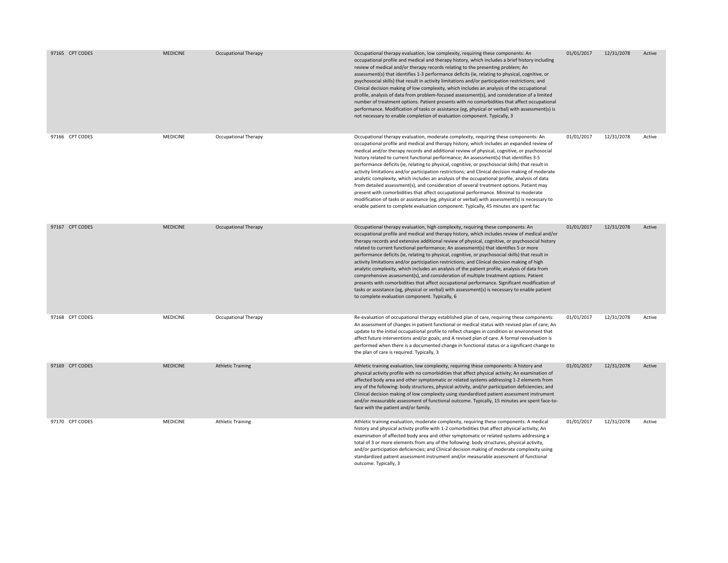| | | | | | | |
|---|---|---|---|---|---|---|
| 97165 CPT CODES | MEDICINE | Occupational Therapy | Occupational therapy evaluation, low complexity, requiring these components: An occupational profile and medical and therapy history, which includes a brief history including review of medical and/or therapy records relating to the presenting problem; An assessment(s) that identifies 1-3 performance deficits (ie, relating to physical, cognitive, or psychosocial skills) that result in activity limitations and/or participation restrictions; and Clinical decision making of low complexity, which includes an analysis of the occupational profile, analysis of data from problem-focused assessment(s), and consideration of a limited number of treatment options. Patient presents with no comorbidities that affect occupational performance. Modification of tasks or assistance (eg, physical or verbal) with assessment(s) is not necessary to enable completion of evaluation component. Typically, 3 | 01/01/2017 | 12/31/2078 | Active |
| 97166 CPT CODES | MEDICINE | Occupational Therapy | Occupational therapy evaluation, moderate complexity, requiring these components: An occupational profile and medical and therapy history, which includes an expanded review of medical and/or therapy records and additional review of physical, cognitive, or psychosocial history related to current functional performance; An assessment(s) that identifies 3-5 performance deficits (ie, relating to physical, cognitive, or psychosocial skills) that result in activity limitations and/or participation restrictions; and Clinical decision making of moderate analytic complexity, which includes an analysis of the occupational profile, analysis of data from detailed assessment(s), and consideration of several treatment options. Patient may present with comorbidities that affect occupational performance. Minimal to moderate modification of tasks or assistance (eg, physical or verbal) with assessment(s) is necessary to enable patient to complete evaluation component. Typically, 45 minutes are spent fac | 01/01/2017 | 12/31/2078 | Active |
| 97167 CPT CODES | MEDICINE | Occupational Therapy | Occupational therapy evaluation, high complexity, requiring these components: An occupational profile and medical and therapy history, which includes review of medical and/or therapy records and extensive additional review of physical, cognitive, or psychosocial history related to current functional performance; An assessment(s) that identifies 5 or more performance deficits (ie, relating to physical, cognitive, or psychosocial skills) that result in activity limitations and/or participation restrictions; and Clinical decision making of high analytic complexity, which includes an analysis of the patient profile, analysis of data from comprehensive assessment(s), and consideration of multiple treatment options. Patient presents with comorbidities that affect occupational performance. Significant modification of tasks or assistance (eg, physical or verbal) with assessment(s) is necessary to enable patient to complete evaluation component. Typically, 6 | 01/01/2017 | 12/31/2078 | Active |
| 97168 CPT CODES | MEDICINE | Occupational Therapy | Re-evaluation of occupational therapy established plan of care, requiring these components: An assessment of changes in patient functional or medical status with revised plan of care; An update to the initial occupational profile to reflect changes in condition or environment that affect future interventions and/or goals; and A revised plan of care. A formal reevaluation is performed when there is a documented change in functional status or a significant change to the plan of care is required. Typically, 3 | 01/01/2017 | 12/31/2078 | Active |
| 97169 CPT CODES | MEDICINE | Athletic Training | Athletic training evaluation, low complexity, requiring these components: A history and physical activity profile with no comorbidities that affect physical activity; An examination of affected body area and other symptomatic or related systems addressing 1-2 elements from any of the following: body structures, physical activity, and/or participation deficiencies; and Clinical decision making of low complexity using standardized patient assessment instrument and/or measurable assessment of functional outcome. Typically, 15 minutes are spent face-to-face with the patient and/or family. | 01/01/2017 | 12/31/2078 | Active |
| 97170 CPT CODES | MEDICINE | Athletic Training | Athletic training evaluation, moderate complexity, requiring these components: A medical history and physical activity profile with 1-2 comorbidities that affect physical activity; An examination of affected body area and other symptomatic or related systems addressing a total of 3 or more elements from any of the following: body structures, physical activity, and/or participation deficiencies; and Clinical decision making of moderate complexity using standardized patient assessment instrument and/or measurable assessment of functional outcome. Typically, 3 | 01/01/2017 | 12/31/2078 | Active |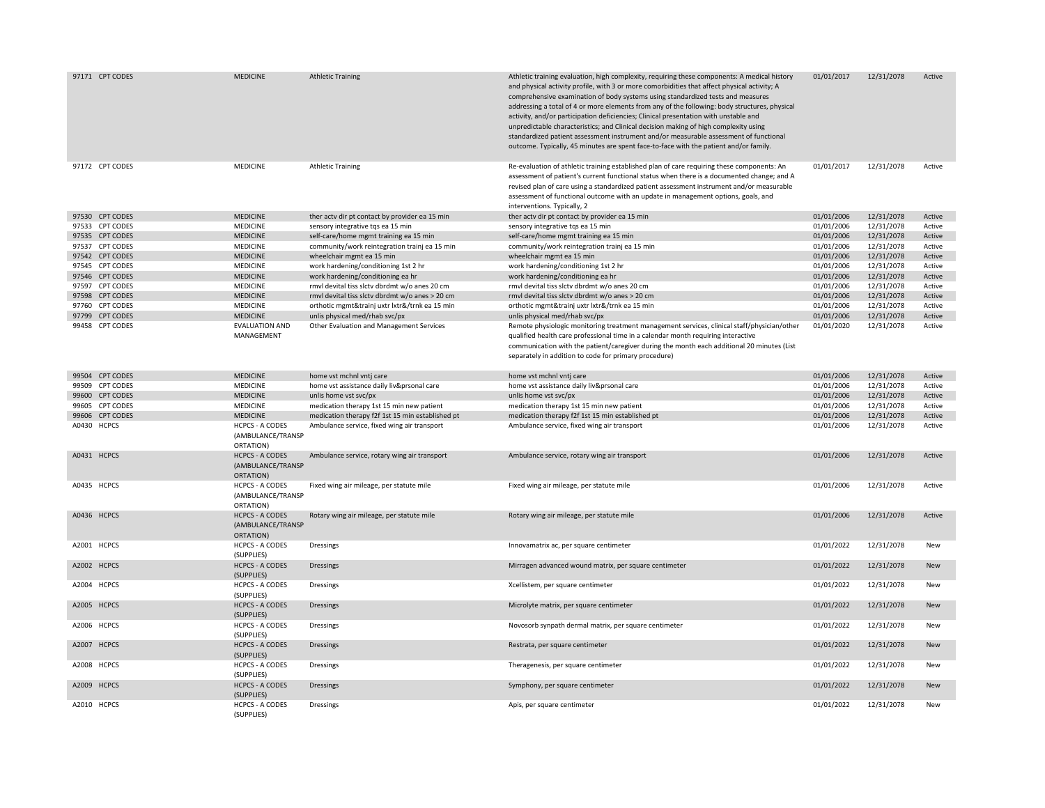| | | | | | | | |
|---|---|---|---|---|---|---|---|
| 97171 | CPT CODES | MEDICINE | Athletic Training | Athletic training evaluation, high complexity, requiring these components: A medical history and physical activity profile, with 3 or more comorbidities that affect physical activity; A comprehensive examination of body systems using standardized tests and measures addressing a total of 4 or more elements from any of the following: body structures, physical activity, and/or participation deficiencies; Clinical presentation with unstable and unpredictable characteristics; and Clinical decision making of high complexity using standardized patient assessment instrument and/or measurable assessment of functional outcome. Typically, 45 minutes are spent face-to-face with the patient and/or family. | 01/01/2017 | 12/31/2078 | Active |
| 97172 | CPT CODES | MEDICINE | Athletic Training | Re-evaluation of athletic training established plan of care requiring these components: An assessment of patient's current functional status when there is a documented change; and A revised plan of care using a standardized patient assessment instrument and/or measurable assessment of functional outcome with an update in management options, goals, and interventions. Typically, 2 | 01/01/2017 | 12/31/2078 | Active |
| 97530 | CPT CODES | MEDICINE | ther actv dir pt contact by provider ea 15 min | ther actv dir pt contact by provider ea 15 min | 01/01/2006 | 12/31/2078 | Active |
| 97533 | CPT CODES | MEDICINE | sensory integrative tqs ea 15 min | sensory integrative tqs ea 15 min | 01/01/2006 | 12/31/2078 | Active |
| 97535 | CPT CODES | MEDICINE | self-care/home mgmt training ea 15 min | self-care/home mgmt training ea 15 min | 01/01/2006 | 12/31/2078 | Active |
| 97537 | CPT CODES | MEDICINE | community/work reintegration trainj ea 15 min | community/work reintegration trainj ea 15 min | 01/01/2006 | 12/31/2078 | Active |
| 97542 | CPT CODES | MEDICINE | wheelchair mgmt ea 15 min | wheelchair mgmt ea 15 min | 01/01/2006 | 12/31/2078 | Active |
| 97545 | CPT CODES | MEDICINE | work hardening/conditioning 1st 2 hr | work hardening/conditioning 1st 2 hr | 01/01/2006 | 12/31/2078 | Active |
| 97546 | CPT CODES | MEDICINE | work hardening/conditioning ea hr | work hardening/conditioning ea hr | 01/01/2006 | 12/31/2078 | Active |
| 97597 | CPT CODES | MEDICINE | rmvl devital tiss slctv dbrdmt w/o anes 20 cm | rmvl devital tiss slctv dbrdmt w/o anes 20 cm | 01/01/2006 | 12/31/2078 | Active |
| 97598 | CPT CODES | MEDICINE | rmvl devital tiss slctv dbrdmt w/o anes > 20 cm | rmvl devital tiss slctv dbrdmt w/o anes > 20 cm | 01/01/2006 | 12/31/2078 | Active |
| 97760 | CPT CODES | MEDICINE | orthotic mgmt&trainj uxtr lxtr&/trnk ea 15 min | orthotic mgmt&trainj uxtr lxtr&/trnk ea 15 min | 01/01/2006 | 12/31/2078 | Active |
| 97799 | CPT CODES | MEDICINE | unlis physical med/rhab svc/px | unlis physical med/rhab svc/px | 01/01/2006 | 12/31/2078 | Active |
| 99458 | CPT CODES | EVALUATION AND MANAGEMENT | Other Evaluation and Management Services | Remote physiologic monitoring treatment management services, clinical staff/physician/other qualified health care professional time in a calendar month requiring interactive communication with the patient/caregiver during the month each additional 20 minutes (List separately in addition to code for primary procedure) | 01/01/2020 | 12/31/2078 | Active |
| 99504 | CPT CODES | MEDICINE | home vst mchnl vntj care | home vst mchnl vntj care | 01/01/2006 | 12/31/2078 | Active |
| 99509 | CPT CODES | MEDICINE | home vst assistance daily liv&prsonal care | home vst assistance daily liv&prsonal care | 01/01/2006 | 12/31/2078 | Active |
| 99600 | CPT CODES | MEDICINE | unlis home vst svc/px | unlis home vst svc/px | 01/01/2006 | 12/31/2078 | Active |
| 99605 | CPT CODES | MEDICINE | medication therapy 1st 15 min new patient | medication therapy 1st 15 min new patient | 01/01/2006 | 12/31/2078 | Active |
| 99606 | CPT CODES | MEDICINE | medication therapy f2f 1st 15 min established pt | medication therapy f2f 1st 15 min established pt | 01/01/2006 | 12/31/2078 | Active |
| A0430 | HCPCS | HCPCS - A CODES (AMBULANCE/TRANSPORTATION) | Ambulance service, fixed wing air transport | Ambulance service, fixed wing air transport | 01/01/2006 | 12/31/2078 | Active |
| A0431 | HCPCS | HCPCS - A CODES (AMBULANCE/TRANSPORTATION) | Ambulance service, rotary wing air transport | Ambulance service, rotary wing air transport | 01/01/2006 | 12/31/2078 | Active |
| A0435 | HCPCS | HCPCS - A CODES (AMBULANCE/TRANSPORTATION) | Fixed wing air mileage, per statute mile | Fixed wing air mileage, per statute mile | 01/01/2006 | 12/31/2078 | Active |
| A0436 | HCPCS | HCPCS - A CODES (AMBULANCE/TRANSPORTATION) | Rotary wing air mileage, per statute mile | Rotary wing air mileage, per statute mile | 01/01/2006 | 12/31/2078 | Active |
| A2001 | HCPCS | HCPCS - A CODES (SUPPLIES) | Dressings | Innovamatrix ac, per square centimeter | 01/01/2022 | 12/31/2078 | New |
| A2002 | HCPCS | HCPCS - A CODES (SUPPLIES) | Dressings | Mirragen advanced wound matrix, per square centimeter | 01/01/2022 | 12/31/2078 | New |
| A2004 | HCPCS | HCPCS - A CODES (SUPPLIES) | Dressings | Xcellistem, per square centimeter | 01/01/2022 | 12/31/2078 | New |
| A2005 | HCPCS | HCPCS - A CODES (SUPPLIES) | Dressings | Microlyte matrix, per square centimeter | 01/01/2022 | 12/31/2078 | New |
| A2006 | HCPCS | HCPCS - A CODES (SUPPLIES) | Dressings | Novosorb synpath dermal matrix, per square centimeter | 01/01/2022 | 12/31/2078 | New |
| A2007 | HCPCS | HCPCS - A CODES (SUPPLIES) | Dressings | Restrata, per square centimeter | 01/01/2022 | 12/31/2078 | New |
| A2008 | HCPCS | HCPCS - A CODES (SUPPLIES) | Dressings | Theragenesis, per square centimeter | 01/01/2022 | 12/31/2078 | New |
| A2009 | HCPCS | HCPCS - A CODES (SUPPLIES) | Dressings | Symphony, per square centimeter | 01/01/2022 | 12/31/2078 | New |
| A2010 | HCPCS | HCPCS - A CODES (SUPPLIES) | Dressings | Apis, per square centimeter | 01/01/2022 | 12/31/2078 | New |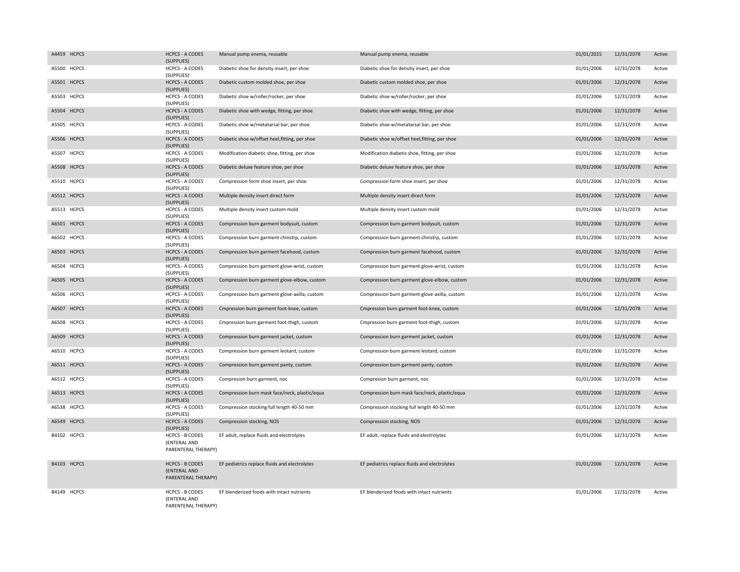| | | | | | | | |
|---|---|---|---|---|---|---|---|
| A4459 | HCPCS | HCPCS - A CODES (SUPPLIES) | Manual pump enema, reusable | Manual pump enema, reusable | 01/01/2015 | 12/31/2078 | Active |
| A5500 | HCPCS | HCPCS - A CODES (SUPPLIES) | Diabetic shoe for density insert, per shoe | Diabetic shoe for density insert, per shoe | 01/01/2006 | 12/31/2078 | Active |
| A5501 | HCPCS | HCPCS - A CODES (SUPPLIES) | Diabetic custom molded shoe, per shoe | Diabetic custom molded shoe, per shoe | 01/01/2006 | 12/31/2078 | Active |
| A5503 | HCPCS | HCPCS - A CODES (SUPPLIES) | Diabetic shoe w/roller/rocker, per shoe | Diabetic shoe w/roller/rocker, per shoe | 01/01/2006 | 12/31/2078 | Active |
| A5504 | HCPCS | HCPCS - A CODES (SUPPLIES) | Diabetic shoe with wedge, fitting, per shoe | Diabetic shoe with wedge, fitting, per shoe | 01/01/2006 | 12/31/2078 | Active |
| A5505 | HCPCS | HCPCS - A CODES (SUPPLIES) | Diabetic shoe w/metatarsal bar, per shoe | Diabetic shoe w/metatarsal bar, per shoe | 01/01/2006 | 12/31/2078 | Active |
| A5506 | HCPCS | HCPCS - A CODES (SUPPLIES) | Diabetic shoe w/offset heel,fitting, per shoe | Diabetic shoe w/offset heel,fitting, per shoe | 01/01/2006 | 12/31/2078 | Active |
| A5507 | HCPCS | HCPCS - A CODES (SUPPLIES) | Modification diabetic shoe, fitting, per shoe | Modification diabetic shoe, fitting, per shoe | 01/01/2006 | 12/31/2078 | Active |
| A5508 | HCPCS | HCPCS - A CODES (SUPPLIES) | Diabetic deluxe feature shoe, per shoe | Diabetic deluxe feature shoe, per shoe | 01/01/2006 | 12/31/2078 | Active |
| A5510 | HCPCS | HCPCS - A CODES (SUPPLIES) | Compression form shoe insert, per shoe | Compression form shoe insert, per shoe | 01/01/2006 | 12/31/2078 | Active |
| A5512 | HCPCS | HCPCS - A CODES (SUPPLIES) | Multiple density insert direct form | Multiple density insert direct form | 01/01/2006 | 12/31/2078 | Active |
| A5513 | HCPCS | HCPCS - A CODES (SUPPLIES) | Multiple density insert custom mold | Multiple density insert custom mold | 01/01/2006 | 12/31/2078 | Active |
| A6501 | HCPCS | HCPCS - A CODES (SUPPLIES) | Compression burn garment bodysuit, custom | Compression burn garment bodysuit, custom | 01/01/2006 | 12/31/2078 | Active |
| A6502 | HCPCS | HCPCS - A CODES (SUPPLIES) | Compression burn garment chinstrp, custom | Compression burn garment chinstrp, custom | 01/01/2006 | 12/31/2078 | Active |
| A6503 | HCPCS | HCPCS - A CODES (SUPPLIES) | Compression burn garment facehood, custom | Compression burn garment facehood, custom | 01/01/2006 | 12/31/2078 | Active |
| A6504 | HCPCS | HCPCS - A CODES (SUPPLIES) | Compression burn garment glove-wrist, custom | Compression burn garment glove-wrist, custom | 01/01/2006 | 12/31/2078 | Active |
| A6505 | HCPCS | HCPCS - A CODES (SUPPLIES) | Compression burn garment glove-elbow, custom | Compression burn garment glove-elbow, custom | 01/01/2006 | 12/31/2078 | Active |
| A6506 | HCPCS | HCPCS - A CODES (SUPPLIES) | Compression burn garment glove-axilla, custom | Compression burn garment glove-axilla, custom | 01/01/2006 | 12/31/2078 | Active |
| A6507 | HCPCS | HCPCS - A CODES (SUPPLIES) | Cmpression burn garment foot-knee, custom | Cmpression burn garment foot-knee, custom | 01/01/2006 | 12/31/2078 | Active |
| A6508 | HCPCS | HCPCS - A CODES (SUPPLIES) | Cmpression burn garment foot-thigh, custom | Cmpression burn garment foot-thigh, custom | 01/01/2006 | 12/31/2078 | Active |
| A6509 | HCPCS | HCPCS - A CODES (SUPPLIES) | Compression burn garment jacket, custom | Compression burn garment jacket, custom | 01/01/2006 | 12/31/2078 | Active |
| A6510 | HCPCS | HCPCS - A CODES (SUPPLIES) | Compression burn garment leotard, custom | Compression burn garment leotard, custom | 01/01/2006 | 12/31/2078 | Active |
| A6511 | HCPCS | HCPCS - A CODES (SUPPLIES) | Compression burn garment panty, custom | Compression burn garment panty, custom | 01/01/2006 | 12/31/2078 | Active |
| A6512 | HCPCS | HCPCS - A CODES (SUPPLIES) | Compresion burn garment, noc | Compresion burn garment, noc | 01/01/2006 | 12/31/2078 | Active |
| A6513 | HCPCS | HCPCS - A CODES (SUPPLIES) | Compression burn mask face/neck, plastic/equa | Compression burn mask face/neck, plastic/equa | 01/01/2006 | 12/31/2078 | Active |
| A6538 | HCPCS | HCPCS - A CODES (SUPPLIES) | Compression stocking full length 40-50 mm | Compression stocking full length 40-50 mm | 01/01/2006 | 12/31/2078 | Active |
| A6549 | HCPCS | HCPCS - A CODES (SUPPLIES) | Compression stocking, NOS | Compression stocking, NOS | 01/01/2006 | 12/31/2078 | Active |
| B4102 | HCPCS | HCPCS - B CODES (ENTERAL AND PARENTERAL THERAPY) | EF adult, replace fluids and electrolytes | EF adult, replace fluids and electrolytes | 01/01/2006 | 12/31/2078 | Active |
| B4103 | HCPCS | HCPCS - B CODES (ENTERAL AND PARENTERAL THERAPY) | EF pediatrics replace fluids and electrolytes | EF pediatrics replace fluids and electrolytes | 01/01/2006 | 12/31/2078 | Active |
| B4149 | HCPCS | HCPCS - B CODES (ENTERAL AND PARENTERAL THERAPY) | EF blenderized foods with intact nutrients | EF blenderized foods with intact nutrients | 01/01/2006 | 12/31/2078 | Active |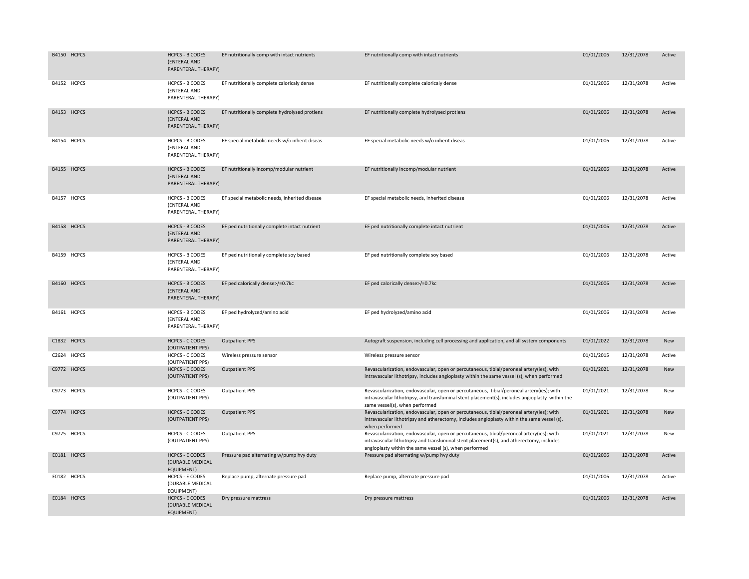| | | | | | | | |
|---|---|---|---|---|---|---|---|
| B4150 | HCPCS | HCPCS - B CODES (ENTERAL AND PARENTERAL THERAPY) | EF nutritionally comp with intact nutrients | EF nutritionally comp with intact nutrients | 01/01/2006 | 12/31/2078 | Active |
| B4152 | HCPCS | HCPCS - B CODES (ENTERAL AND PARENTERAL THERAPY) | EF nutritionally complete caloricaly dense | EF nutritionally complete caloricaly dense | 01/01/2006 | 12/31/2078 | Active |
| B4153 | HCPCS | HCPCS - B CODES (ENTERAL AND PARENTERAL THERAPY) | EF nutritionally complete hydrolysed protiens | EF nutritionally complete hydrolysed protiens | 01/01/2006 | 12/31/2078 | Active |
| B4154 | HCPCS | HCPCS - B CODES (ENTERAL AND PARENTERAL THERAPY) | EF special metabolic needs w/o inherit diseas | EF special metabolic needs w/o inherit diseas | 01/01/2006 | 12/31/2078 | Active |
| B4155 | HCPCS | HCPCS - B CODES (ENTERAL AND PARENTERAL THERAPY) | EF nutritionally incomp/modular nutrient | EF nutritionally incomp/modular nutrient | 01/01/2006 | 12/31/2078 | Active |
| B4157 | HCPCS | HCPCS - B CODES (ENTERAL AND PARENTERAL THERAPY) | EF special metabolic needs, inherited disease | EF special metabolic needs, inherited disease | 01/01/2006 | 12/31/2078 | Active |
| B4158 | HCPCS | HCPCS - B CODES (ENTERAL AND PARENTERAL THERAPY) | EF ped nutritionally complete intact nutrient | EF ped nutritionally complete intact nutrient | 01/01/2006 | 12/31/2078 | Active |
| B4159 | HCPCS | HCPCS - B CODES (ENTERAL AND PARENTERAL THERAPY) | EF ped nutritionally complete soy based | EF ped nutritionally complete soy based | 01/01/2006 | 12/31/2078 | Active |
| B4160 | HCPCS | HCPCS - B CODES (ENTERAL AND PARENTERAL THERAPY) | EF ped calorically dense>/=0.7kc | EF ped calorically dense>/=0.7kc | 01/01/2006 | 12/31/2078 | Active |
| B4161 | HCPCS | HCPCS - B CODES (ENTERAL AND PARENTERAL THERAPY) | EF ped hydrolyzed/amino acid | EF ped hydrolyzed/amino acid | 01/01/2006 | 12/31/2078 | Active |
| C1832 | HCPCS | HCPCS - C CODES (OUTPATIENT PPS) | Outpatient PPS | Autograft suspension, including cell processing and application, and all system components | 01/01/2022 | 12/31/2078 | New |
| C2624 | HCPCS | HCPCS - C CODES (OUTPATIENT PPS) | Wireless pressure sensor | Wireless pressure sensor | 01/01/2015 | 12/31/2078 | Active |
| C9772 | HCPCS | HCPCS - C CODES (OUTPATIENT PPS) | Outpatient PPS | Revascularization, endovascular, open or percutaneous, tibial/peroneal artery(ies), with intravascular lithotripsy, includes angioplasty within the same vessel (s), when performed | 01/01/2021 | 12/31/2078 | New |
| C9773 | HCPCS | HCPCS - C CODES (OUTPATIENT PPS) | Outpatient PPS | Revascularization, endovascular, open or percutaneous, tibial/peroneal artery(ies); with intravascular lithotripsy, and transluminal stent placement(s), includes angioplasty within the same vessel(s), when performed | 01/01/2021 | 12/31/2078 | New |
| C9774 | HCPCS | HCPCS - C CODES (OUTPATIENT PPS) | Outpatient PPS | Revascularization, endovascular, open or percutaneous, tibial/peroneal artery(ies); with intravascular lithotripsy and atherectomy, includes angioplasty within the same vessel (s), when performed | 01/01/2021 | 12/31/2078 | New |
| C9775 | HCPCS | HCPCS - C CODES (OUTPATIENT PPS) | Outpatient PPS | Revascularization, endovascular, open or percutaneous, tibial/peroneal artery(ies); with intravascular lithotripsy and transluminal stent placement(s), and atherectomy, includes angioplasty within the same vessel (s), when performed | 01/01/2021 | 12/31/2078 | New |
| E0181 | HCPCS | HCPCS - E CODES (DURABLE MEDICAL EQUIPMENT) | Pressure pad alternating w/pump hvy duty | Pressure pad alternating w/pump hvy duty | 01/01/2006 | 12/31/2078 | Active |
| E0182 | HCPCS | HCPCS - E CODES (DURABLE MEDICAL EQUIPMENT) | Replace pump, alternate pressure pad | Replace pump, alternate pressure pad | 01/01/2006 | 12/31/2078 | Active |
| E0184 | HCPCS | HCPCS - E CODES (DURABLE MEDICAL EQUIPMENT) | Dry pressure mattress | Dry pressure mattress | 01/01/2006 | 12/31/2078 | Active |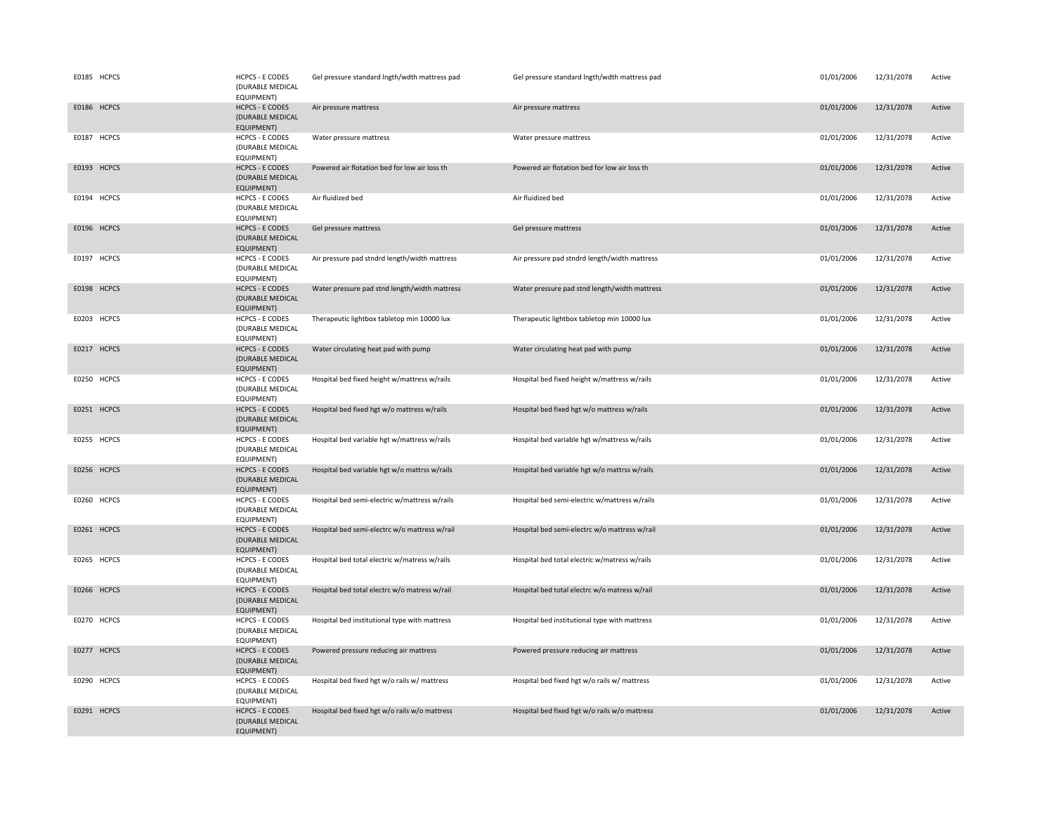| | | | | | | | |
|---|---|---|---|---|---|---|---|
| E0185 | HCPCS | HCPCS - E CODES (DURABLE MEDICAL EQUIPMENT) | Gel pressure standard lngth/wdth mattress pad | Gel pressure standard lngth/wdth mattress pad | 01/01/2006 | 12/31/2078 | Active |
| E0186 | HCPCS | HCPCS - E CODES (DURABLE MEDICAL EQUIPMENT) | Air pressure mattress | Air pressure mattress | 01/01/2006 | 12/31/2078 | Active |
| E0187 | HCPCS | HCPCS - E CODES (DURABLE MEDICAL EQUIPMENT) | Water pressure mattress | Water pressure mattress | 01/01/2006 | 12/31/2078 | Active |
| E0193 | HCPCS | HCPCS - E CODES (DURABLE MEDICAL EQUIPMENT) | Powered air flotation bed for low air loss th | Powered air flotation bed for low air loss th | 01/01/2006 | 12/31/2078 | Active |
| E0194 | HCPCS | HCPCS - E CODES (DURABLE MEDICAL EQUIPMENT) | Air fluidized bed | Air fluidized bed | 01/01/2006 | 12/31/2078 | Active |
| E0196 | HCPCS | HCPCS - E CODES (DURABLE MEDICAL EQUIPMENT) | Gel pressure mattress | Gel pressure mattress | 01/01/2006 | 12/31/2078 | Active |
| E0197 | HCPCS | HCPCS - E CODES (DURABLE MEDICAL EQUIPMENT) | Air pressure pad stndrd length/width mattress | Air pressure pad stndrd length/width mattress | 01/01/2006 | 12/31/2078 | Active |
| E0198 | HCPCS | HCPCS - E CODES (DURABLE MEDICAL EQUIPMENT) | Water pressure pad stnd length/width mattress | Water pressure pad stnd length/width mattress | 01/01/2006 | 12/31/2078 | Active |
| E0203 | HCPCS | HCPCS - E CODES (DURABLE MEDICAL EQUIPMENT) | Therapeutic lightbox tabletop min 10000 lux | Therapeutic lightbox tabletop min 10000 lux | 01/01/2006 | 12/31/2078 | Active |
| E0217 | HCPCS | HCPCS - E CODES (DURABLE MEDICAL EQUIPMENT) | Water circulating heat pad with pump | Water circulating heat pad with pump | 01/01/2006 | 12/31/2078 | Active |
| E0250 | HCPCS | HCPCS - E CODES (DURABLE MEDICAL EQUIPMENT) | Hospital bed fixed height w/mattress w/rails | Hospital bed fixed height w/mattress w/rails | 01/01/2006 | 12/31/2078 | Active |
| E0251 | HCPCS | HCPCS - E CODES (DURABLE MEDICAL EQUIPMENT) | Hospital bed fixed hgt w/o mattress w/rails | Hospital bed fixed hgt w/o mattress w/rails | 01/01/2006 | 12/31/2078 | Active |
| E0255 | HCPCS | HCPCS - E CODES (DURABLE MEDICAL EQUIPMENT) | Hospital bed variable hgt w/mattress w/rails | Hospital bed variable hgt w/mattress w/rails | 01/01/2006 | 12/31/2078 | Active |
| E0256 | HCPCS | HCPCS - E CODES (DURABLE MEDICAL EQUIPMENT) | Hospital bed variable hgt w/o mattrss w/rails | Hospital bed variable hgt w/o mattrss w/rails | 01/01/2006 | 12/31/2078 | Active |
| E0260 | HCPCS | HCPCS - E CODES (DURABLE MEDICAL EQUIPMENT) | Hospital bed semi-electric w/mattress w/rails | Hospital bed semi-electric w/mattress w/rails | 01/01/2006 | 12/31/2078 | Active |
| E0261 | HCPCS | HCPCS - E CODES (DURABLE MEDICAL EQUIPMENT) | Hospital bed semi-electrc w/o mattress w/rail | Hospital bed semi-electrc w/o mattress w/rail | 01/01/2006 | 12/31/2078 | Active |
| E0265 | HCPCS | HCPCS - E CODES (DURABLE MEDICAL EQUIPMENT) | Hospital bed total electric w/matress w/rails | Hospital bed total electric w/matress w/rails | 01/01/2006 | 12/31/2078 | Active |
| E0266 | HCPCS | HCPCS - E CODES (DURABLE MEDICAL EQUIPMENT) | Hospital bed total electrc w/o matress w/rail | Hospital bed total electrc w/o matress w/rail | 01/01/2006 | 12/31/2078 | Active |
| E0270 | HCPCS | HCPCS - E CODES (DURABLE MEDICAL EQUIPMENT) | Hospital bed institutional type with mattress | Hospital bed institutional type with mattress | 01/01/2006 | 12/31/2078 | Active |
| E0277 | HCPCS | HCPCS - E CODES (DURABLE MEDICAL EQUIPMENT) | Powered pressure reducing air mattress | Powered pressure reducing air mattress | 01/01/2006 | 12/31/2078 | Active |
| E0290 | HCPCS | HCPCS - E CODES (DURABLE MEDICAL EQUIPMENT) | Hospital bed fixed hgt w/o rails w/ mattress | Hospital bed fixed hgt w/o rails w/ mattress | 01/01/2006 | 12/31/2078 | Active |
| E0291 | HCPCS | HCPCS - E CODES (DURABLE MEDICAL EQUIPMENT) | Hospital bed fixed hgt w/o rails w/o mattress | Hospital bed fixed hgt w/o rails w/o mattress | 01/01/2006 | 12/31/2078 | Active |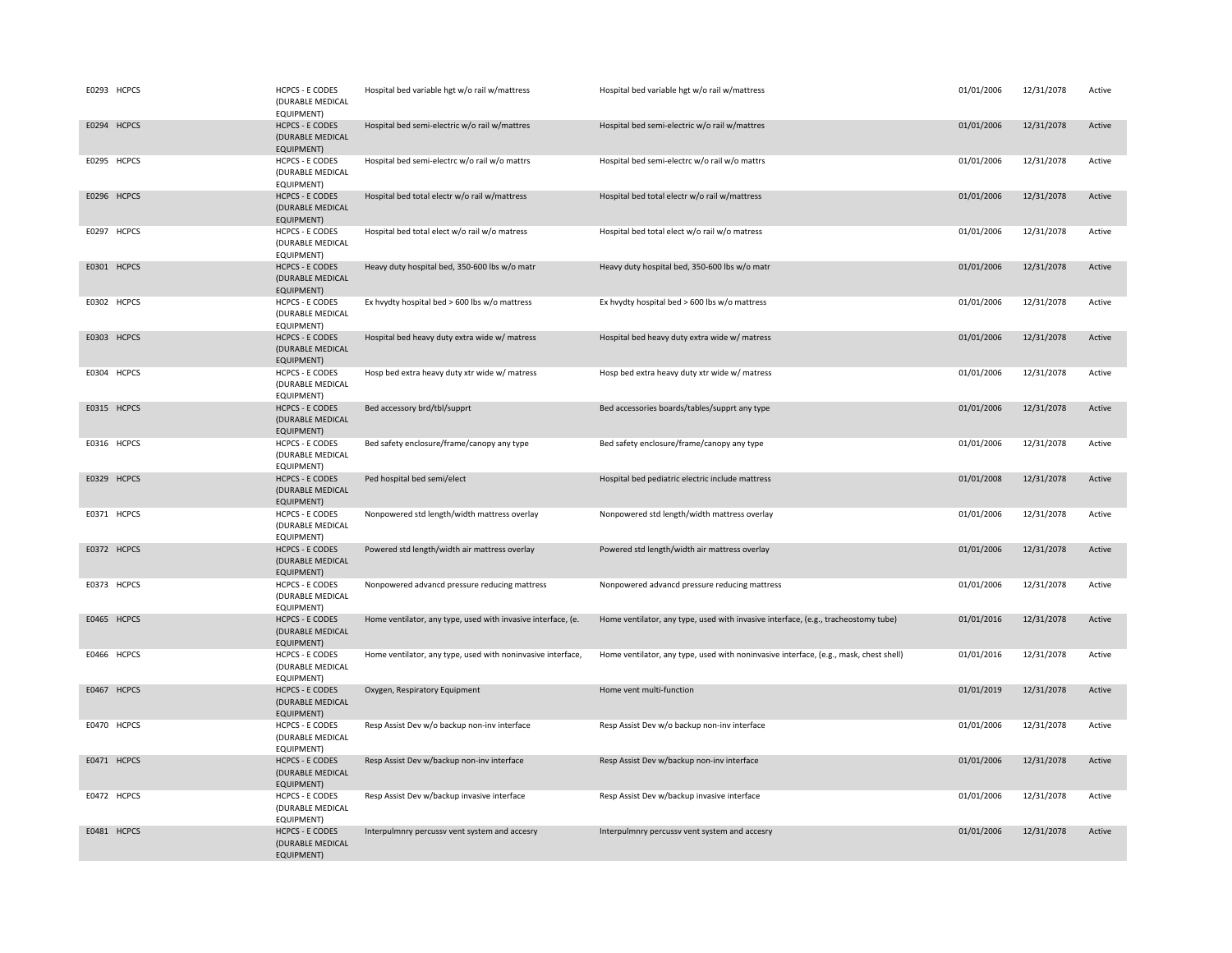| | | | | | | | |
|---|---|---|---|---|---|---|---|
| E0293 | HCPCS | HCPCS - E CODES (DURABLE MEDICAL EQUIPMENT) | Hospital bed variable hgt w/o rail w/mattress | Hospital bed variable hgt w/o rail w/mattress | 01/01/2006 | 12/31/2078 | Active |
| E0294 | HCPCS | HCPCS - E CODES (DURABLE MEDICAL EQUIPMENT) | Hospital bed semi-electric w/o rail w/mattres | Hospital bed semi-electric w/o rail w/mattres | 01/01/2006 | 12/31/2078 | Active |
| E0295 | HCPCS | HCPCS - E CODES (DURABLE MEDICAL EQUIPMENT) | Hospital bed semi-electrc w/o rail w/o mattrs | Hospital bed semi-electrc w/o rail w/o mattrs | 01/01/2006 | 12/31/2078 | Active |
| E0296 | HCPCS | HCPCS - E CODES (DURABLE MEDICAL EQUIPMENT) | Hospital bed total electr w/o rail w/mattress | Hospital bed total electr w/o rail w/mattress | 01/01/2006 | 12/31/2078 | Active |
| E0297 | HCPCS | HCPCS - E CODES (DURABLE MEDICAL EQUIPMENT) | Hospital bed total elect w/o rail w/o matress | Hospital bed total elect w/o rail w/o matress | 01/01/2006 | 12/31/2078 | Active |
| E0301 | HCPCS | HCPCS - E CODES (DURABLE MEDICAL EQUIPMENT) | Heavy duty hospital bed, 350-600 lbs w/o matr | Heavy duty hospital bed, 350-600 lbs w/o matr | 01/01/2006 | 12/31/2078 | Active |
| E0302 | HCPCS | HCPCS - E CODES (DURABLE MEDICAL EQUIPMENT) | Ex hvydty hospital bed > 600 lbs w/o mattress | Ex hvydty hospital bed > 600 lbs w/o mattress | 01/01/2006 | 12/31/2078 | Active |
| E0303 | HCPCS | HCPCS - E CODES (DURABLE MEDICAL EQUIPMENT) | Hospital bed heavy duty extra wide w/ matress | Hospital bed heavy duty extra wide w/ matress | 01/01/2006 | 12/31/2078 | Active |
| E0304 | HCPCS | HCPCS - E CODES (DURABLE MEDICAL EQUIPMENT) | Hosp bed extra heavy duty xtr wide w/ matress | Hosp bed extra heavy duty xtr wide w/ matress | 01/01/2006 | 12/31/2078 | Active |
| E0315 | HCPCS | HCPCS - E CODES (DURABLE MEDICAL EQUIPMENT) | Bed accessory brd/tbl/supprt | Bed accessories boards/tables/supprt any type | 01/01/2006 | 12/31/2078 | Active |
| E0316 | HCPCS | HCPCS - E CODES (DURABLE MEDICAL EQUIPMENT) | Bed safety enclosure/frame/canopy any type | Bed safety enclosure/frame/canopy any type | 01/01/2006 | 12/31/2078 | Active |
| E0329 | HCPCS | HCPCS - E CODES (DURABLE MEDICAL EQUIPMENT) | Ped hospital bed semi/elect | Hospital bed pediatric electric include mattress | 01/01/2008 | 12/31/2078 | Active |
| E0371 | HCPCS | HCPCS - E CODES (DURABLE MEDICAL EQUIPMENT) | Nonpowered std length/width mattress overlay | Nonpowered std length/width mattress overlay | 01/01/2006 | 12/31/2078 | Active |
| E0372 | HCPCS | HCPCS - E CODES (DURABLE MEDICAL EQUIPMENT) | Powered std length/width air mattress overlay | Powered std length/width air mattress overlay | 01/01/2006 | 12/31/2078 | Active |
| E0373 | HCPCS | HCPCS - E CODES (DURABLE MEDICAL EQUIPMENT) | Nonpowered advancd pressure reducing mattress | Nonpowered advancd pressure reducing mattress | 01/01/2006 | 12/31/2078 | Active |
| E0465 | HCPCS | HCPCS - E CODES (DURABLE MEDICAL EQUIPMENT) | Home ventilator, any type, used with invasive interface, (e. | Home ventilator, any type, used with invasive interface, (e.g., tracheostomy tube) | 01/01/2016 | 12/31/2078 | Active |
| E0466 | HCPCS | HCPCS - E CODES (DURABLE MEDICAL EQUIPMENT) | Home ventilator, any type, used with noninvasive interface, | Home ventilator, any type, used with noninvasive interface, (e.g., mask, chest shell) | 01/01/2016 | 12/31/2078 | Active |
| E0467 | HCPCS | HCPCS - E CODES (DURABLE MEDICAL EQUIPMENT) | Oxygen, Respiratory Equipment | Home vent multi-function | 01/01/2019 | 12/31/2078 | Active |
| E0470 | HCPCS | HCPCS - E CODES (DURABLE MEDICAL EQUIPMENT) | Resp Assist Dev w/o backup non-inv interface | Resp Assist Dev w/o backup non-inv interface | 01/01/2006 | 12/31/2078 | Active |
| E0471 | HCPCS | HCPCS - E CODES (DURABLE MEDICAL EQUIPMENT) | Resp Assist Dev w/backup non-inv interface | Resp Assist Dev w/backup non-inv interface | 01/01/2006 | 12/31/2078 | Active |
| E0472 | HCPCS | HCPCS - E CODES (DURABLE MEDICAL EQUIPMENT) | Resp Assist Dev w/backup invasive interface | Resp Assist Dev w/backup invasive interface | 01/01/2006 | 12/31/2078 | Active |
| E0481 | HCPCS | HCPCS - E CODES (DURABLE MEDICAL EQUIPMENT) | Interpulmnry percussv vent system and accesry | Interpulmnry percussv vent system and accesry | 01/01/2006 | 12/31/2078 | Active |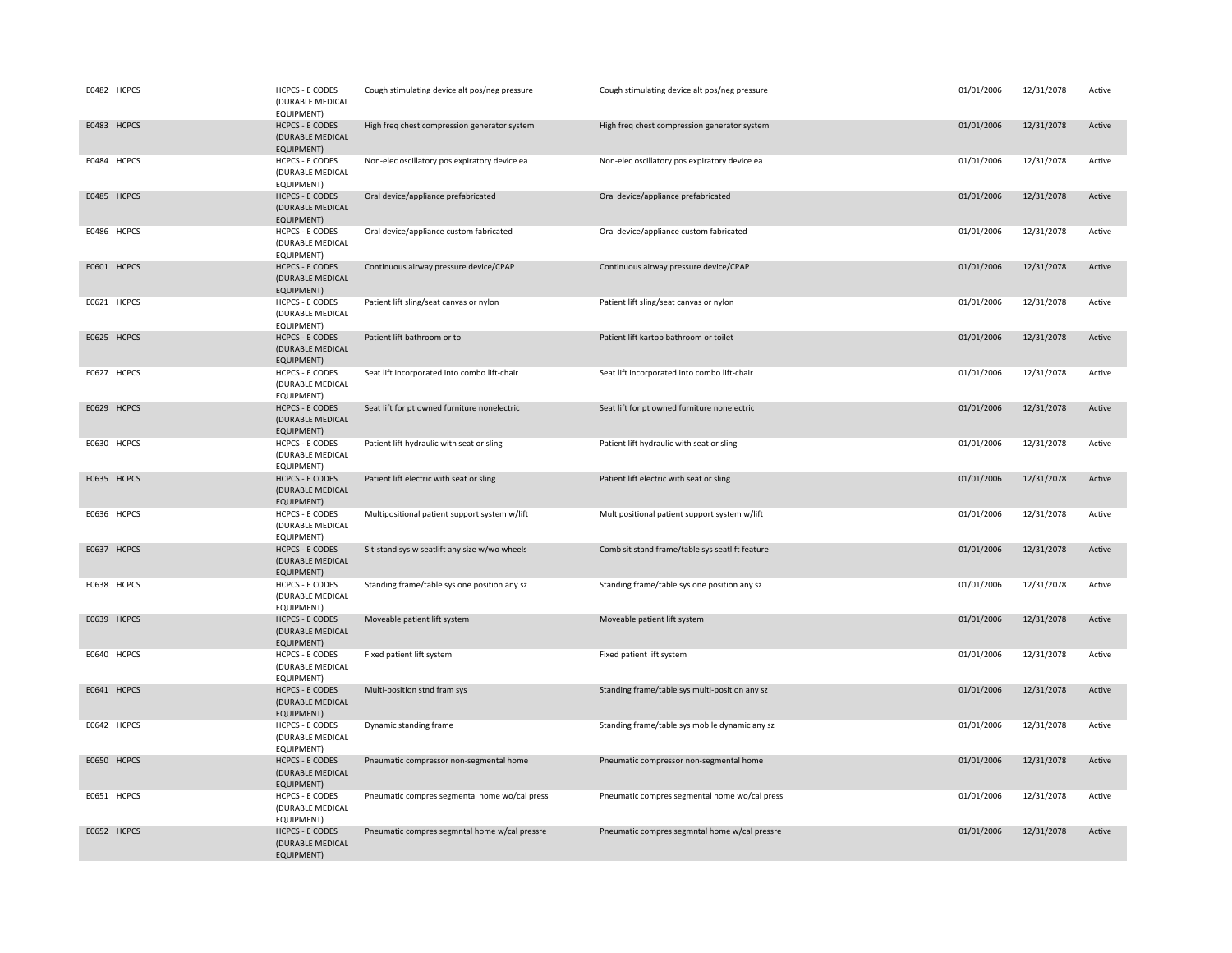| | | | | | | | |
|---|---|---|---|---|---|---|---|
| E0482 | HCPCS | HCPCS - E CODES (DURABLE MEDICAL EQUIPMENT) | Cough stimulating device alt pos/neg pressure | Cough stimulating device alt pos/neg pressure | 01/01/2006 | 12/31/2078 | Active |
| E0483 | HCPCS | HCPCS - E CODES (DURABLE MEDICAL EQUIPMENT) | High freq chest compression generator system | High freq chest compression generator system | 01/01/2006 | 12/31/2078 | Active |
| E0484 | HCPCS | HCPCS - E CODES (DURABLE MEDICAL EQUIPMENT) | Non-elec oscillatory pos expiratory device ea | Non-elec oscillatory pos expiratory device ea | 01/01/2006 | 12/31/2078 | Active |
| E0485 | HCPCS | HCPCS - E CODES (DURABLE MEDICAL EQUIPMENT) | Oral device/appliance prefabricated | Oral device/appliance prefabricated | 01/01/2006 | 12/31/2078 | Active |
| E0486 | HCPCS | HCPCS - E CODES (DURABLE MEDICAL EQUIPMENT) | Oral device/appliance custom fabricated | Oral device/appliance custom fabricated | 01/01/2006 | 12/31/2078 | Active |
| E0601 | HCPCS | HCPCS - E CODES (DURABLE MEDICAL EQUIPMENT) | Continuous airway pressure device/CPAP | Continuous airway pressure device/CPAP | 01/01/2006 | 12/31/2078 | Active |
| E0621 | HCPCS | HCPCS - E CODES (DURABLE MEDICAL EQUIPMENT) | Patient lift sling/seat canvas or nylon | Patient lift sling/seat canvas or nylon | 01/01/2006 | 12/31/2078 | Active |
| E0625 | HCPCS | HCPCS - E CODES (DURABLE MEDICAL EQUIPMENT) | Patient lift bathroom or toi | Patient lift kartop bathroom or toilet | 01/01/2006 | 12/31/2078 | Active |
| E0627 | HCPCS | HCPCS - E CODES (DURABLE MEDICAL EQUIPMENT) | Seat lift incorporated into combo lift-chair | Seat lift incorporated into combo lift-chair | 01/01/2006 | 12/31/2078 | Active |
| E0629 | HCPCS | HCPCS - E CODES (DURABLE MEDICAL EQUIPMENT) | Seat lift for pt owned furniture nonelectric | Seat lift for pt owned furniture nonelectric | 01/01/2006 | 12/31/2078 | Active |
| E0630 | HCPCS | HCPCS - E CODES (DURABLE MEDICAL EQUIPMENT) | Patient lift hydraulic with seat or sling | Patient lift hydraulic with seat or sling | 01/01/2006 | 12/31/2078 | Active |
| E0635 | HCPCS | HCPCS - E CODES (DURABLE MEDICAL EQUIPMENT) | Patient lift electric with seat or sling | Patient lift electric with seat or sling | 01/01/2006 | 12/31/2078 | Active |
| E0636 | HCPCS | HCPCS - E CODES (DURABLE MEDICAL EQUIPMENT) | Multipositional patient support system w/lift | Multipositional patient support system w/lift | 01/01/2006 | 12/31/2078 | Active |
| E0637 | HCPCS | HCPCS - E CODES (DURABLE MEDICAL EQUIPMENT) | Sit-stand sys w seatlift any size w/wo wheels | Comb sit stand frame/table sys seatlift feature | 01/01/2006 | 12/31/2078 | Active |
| E0638 | HCPCS | HCPCS - E CODES (DURABLE MEDICAL EQUIPMENT) | Standing frame/table sys one position any sz | Standing frame/table sys one position any sz | 01/01/2006 | 12/31/2078 | Active |
| E0639 | HCPCS | HCPCS - E CODES (DURABLE MEDICAL EQUIPMENT) | Moveable patient lift system | Moveable patient lift system | 01/01/2006 | 12/31/2078 | Active |
| E0640 | HCPCS | HCPCS - E CODES (DURABLE MEDICAL EQUIPMENT) | Fixed patient lift system | Fixed patient lift system | 01/01/2006 | 12/31/2078 | Active |
| E0641 | HCPCS | HCPCS - E CODES (DURABLE MEDICAL EQUIPMENT) | Multi-position stnd fram sys | Standing frame/table sys multi-position any sz | 01/01/2006 | 12/31/2078 | Active |
| E0642 | HCPCS | HCPCS - E CODES (DURABLE MEDICAL EQUIPMENT) | Dynamic standing frame | Standing frame/table sys mobile dynamic any sz | 01/01/2006 | 12/31/2078 | Active |
| E0650 | HCPCS | HCPCS - E CODES (DURABLE MEDICAL EQUIPMENT) | Pneumatic compressor non-segmental home | Pneumatic compressor non-segmental home | 01/01/2006 | 12/31/2078 | Active |
| E0651 | HCPCS | HCPCS - E CODES (DURABLE MEDICAL EQUIPMENT) | Pneumatic compres segmental home wo/cal press | Pneumatic compres segmental home wo/cal press | 01/01/2006 | 12/31/2078 | Active |
| E0652 | HCPCS | HCPCS - E CODES (DURABLE MEDICAL EQUIPMENT) | Pneumatic compres segmntal home w/cal pressre | Pneumatic compres segmntal home w/cal pressre | 01/01/2006 | 12/31/2078 | Active |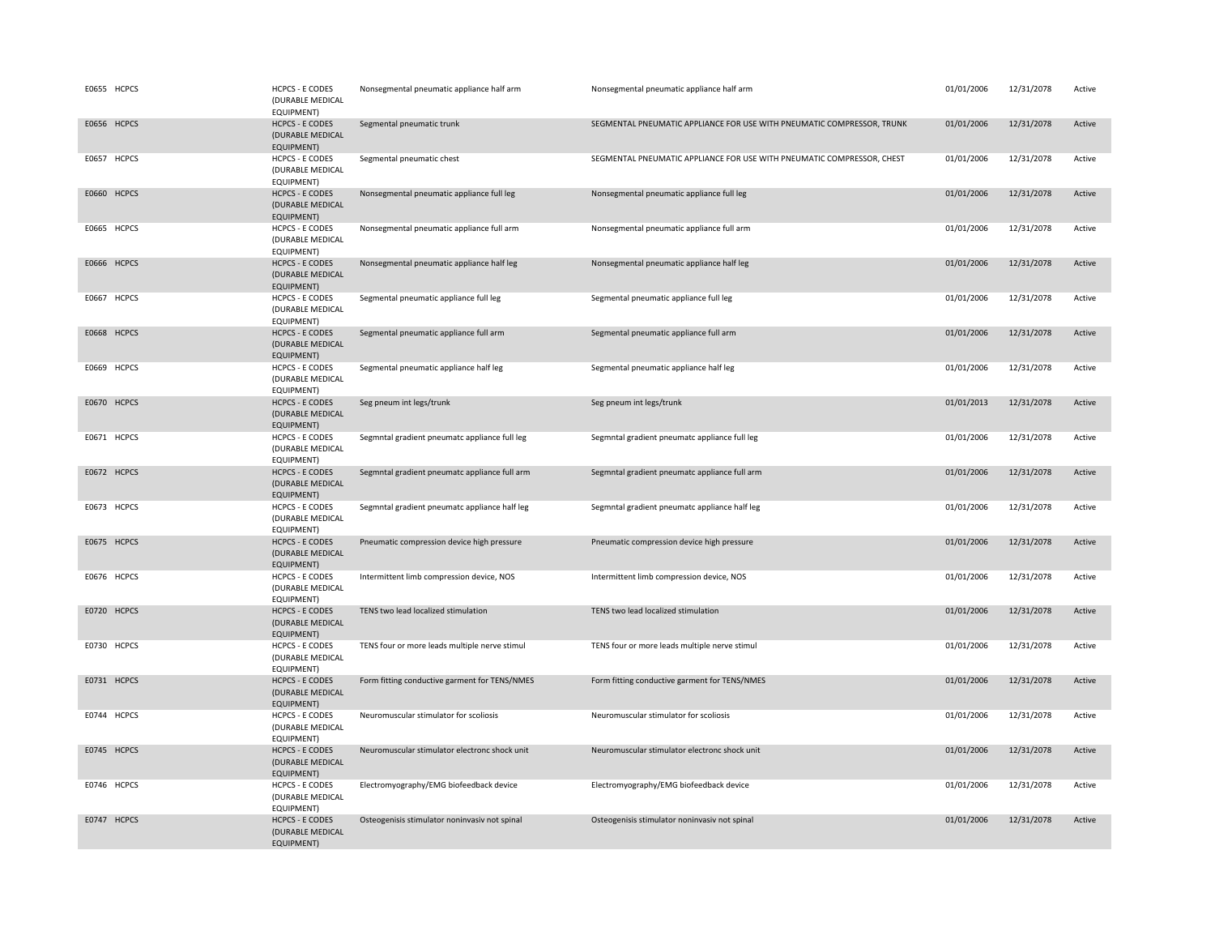| | | | | | | | |
|---|---|---|---|---|---|---|---|
| E0655 | HCPCS | HCPCS - E CODES (DURABLE MEDICAL EQUIPMENT) | Nonsegmental pneumatic appliance half arm | Nonsegmental pneumatic appliance half arm | 01/01/2006 | 12/31/2078 | Active |
| E0656 | HCPCS | HCPCS - E CODES (DURABLE MEDICAL EQUIPMENT) | Segmental pneumatic trunk | SEGMENTAL PNEUMATIC APPLIANCE FOR USE WITH PNEUMATIC COMPRESSOR, TRUNK | 01/01/2006 | 12/31/2078 | Active |
| E0657 | HCPCS | HCPCS - E CODES (DURABLE MEDICAL EQUIPMENT) | Segmental pneumatic chest | SEGMENTAL PNEUMATIC APPLIANCE FOR USE WITH PNEUMATIC COMPRESSOR, CHEST | 01/01/2006 | 12/31/2078 | Active |
| E0660 | HCPCS | HCPCS - E CODES (DURABLE MEDICAL EQUIPMENT) | Nonsegmental pneumatic appliance full leg | Nonsegmental pneumatic appliance full leg | 01/01/2006 | 12/31/2078 | Active |
| E0665 | HCPCS | HCPCS - E CODES (DURABLE MEDICAL EQUIPMENT) | Nonsegmental pneumatic appliance full arm | Nonsegmental pneumatic appliance full arm | 01/01/2006 | 12/31/2078 | Active |
| E0666 | HCPCS | HCPCS - E CODES (DURABLE MEDICAL EQUIPMENT) | Nonsegmental pneumatic appliance half leg | Nonsegmental pneumatic appliance half leg | 01/01/2006 | 12/31/2078 | Active |
| E0667 | HCPCS | HCPCS - E CODES (DURABLE MEDICAL EQUIPMENT) | Segmental pneumatic appliance full leg | Segmental pneumatic appliance full leg | 01/01/2006 | 12/31/2078 | Active |
| E0668 | HCPCS | HCPCS - E CODES (DURABLE MEDICAL EQUIPMENT) | Segmental pneumatic appliance full arm | Segmental pneumatic appliance full arm | 01/01/2006 | 12/31/2078 | Active |
| E0669 | HCPCS | HCPCS - E CODES (DURABLE MEDICAL EQUIPMENT) | Segmental pneumatic appliance half leg | Segmental pneumatic appliance half leg | 01/01/2006 | 12/31/2078 | Active |
| E0670 | HCPCS | HCPCS - E CODES (DURABLE MEDICAL EQUIPMENT) | Seg pneum int legs/trunk | Seg pneum int legs/trunk | 01/01/2013 | 12/31/2078 | Active |
| E0671 | HCPCS | HCPCS - E CODES (DURABLE MEDICAL EQUIPMENT) | Segmntal gradient pneumatc appliance full leg | Segmntal gradient pneumatc appliance full leg | 01/01/2006 | 12/31/2078 | Active |
| E0672 | HCPCS | HCPCS - E CODES (DURABLE MEDICAL EQUIPMENT) | Segmntal gradient pneumatc appliance full arm | Segmntal gradient pneumatc appliance full arm | 01/01/2006 | 12/31/2078 | Active |
| E0673 | HCPCS | HCPCS - E CODES (DURABLE MEDICAL EQUIPMENT) | Segmntal gradient pneumatc appliance half leg | Segmntal gradient pneumatc appliance half leg | 01/01/2006 | 12/31/2078 | Active |
| E0675 | HCPCS | HCPCS - E CODES (DURABLE MEDICAL EQUIPMENT) | Pneumatic compression device high pressure | Pneumatic compression device high pressure | 01/01/2006 | 12/31/2078 | Active |
| E0676 | HCPCS | HCPCS - E CODES (DURABLE MEDICAL EQUIPMENT) | Intermittent limb compression device, NOS | Intermittent limb compression device, NOS | 01/01/2006 | 12/31/2078 | Active |
| E0720 | HCPCS | HCPCS - E CODES (DURABLE MEDICAL EQUIPMENT) | TENS two lead localized stimulation | TENS two lead localized stimulation | 01/01/2006 | 12/31/2078 | Active |
| E0730 | HCPCS | HCPCS - E CODES (DURABLE MEDICAL EQUIPMENT) | TENS four or more leads multiple nerve stimul | TENS four or more leads multiple nerve stimul | 01/01/2006 | 12/31/2078 | Active |
| E0731 | HCPCS | HCPCS - E CODES (DURABLE MEDICAL EQUIPMENT) | Form fitting conductive garment for TENS/NMES | Form fitting conductive garment for TENS/NMES | 01/01/2006 | 12/31/2078 | Active |
| E0744 | HCPCS | HCPCS - E CODES (DURABLE MEDICAL EQUIPMENT) | Neuromuscular stimulator for scoliosis | Neuromuscular stimulator for scoliosis | 01/01/2006 | 12/31/2078 | Active |
| E0745 | HCPCS | HCPCS - E CODES (DURABLE MEDICAL EQUIPMENT) | Neuromuscular stimulator electronc shock unit | Neuromuscular stimulator electronc shock unit | 01/01/2006 | 12/31/2078 | Active |
| E0746 | HCPCS | HCPCS - E CODES (DURABLE MEDICAL EQUIPMENT) | Electromyography/EMG biofeedback device | Electromyography/EMG biofeedback device | 01/01/2006 | 12/31/2078 | Active |
| E0747 | HCPCS | HCPCS - E CODES (DURABLE MEDICAL EQUIPMENT) | Osteogenisis stimulator noninvasiv not spinal | Osteogenisis stimulator noninvasiv not spinal | 01/01/2006 | 12/31/2078 | Active |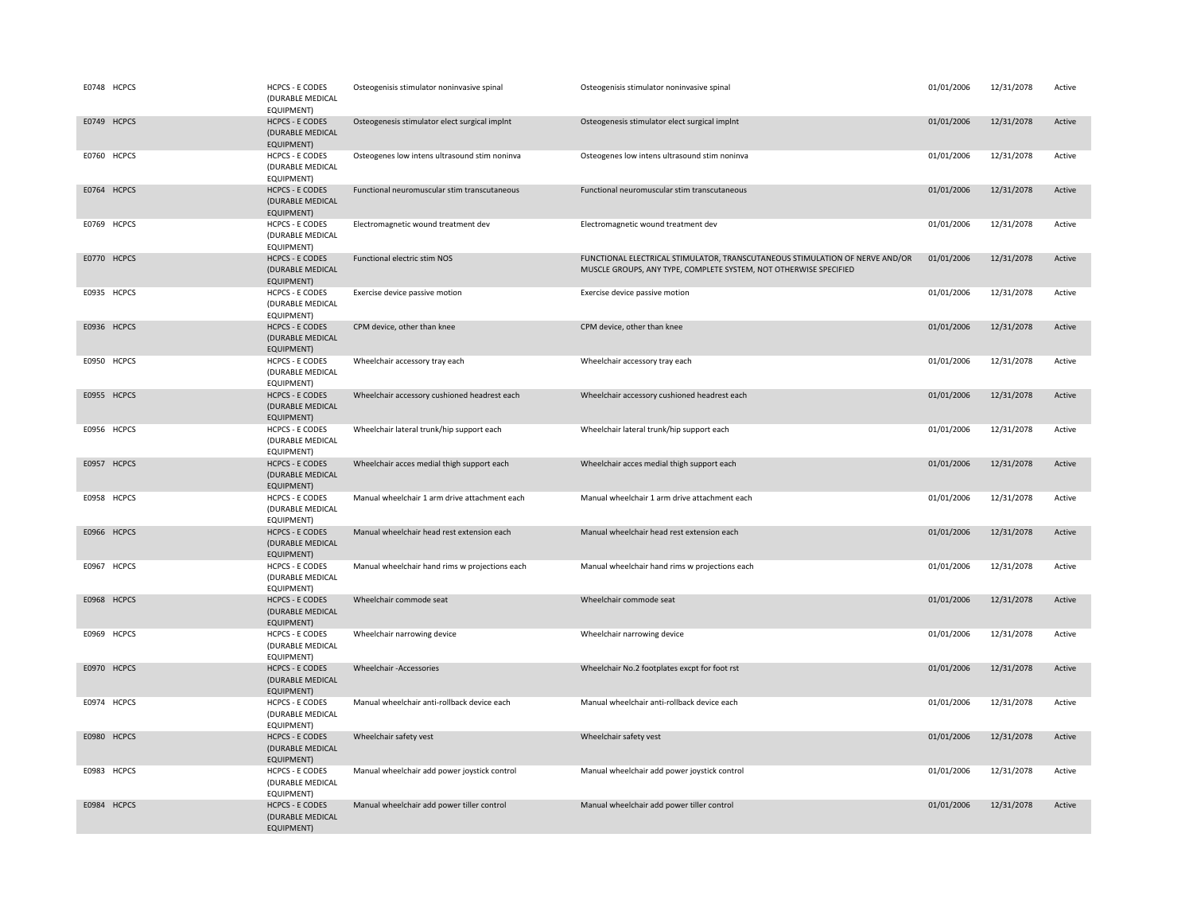| | | | | | | | |
|---|---|---|---|---|---|---|---|
| E0748 | HCPCS | HCPCS - E CODES (DURABLE MEDICAL EQUIPMENT) | Osteogenisis stimulator noninvasive spinal | Osteogenisis stimulator noninvasive spinal | 01/01/2006 | 12/31/2078 | Active |
| E0749 | HCPCS | HCPCS - E CODES (DURABLE MEDICAL EQUIPMENT) | Osteogenesis stimulator elect surgical implnt | Osteogenesis stimulator elect surgical implnt | 01/01/2006 | 12/31/2078 | Active |
| E0760 | HCPCS | HCPCS - E CODES (DURABLE MEDICAL EQUIPMENT) | Osteogenes low intens ultrasound stim noninva | Osteogenes low intens ultrasound stim noninva | 01/01/2006 | 12/31/2078 | Active |
| E0764 | HCPCS | HCPCS - E CODES (DURABLE MEDICAL EQUIPMENT) | Functional neuromuscular stim transcutaneous | Functional neuromuscular stim transcutaneous | 01/01/2006 | 12/31/2078 | Active |
| E0769 | HCPCS | HCPCS - E CODES (DURABLE MEDICAL EQUIPMENT) | Electromagnetic wound treatment dev | Electromagnetic wound treatment dev | 01/01/2006 | 12/31/2078 | Active |
| E0770 | HCPCS | HCPCS - E CODES (DURABLE MEDICAL EQUIPMENT) | Functional electric stim NOS | FUNCTIONAL ELECTRICAL STIMULATOR, TRANSCUTANEOUS STIMULATION OF NERVE AND/OR MUSCLE GROUPS, ANY TYPE, COMPLETE SYSTEM, NOT OTHERWISE SPECIFIED | 01/01/2006 | 12/31/2078 | Active |
| E0935 | HCPCS | HCPCS - E CODES (DURABLE MEDICAL EQUIPMENT) | Exercise device passive motion | Exercise device passive motion | 01/01/2006 | 12/31/2078 | Active |
| E0936 | HCPCS | HCPCS - E CODES (DURABLE MEDICAL EQUIPMENT) | CPM device, other than knee | CPM device, other than knee | 01/01/2006 | 12/31/2078 | Active |
| E0950 | HCPCS | HCPCS - E CODES (DURABLE MEDICAL EQUIPMENT) | Wheelchair accessory tray each | Wheelchair accessory tray each | 01/01/2006 | 12/31/2078 | Active |
| E0955 | HCPCS | HCPCS - E CODES (DURABLE MEDICAL EQUIPMENT) | Wheelchair accessory cushioned headrest each | Wheelchair accessory cushioned headrest each | 01/01/2006 | 12/31/2078 | Active |
| E0956 | HCPCS | HCPCS - E CODES (DURABLE MEDICAL EQUIPMENT) | Wheelchair lateral trunk/hip support each | Wheelchair lateral trunk/hip support each | 01/01/2006 | 12/31/2078 | Active |
| E0957 | HCPCS | HCPCS - E CODES (DURABLE MEDICAL EQUIPMENT) | Wheelchair acces medial thigh support each | Wheelchair acces medial thigh support each | 01/01/2006 | 12/31/2078 | Active |
| E0958 | HCPCS | HCPCS - E CODES (DURABLE MEDICAL EQUIPMENT) | Manual wheelchair 1 arm drive attachment each | Manual wheelchair 1 arm drive attachment each | 01/01/2006 | 12/31/2078 | Active |
| E0966 | HCPCS | HCPCS - E CODES (DURABLE MEDICAL EQUIPMENT) | Manual wheelchair head rest extension each | Manual wheelchair head rest extension each | 01/01/2006 | 12/31/2078 | Active |
| E0967 | HCPCS | HCPCS - E CODES (DURABLE MEDICAL EQUIPMENT) | Manual wheelchair hand rims w projections each | Manual wheelchair hand rims w projections each | 01/01/2006 | 12/31/2078 | Active |
| E0968 | HCPCS | HCPCS - E CODES (DURABLE MEDICAL EQUIPMENT) | Wheelchair commode seat | Wheelchair commode seat | 01/01/2006 | 12/31/2078 | Active |
| E0969 | HCPCS | HCPCS - E CODES (DURABLE MEDICAL EQUIPMENT) | Wheelchair narrowing device | Wheelchair narrowing device | 01/01/2006 | 12/31/2078 | Active |
| E0970 | HCPCS | HCPCS - E CODES (DURABLE MEDICAL EQUIPMENT) | Wheelchair -Accessories | Wheelchair No.2 footplates excpt for foot rst | 01/01/2006 | 12/31/2078 | Active |
| E0974 | HCPCS | HCPCS - E CODES (DURABLE MEDICAL EQUIPMENT) | Manual wheelchair anti-rollback device each | Manual wheelchair anti-rollback device each | 01/01/2006 | 12/31/2078 | Active |
| E0980 | HCPCS | HCPCS - E CODES (DURABLE MEDICAL EQUIPMENT) | Wheelchair safety vest | Wheelchair safety vest | 01/01/2006 | 12/31/2078 | Active |
| E0983 | HCPCS | HCPCS - E CODES (DURABLE MEDICAL EQUIPMENT) | Manual wheelchair add power joystick control | Manual wheelchair add power joystick control | 01/01/2006 | 12/31/2078 | Active |
| E0984 | HCPCS | HCPCS - E CODES (DURABLE MEDICAL EQUIPMENT) | Manual wheelchair add power tiller control | Manual wheelchair add power tiller control | 01/01/2006 | 12/31/2078 | Active |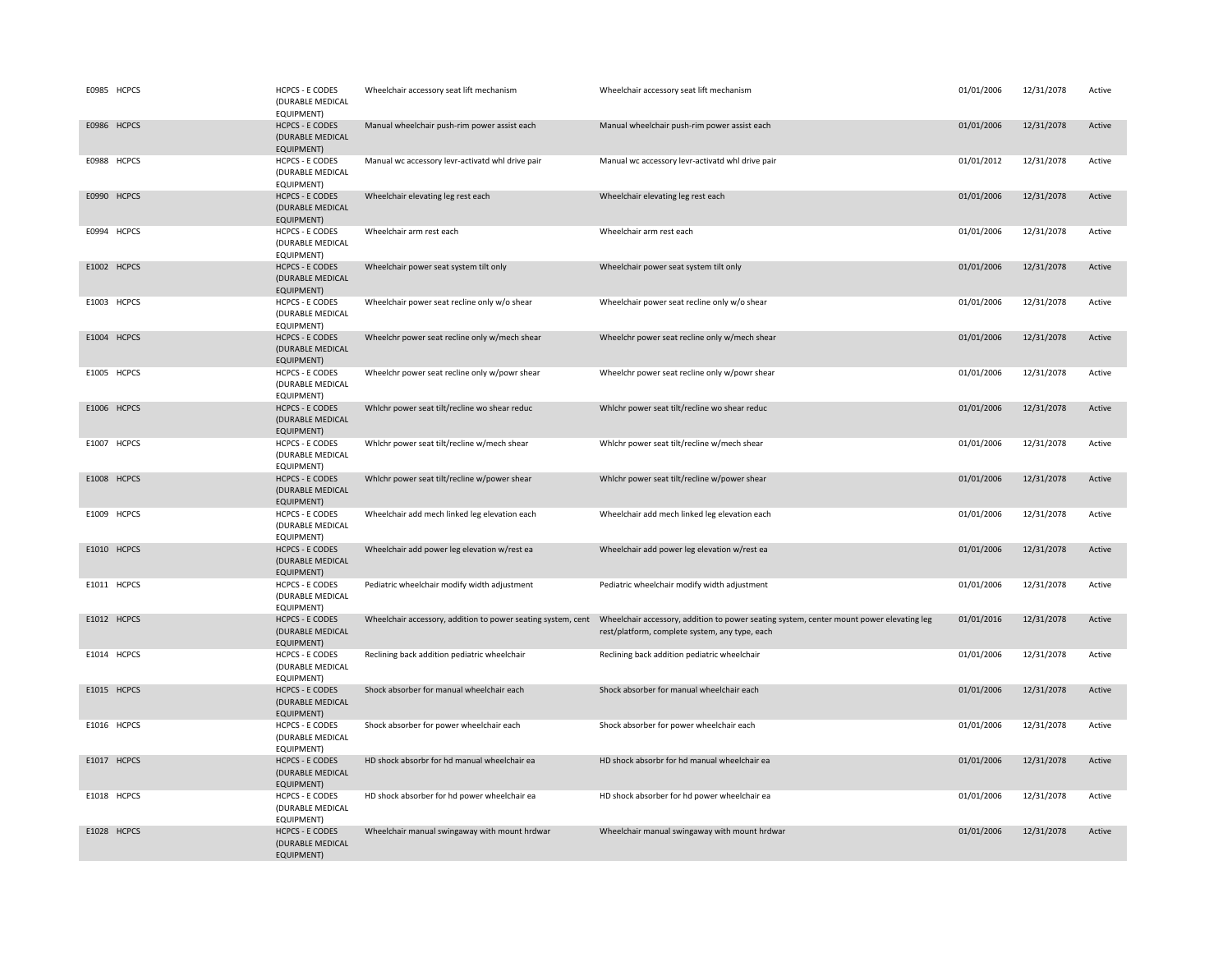| | | | | | | | |
|---|---|---|---|---|---|---|---|
| E0985 | HCPCS | HCPCS - E CODES (DURABLE MEDICAL EQUIPMENT) | Wheelchair accessory seat lift mechanism | Wheelchair accessory seat lift mechanism | 01/01/2006 | 12/31/2078 | Active |
| E0986 | HCPCS | HCPCS - E CODES (DURABLE MEDICAL EQUIPMENT) | Manual wheelchair push-rim power assist each | Manual wheelchair push-rim power assist each | 01/01/2006 | 12/31/2078 | Active |
| E0988 | HCPCS | HCPCS - E CODES (DURABLE MEDICAL EQUIPMENT) | Manual wc accessory levr-activatd whl drive pair | Manual wc accessory levr-activatd whl drive pair | 01/01/2012 | 12/31/2078 | Active |
| E0990 | HCPCS | HCPCS - E CODES (DURABLE MEDICAL EQUIPMENT) | Wheelchair elevating leg rest each | Wheelchair elevating leg rest each | 01/01/2006 | 12/31/2078 | Active |
| E0994 | HCPCS | HCPCS - E CODES (DURABLE MEDICAL EQUIPMENT) | Wheelchair arm rest each | Wheelchair arm rest each | 01/01/2006 | 12/31/2078 | Active |
| E1002 | HCPCS | HCPCS - E CODES (DURABLE MEDICAL EQUIPMENT) | Wheelchair power seat system tilt only | Wheelchair power seat system tilt only | 01/01/2006 | 12/31/2078 | Active |
| E1003 | HCPCS | HCPCS - E CODES (DURABLE MEDICAL EQUIPMENT) | Wheelchair power seat recline only w/o shear | Wheelchair power seat recline only w/o shear | 01/01/2006 | 12/31/2078 | Active |
| E1004 | HCPCS | HCPCS - E CODES (DURABLE MEDICAL EQUIPMENT) | Wheelchr power seat recline only w/mech shear | Wheelchr power seat recline only w/mech shear | 01/01/2006 | 12/31/2078 | Active |
| E1005 | HCPCS | HCPCS - E CODES (DURABLE MEDICAL EQUIPMENT) | Wheelchr power seat recline only w/powr shear | Wheelchr power seat recline only w/powr shear | 01/01/2006 | 12/31/2078 | Active |
| E1006 | HCPCS | HCPCS - E CODES (DURABLE MEDICAL EQUIPMENT) | Whlchr power seat tilt/recline wo shear reduc | Whlchr power seat tilt/recline wo shear reduc | 01/01/2006 | 12/31/2078 | Active |
| E1007 | HCPCS | HCPCS - E CODES (DURABLE MEDICAL EQUIPMENT) | Whlchr power seat tilt/recline w/mech shear | Whlchr power seat tilt/recline w/mech shear | 01/01/2006 | 12/31/2078 | Active |
| E1008 | HCPCS | HCPCS - E CODES (DURABLE MEDICAL EQUIPMENT) | Whlchr power seat tilt/recline w/power shear | Whlchr power seat tilt/recline w/power shear | 01/01/2006 | 12/31/2078 | Active |
| E1009 | HCPCS | HCPCS - E CODES (DURABLE MEDICAL EQUIPMENT) | Wheelchair add mech linked leg elevation each | Wheelchair add mech linked leg elevation each | 01/01/2006 | 12/31/2078 | Active |
| E1010 | HCPCS | HCPCS - E CODES (DURABLE MEDICAL EQUIPMENT) | Wheelchair add power leg elevation w/rest ea | Wheelchair add power leg elevation w/rest ea | 01/01/2006 | 12/31/2078 | Active |
| E1011 | HCPCS | HCPCS - E CODES (DURABLE MEDICAL EQUIPMENT) | Pediatric wheelchair modify width adjustment | Pediatric wheelchair modify width adjustment | 01/01/2006 | 12/31/2078 | Active |
| E1012 | HCPCS | HCPCS - E CODES (DURABLE MEDICAL EQUIPMENT) | Wheelchair accessory, addition to power seating system, cent | Wheelchair accessory, addition to power seating system, center mount power elevating leg rest/platform, complete system, any type, each | 01/01/2016 | 12/31/2078 | Active |
| E1014 | HCPCS | HCPCS - E CODES (DURABLE MEDICAL EQUIPMENT) | Reclining back addition pediatric wheelchair | Reclining back addition pediatric wheelchair | 01/01/2006 | 12/31/2078 | Active |
| E1015 | HCPCS | HCPCS - E CODES (DURABLE MEDICAL EQUIPMENT) | Shock absorber for manual wheelchair each | Shock absorber for manual wheelchair each | 01/01/2006 | 12/31/2078 | Active |
| E1016 | HCPCS | HCPCS - E CODES (DURABLE MEDICAL EQUIPMENT) | Shock absorber for power wheelchair each | Shock absorber for power wheelchair each | 01/01/2006 | 12/31/2078 | Active |
| E1017 | HCPCS | HCPCS - E CODES (DURABLE MEDICAL EQUIPMENT) | HD shock absorbr for hd manual wheelchair ea | HD shock absorbr for hd manual wheelchair ea | 01/01/2006 | 12/31/2078 | Active |
| E1018 | HCPCS | HCPCS - E CODES (DURABLE MEDICAL EQUIPMENT) | HD shock absorber for hd power wheelchair ea | HD shock absorber for hd power wheelchair ea | 01/01/2006 | 12/31/2078 | Active |
| E1028 | HCPCS | HCPCS - E CODES (DURABLE MEDICAL EQUIPMENT) | Wheelchair manual swingaway with mount hrdwar | Wheelchair manual swingaway with mount hrdwar | 01/01/2006 | 12/31/2078 | Active |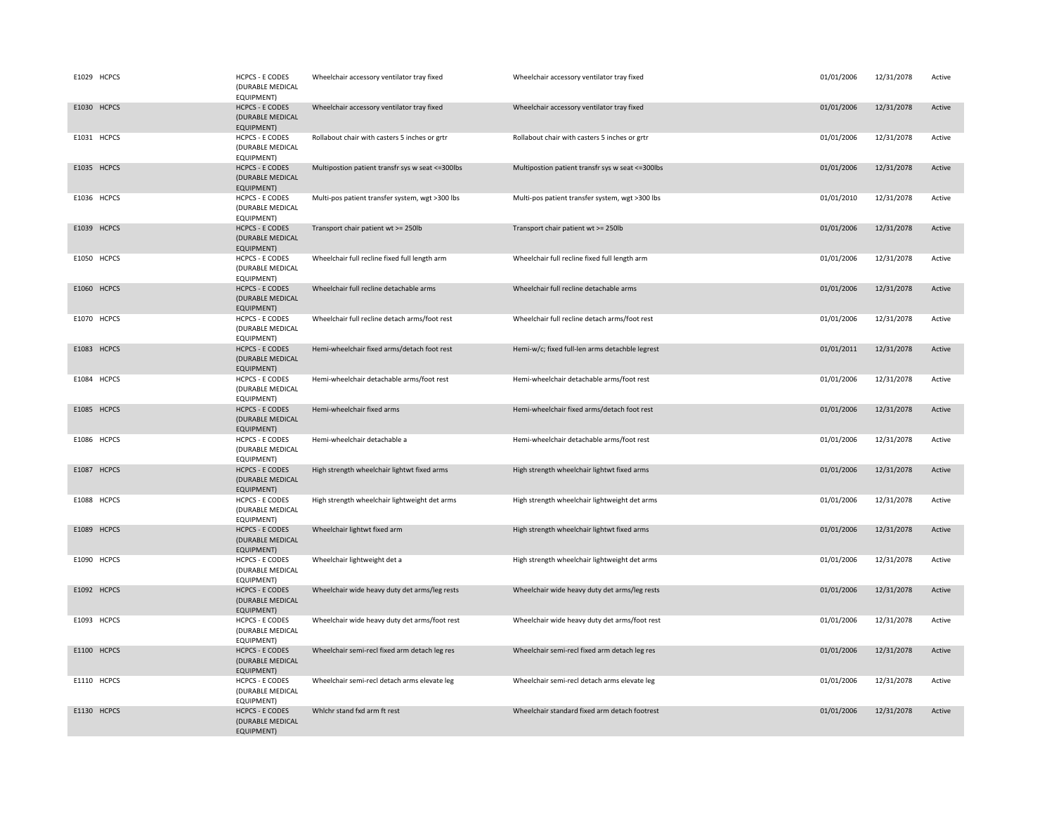| | | | | | | | |
|---|---|---|---|---|---|---|---|
| E1029 | HCPCS | HCPCS - E CODES (DURABLE MEDICAL EQUIPMENT) | Wheelchair accessory ventilator tray fixed | Wheelchair accessory ventilator tray fixed | 01/01/2006 | 12/31/2078 | Active |
| E1030 | HCPCS | HCPCS - E CODES (DURABLE MEDICAL EQUIPMENT) | Wheelchair accessory ventilator tray fixed | Wheelchair accessory ventilator tray fixed | 01/01/2006 | 12/31/2078 | Active |
| E1031 | HCPCS | HCPCS - E CODES (DURABLE MEDICAL EQUIPMENT) | Rollabout chair with casters 5 inches or grtr | Rollabout chair with casters 5 inches or grtr | 01/01/2006 | 12/31/2078 | Active |
| E1035 | HCPCS | HCPCS - E CODES (DURABLE MEDICAL EQUIPMENT) | Multipostion patient transfr sys w seat <=300lbs | Multipostion patient transfr sys w seat <=300lbs | 01/01/2006 | 12/31/2078 | Active |
| E1036 | HCPCS | HCPCS - E CODES (DURABLE MEDICAL EQUIPMENT) | Multi-pos patient transfer system, wgt >300 lbs | Multi-pos patient transfer system, wgt >300 lbs | 01/01/2010 | 12/31/2078 | Active |
| E1039 | HCPCS | HCPCS - E CODES (DURABLE MEDICAL EQUIPMENT) | Transport chair patient wt >= 250lb | Transport chair patient wt >= 250lb | 01/01/2006 | 12/31/2078 | Active |
| E1050 | HCPCS | HCPCS - E CODES (DURABLE MEDICAL EQUIPMENT) | Wheelchair full recline fixed full length arm | Wheelchair full recline fixed full length arm | 01/01/2006 | 12/31/2078 | Active |
| E1060 | HCPCS | HCPCS - E CODES (DURABLE MEDICAL EQUIPMENT) | Wheelchair full recline detachable arms | Wheelchair full recline detachable arms | 01/01/2006 | 12/31/2078 | Active |
| E1070 | HCPCS | HCPCS - E CODES (DURABLE MEDICAL EQUIPMENT) | Wheelchair full recline detach arms/foot rest | Wheelchair full recline detach arms/foot rest | 01/01/2006 | 12/31/2078 | Active |
| E1083 | HCPCS | HCPCS - E CODES (DURABLE MEDICAL EQUIPMENT) | Hemi-wheelchair fixed arms/detach foot rest | Hemi-w/c; fixed full-len arms detachble legrest | 01/01/2011 | 12/31/2078 | Active |
| E1084 | HCPCS | HCPCS - E CODES (DURABLE MEDICAL EQUIPMENT) | Hemi-wheelchair detachable arms/foot rest | Hemi-wheelchair detachable arms/foot rest | 01/01/2006 | 12/31/2078 | Active |
| E1085 | HCPCS | HCPCS - E CODES (DURABLE MEDICAL EQUIPMENT) | Hemi-wheelchair fixed arms | Hemi-wheelchair fixed arms/detach foot rest | 01/01/2006 | 12/31/2078 | Active |
| E1086 | HCPCS | HCPCS - E CODES (DURABLE MEDICAL EQUIPMENT) | Hemi-wheelchair detachable a | Hemi-wheelchair detachable arms/foot rest | 01/01/2006 | 12/31/2078 | Active |
| E1087 | HCPCS | HCPCS - E CODES (DURABLE MEDICAL EQUIPMENT) | High strength wheelchair lightwt fixed arms | High strength wheelchair lightwt fixed arms | 01/01/2006 | 12/31/2078 | Active |
| E1088 | HCPCS | HCPCS - E CODES (DURABLE MEDICAL EQUIPMENT) | High strength wheelchair lightweight det arms | High strength wheelchair lightweight det arms | 01/01/2006 | 12/31/2078 | Active |
| E1089 | HCPCS | HCPCS - E CODES (DURABLE MEDICAL EQUIPMENT) | Wheelchair lightwt fixed arm | High strength wheelchair lightwt fixed arms | 01/01/2006 | 12/31/2078 | Active |
| E1090 | HCPCS | HCPCS - E CODES (DURABLE MEDICAL EQUIPMENT) | Wheelchair lightweight det a | High strength wheelchair lightweight det arms | 01/01/2006 | 12/31/2078 | Active |
| E1092 | HCPCS | HCPCS - E CODES (DURABLE MEDICAL EQUIPMENT) | Wheelchair wide heavy duty det arms/leg rests | Wheelchair wide heavy duty det arms/leg rests | 01/01/2006 | 12/31/2078 | Active |
| E1093 | HCPCS | HCPCS - E CODES (DURABLE MEDICAL EQUIPMENT) | Wheelchair wide heavy duty det arms/foot rest | Wheelchair wide heavy duty det arms/foot rest | 01/01/2006 | 12/31/2078 | Active |
| E1100 | HCPCS | HCPCS - E CODES (DURABLE MEDICAL EQUIPMENT) | Wheelchair semi-recl fixed arm detach leg res | Wheelchair semi-recl fixed arm detach leg res | 01/01/2006 | 12/31/2078 | Active |
| E1110 | HCPCS | HCPCS - E CODES (DURABLE MEDICAL EQUIPMENT) | Wheelchair semi-recl detach arms elevate leg | Wheelchair semi-recl detach arms elevate leg | 01/01/2006 | 12/31/2078 | Active |
| E1130 | HCPCS | HCPCS - E CODES (DURABLE MEDICAL EQUIPMENT) | Whlchr stand fxd arm ft rest | Wheelchair standard fixed arm detach footrest | 01/01/2006 | 12/31/2078 | Active |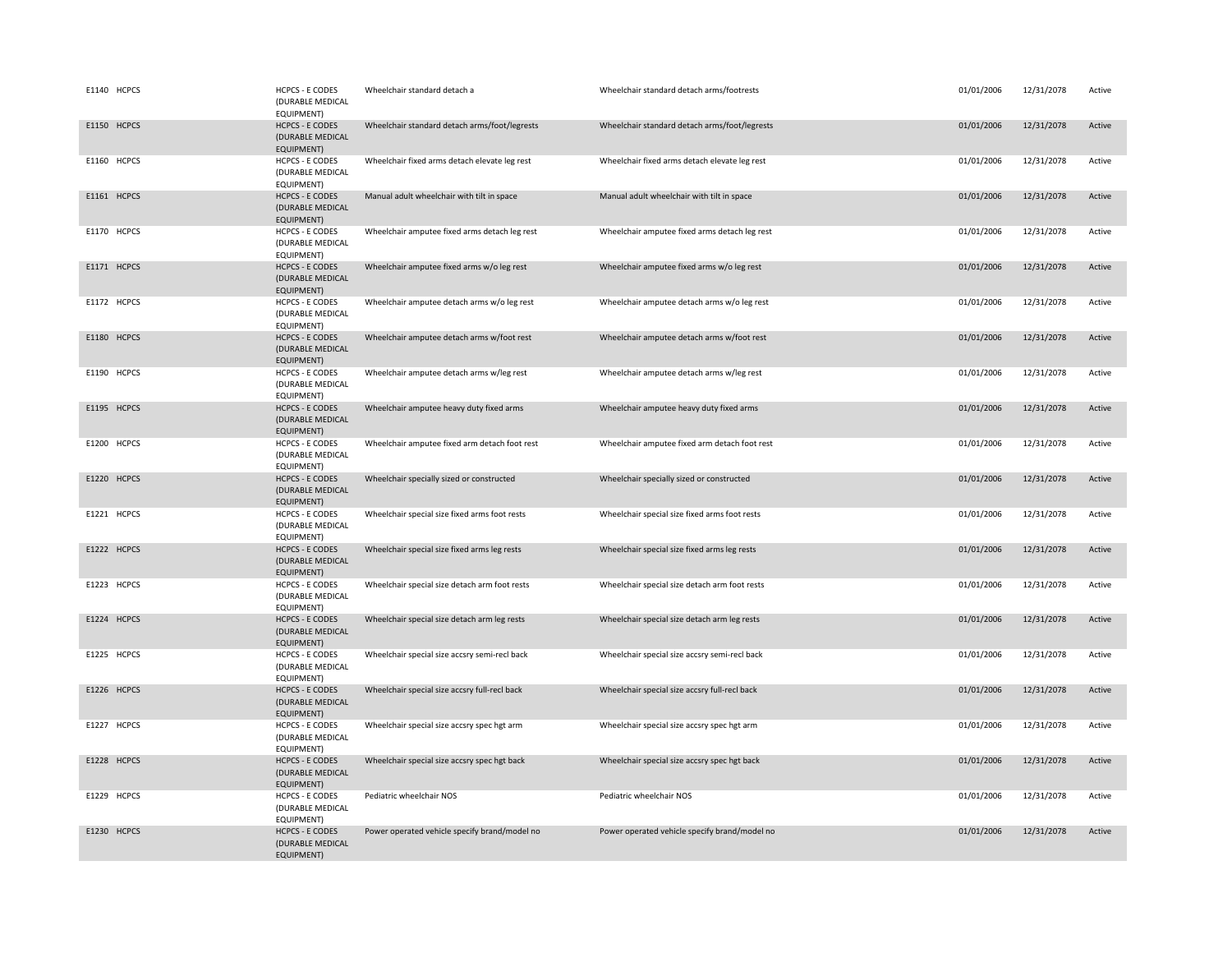| | | | | | | | |
|---|---|---|---|---|---|---|---|
| E1140 | HCPCS | HCPCS - E CODES (DURABLE MEDICAL EQUIPMENT) | Wheelchair standard detach a | Wheelchair standard detach arms/footrests | 01/01/2006 | 12/31/2078 | Active |
| E1150 | HCPCS | HCPCS - E CODES (DURABLE MEDICAL EQUIPMENT) | Wheelchair standard detach arms/foot/legrests | Wheelchair standard detach arms/foot/legrests | 01/01/2006 | 12/31/2078 | Active |
| E1160 | HCPCS | HCPCS - E CODES (DURABLE MEDICAL EQUIPMENT) | Wheelchair fixed arms detach elevate leg rest | Wheelchair fixed arms detach elevate leg rest | 01/01/2006 | 12/31/2078 | Active |
| E1161 | HCPCS | HCPCS - E CODES (DURABLE MEDICAL EQUIPMENT) | Manual adult wheelchair with tilt in space | Manual adult wheelchair with tilt in space | 01/01/2006 | 12/31/2078 | Active |
| E1170 | HCPCS | HCPCS - E CODES (DURABLE MEDICAL EQUIPMENT) | Wheelchair amputee fixed arms detach leg rest | Wheelchair amputee fixed arms detach leg rest | 01/01/2006 | 12/31/2078 | Active |
| E1171 | HCPCS | HCPCS - E CODES (DURABLE MEDICAL EQUIPMENT) | Wheelchair amputee fixed arms w/o leg rest | Wheelchair amputee fixed arms w/o leg rest | 01/01/2006 | 12/31/2078 | Active |
| E1172 | HCPCS | HCPCS - E CODES (DURABLE MEDICAL EQUIPMENT) | Wheelchair amputee detach arms w/o leg rest | Wheelchair amputee detach arms w/o leg rest | 01/01/2006 | 12/31/2078 | Active |
| E1180 | HCPCS | HCPCS - E CODES (DURABLE MEDICAL EQUIPMENT) | Wheelchair amputee detach arms w/foot rest | Wheelchair amputee detach arms w/foot rest | 01/01/2006 | 12/31/2078 | Active |
| E1190 | HCPCS | HCPCS - E CODES (DURABLE MEDICAL EQUIPMENT) | Wheelchair amputee detach arms w/leg rest | Wheelchair amputee detach arms w/leg rest | 01/01/2006 | 12/31/2078 | Active |
| E1195 | HCPCS | HCPCS - E CODES (DURABLE MEDICAL EQUIPMENT) | Wheelchair amputee heavy duty fixed arms | Wheelchair amputee heavy duty fixed arms | 01/01/2006 | 12/31/2078 | Active |
| E1200 | HCPCS | HCPCS - E CODES (DURABLE MEDICAL EQUIPMENT) | Wheelchair amputee fixed arm detach foot rest | Wheelchair amputee fixed arm detach foot rest | 01/01/2006 | 12/31/2078 | Active |
| E1220 | HCPCS | HCPCS - E CODES (DURABLE MEDICAL EQUIPMENT) | Wheelchair specially sized or constructed | Wheelchair specially sized or constructed | 01/01/2006 | 12/31/2078 | Active |
| E1221 | HCPCS | HCPCS - E CODES (DURABLE MEDICAL EQUIPMENT) | Wheelchair special size fixed arms foot rests | Wheelchair special size fixed arms foot rests | 01/01/2006 | 12/31/2078 | Active |
| E1222 | HCPCS | HCPCS - E CODES (DURABLE MEDICAL EQUIPMENT) | Wheelchair special size fixed arms leg rests | Wheelchair special size fixed arms leg rests | 01/01/2006 | 12/31/2078 | Active |
| E1223 | HCPCS | HCPCS - E CODES (DURABLE MEDICAL EQUIPMENT) | Wheelchair special size detach arm foot rests | Wheelchair special size detach arm foot rests | 01/01/2006 | 12/31/2078 | Active |
| E1224 | HCPCS | HCPCS - E CODES (DURABLE MEDICAL EQUIPMENT) | Wheelchair special size detach arm leg rests | Wheelchair special size detach arm leg rests | 01/01/2006 | 12/31/2078 | Active |
| E1225 | HCPCS | HCPCS - E CODES (DURABLE MEDICAL EQUIPMENT) | Wheelchair special size accsry semi-recl back | Wheelchair special size accsry semi-recl back | 01/01/2006 | 12/31/2078 | Active |
| E1226 | HCPCS | HCPCS - E CODES (DURABLE MEDICAL EQUIPMENT) | Wheelchair special size accsry full-recl back | Wheelchair special size accsry full-recl back | 01/01/2006 | 12/31/2078 | Active |
| E1227 | HCPCS | HCPCS - E CODES (DURABLE MEDICAL EQUIPMENT) | Wheelchair special size accsry spec hgt arm | Wheelchair special size accsry spec hgt arm | 01/01/2006 | 12/31/2078 | Active |
| E1228 | HCPCS | HCPCS - E CODES (DURABLE MEDICAL EQUIPMENT) | Wheelchair special size accsry spec hgt back | Wheelchair special size accsry spec hgt back | 01/01/2006 | 12/31/2078 | Active |
| E1229 | HCPCS | HCPCS - E CODES (DURABLE MEDICAL EQUIPMENT) | Pediatric wheelchair NOS | Pediatric wheelchair NOS | 01/01/2006 | 12/31/2078 | Active |
| E1230 | HCPCS | HCPCS - E CODES (DURABLE MEDICAL EQUIPMENT) | Power operated vehicle specify brand/model no | Power operated vehicle specify brand/model no | 01/01/2006 | 12/31/2078 | Active |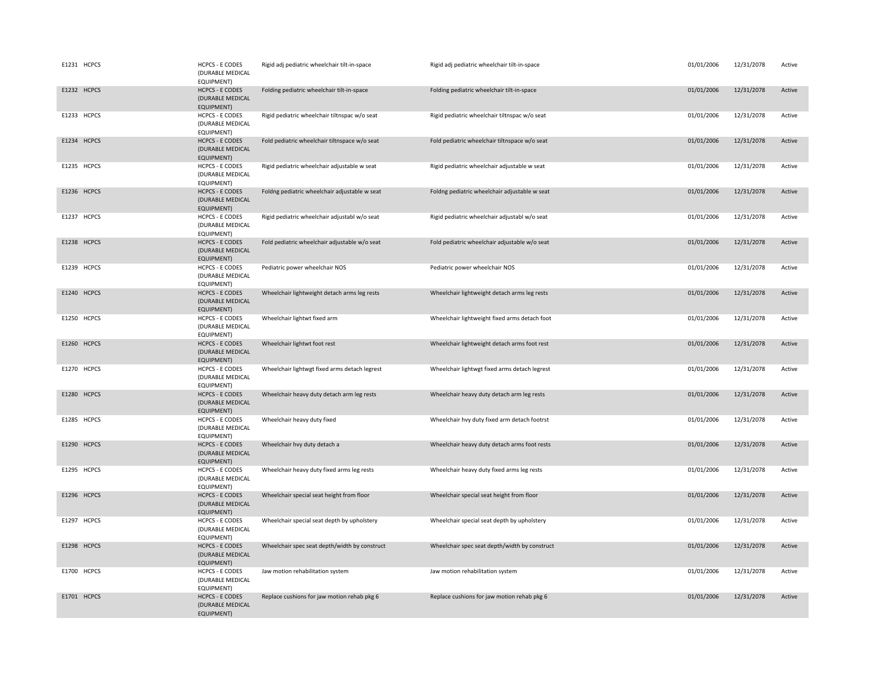| | | | | | | | |
|---|---|---|---|---|---|---|---|
| E1231 | HCPCS | HCPCS - E CODES (DURABLE MEDICAL EQUIPMENT) | Rigid adj pediatric wheelchair tilt-in-space | Rigid adj pediatric wheelchair tilt-in-space | 01/01/2006 | 12/31/2078 | Active |
| E1232 | HCPCS | HCPCS - E CODES (DURABLE MEDICAL EQUIPMENT) | Folding pediatric wheelchair tilt-in-space | Folding pediatric wheelchair tilt-in-space | 01/01/2006 | 12/31/2078 | Active |
| E1233 | HCPCS | HCPCS - E CODES (DURABLE MEDICAL EQUIPMENT) | Rigid pediatric wheelchair tiltnspac w/o seat | Rigid pediatric wheelchair tiltnspac w/o seat | 01/01/2006 | 12/31/2078 | Active |
| E1234 | HCPCS | HCPCS - E CODES (DURABLE MEDICAL EQUIPMENT) | Fold pediatric wheelchair tiltnspace w/o seat | Fold pediatric wheelchair tiltnspace w/o seat | 01/01/2006 | 12/31/2078 | Active |
| E1235 | HCPCS | HCPCS - E CODES (DURABLE MEDICAL EQUIPMENT) | Rigid pediatric wheelchair adjustable w seat | Rigid pediatric wheelchair adjustable w seat | 01/01/2006 | 12/31/2078 | Active |
| E1236 | HCPCS | HCPCS - E CODES (DURABLE MEDICAL EQUIPMENT) | Foldng pediatric wheelchair adjustable w seat | Foldng pediatric wheelchair adjustable w seat | 01/01/2006 | 12/31/2078 | Active |
| E1237 | HCPCS | HCPCS - E CODES (DURABLE MEDICAL EQUIPMENT) | Rigid pediatric wheelchair adjustabl w/o seat | Rigid pediatric wheelchair adjustabl w/o seat | 01/01/2006 | 12/31/2078 | Active |
| E1238 | HCPCS | HCPCS - E CODES (DURABLE MEDICAL EQUIPMENT) | Fold pediatric wheelchair adjustable w/o seat | Fold pediatric wheelchair adjustable w/o seat | 01/01/2006 | 12/31/2078 | Active |
| E1239 | HCPCS | HCPCS - E CODES (DURABLE MEDICAL EQUIPMENT) | Pediatric power wheelchair NOS | Pediatric power wheelchair NOS | 01/01/2006 | 12/31/2078 | Active |
| E1240 | HCPCS | HCPCS - E CODES (DURABLE MEDICAL EQUIPMENT) | Wheelchair lightweight detach arms leg rests | Wheelchair lightweight detach arms leg rests | 01/01/2006 | 12/31/2078 | Active |
| E1250 | HCPCS | HCPCS - E CODES (DURABLE MEDICAL EQUIPMENT) | Wheelchair lightwt fixed arm | Wheelchair lightweight fixed arms detach foot | 01/01/2006 | 12/31/2078 | Active |
| E1260 | HCPCS | HCPCS - E CODES (DURABLE MEDICAL EQUIPMENT) | Wheelchair lightwt foot rest | Wheelchair lightweight detach arms foot rest | 01/01/2006 | 12/31/2078 | Active |
| E1270 | HCPCS | HCPCS - E CODES (DURABLE MEDICAL EQUIPMENT) | Wheelchair lightwgt fixed arms detach legrest | Wheelchair lightwgt fixed arms detach legrest | 01/01/2006 | 12/31/2078 | Active |
| E1280 | HCPCS | HCPCS - E CODES (DURABLE MEDICAL EQUIPMENT) | Wheelchair heavy duty detach arm leg rests | Wheelchair heavy duty detach arm leg rests | 01/01/2006 | 12/31/2078 | Active |
| E1285 | HCPCS | HCPCS - E CODES (DURABLE MEDICAL EQUIPMENT) | Wheelchair heavy duty fixed | Wheelchair hvy duty fixed arm detach footrst | 01/01/2006 | 12/31/2078 | Active |
| E1290 | HCPCS | HCPCS - E CODES (DURABLE MEDICAL EQUIPMENT) | Wheelchair hvy duty detach a | Wheelchair heavy duty detach arms foot rests | 01/01/2006 | 12/31/2078 | Active |
| E1295 | HCPCS | HCPCS - E CODES (DURABLE MEDICAL EQUIPMENT) | Wheelchair heavy duty fixed arms leg rests | Wheelchair heavy duty fixed arms leg rests | 01/01/2006 | 12/31/2078 | Active |
| E1296 | HCPCS | HCPCS - E CODES (DURABLE MEDICAL EQUIPMENT) | Wheelchair special seat height from floor | Wheelchair special seat height from floor | 01/01/2006 | 12/31/2078 | Active |
| E1297 | HCPCS | HCPCS - E CODES (DURABLE MEDICAL EQUIPMENT) | Wheelchair special seat depth by upholstery | Wheelchair special seat depth by upholstery | 01/01/2006 | 12/31/2078 | Active |
| E1298 | HCPCS | HCPCS - E CODES (DURABLE MEDICAL EQUIPMENT) | Wheelchair spec seat depth/width by construct | Wheelchair spec seat depth/width by construct | 01/01/2006 | 12/31/2078 | Active |
| E1700 | HCPCS | HCPCS - E CODES (DURABLE MEDICAL EQUIPMENT) | Jaw motion rehabilitation system | Jaw motion rehabilitation system | 01/01/2006 | 12/31/2078 | Active |
| E1701 | HCPCS | HCPCS - E CODES (DURABLE MEDICAL EQUIPMENT) | Replace cushions for jaw motion rehab pkg 6 | Replace cushions for jaw motion rehab pkg 6 | 01/01/2006 | 12/31/2078 | Active |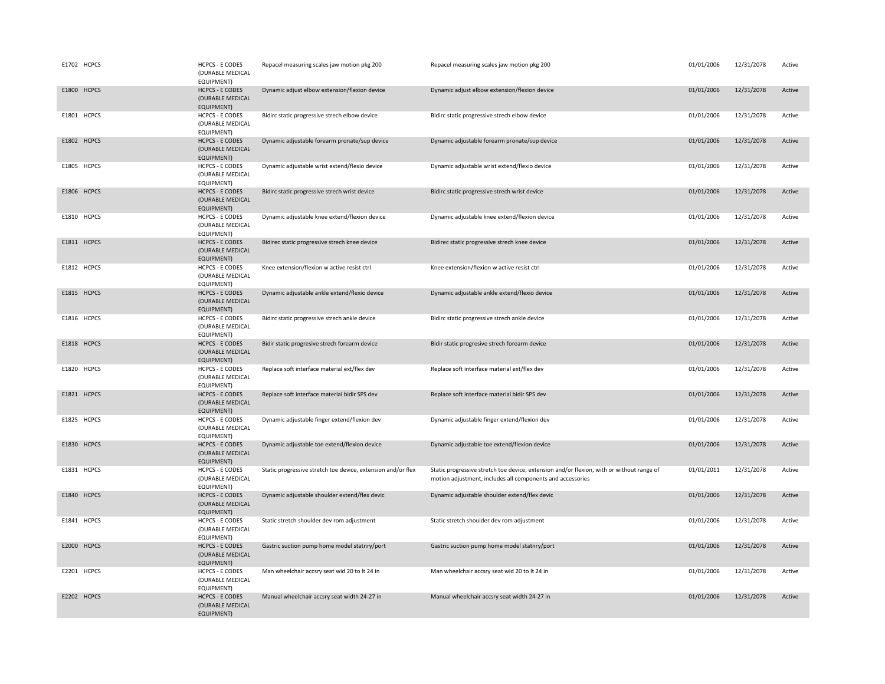| | | | | | | |
|---|---|---|---|---|---|---|
| E1702 HCPCS | HCPCS - E CODES (DURABLE MEDICAL EQUIPMENT) | Repacel measuring scales jaw motion pkg 200 | Repacel measuring scales jaw motion pkg 200 | 01/01/2006 | 12/31/2078 | Active |
| E1800 HCPCS | HCPCS - E CODES (DURABLE MEDICAL EQUIPMENT) | Dynamic adjust elbow extension/flexion device | Dynamic adjust elbow extension/flexion device | 01/01/2006 | 12/31/2078 | Active |
| E1801 HCPCS | HCPCS - E CODES (DURABLE MEDICAL EQUIPMENT) | Bidirc static progressive strech elbow device | Bidirc static progressive strech elbow device | 01/01/2006 | 12/31/2078 | Active |
| E1802 HCPCS | HCPCS - E CODES (DURABLE MEDICAL EQUIPMENT) | Dynamic adjustable forearm pronate/sup device | Dynamic adjustable forearm pronate/sup device | 01/01/2006 | 12/31/2078 | Active |
| E1805 HCPCS | HCPCS - E CODES (DURABLE MEDICAL EQUIPMENT) | Dynamic adjustable wrist extend/flexio device | Dynamic adjustable wrist extend/flexio device | 01/01/2006 | 12/31/2078 | Active |
| E1806 HCPCS | HCPCS - E CODES (DURABLE MEDICAL EQUIPMENT) | Bidirc static progressive strech wrist device | Bidirc static progressive strech wrist device | 01/01/2006 | 12/31/2078 | Active |
| E1810 HCPCS | HCPCS - E CODES (DURABLE MEDICAL EQUIPMENT) | Dynamic adjustable knee extend/flexion device | Dynamic adjustable knee extend/flexion device | 01/01/2006 | 12/31/2078 | Active |
| E1811 HCPCS | HCPCS - E CODES (DURABLE MEDICAL EQUIPMENT) | Bidirec static progressive strech knee device | Bidirec static progressive strech knee device | 01/01/2006 | 12/31/2078 | Active |
| E1812 HCPCS | HCPCS - E CODES (DURABLE MEDICAL EQUIPMENT) | Knee extension/flexion w active resist ctrl | Knee extension/flexion w active resist ctrl | 01/01/2006 | 12/31/2078 | Active |
| E1815 HCPCS | HCPCS - E CODES (DURABLE MEDICAL EQUIPMENT) | Dynamic adjustable ankle extend/flexio device | Dynamic adjustable ankle extend/flexio device | 01/01/2006 | 12/31/2078 | Active |
| E1816 HCPCS | HCPCS - E CODES (DURABLE MEDICAL EQUIPMENT) | Bidirc static progressive strech ankle device | Bidirc static progressive strech ankle device | 01/01/2006 | 12/31/2078 | Active |
| E1818 HCPCS | HCPCS - E CODES (DURABLE MEDICAL EQUIPMENT) | Bidir static progresive strech forearm device | Bidir static progresive strech forearm device | 01/01/2006 | 12/31/2078 | Active |
| E1820 HCPCS | HCPCS - E CODES (DURABLE MEDICAL EQUIPMENT) | Replace soft interface material ext/flex dev | Replace soft interface material ext/flex dev | 01/01/2006 | 12/31/2078 | Active |
| E1821 HCPCS | HCPCS - E CODES (DURABLE MEDICAL EQUIPMENT) | Replace soft interface material bidir SPS dev | Replace soft interface material bidir SPS dev | 01/01/2006 | 12/31/2078 | Active |
| E1825 HCPCS | HCPCS - E CODES (DURABLE MEDICAL EQUIPMENT) | Dynamic adjustable finger extend/flexion dev | Dynamic adjustable finger extend/flexion dev | 01/01/2006 | 12/31/2078 | Active |
| E1830 HCPCS | HCPCS - E CODES (DURABLE MEDICAL EQUIPMENT) | Dynamic adjustable toe extend/flexion device | Dynamic adjustable toe extend/flexion device | 01/01/2006 | 12/31/2078 | Active |
| E1831 HCPCS | HCPCS - E CODES (DURABLE MEDICAL EQUIPMENT) | Static progressive stretch toe device, extension and/or flex | Static progressive stretch toe device, extension and/or flexion, with or without range of motion adjustment, includes all components and accessories | 01/01/2011 | 12/31/2078 | Active |
| E1840 HCPCS | HCPCS - E CODES (DURABLE MEDICAL EQUIPMENT) | Dynamic adjustable shoulder extend/flex devic | Dynamic adjustable shoulder extend/flex devic | 01/01/2006 | 12/31/2078 | Active |
| E1841 HCPCS | HCPCS - E CODES (DURABLE MEDICAL EQUIPMENT) | Static stretch shoulder dev rom adjustment | Static stretch shoulder dev rom adjustment | 01/01/2006 | 12/31/2078 | Active |
| E2000 HCPCS | HCPCS - E CODES (DURABLE MEDICAL EQUIPMENT) | Gastric suction pump home model statnry/port | Gastric suction pump home model statnry/port | 01/01/2006 | 12/31/2078 | Active |
| E2201 HCPCS | HCPCS - E CODES (DURABLE MEDICAL EQUIPMENT) | Man wheelchair accsry seat wid 20 to lt 24 in | Man wheelchair accsry seat wid 20 to lt 24 in | 01/01/2006 | 12/31/2078 | Active |
| E2202 HCPCS | HCPCS - E CODES (DURABLE MEDICAL EQUIPMENT) | Manual wheelchair accsry seat width 24-27 in | Manual wheelchair accsry seat width 24-27 in | 01/01/2006 | 12/31/2078 | Active |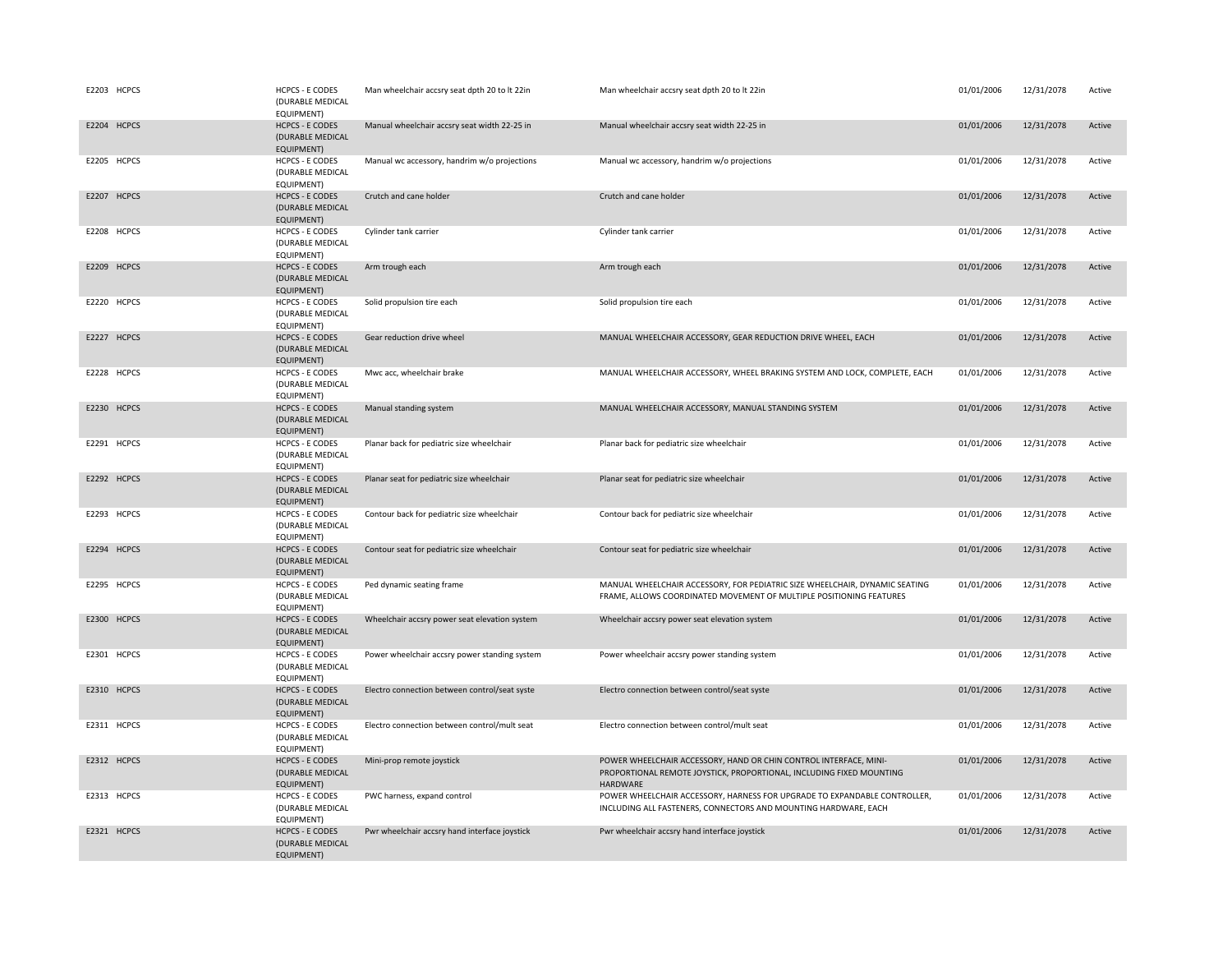| | | | | | | | |
|---|---|---|---|---|---|---|---|
| E2203 | HCPCS | HCPCS - E CODES (DURABLE MEDICAL EQUIPMENT) | Man wheelchair accsry seat dpth 20 to lt 22in | Man wheelchair accsry seat dpth 20 to lt 22in | 01/01/2006 | 12/31/2078 | Active |
| E2204 | HCPCS | HCPCS - E CODES (DURABLE MEDICAL EQUIPMENT) | Manual wheelchair accsry seat width 22-25 in | Manual wheelchair accsry seat width 22-25 in | 01/01/2006 | 12/31/2078 | Active |
| E2205 | HCPCS | HCPCS - E CODES (DURABLE MEDICAL EQUIPMENT) | Manual wc accessory, handrim w/o projections | Manual wc accessory, handrim w/o projections | 01/01/2006 | 12/31/2078 | Active |
| E2207 | HCPCS | HCPCS - E CODES (DURABLE MEDICAL EQUIPMENT) | Crutch and cane holder | Crutch and cane holder | 01/01/2006 | 12/31/2078 | Active |
| E2208 | HCPCS | HCPCS - E CODES (DURABLE MEDICAL EQUIPMENT) | Cylinder tank carrier | Cylinder tank carrier | 01/01/2006 | 12/31/2078 | Active |
| E2209 | HCPCS | HCPCS - E CODES (DURABLE MEDICAL EQUIPMENT) | Arm trough each | Arm trough each | 01/01/2006 | 12/31/2078 | Active |
| E2220 | HCPCS | HCPCS - E CODES (DURABLE MEDICAL EQUIPMENT) | Solid propulsion tire each | Solid propulsion tire each | 01/01/2006 | 12/31/2078 | Active |
| E2227 | HCPCS | HCPCS - E CODES (DURABLE MEDICAL EQUIPMENT) | Gear reduction drive wheel | MANUAL WHEELCHAIR ACCESSORY, GEAR REDUCTION DRIVE WHEEL, EACH | 01/01/2006 | 12/31/2078 | Active |
| E2228 | HCPCS | HCPCS - E CODES (DURABLE MEDICAL EQUIPMENT) | Mwc acc, wheelchair brake | MANUAL WHEELCHAIR ACCESSORY, WHEEL BRAKING SYSTEM AND LOCK, COMPLETE, EACH | 01/01/2006 | 12/31/2078 | Active |
| E2230 | HCPCS | HCPCS - E CODES (DURABLE MEDICAL EQUIPMENT) | Manual standing system | MANUAL WHEELCHAIR ACCESSORY, MANUAL STANDING SYSTEM | 01/01/2006 | 12/31/2078 | Active |
| E2291 | HCPCS | HCPCS - E CODES (DURABLE MEDICAL EQUIPMENT) | Planar back for pediatric size wheelchair | Planar back for pediatric size wheelchair | 01/01/2006 | 12/31/2078 | Active |
| E2292 | HCPCS | HCPCS - E CODES (DURABLE MEDICAL EQUIPMENT) | Planar seat for pediatric size wheelchair | Planar seat for pediatric size wheelchair | 01/01/2006 | 12/31/2078 | Active |
| E2293 | HCPCS | HCPCS - E CODES (DURABLE MEDICAL EQUIPMENT) | Contour back for pediatric size wheelchair | Contour back for pediatric size wheelchair | 01/01/2006 | 12/31/2078 | Active |
| E2294 | HCPCS | HCPCS - E CODES (DURABLE MEDICAL EQUIPMENT) | Contour seat for pediatric size wheelchair | Contour seat for pediatric size wheelchair | 01/01/2006 | 12/31/2078 | Active |
| E2295 | HCPCS | HCPCS - E CODES (DURABLE MEDICAL EQUIPMENT) | Ped dynamic seating frame | MANUAL WHEELCHAIR ACCESSORY, FOR PEDIATRIC SIZE WHEELCHAIR, DYNAMIC SEATING FRAME, ALLOWS COORDINATED MOVEMENT OF MULTIPLE POSITIONING FEATURES | 01/01/2006 | 12/31/2078 | Active |
| E2300 | HCPCS | HCPCS - E CODES (DURABLE MEDICAL EQUIPMENT) | Wheelchair accsry power seat elevation system | Wheelchair accsry power seat elevation system | 01/01/2006 | 12/31/2078 | Active |
| E2301 | HCPCS | HCPCS - E CODES (DURABLE MEDICAL EQUIPMENT) | Power wheelchair accsry power standing system | Power wheelchair accsry power standing system | 01/01/2006 | 12/31/2078 | Active |
| E2310 | HCPCS | HCPCS - E CODES (DURABLE MEDICAL EQUIPMENT) | Electro connection between control/seat syste | Electro connection between control/seat syste | 01/01/2006 | 12/31/2078 | Active |
| E2311 | HCPCS | HCPCS - E CODES (DURABLE MEDICAL EQUIPMENT) | Electro connection between control/mult seat | Electro connection between control/mult seat | 01/01/2006 | 12/31/2078 | Active |
| E2312 | HCPCS | HCPCS - E CODES (DURABLE MEDICAL EQUIPMENT) | Mini-prop remote joystick | POWER WHEELCHAIR ACCESSORY, HAND OR CHIN CONTROL INTERFACE, MINI-PROPORTIONAL REMOTE JOYSTICK, PROPORTIONAL, INCLUDING FIXED MOUNTING HARDWARE | 01/01/2006 | 12/31/2078 | Active |
| E2313 | HCPCS | HCPCS - E CODES (DURABLE MEDICAL EQUIPMENT) | PWC harness, expand control | POWER WHEELCHAIR ACCESSORY, HARNESS FOR UPGRADE TO EXPANDABLE CONTROLLER, INCLUDING ALL FASTENERS, CONNECTORS AND MOUNTING HARDWARE, EACH | 01/01/2006 | 12/31/2078 | Active |
| E2321 | HCPCS | HCPCS - E CODES (DURABLE MEDICAL EQUIPMENT) | Pwr wheelchair accsry hand interface joystick | Pwr wheelchair accsry hand interface joystick | 01/01/2006 | 12/31/2078 | Active |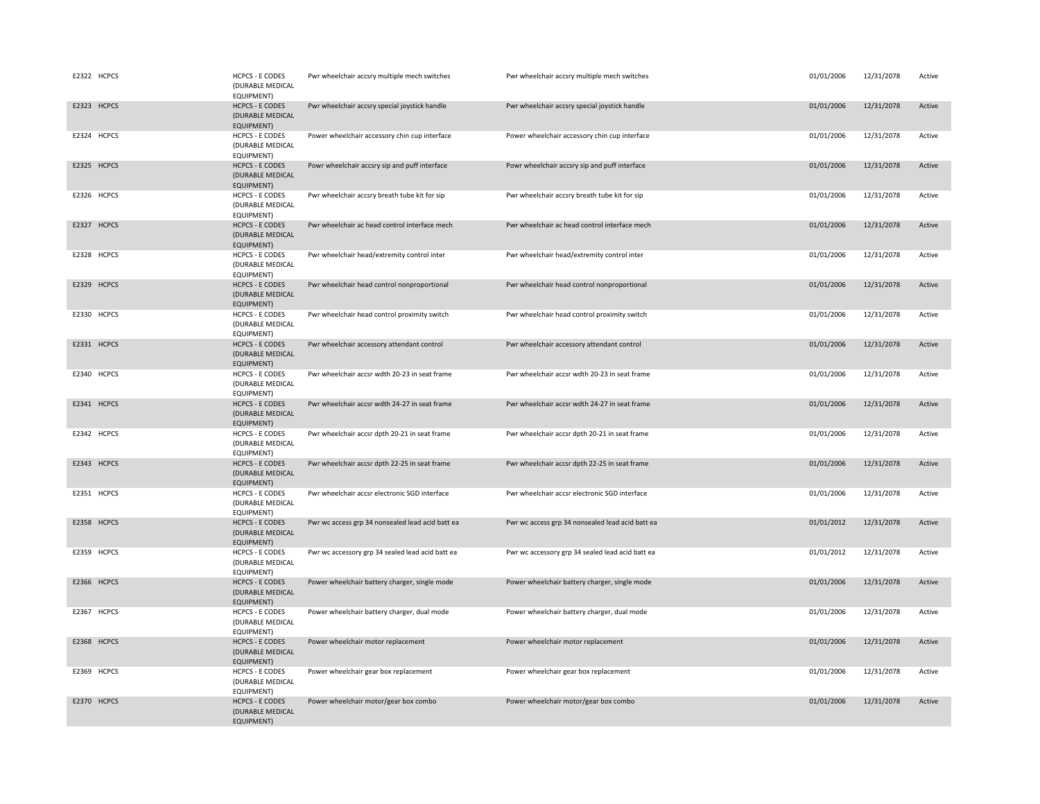| | | | | | | | |
|---|---|---|---|---|---|---|---|
| E2322 | HCPCS | HCPCS - E CODES (DURABLE MEDICAL EQUIPMENT) | Pwr wheelchair accsry multiple mech switches | Pwr wheelchair accsry multiple mech switches | 01/01/2006 | 12/31/2078 | Active |
| E2323 | HCPCS | HCPCS - E CODES (DURABLE MEDICAL EQUIPMENT) | Pwr wheelchair accsry special joystick handle | Pwr wheelchair accsry special joystick handle | 01/01/2006 | 12/31/2078 | Active |
| E2324 | HCPCS | HCPCS - E CODES (DURABLE MEDICAL EQUIPMENT) | Power wheelchair accessory chin cup interface | Power wheelchair accessory chin cup interface | 01/01/2006 | 12/31/2078 | Active |
| E2325 | HCPCS | HCPCS - E CODES (DURABLE MEDICAL EQUIPMENT) | Powr wheelchair accsry sip and puff interface | Powr wheelchair accsry sip and puff interface | 01/01/2006 | 12/31/2078 | Active |
| E2326 | HCPCS | HCPCS - E CODES (DURABLE MEDICAL EQUIPMENT) | Pwr wheelchair accsry breath tube kit for sip | Pwr wheelchair accsry breath tube kit for sip | 01/01/2006 | 12/31/2078 | Active |
| E2327 | HCPCS | HCPCS - E CODES (DURABLE MEDICAL EQUIPMENT) | Pwr wheelchair ac head control interface mech | Pwr wheelchair ac head control interface mech | 01/01/2006 | 12/31/2078 | Active |
| E2328 | HCPCS | HCPCS - E CODES (DURABLE MEDICAL EQUIPMENT) | Pwr wheelchair head/extremity control inter | Pwr wheelchair head/extremity control inter | 01/01/2006 | 12/31/2078 | Active |
| E2329 | HCPCS | HCPCS - E CODES (DURABLE MEDICAL EQUIPMENT) | Pwr wheelchair head control nonproportional | Pwr wheelchair head control nonproportional | 01/01/2006 | 12/31/2078 | Active |
| E2330 | HCPCS | HCPCS - E CODES (DURABLE MEDICAL EQUIPMENT) | Pwr wheelchair head control proximity switch | Pwr wheelchair head control proximity switch | 01/01/2006 | 12/31/2078 | Active |
| E2331 | HCPCS | HCPCS - E CODES (DURABLE MEDICAL EQUIPMENT) | Pwr wheelchair accessory attendant control | Pwr wheelchair accessory attendant control | 01/01/2006 | 12/31/2078 | Active |
| E2340 | HCPCS | HCPCS - E CODES (DURABLE MEDICAL EQUIPMENT) | Pwr wheelchair accsr wdth 20-23 in seat frame | Pwr wheelchair accsr wdth 20-23 in seat frame | 01/01/2006 | 12/31/2078 | Active |
| E2341 | HCPCS | HCPCS - E CODES (DURABLE MEDICAL EQUIPMENT) | Pwr wheelchair accsr wdth 24-27 in seat frame | Pwr wheelchair accsr wdth 24-27 in seat frame | 01/01/2006 | 12/31/2078 | Active |
| E2342 | HCPCS | HCPCS - E CODES (DURABLE MEDICAL EQUIPMENT) | Pwr wheelchair accsr dpth 20-21 in seat frame | Pwr wheelchair accsr dpth 20-21 in seat frame | 01/01/2006 | 12/31/2078 | Active |
| E2343 | HCPCS | HCPCS - E CODES (DURABLE MEDICAL EQUIPMENT) | Pwr wheelchair accsr dpth 22-25 in seat frame | Pwr wheelchair accsr dpth 22-25 in seat frame | 01/01/2006 | 12/31/2078 | Active |
| E2351 | HCPCS | HCPCS - E CODES (DURABLE MEDICAL EQUIPMENT) | Pwr wheelchair accsr electronic SGD interface | Pwr wheelchair accsr electronic SGD interface | 01/01/2006 | 12/31/2078 | Active |
| E2358 | HCPCS | HCPCS - E CODES (DURABLE MEDICAL EQUIPMENT) | Pwr wc access grp 34 nonsealed lead acid batt ea | Pwr wc access grp 34 nonsealed lead acid batt ea | 01/01/2012 | 12/31/2078 | Active |
| E2359 | HCPCS | HCPCS - E CODES (DURABLE MEDICAL EQUIPMENT) | Pwr wc accessory grp 34 sealed lead acid batt ea | Pwr wc accessory grp 34 sealed lead acid batt ea | 01/01/2012 | 12/31/2078 | Active |
| E2366 | HCPCS | HCPCS - E CODES (DURABLE MEDICAL EQUIPMENT) | Power wheelchair battery charger, single mode | Power wheelchair battery charger, single mode | 01/01/2006 | 12/31/2078 | Active |
| E2367 | HCPCS | HCPCS - E CODES (DURABLE MEDICAL EQUIPMENT) | Power wheelchair battery charger, dual mode | Power wheelchair battery charger, dual mode | 01/01/2006 | 12/31/2078 | Active |
| E2368 | HCPCS | HCPCS - E CODES (DURABLE MEDICAL EQUIPMENT) | Power wheelchair motor replacement | Power wheelchair motor replacement | 01/01/2006 | 12/31/2078 | Active |
| E2369 | HCPCS | HCPCS - E CODES (DURABLE MEDICAL EQUIPMENT) | Power wheelchair gear box replacement | Power wheelchair gear box replacement | 01/01/2006 | 12/31/2078 | Active |
| E2370 | HCPCS | HCPCS - E CODES (DURABLE MEDICAL EQUIPMENT) | Power wheelchair motor/gear box combo | Power wheelchair motor/gear box combo | 01/01/2006 | 12/31/2078 | Active |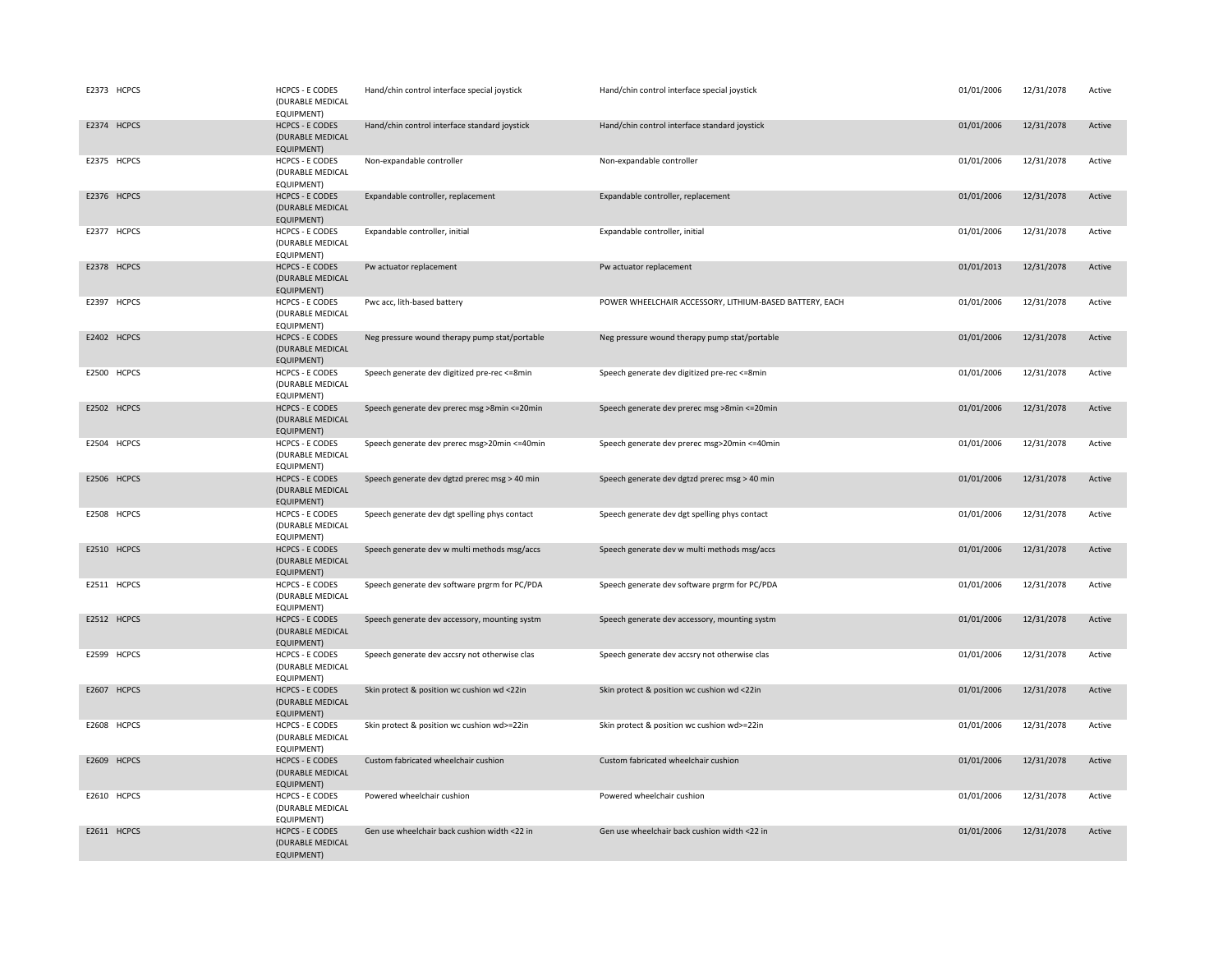| | | | | | | | |
|---|---|---|---|---|---|---|---|
| E2373 | HCPCS | HCPCS - E CODES (DURABLE MEDICAL EQUIPMENT) | Hand/chin control interface special joystick | Hand/chin control interface special joystick | 01/01/2006 | 12/31/2078 | Active |
| E2374 | HCPCS | HCPCS - E CODES (DURABLE MEDICAL EQUIPMENT) | Hand/chin control interface standard joystick | Hand/chin control interface standard joystick | 01/01/2006 | 12/31/2078 | Active |
| E2375 | HCPCS | HCPCS - E CODES (DURABLE MEDICAL EQUIPMENT) | Non-expandable controller | Non-expandable controller | 01/01/2006 | 12/31/2078 | Active |
| E2376 | HCPCS | HCPCS - E CODES (DURABLE MEDICAL EQUIPMENT) | Expandable controller, replacement | Expandable controller, replacement | 01/01/2006 | 12/31/2078 | Active |
| E2377 | HCPCS | HCPCS - E CODES (DURABLE MEDICAL EQUIPMENT) | Expandable controller, initial | Expandable controller, initial | 01/01/2006 | 12/31/2078 | Active |
| E2378 | HCPCS | HCPCS - E CODES (DURABLE MEDICAL EQUIPMENT) | Pw actuator replacement | Pw actuator replacement | 01/01/2013 | 12/31/2078 | Active |
| E2397 | HCPCS | HCPCS - E CODES (DURABLE MEDICAL EQUIPMENT) | Pwc acc, lith-based battery | POWER WHEELCHAIR ACCESSORY, LITHIUM-BASED BATTERY, EACH | 01/01/2006 | 12/31/2078 | Active |
| E2402 | HCPCS | HCPCS - E CODES (DURABLE MEDICAL EQUIPMENT) | Neg pressure wound therapy pump stat/portable | Neg pressure wound therapy pump stat/portable | 01/01/2006 | 12/31/2078 | Active |
| E2500 | HCPCS | HCPCS - E CODES (DURABLE MEDICAL EQUIPMENT) | Speech generate dev digitized pre-rec <=8min | Speech generate dev digitized pre-rec <=8min | 01/01/2006 | 12/31/2078 | Active |
| E2502 | HCPCS | HCPCS - E CODES (DURABLE MEDICAL EQUIPMENT) | Speech generate dev prerec msg >8min <=20min | Speech generate dev prerec msg >8min <=20min | 01/01/2006 | 12/31/2078 | Active |
| E2504 | HCPCS | HCPCS - E CODES (DURABLE MEDICAL EQUIPMENT) | Speech generate dev prerec msg>20min <=40min | Speech generate dev prerec msg>20min <=40min | 01/01/2006 | 12/31/2078 | Active |
| E2506 | HCPCS | HCPCS - E CODES (DURABLE MEDICAL EQUIPMENT) | Speech generate dev dgtzd prerec msg > 40 min | Speech generate dev dgtzd prerec msg > 40 min | 01/01/2006 | 12/31/2078 | Active |
| E2508 | HCPCS | HCPCS - E CODES (DURABLE MEDICAL EQUIPMENT) | Speech generate dev dgt spelling phys contact | Speech generate dev dgt spelling phys contact | 01/01/2006 | 12/31/2078 | Active |
| E2510 | HCPCS | HCPCS - E CODES (DURABLE MEDICAL EQUIPMENT) | Speech generate dev w multi methods msg/accs | Speech generate dev w multi methods msg/accs | 01/01/2006 | 12/31/2078 | Active |
| E2511 | HCPCS | HCPCS - E CODES (DURABLE MEDICAL EQUIPMENT) | Speech generate dev software prgrm for PC/PDA | Speech generate dev software prgrm for PC/PDA | 01/01/2006 | 12/31/2078 | Active |
| E2512 | HCPCS | HCPCS - E CODES (DURABLE MEDICAL EQUIPMENT) | Speech generate dev accessory, mounting systm | Speech generate dev accessory, mounting systm | 01/01/2006 | 12/31/2078 | Active |
| E2599 | HCPCS | HCPCS - E CODES (DURABLE MEDICAL EQUIPMENT) | Speech generate dev accsry not otherwise clas | Speech generate dev accsry not otherwise clas | 01/01/2006 | 12/31/2078 | Active |
| E2607 | HCPCS | HCPCS - E CODES (DURABLE MEDICAL EQUIPMENT) | Skin protect & position wc cushion wd <22in | Skin protect & position wc cushion wd <22in | 01/01/2006 | 12/31/2078 | Active |
| E2608 | HCPCS | HCPCS - E CODES (DURABLE MEDICAL EQUIPMENT) | Skin protect & position wc cushion wd>=22in | Skin protect & position wc cushion wd>=22in | 01/01/2006 | 12/31/2078 | Active |
| E2609 | HCPCS | HCPCS - E CODES (DURABLE MEDICAL EQUIPMENT) | Custom fabricated wheelchair cushion | Custom fabricated wheelchair cushion | 01/01/2006 | 12/31/2078 | Active |
| E2610 | HCPCS | HCPCS - E CODES (DURABLE MEDICAL EQUIPMENT) | Powered wheelchair cushion | Powered wheelchair cushion | 01/01/2006 | 12/31/2078 | Active |
| E2611 | HCPCS | HCPCS - E CODES (DURABLE MEDICAL EQUIPMENT) | Gen use wheelchair back cushion width <22 in | Gen use wheelchair back cushion width <22 in | 01/01/2006 | 12/31/2078 | Active |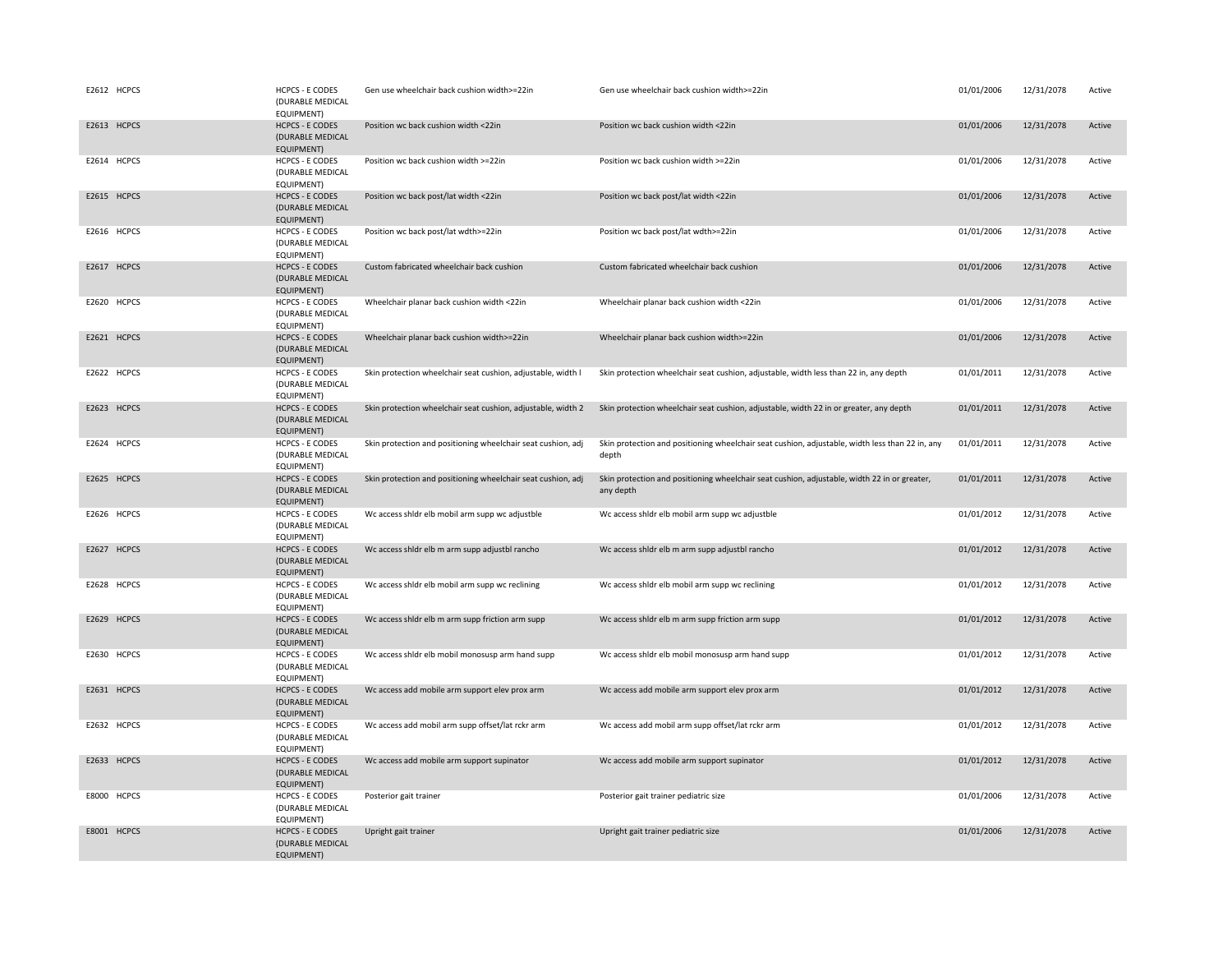| | | | | | | | |
|---|---|---|---|---|---|---|---|
| E2612 | HCPCS | HCPCS - E CODES (DURABLE MEDICAL EQUIPMENT) | Gen use wheelchair back cushion width>=22in | Gen use wheelchair back cushion width>=22in | 01/01/2006 | 12/31/2078 | Active |
| E2613 | HCPCS | HCPCS - E CODES (DURABLE MEDICAL EQUIPMENT) | Position wc back cushion width <22in | Position wc back cushion width <22in | 01/01/2006 | 12/31/2078 | Active |
| E2614 | HCPCS | HCPCS - E CODES (DURABLE MEDICAL EQUIPMENT) | Position wc back cushion width >=22in | Position wc back cushion width >=22in | 01/01/2006 | 12/31/2078 | Active |
| E2615 | HCPCS | HCPCS - E CODES (DURABLE MEDICAL EQUIPMENT) | Position wc back post/lat width <22in | Position wc back post/lat width <22in | 01/01/2006 | 12/31/2078 | Active |
| E2616 | HCPCS | HCPCS - E CODES (DURABLE MEDICAL EQUIPMENT) | Position wc back post/lat wdth>=22in | Position wc back post/lat wdth>=22in | 01/01/2006 | 12/31/2078 | Active |
| E2617 | HCPCS | HCPCS - E CODES (DURABLE MEDICAL EQUIPMENT) | Custom fabricated wheelchair back cushion | Custom fabricated wheelchair back cushion | 01/01/2006 | 12/31/2078 | Active |
| E2620 | HCPCS | HCPCS - E CODES (DURABLE MEDICAL EQUIPMENT) | Wheelchair planar back cushion width <22in | Wheelchair planar back cushion width <22in | 01/01/2006 | 12/31/2078 | Active |
| E2621 | HCPCS | HCPCS - E CODES (DURABLE MEDICAL EQUIPMENT) | Wheelchair planar back cushion width>=22in | Wheelchair planar back cushion width>=22in | 01/01/2006 | 12/31/2078 | Active |
| E2622 | HCPCS | HCPCS - E CODES (DURABLE MEDICAL EQUIPMENT) | Skin protection wheelchair seat cushion, adjustable, width l | Skin protection wheelchair seat cushion, adjustable, width less than 22 in, any depth | 01/01/2011 | 12/31/2078 | Active |
| E2623 | HCPCS | HCPCS - E CODES (DURABLE MEDICAL EQUIPMENT) | Skin protection wheelchair seat cushion, adjustable, width 2 | Skin protection wheelchair seat cushion, adjustable, width 22 in or greater, any depth | 01/01/2011 | 12/31/2078 | Active |
| E2624 | HCPCS | HCPCS - E CODES (DURABLE MEDICAL EQUIPMENT) | Skin protection and positioning wheelchair seat cushion, adj | Skin protection and positioning wheelchair seat cushion, adjustable, width less than 22 in, any depth | 01/01/2011 | 12/31/2078 | Active |
| E2625 | HCPCS | HCPCS - E CODES (DURABLE MEDICAL EQUIPMENT) | Skin protection and positioning wheelchair seat cushion, adj | Skin protection and positioning wheelchair seat cushion, adjustable, width 22 in or greater, any depth | 01/01/2011 | 12/31/2078 | Active |
| E2626 | HCPCS | HCPCS - E CODES (DURABLE MEDICAL EQUIPMENT) | Wc access shldr elb mobil arm supp wc adjustble | Wc access shldr elb mobil arm supp wc adjustble | 01/01/2012 | 12/31/2078 | Active |
| E2627 | HCPCS | HCPCS - E CODES (DURABLE MEDICAL EQUIPMENT) | Wc access shldr elb m arm supp adjustbl rancho | Wc access shldr elb m arm supp adjustbl rancho | 01/01/2012 | 12/31/2078 | Active |
| E2628 | HCPCS | HCPCS - E CODES (DURABLE MEDICAL EQUIPMENT) | Wc access shldr elb mobil arm supp wc reclining | Wc access shldr elb mobil arm supp wc reclining | 01/01/2012 | 12/31/2078 | Active |
| E2629 | HCPCS | HCPCS - E CODES (DURABLE MEDICAL EQUIPMENT) | Wc access shldr elb m arm supp friction arm supp | Wc access shldr elb m arm supp friction arm supp | 01/01/2012 | 12/31/2078 | Active |
| E2630 | HCPCS | HCPCS - E CODES (DURABLE MEDICAL EQUIPMENT) | Wc access shldr elb mobil monosusp arm hand supp | Wc access shldr elb mobil monosusp arm hand supp | 01/01/2012 | 12/31/2078 | Active |
| E2631 | HCPCS | HCPCS - E CODES (DURABLE MEDICAL EQUIPMENT) | Wc access add mobile arm support elev prox arm | Wc access add mobile arm support elev prox arm | 01/01/2012 | 12/31/2078 | Active |
| E2632 | HCPCS | HCPCS - E CODES (DURABLE MEDICAL EQUIPMENT) | Wc access add mobil arm supp offset/lat rckr arm | Wc access add mobil arm supp offset/lat rckr arm | 01/01/2012 | 12/31/2078 | Active |
| E2633 | HCPCS | HCPCS - E CODES (DURABLE MEDICAL EQUIPMENT) | Wc access add mobile arm support supinator | Wc access add mobile arm support supinator | 01/01/2012 | 12/31/2078 | Active |
| E8000 | HCPCS | HCPCS - E CODES (DURABLE MEDICAL EQUIPMENT) | Posterior gait trainer | Posterior gait trainer pediatric size | 01/01/2006 | 12/31/2078 | Active |
| E8001 | HCPCS | HCPCS - E CODES (DURABLE MEDICAL EQUIPMENT) | Upright gait trainer | Upright gait trainer pediatric size | 01/01/2006 | 12/31/2078 | Active |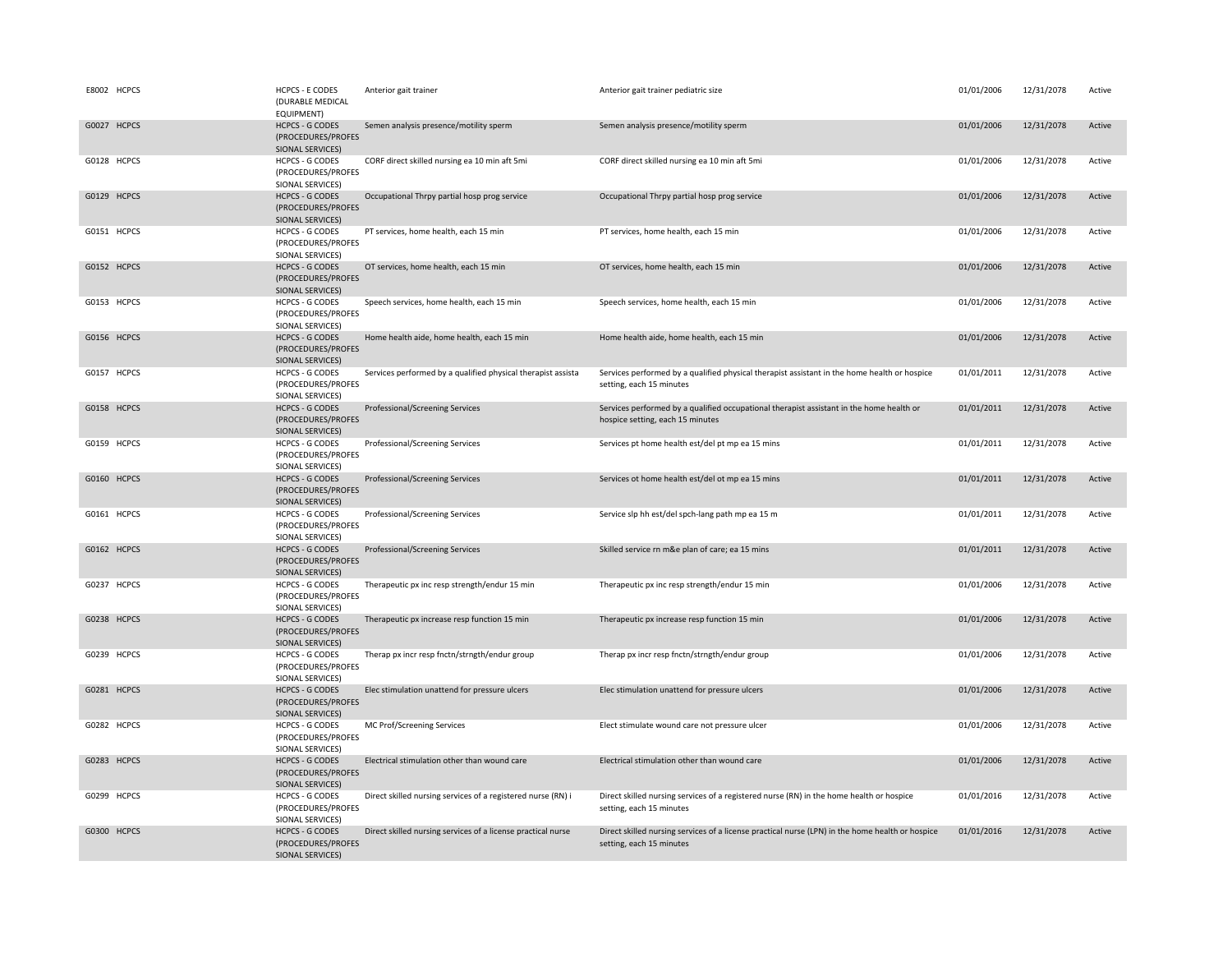| | | | | | | |
|---|---|---|---|---|---|---|
| E8002 HCPCS | HCPCS - E CODES (DURABLE MEDICAL EQUIPMENT) | Anterior gait trainer | Anterior gait trainer pediatric size | 01/01/2006 | 12/31/2078 | Active |
| G0027 HCPCS | HCPCS - G CODES (PROCEDURES/PROFESSIONAL SERVICES) | Semen analysis presence/motility sperm | Semen analysis presence/motility sperm | 01/01/2006 | 12/31/2078 | Active |
| G0128 HCPCS | HCPCS - G CODES (PROCEDURES/PROFESSIONAL SERVICES) | CORF direct skilled nursing ea 10 min aft 5mi | CORF direct skilled nursing ea 10 min aft 5mi | 01/01/2006 | 12/31/2078 | Active |
| G0129 HCPCS | HCPCS - G CODES (PROCEDURES/PROFESSIONAL SERVICES) | Occupational Thrpy partial hosp prog service | Occupational Thrpy partial hosp prog service | 01/01/2006 | 12/31/2078 | Active |
| G0151 HCPCS | HCPCS - G CODES (PROCEDURES/PROFESSIONAL SERVICES) | PT services, home health, each 15 min | PT services, home health, each 15 min | 01/01/2006 | 12/31/2078 | Active |
| G0152 HCPCS | HCPCS - G CODES (PROCEDURES/PROFESSIONAL SERVICES) | OT services, home health, each 15 min | OT services, home health, each 15 min | 01/01/2006 | 12/31/2078 | Active |
| G0153 HCPCS | HCPCS - G CODES (PROCEDURES/PROFESSIONAL SERVICES) | Speech services, home health, each 15 min | Speech services, home health, each 15 min | 01/01/2006 | 12/31/2078 | Active |
| G0156 HCPCS | HCPCS - G CODES (PROCEDURES/PROFESSIONAL SERVICES) | Home health aide, home health, each 15 min | Home health aide, home health, each 15 min | 01/01/2006 | 12/31/2078 | Active |
| G0157 HCPCS | HCPCS - G CODES (PROCEDURES/PROFESSIONAL SERVICES) | Services performed by a qualified physical therapist assista | Services performed by a qualified physical therapist assistant in the home health or hospice setting, each 15 minutes | 01/01/2011 | 12/31/2078 | Active |
| G0158 HCPCS | HCPCS - G CODES (PROCEDURES/PROFESSIONAL SERVICES) | Professional/Screening Services | Services performed by a qualified occupational therapist assistant in the home health or hospice setting, each 15 minutes | 01/01/2011 | 12/31/2078 | Active |
| G0159 HCPCS | HCPCS - G CODES (PROCEDURES/PROFESSIONAL SERVICES) | Professional/Screening Services | Services pt home health est/del pt mp ea 15 mins | 01/01/2011 | 12/31/2078 | Active |
| G0160 HCPCS | HCPCS - G CODES (PROCEDURES/PROFESSIONAL SERVICES) | Professional/Screening Services | Services ot home health est/del ot mp ea 15 mins | 01/01/2011 | 12/31/2078 | Active |
| G0161 HCPCS | HCPCS - G CODES (PROCEDURES/PROFESSIONAL SERVICES) | Professional/Screening Services | Service slp hh est/del spch-lang path mp ea 15 m | 01/01/2011 | 12/31/2078 | Active |
| G0162 HCPCS | HCPCS - G CODES (PROCEDURES/PROFESSIONAL SERVICES) | Professional/Screening Services | Skilled service rn m&e plan of care; ea 15 mins | 01/01/2011 | 12/31/2078 | Active |
| G0237 HCPCS | HCPCS - G CODES (PROCEDURES/PROFESSIONAL SERVICES) | Therapeutic px inc resp strength/endur 15 min | Therapeutic px inc resp strength/endur 15 min | 01/01/2006 | 12/31/2078 | Active |
| G0238 HCPCS | HCPCS - G CODES (PROCEDURES/PROFESSIONAL SERVICES) | Therapeutic px increase resp function 15 min | Therapeutic px increase resp function 15 min | 01/01/2006 | 12/31/2078 | Active |
| G0239 HCPCS | HCPCS - G CODES (PROCEDURES/PROFESSIONAL SERVICES) | Therap px incr resp fnctn/strngth/endur group | Therap px incr resp fnctn/strngth/endur group | 01/01/2006 | 12/31/2078 | Active |
| G0281 HCPCS | HCPCS - G CODES (PROCEDURES/PROFESSIONAL SERVICES) | Elec stimulation unattend for pressure ulcers | Elec stimulation unattend for pressure ulcers | 01/01/2006 | 12/31/2078 | Active |
| G0282 HCPCS | HCPCS - G CODES (PROCEDURES/PROFESSIONAL SERVICES) | MC Prof/Screening Services | Elect stimulate wound care not pressure ulcer | 01/01/2006 | 12/31/2078 | Active |
| G0283 HCPCS | HCPCS - G CODES (PROCEDURES/PROFESSIONAL SERVICES) | Electrical stimulation other than wound care | Electrical stimulation other than wound care | 01/01/2006 | 12/31/2078 | Active |
| G0299 HCPCS | HCPCS - G CODES (PROCEDURES/PROFESSIONAL SERVICES) | Direct skilled nursing services of a registered nurse (RN) i | Direct skilled nursing services of a registered nurse (RN) in the home health or hospice setting, each 15 minutes | 01/01/2016 | 12/31/2078 | Active |
| G0300 HCPCS | HCPCS - G CODES (PROCEDURES/PROFESSIONAL SERVICES) | Direct skilled nursing services of a license practical nurse | Direct skilled nursing services of a license practical nurse (LPN) in the home health or hospice setting, each 15 minutes | 01/01/2016 | 12/31/2078 | Active |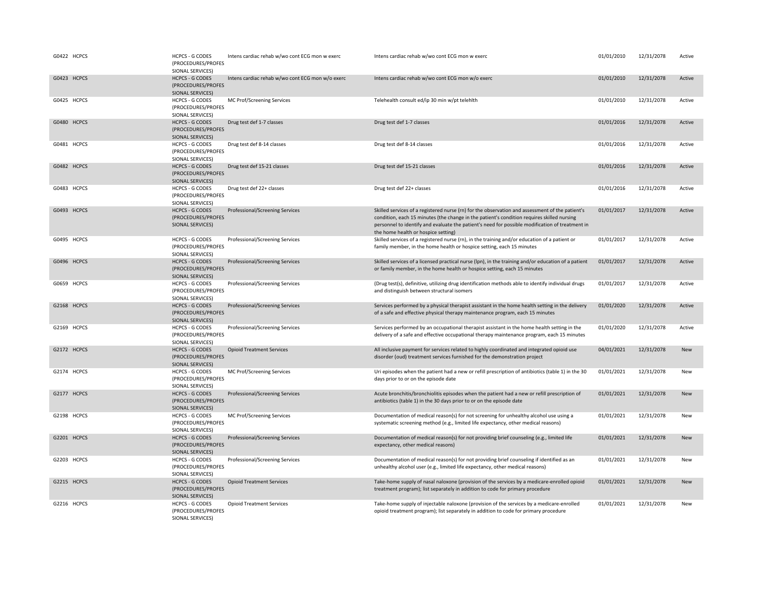| | | | | | | | |
|---|---|---|---|---|---|---|---|
| G0422 | HCPCS | HCPCS - G CODES (PROCEDURES/PROFESSIONAL SERVICES) | Intens cardiac rehab w/wo cont ECG mon w exerc | Intens cardiac rehab w/wo cont ECG mon w exerc | 01/01/2010 | 12/31/2078 | Active |
| G0423 | HCPCS | HCPCS - G CODES (PROCEDURES/PROFESSIONAL SERVICES) | Intens cardiac rehab w/wo cont ECG mon w/o exerc | Intens cardiac rehab w/wo cont ECG mon w/o exerc | 01/01/2010 | 12/31/2078 | Active |
| G0425 | HCPCS | HCPCS - G CODES (PROCEDURES/PROFESSIONAL SERVICES) | MC Prof/Screening Services | Telehealth consult ed/ip 30 min w/pt telehlth | 01/01/2010 | 12/31/2078 | Active |
| G0480 | HCPCS | HCPCS - G CODES (PROCEDURES/PROFESSIONAL SERVICES) | Drug test def 1-7 classes | Drug test def 1-7 classes | 01/01/2016 | 12/31/2078 | Active |
| G0481 | HCPCS | HCPCS - G CODES (PROCEDURES/PROFESSIONAL SERVICES) | Drug test def 8-14 classes | Drug test def 8-14 classes | 01/01/2016 | 12/31/2078 | Active |
| G0482 | HCPCS | HCPCS - G CODES (PROCEDURES/PROFESSIONAL SERVICES) | Drug test def 15-21 classes | Drug test def 15-21 classes | 01/01/2016 | 12/31/2078 | Active |
| G0483 | HCPCS | HCPCS - G CODES (PROCEDURES/PROFESSIONAL SERVICES) | Drug test def 22+ classes | Drug test def 22+ classes | 01/01/2016 | 12/31/2078 | Active |
| G0493 | HCPCS | HCPCS - G CODES (PROCEDURES/PROFESSIONAL SERVICES) | Professional/Screening Services | Skilled services of a registered nurse (rn) for the observation and assessment of the patient's condition, each 15 minutes (the change in the patient's condition requires skilled nursing personnel to identify and evaluate the patient's need for possible modification of treatment in the home health or hospice setting) | 01/01/2017 | 12/31/2078 | Active |
| G0495 | HCPCS | HCPCS - G CODES (PROCEDURES/PROFESSIONAL SERVICES) | Professional/Screening Services | Skilled services of a registered nurse (rn), in the training and/or education of a patient or family member, in the home health or hospice setting, each 15 minutes | 01/01/2017 | 12/31/2078 | Active |
| G0496 | HCPCS | HCPCS - G CODES (PROCEDURES/PROFESSIONAL SERVICES) | Professional/Screening Services | Skilled services of a licensed practical nurse (lpn), in the training and/or education of a patient or family member, in the home health or hospice setting, each 15 minutes | 01/01/2017 | 12/31/2078 | Active |
| G0659 | HCPCS | HCPCS - G CODES (PROCEDURES/PROFESSIONAL SERVICES) | Professional/Screening Services | (Drug test(s), definitive, utilizing drug identification methods able to identify individual drugs and distinguish between structural isomers | 01/01/2017 | 12/31/2078 | Active |
| G2168 | HCPCS | HCPCS - G CODES (PROCEDURES/PROFESSIONAL SERVICES) | Professional/Screening Services | Services performed by a physical therapist assistant in the home health setting in the delivery of a safe and effective physical therapy maintenance program, each 15 minutes | 01/01/2020 | 12/31/2078 | Active |
| G2169 | HCPCS | HCPCS - G CODES (PROCEDURES/PROFESSIONAL SERVICES) | Professional/Screening Services | Services performed by an occupational therapist assistant in the home health setting in the delivery of a safe and effective occupational therapy maintenance program, each 15 minutes | 01/01/2020 | 12/31/2078 | Active |
| G2172 | HCPCS | HCPCS - G CODES (PROCEDURES/PROFESSIONAL SERVICES) | Opioid Treatment Services | All inclusive payment for services related to highly coordinated and integrated opioid use disorder (oud) treatment services furnished for the demonstration project | 04/01/2021 | 12/31/2078 | New |
| G2174 | HCPCS | HCPCS - G CODES (PROCEDURES/PROFESSIONAL SERVICES) | MC Prof/Screening Services | Uri episodes when the patient had a new or refill prescription of antibiotics (table 1) in the 30 days prior to or on the episode date | 01/01/2021 | 12/31/2078 | New |
| G2177 | HCPCS | HCPCS - G CODES (PROCEDURES/PROFESSIONAL SERVICES) | Professional/Screening Services | Acute bronchitis/bronchiolitis episodes when the patient had a new or refill prescription of antibiotics (table 1) in the 30 days prior to or on the episode date | 01/01/2021 | 12/31/2078 | New |
| G2198 | HCPCS | HCPCS - G CODES (PROCEDURES/PROFESSIONAL SERVICES) | MC Prof/Screening Services | Documentation of medical reason(s) for not screening for unhealthy alcohol use using a systematic screening method (e.g., limited life expectancy, other medical reasons) | 01/01/2021 | 12/31/2078 | New |
| G2201 | HCPCS | HCPCS - G CODES (PROCEDURES/PROFESSIONAL SERVICES) | Professional/Screening Services | Documentation of medical reason(s) for not providing brief counseling (e.g., limited life expectancy, other medical reasons) | 01/01/2021 | 12/31/2078 | New |
| G2203 | HCPCS | HCPCS - G CODES (PROCEDURES/PROFESSIONAL SERVICES) | Professional/Screening Services | Documentation of medical reason(s) for not providing brief counseling if identified as an unhealthy alcohol user (e.g., limited life expectancy, other medical reasons) | 01/01/2021 | 12/31/2078 | New |
| G2215 | HCPCS | HCPCS - G CODES (PROCEDURES/PROFESSIONAL SERVICES) | Opioid Treatment Services | Take-home supply of nasal naloxone (provision of the services by a medicare-enrolled opioid treatment program); list separately in addition to code for primary procedure | 01/01/2021 | 12/31/2078 | New |
| G2216 | HCPCS | HCPCS - G CODES (PROCEDURES/PROFESSIONAL SERVICES) | Opioid Treatment Services | Take-home supply of injectable naloxone (provision of the services by a medicare-enrolled opioid treatment program); list separately in addition to code for primary procedure | 01/01/2021 | 12/31/2078 | New |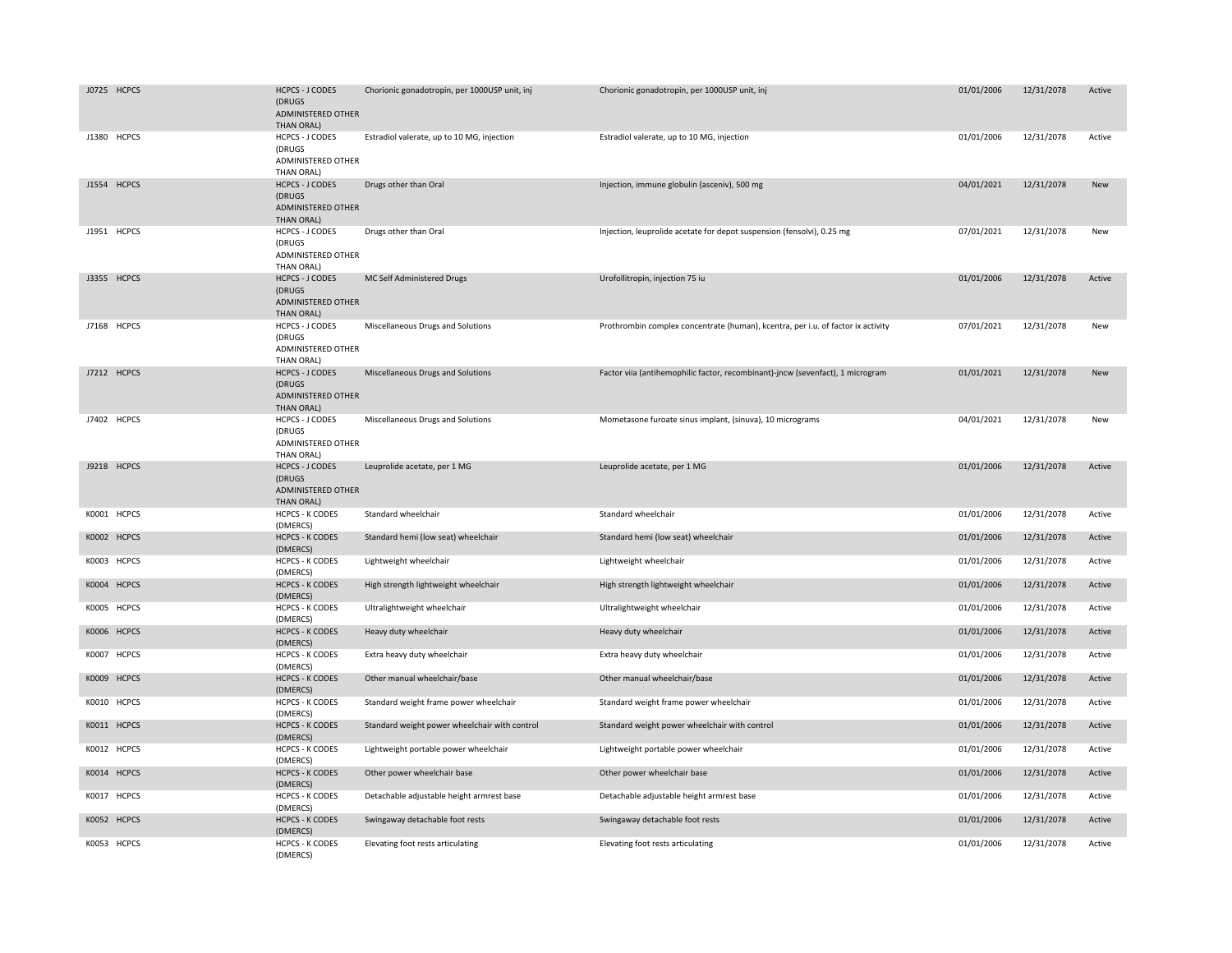| | | | | | | | |
|---|---|---|---|---|---|---|---|
| J0725 | HCPCS | HCPCS - J CODES (DRUGS ADMINISTERED OTHER THAN ORAL) | Chorionic gonadotropin, per 1000USP unit, inj | Chorionic gonadotropin, per 1000USP unit, inj | 01/01/2006 | 12/31/2078 | Active |
| J1380 | HCPCS | HCPCS - J CODES (DRUGS ADMINISTERED OTHER THAN ORAL) | Estradiol valerate, up to 10 MG, injection | Estradiol valerate, up to 10 MG, injection | 01/01/2006 | 12/31/2078 | Active |
| J1554 | HCPCS | HCPCS - J CODES (DRUGS ADMINISTERED OTHER THAN ORAL) | Drugs other than Oral | Injection, immune globulin (asceniv), 500 mg | 04/01/2021 | 12/31/2078 | New |
| J1951 | HCPCS | HCPCS - J CODES (DRUGS ADMINISTERED OTHER THAN ORAL) | Drugs other than Oral | Injection, leuprolide acetate for depot suspension (fensolvi), 0.25 mg | 07/01/2021 | 12/31/2078 | New |
| J3355 | HCPCS | HCPCS - J CODES (DRUGS ADMINISTERED OTHER THAN ORAL) | MC Self Administered Drugs | Urofollitropin, injection 75 iu | 01/01/2006 | 12/31/2078 | Active |
| J7168 | HCPCS | HCPCS - J CODES (DRUGS ADMINISTERED OTHER THAN ORAL) | Miscellaneous Drugs and Solutions | Prothrombin complex concentrate (human), kcentra, per i.u. of factor ix activity | 07/01/2021 | 12/31/2078 | New |
| J7212 | HCPCS | HCPCS - J CODES (DRUGS ADMINISTERED OTHER THAN ORAL) | Miscellaneous Drugs and Solutions | Factor viia (antihemophilic factor, recombinant)-jncw (sevenfact), 1 microgram | 01/01/2021 | 12/31/2078 | New |
| J7402 | HCPCS | HCPCS - J CODES (DRUGS ADMINISTERED OTHER THAN ORAL) | Miscellaneous Drugs and Solutions | Mometasone furoate sinus implant, (sinuva), 10 micrograms | 04/01/2021 | 12/31/2078 | New |
| J9218 | HCPCS | HCPCS - J CODES (DRUGS ADMINISTERED OTHER THAN ORAL) | Leuprolide acetate, per 1 MG | Leuprolide acetate, per 1 MG | 01/01/2006 | 12/31/2078 | Active |
| K0001 | HCPCS | HCPCS - K CODES (DMERCS) | Standard wheelchair | Standard wheelchair | 01/01/2006 | 12/31/2078 | Active |
| K0002 | HCPCS | HCPCS - K CODES (DMERCS) | Standard hemi (low seat) wheelchair | Standard hemi (low seat) wheelchair | 01/01/2006 | 12/31/2078 | Active |
| K0003 | HCPCS | HCPCS - K CODES (DMERCS) | Lightweight wheelchair | Lightweight wheelchair | 01/01/2006 | 12/31/2078 | Active |
| K0004 | HCPCS | HCPCS - K CODES (DMERCS) | High strength lightweight wheelchair | High strength lightweight wheelchair | 01/01/2006 | 12/31/2078 | Active |
| K0005 | HCPCS | HCPCS - K CODES (DMERCS) | Ultralightweight wheelchair | Ultralightweight wheelchair | 01/01/2006 | 12/31/2078 | Active |
| K0006 | HCPCS | HCPCS - K CODES (DMERCS) | Heavy duty wheelchair | Heavy duty wheelchair | 01/01/2006 | 12/31/2078 | Active |
| K0007 | HCPCS | HCPCS - K CODES (DMERCS) | Extra heavy duty wheelchair | Extra heavy duty wheelchair | 01/01/2006 | 12/31/2078 | Active |
| K0009 | HCPCS | HCPCS - K CODES (DMERCS) | Other manual wheelchair/base | Other manual wheelchair/base | 01/01/2006 | 12/31/2078 | Active |
| K0010 | HCPCS | HCPCS - K CODES (DMERCS) | Standard weight frame power wheelchair | Standard weight frame power wheelchair | 01/01/2006 | 12/31/2078 | Active |
| K0011 | HCPCS | HCPCS - K CODES (DMERCS) | Standard weight power wheelchair with control | Standard weight power wheelchair with control | 01/01/2006 | 12/31/2078 | Active |
| K0012 | HCPCS | HCPCS - K CODES (DMERCS) | Lightweight portable power wheelchair | Lightweight portable power wheelchair | 01/01/2006 | 12/31/2078 | Active |
| K0014 | HCPCS | HCPCS - K CODES (DMERCS) | Other power wheelchair base | Other power wheelchair base | 01/01/2006 | 12/31/2078 | Active |
| K0017 | HCPCS | HCPCS - K CODES (DMERCS) | Detachable adjustable height armrest base | Detachable adjustable height armrest base | 01/01/2006 | 12/31/2078 | Active |
| K0052 | HCPCS | HCPCS - K CODES (DMERCS) | Swingaway detachable foot rests | Swingaway detachable foot rests | 01/01/2006 | 12/31/2078 | Active |
| K0053 | HCPCS | HCPCS - K CODES (DMERCS) | Elevating foot rests articulating | Elevating foot rests articulating | 01/01/2006 | 12/31/2078 | Active |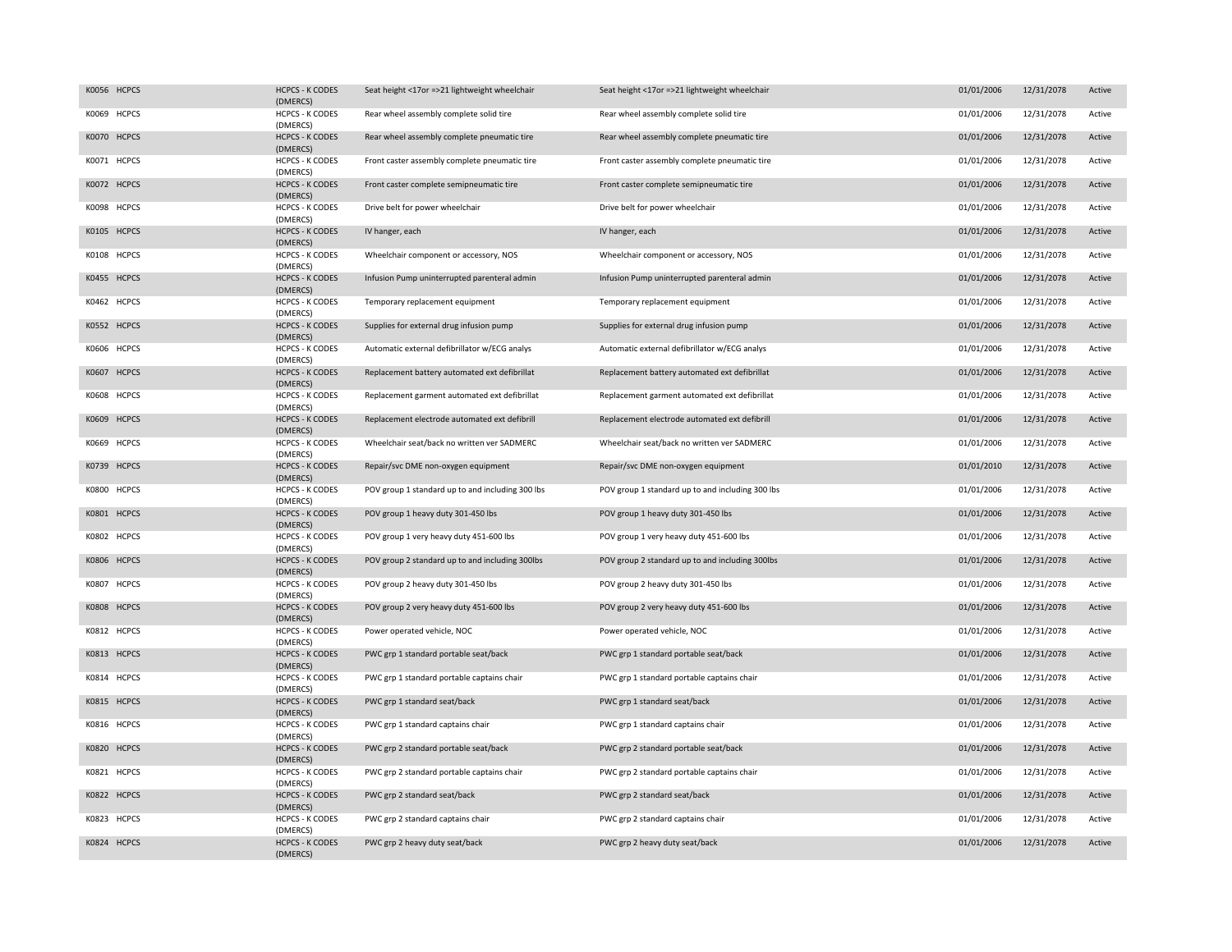| | | | | | | | |
|---|---|---|---|---|---|---|---|
| K0056 | HCPCS | HCPCS - K CODES (DMERCS) | Seat height <17or =>21 lightweight wheelchair | Seat height <17or =>21 lightweight wheelchair | 01/01/2006 | 12/31/2078 | Active |
| K0069 | HCPCS | HCPCS - K CODES (DMERCS) | Rear wheel assembly complete solid tire | Rear wheel assembly complete solid tire | 01/01/2006 | 12/31/2078 | Active |
| K0070 | HCPCS | HCPCS - K CODES (DMERCS) | Rear wheel assembly complete pneumatic tire | Rear wheel assembly complete pneumatic tire | 01/01/2006 | 12/31/2078 | Active |
| K0071 | HCPCS | HCPCS - K CODES (DMERCS) | Front caster assembly complete pneumatic tire | Front caster assembly complete pneumatic tire | 01/01/2006 | 12/31/2078 | Active |
| K0072 | HCPCS | HCPCS - K CODES (DMERCS) | Front caster complete semipneumatic tire | Front caster complete semipneumatic tire | 01/01/2006 | 12/31/2078 | Active |
| K0098 | HCPCS | HCPCS - K CODES (DMERCS) | Drive belt for power wheelchair | Drive belt for power wheelchair | 01/01/2006 | 12/31/2078 | Active |
| K0105 | HCPCS | HCPCS - K CODES (DMERCS) | IV hanger, each | IV hanger, each | 01/01/2006 | 12/31/2078 | Active |
| K0108 | HCPCS | HCPCS - K CODES (DMERCS) | Wheelchair component or accessory, NOS | Wheelchair component or accessory, NOS | 01/01/2006 | 12/31/2078 | Active |
| K0455 | HCPCS | HCPCS - K CODES (DMERCS) | Infusion Pump uninterrupted parenteral admin | Infusion Pump uninterrupted parenteral admin | 01/01/2006 | 12/31/2078 | Active |
| K0462 | HCPCS | HCPCS - K CODES (DMERCS) | Temporary replacement equipment | Temporary replacement equipment | 01/01/2006 | 12/31/2078 | Active |
| K0552 | HCPCS | HCPCS - K CODES (DMERCS) | Supplies for external drug infusion pump | Supplies for external drug infusion pump | 01/01/2006 | 12/31/2078 | Active |
| K0606 | HCPCS | HCPCS - K CODES (DMERCS) | Automatic external defibrillator w/ECG analys | Automatic external defibrillator w/ECG analys | 01/01/2006 | 12/31/2078 | Active |
| K0607 | HCPCS | HCPCS - K CODES (DMERCS) | Replacement battery automated ext defibrillat | Replacement battery automated ext defibrillat | 01/01/2006 | 12/31/2078 | Active |
| K0608 | HCPCS | HCPCS - K CODES (DMERCS) | Replacement garment automated ext defibrillat | Replacement garment automated ext defibrillat | 01/01/2006 | 12/31/2078 | Active |
| K0609 | HCPCS | HCPCS - K CODES (DMERCS) | Replacement electrode automated ext defibrill | Replacement electrode automated ext defibrill | 01/01/2006 | 12/31/2078 | Active |
| K0669 | HCPCS | HCPCS - K CODES (DMERCS) | Wheelchair seat/back no written ver SADMERC | Wheelchair seat/back no written ver SADMERC | 01/01/2006 | 12/31/2078 | Active |
| K0739 | HCPCS | HCPCS - K CODES (DMERCS) | Repair/svc DME non-oxygen equipment | Repair/svc DME non-oxygen equipment | 01/01/2010 | 12/31/2078 | Active |
| K0800 | HCPCS | HCPCS - K CODES (DMERCS) | POV group 1 standard up to and including 300 lbs | POV group 1 standard up to and including 300 lbs | 01/01/2006 | 12/31/2078 | Active |
| K0801 | HCPCS | HCPCS - K CODES (DMERCS) | POV group 1 heavy duty 301-450 lbs | POV group 1 heavy duty 301-450 lbs | 01/01/2006 | 12/31/2078 | Active |
| K0802 | HCPCS | HCPCS - K CODES (DMERCS) | POV group 1 very heavy duty 451-600 lbs | POV group 1 very heavy duty 451-600 lbs | 01/01/2006 | 12/31/2078 | Active |
| K0806 | HCPCS | HCPCS - K CODES (DMERCS) | POV group 2 standard up to and including 300lbs | POV group 2 standard up to and including 300lbs | 01/01/2006 | 12/31/2078 | Active |
| K0807 | HCPCS | HCPCS - K CODES (DMERCS) | POV group 2 heavy duty 301-450 lbs | POV group 2 heavy duty 301-450 lbs | 01/01/2006 | 12/31/2078 | Active |
| K0808 | HCPCS | HCPCS - K CODES (DMERCS) | POV group 2 very heavy duty 451-600 lbs | POV group 2 very heavy duty 451-600 lbs | 01/01/2006 | 12/31/2078 | Active |
| K0812 | HCPCS | HCPCS - K CODES (DMERCS) | Power operated vehicle, NOC | Power operated vehicle, NOC | 01/01/2006 | 12/31/2078 | Active |
| K0813 | HCPCS | HCPCS - K CODES (DMERCS) | PWC grp 1 standard portable seat/back | PWC grp 1 standard portable seat/back | 01/01/2006 | 12/31/2078 | Active |
| K0814 | HCPCS | HCPCS - K CODES (DMERCS) | PWC grp 1 standard portable captains chair | PWC grp 1 standard portable captains chair | 01/01/2006 | 12/31/2078 | Active |
| K0815 | HCPCS | HCPCS - K CODES (DMERCS) | PWC grp 1 standard seat/back | PWC grp 1 standard seat/back | 01/01/2006 | 12/31/2078 | Active |
| K0816 | HCPCS | HCPCS - K CODES (DMERCS) | PWC grp 1 standard captains chair | PWC grp 1 standard captains chair | 01/01/2006 | 12/31/2078 | Active |
| K0820 | HCPCS | HCPCS - K CODES (DMERCS) | PWC grp 2 standard portable seat/back | PWC grp 2 standard portable seat/back | 01/01/2006 | 12/31/2078 | Active |
| K0821 | HCPCS | HCPCS - K CODES (DMERCS) | PWC grp 2 standard portable captains chair | PWC grp 2 standard portable captains chair | 01/01/2006 | 12/31/2078 | Active |
| K0822 | HCPCS | HCPCS - K CODES (DMERCS) | PWC grp 2 standard seat/back | PWC grp 2 standard seat/back | 01/01/2006 | 12/31/2078 | Active |
| K0823 | HCPCS | HCPCS - K CODES (DMERCS) | PWC grp 2 standard captains chair | PWC grp 2 standard captains chair | 01/01/2006 | 12/31/2078 | Active |
| K0824 | HCPCS | HCPCS - K CODES (DMERCS) | PWC grp 2 heavy duty seat/back | PWC grp 2 heavy duty seat/back | 01/01/2006 | 12/31/2078 | Active |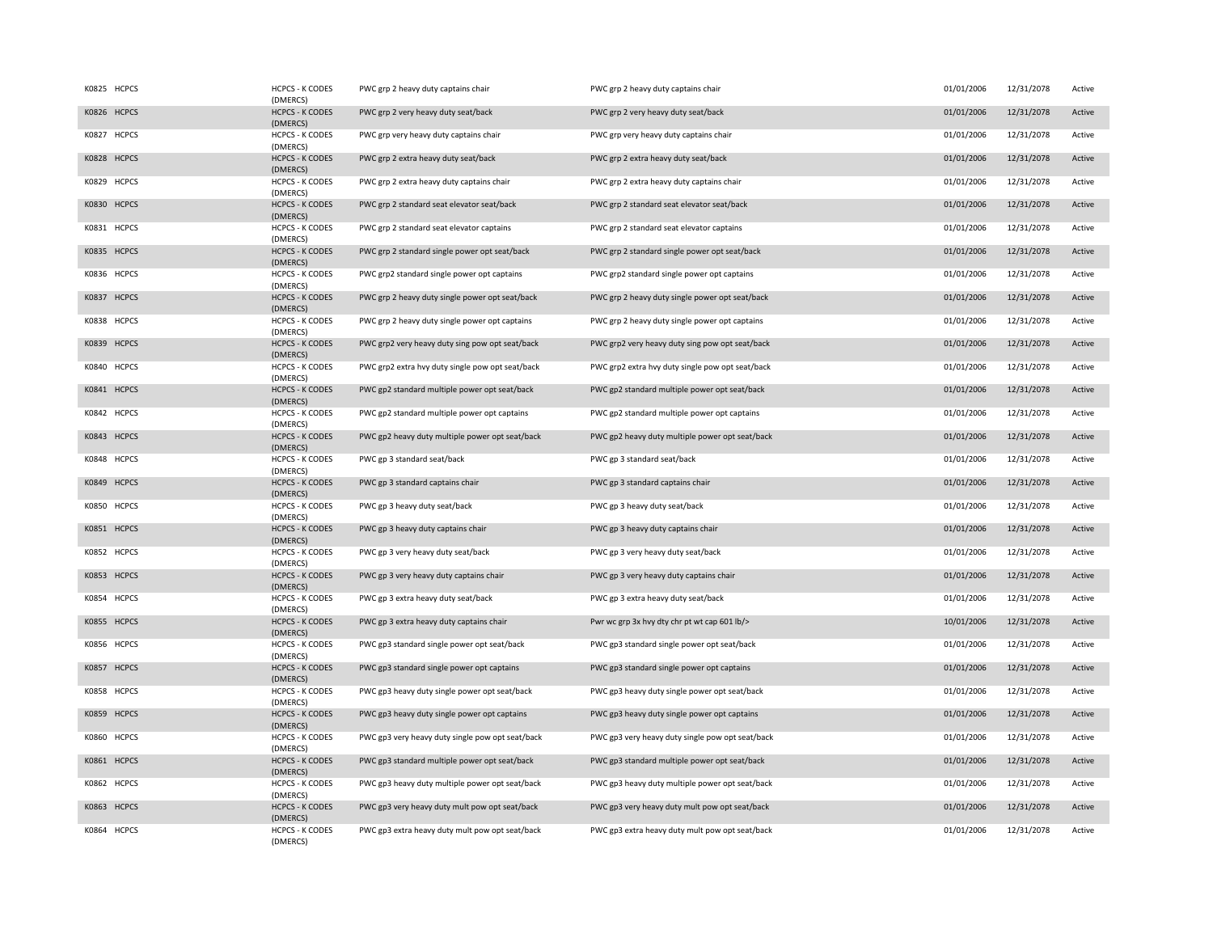| | | | | | | | |
|---|---|---|---|---|---|---|---|
| K0825 | HCPCS | HCPCS - K CODES (DMERCS) | PWC grp 2 heavy duty captains chair | PWC grp 2 heavy duty captains chair | 01/01/2006 | 12/31/2078 | Active |
| K0826 | HCPCS | HCPCS - K CODES (DMERCS) | PWC grp 2 very heavy duty seat/back | PWC grp 2 very heavy duty seat/back | 01/01/2006 | 12/31/2078 | Active |
| K0827 | HCPCS | HCPCS - K CODES (DMERCS) | PWC grp very heavy duty captains chair | PWC grp very heavy duty captains chair | 01/01/2006 | 12/31/2078 | Active |
| K0828 | HCPCS | HCPCS - K CODES (DMERCS) | PWC grp 2 extra heavy duty seat/back | PWC grp 2 extra heavy duty seat/back | 01/01/2006 | 12/31/2078 | Active |
| K0829 | HCPCS | HCPCS - K CODES (DMERCS) | PWC grp 2 extra heavy duty captains chair | PWC grp 2 extra heavy duty captains chair | 01/01/2006 | 12/31/2078 | Active |
| K0830 | HCPCS | HCPCS - K CODES (DMERCS) | PWC grp 2 standard seat elevator seat/back | PWC grp 2 standard seat elevator seat/back | 01/01/2006 | 12/31/2078 | Active |
| K0831 | HCPCS | HCPCS - K CODES (DMERCS) | PWC grp 2 standard seat elevator captains | PWC grp 2 standard seat elevator captains | 01/01/2006 | 12/31/2078 | Active |
| K0835 | HCPCS | HCPCS - K CODES (DMERCS) | PWC grp 2 standard single power opt seat/back | PWC grp 2 standard single power opt seat/back | 01/01/2006 | 12/31/2078 | Active |
| K0836 | HCPCS | HCPCS - K CODES (DMERCS) | PWC grp2 standard single power opt captains | PWC grp2 standard single power opt captains | 01/01/2006 | 12/31/2078 | Active |
| K0837 | HCPCS | HCPCS - K CODES (DMERCS) | PWC grp 2 heavy duty single power opt seat/back | PWC grp 2 heavy duty single power opt seat/back | 01/01/2006 | 12/31/2078 | Active |
| K0838 | HCPCS | HCPCS - K CODES (DMERCS) | PWC grp 2 heavy duty single power opt captains | PWC grp 2 heavy duty single power opt captains | 01/01/2006 | 12/31/2078 | Active |
| K0839 | HCPCS | HCPCS - K CODES (DMERCS) | PWC grp2 very heavy duty sing pow opt seat/back | PWC grp2 very heavy duty sing pow opt seat/back | 01/01/2006 | 12/31/2078 | Active |
| K0840 | HCPCS | HCPCS - K CODES (DMERCS) | PWC grp2 extra hvy duty single pow opt seat/back | PWC grp2 extra hvy duty single pow opt seat/back | 01/01/2006 | 12/31/2078 | Active |
| K0841 | HCPCS | HCPCS - K CODES (DMERCS) | PWC gp2 standard multiple power opt seat/back | PWC gp2 standard multiple power opt seat/back | 01/01/2006 | 12/31/2078 | Active |
| K0842 | HCPCS | HCPCS - K CODES (DMERCS) | PWC gp2 standard multiple power opt captains | PWC gp2 standard multiple power opt captains | 01/01/2006 | 12/31/2078 | Active |
| K0843 | HCPCS | HCPCS - K CODES (DMERCS) | PWC gp2 heavy duty multiple power opt seat/back | PWC gp2 heavy duty multiple power opt seat/back | 01/01/2006 | 12/31/2078 | Active |
| K0848 | HCPCS | HCPCS - K CODES (DMERCS) | PWC gp 3 standard seat/back | PWC gp 3 standard seat/back | 01/01/2006 | 12/31/2078 | Active |
| K0849 | HCPCS | HCPCS - K CODES (DMERCS) | PWC gp 3 standard captains chair | PWC gp 3 standard captains chair | 01/01/2006 | 12/31/2078 | Active |
| K0850 | HCPCS | HCPCS - K CODES (DMERCS) | PWC gp 3 heavy duty seat/back | PWC gp 3 heavy duty seat/back | 01/01/2006 | 12/31/2078 | Active |
| K0851 | HCPCS | HCPCS - K CODES (DMERCS) | PWC gp 3 heavy duty captains chair | PWC gp 3 heavy duty captains chair | 01/01/2006 | 12/31/2078 | Active |
| K0852 | HCPCS | HCPCS - K CODES (DMERCS) | PWC gp 3 very heavy duty seat/back | PWC gp 3 very heavy duty seat/back | 01/01/2006 | 12/31/2078 | Active |
| K0853 | HCPCS | HCPCS - K CODES (DMERCS) | PWC gp 3 very heavy duty captains chair | PWC gp 3 very heavy duty captains chair | 01/01/2006 | 12/31/2078 | Active |
| K0854 | HCPCS | HCPCS - K CODES (DMERCS) | PWC gp 3 extra heavy duty seat/back | PWC gp 3 extra heavy duty seat/back | 01/01/2006 | 12/31/2078 | Active |
| K0855 | HCPCS | HCPCS - K CODES (DMERCS) | PWC gp 3 extra heavy duty captains chair | Pwr wc grp 3x hvy dty chr pt wt cap 601 lb/> | 10/01/2006 | 12/31/2078 | Active |
| K0856 | HCPCS | HCPCS - K CODES (DMERCS) | PWC gp3 standard single power opt seat/back | PWC gp3 standard single power opt seat/back | 01/01/2006 | 12/31/2078 | Active |
| K0857 | HCPCS | HCPCS - K CODES (DMERCS) | PWC gp3 standard single power opt captains | PWC gp3 standard single power opt captains | 01/01/2006 | 12/31/2078 | Active |
| K0858 | HCPCS | HCPCS - K CODES (DMERCS) | PWC gp3 heavy duty single power opt seat/back | PWC gp3 heavy duty single power opt seat/back | 01/01/2006 | 12/31/2078 | Active |
| K0859 | HCPCS | HCPCS - K CODES (DMERCS) | PWC gp3 heavy duty single power opt captains | PWC gp3 heavy duty single power opt captains | 01/01/2006 | 12/31/2078 | Active |
| K0860 | HCPCS | HCPCS - K CODES (DMERCS) | PWC gp3 very heavy duty single pow opt seat/back | PWC gp3 very heavy duty single pow opt seat/back | 01/01/2006 | 12/31/2078 | Active |
| K0861 | HCPCS | HCPCS - K CODES (DMERCS) | PWC gp3 standard multiple power opt seat/back | PWC gp3 standard multiple power opt seat/back | 01/01/2006 | 12/31/2078 | Active |
| K0862 | HCPCS | HCPCS - K CODES (DMERCS) | PWC gp3 heavy duty multiple power opt seat/back | PWC gp3 heavy duty multiple power opt seat/back | 01/01/2006 | 12/31/2078 | Active |
| K0863 | HCPCS | HCPCS - K CODES (DMERCS) | PWC gp3 very heavy duty mult pow opt seat/back | PWC gp3 very heavy duty mult pow opt seat/back | 01/01/2006 | 12/31/2078 | Active |
| K0864 | HCPCS | HCPCS - K CODES (DMERCS) | PWC gp3 extra heavy duty mult pow opt seat/back | PWC gp3 extra heavy duty mult pow opt seat/back | 01/01/2006 | 12/31/2078 | Active |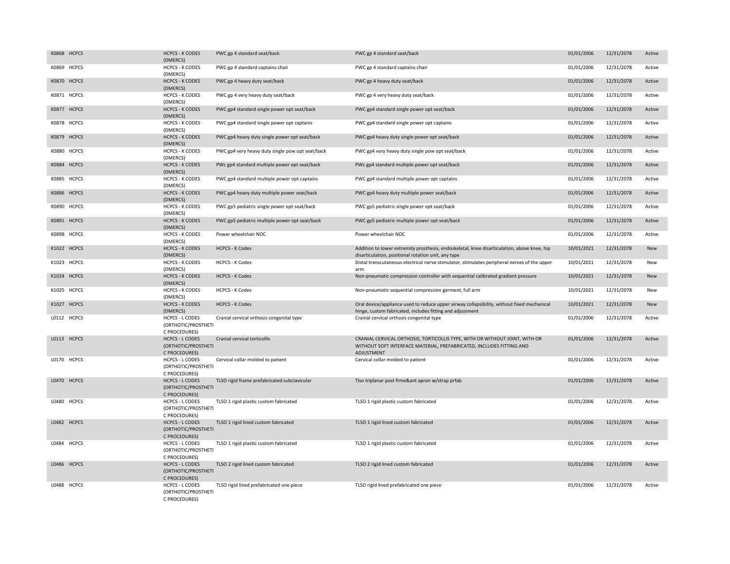| K0868 | HCPCS | HCPCS - K CODES (DMERCS) | PWC gp 4 standard seat/back | PWC gp 4 standard seat/back | 01/01/2006 | 12/31/2078 | Active |
|---|---|---|---|---|---|---|---|
| K0869 | HCPCS | HCPCS - K CODES (DMERCS) | PWC gp 4 standard captains chair | PWC gp 4 standard captains chair | 01/01/2006 | 12/31/2078 | Active |
| K0870 | HCPCS | HCPCS - K CODES (DMERCS) | PWC gp 4 heavy duty seat/back | PWC gp 4 heavy duty seat/back | 01/01/2006 | 12/31/2078 | Active |
| K0871 | HCPCS | HCPCS - K CODES (DMERCS) | PWC gp 4 very heavy duty seat/back | PWC gp 4 very heavy duty seat/back | 01/01/2006 | 12/31/2078 | Active |
| K0877 | HCPCS | HCPCS - K CODES (DMERCS) | PWC gp4 standard single power opt seat/back | PWC gp4 standard single power opt seat/back | 01/01/2006 | 12/31/2078 | Active |
| K0878 | HCPCS | HCPCS - K CODES (DMERCS) | PWC gp4 standard single power opt captains | PWC gp4 standard single power opt captains | 01/01/2006 | 12/31/2078 | Active |
| K0879 | HCPCS | HCPCS - K CODES (DMERCS) | PWC gp4 heavy duty single power opt seat/back | PWC gp4 heavy duty single power opt seat/back | 01/01/2006 | 12/31/2078 | Active |
| K0880 | HCPCS | HCPCS - K CODES (DMERCS) | PWC gp4 very heavy duty single pow opt seat/back | PWC gp4 very heavy duty single pow opt seat/back | 01/01/2006 | 12/31/2078 | Active |
| K0884 | HCPCS | HCPCS - K CODES (DMERCS) | PWc gp4 standard multiple power opt seat/back | PWc gp4 standard multiple power opt seat/back | 01/01/2006 | 12/31/2078 | Active |
| K0885 | HCPCS | HCPCS - K CODES (DMERCS) | PWC gp4 standard multiple power opt captains | PWC gp4 standard multiple power opt captains | 01/01/2006 | 12/31/2078 | Active |
| K0886 | HCPCS | HCPCS - K CODES (DMERCS) | PWC gp4 heavy duty multiple power seat/back | PWC gp4 heavy duty multiple power seat/back | 01/01/2006 | 12/31/2078 | Active |
| K0890 | HCPCS | HCPCS - K CODES (DMERCS) | PWC gp5 pediatric single power opt seat/back | PWC gp5 pediatric single power opt seat/back | 01/01/2006 | 12/31/2078 | Active |
| K0891 | HCPCS | HCPCS - K CODES (DMERCS) | PWC gp5 pediatric multiple power opt seat/back | PWC gp5 pediatric multiple power opt seat/back | 01/01/2006 | 12/31/2078 | Active |
| K0898 | HCPCS | HCPCS - K CODES (DMERCS) | Power wheelchair NOC | Power wheelchair NOC | 01/01/2006 | 12/31/2078 | Active |
| K1022 | HCPCS | HCPCS - K CODES (DMERCS) | HCPCS - K Codes | Addition to lower extremity prosthesis, endoskeletal, knee disarticulation, above knee, hip disarticulation, positional rotation unit, any type | 10/01/2021 | 12/31/2078 | New |
| K1023 | HCPCS | HCPCS - K CODES (DMERCS) | HCPCS - K Codes | Distal transcutaneous electrical nerve stimulator, stimulates peripheral nerves of the upper arm | 10/01/2021 | 12/31/2078 | New |
| K1024 | HCPCS | HCPCS - K CODES (DMERCS) | HCPCS - K Codes | Non-pneumatic compression controller with sequential calibrated gradient pressure | 10/01/2021 | 12/31/2078 | New |
| K1025 | HCPCS | HCPCS - K CODES (DMERCS) | HCPCS - K Codes | Non-pneumatic sequential compression garment, full arm | 10/01/2021 | 12/31/2078 | New |
| K1027 | HCPCS | HCPCS - K CODES (DMERCS) | HCPCS - K Codes | Oral device/appliance used to reduce upper airway collapsibility, without fixed mechanical hinge, custom fabricated, includes fitting and adjustment | 10/01/2021 | 12/31/2078 | New |
| L0112 | HCPCS | HCPCS - L CODES (ORTHOTIC/PROSTHETIC PROCEDURES) | Cranial cervical orthosis congenital type | Cranial cervical orthosis congenital type | 01/01/2006 | 12/31/2078 | Active |
| L0113 | HCPCS | HCPCS - L CODES (ORTHOTIC/PROSTHETIC PROCEDURES) | Cranial cervical torticollis | CRANIAL CERVICAL ORTHOSIS, TORTICOLLIS TYPE, WITH OR WITHOUT JOINT, WITH OR WITHOUT SOFT INTERFACE MATERIAL, PREFABRICATED, INCLUDES FITTING AND ADJUSTMENT | 01/01/2006 | 12/31/2078 | Active |
| L0170 | HCPCS | HCPCS - L CODES (ORTHOTIC/PROSTHETIC PROCEDURES) | Cervical collar molded to patient | Cervical collar molded to patient | 01/01/2006 | 12/31/2078 | Active |
| L0470 | HCPCS | HCPCS - L CODES (ORTHOTIC/PROSTHETIC PROCEDURES) | TLSO rigid frame prefabricated subclavicular | Tlso triplanar post frme&ant apron w/strap prfab | 01/01/2006 | 12/31/2078 | Active |
| L0480 | HCPCS | HCPCS - L CODES (ORTHOTIC/PROSTHETIC PROCEDURES) | TLSO 1 rigid plastic custom fabricated | TLSO 1 rigid plastic custom fabricated | 01/01/2006 | 12/31/2078 | Active |
| L0482 | HCPCS | HCPCS - L CODES (ORTHOTIC/PROSTHETIC PROCEDURES) | TLSO 1 rigid lined custom fabricated | TLSO 1 rigid lined custom fabricated | 01/01/2006 | 12/31/2078 | Active |
| L0484 | HCPCS | HCPCS - L CODES (ORTHOTIC/PROSTHETIC PROCEDURES) | TLSO 1 rigid plastic custom fabricated | TLSO 1 rigid plastic custom fabricated | 01/01/2006 | 12/31/2078 | Active |
| L0486 | HCPCS | HCPCS - L CODES (ORTHOTIC/PROSTHETIC PROCEDURES) | TLSO 2 rigid lined custom fabricated | TLSO 2 rigid lined custom fabricated | 01/01/2006 | 12/31/2078 | Active |
| L0488 | HCPCS | HCPCS - L CODES (ORTHOTIC/PROSTHETIC PROCEDURES) | TLSO rigid lined prefabricated one piece | TLSO rigid lined prefabricated one piece | 01/01/2006 | 12/31/2078 | Active |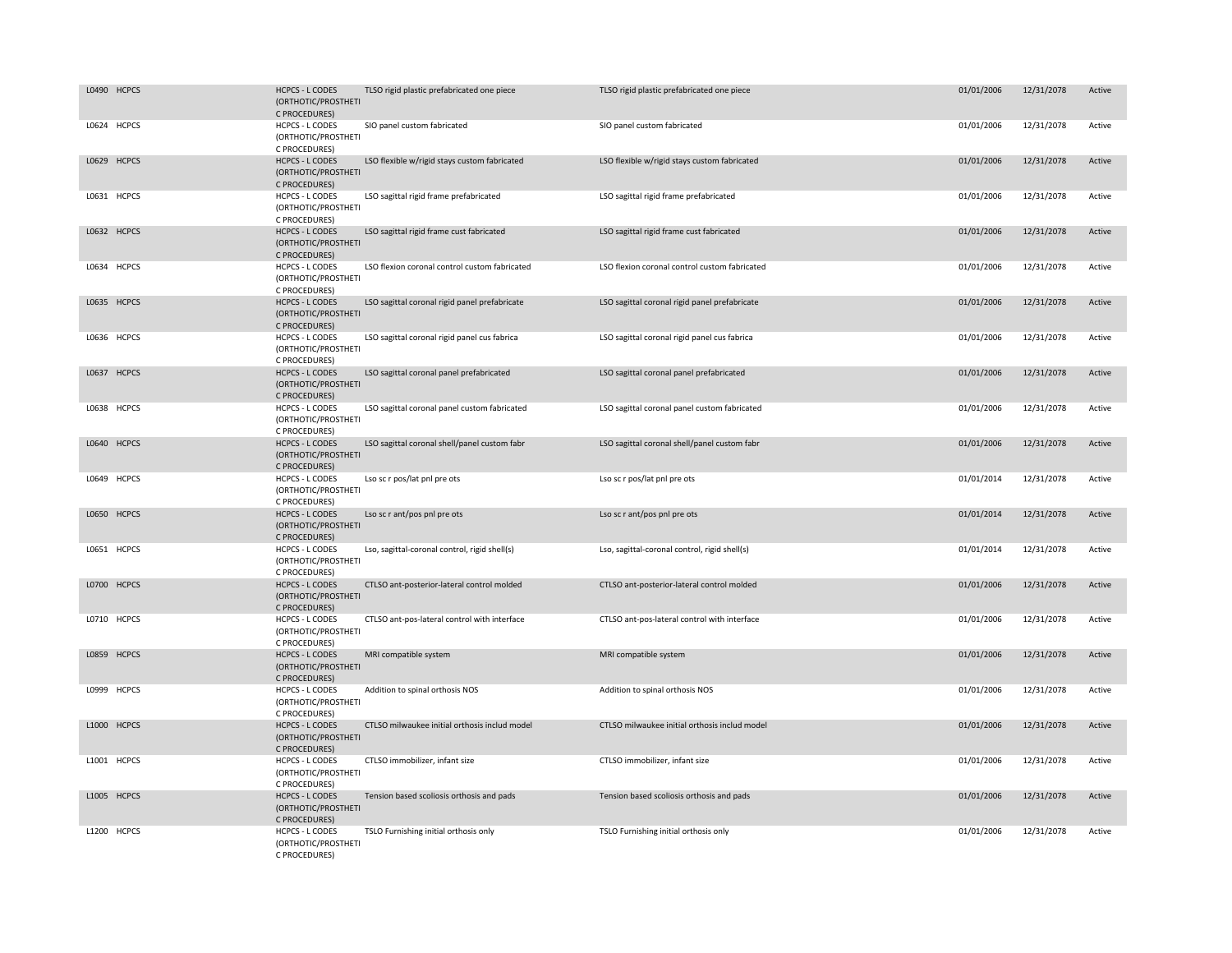| | | | | | | | |
|---|---|---|---|---|---|---|---|
| L0490 | HCPCS | HCPCS - L CODES (ORTHOTIC/PROSTHETIC PROCEDURES) | TLSO rigid plastic prefabricated one piece | TLSO rigid plastic prefabricated one piece | 01/01/2006 | 12/31/2078 | Active |
| L0624 | HCPCS | HCPCS - L CODES (ORTHOTIC/PROSTHETIC PROCEDURES) | SIO panel custom fabricated | SIO panel custom fabricated | 01/01/2006 | 12/31/2078 | Active |
| L0629 | HCPCS | HCPCS - L CODES (ORTHOTIC/PROSTHETIC PROCEDURES) | LSO flexible w/rigid stays custom fabricated | LSO flexible w/rigid stays custom fabricated | 01/01/2006 | 12/31/2078 | Active |
| L0631 | HCPCS | HCPCS - L CODES (ORTHOTIC/PROSTHETIC PROCEDURES) | LSO sagittal rigid frame prefabricated | LSO sagittal rigid frame prefabricated | 01/01/2006 | 12/31/2078 | Active |
| L0632 | HCPCS | HCPCS - L CODES (ORTHOTIC/PROSTHETIC PROCEDURES) | LSO sagittal rigid frame cust fabricated | LSO sagittal rigid frame cust fabricated | 01/01/2006 | 12/31/2078 | Active |
| L0634 | HCPCS | HCPCS - L CODES (ORTHOTIC/PROSTHETIC PROCEDURES) | LSO flexion coronal control custom fabricated | LSO flexion coronal control custom fabricated | 01/01/2006 | 12/31/2078 | Active |
| L0635 | HCPCS | HCPCS - L CODES (ORTHOTIC/PROSTHETIC PROCEDURES) | LSO sagittal coronal rigid panel prefabricate | LSO sagittal coronal rigid panel prefabricate | 01/01/2006 | 12/31/2078 | Active |
| L0636 | HCPCS | HCPCS - L CODES (ORTHOTIC/PROSTHETIC PROCEDURES) | LSO sagittal coronal rigid panel cus fabrica | LSO sagittal coronal rigid panel cus fabrica | 01/01/2006 | 12/31/2078 | Active |
| L0637 | HCPCS | HCPCS - L CODES (ORTHOTIC/PROSTHETIC PROCEDURES) | LSO sagittal coronal panel prefabricated | LSO sagittal coronal panel prefabricated | 01/01/2006 | 12/31/2078 | Active |
| L0638 | HCPCS | HCPCS - L CODES (ORTHOTIC/PROSTHETIC PROCEDURES) | LSO sagittal coronal panel custom fabricated | LSO sagittal coronal panel custom fabricated | 01/01/2006 | 12/31/2078 | Active |
| L0640 | HCPCS | HCPCS - L CODES (ORTHOTIC/PROSTHETIC PROCEDURES) | LSO sagittal coronal shell/panel custom fabr | LSO sagittal coronal shell/panel custom fabr | 01/01/2006 | 12/31/2078 | Active |
| L0649 | HCPCS | HCPCS - L CODES (ORTHOTIC/PROSTHETIC PROCEDURES) | Lso sc r pos/lat pnl pre ots | Lso sc r pos/lat pnl pre ots | 01/01/2014 | 12/31/2078 | Active |
| L0650 | HCPCS | HCPCS - L CODES (ORTHOTIC/PROSTHETIC PROCEDURES) | Lso sc r ant/pos pnl pre ots | Lso sc r ant/pos pnl pre ots | 01/01/2014 | 12/31/2078 | Active |
| L0651 | HCPCS | HCPCS - L CODES (ORTHOTIC/PROSTHETIC PROCEDURES) | Lso, sagittal-coronal control, rigid shell(s) | Lso, sagittal-coronal control, rigid shell(s) | 01/01/2014 | 12/31/2078 | Active |
| L0700 | HCPCS | HCPCS - L CODES (ORTHOTIC/PROSTHETIC PROCEDURES) | CTLSO ant-posterior-lateral control molded | CTLSO ant-posterior-lateral control molded | 01/01/2006 | 12/31/2078 | Active |
| L0710 | HCPCS | HCPCS - L CODES (ORTHOTIC/PROSTHETIC PROCEDURES) | CTLSO ant-pos-lateral control with interface | CTLSO ant-pos-lateral control with interface | 01/01/2006 | 12/31/2078 | Active |
| L0859 | HCPCS | HCPCS - L CODES (ORTHOTIC/PROSTHETIC PROCEDURES) | MRI compatible system | MRI compatible system | 01/01/2006 | 12/31/2078 | Active |
| L0999 | HCPCS | HCPCS - L CODES (ORTHOTIC/PROSTHETIC PROCEDURES) | Addition to spinal orthosis NOS | Addition to spinal orthosis NOS | 01/01/2006 | 12/31/2078 | Active |
| L1000 | HCPCS | HCPCS - L CODES (ORTHOTIC/PROSTHETIC PROCEDURES) | CTLSO milwaukee initial orthosis includ model | CTLSO milwaukee initial orthosis includ model | 01/01/2006 | 12/31/2078 | Active |
| L1001 | HCPCS | HCPCS - L CODES (ORTHOTIC/PROSTHETIC PROCEDURES) | CTLSO immobilizer, infant size | CTLSO immobilizer, infant size | 01/01/2006 | 12/31/2078 | Active |
| L1005 | HCPCS | HCPCS - L CODES (ORTHOTIC/PROSTHETIC PROCEDURES) | Tension based scoliosis orthosis and pads | Tension based scoliosis orthosis and pads | 01/01/2006 | 12/31/2078 | Active |
| L1200 | HCPCS | HCPCS - L CODES (ORTHOTIC/PROSTHETIC PROCEDURES) | TSLO Furnishing initial orthosis only | TSLO Furnishing initial orthosis only | 01/01/2006 | 12/31/2078 | Active |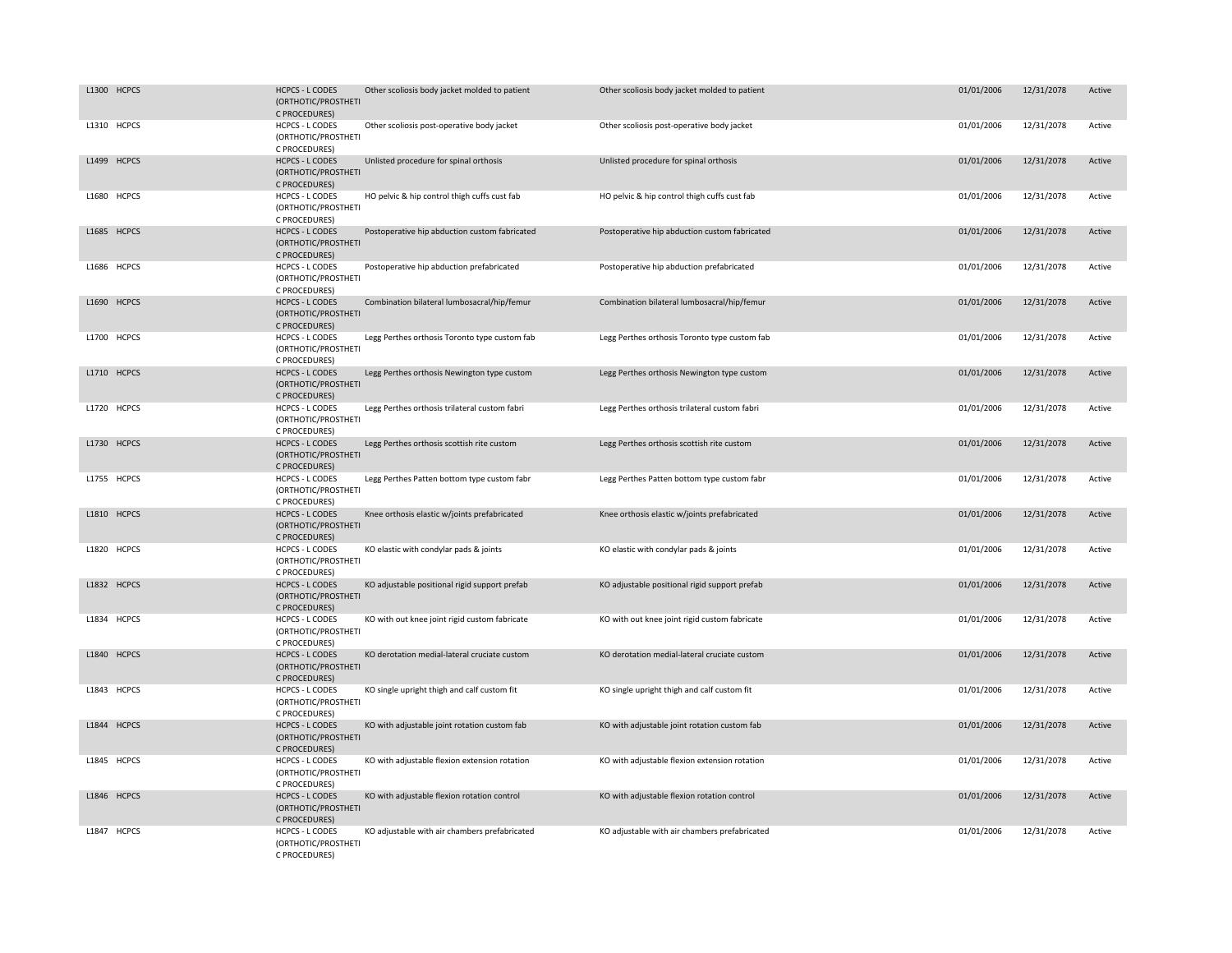| | | | | | | | |
|---|---|---|---|---|---|---|---|
| L1300 | HCPCS | HCPCS - L CODES (ORTHOTIC/PROSTHETIC PROCEDURES) | Other scoliosis body jacket molded to patient | Other scoliosis body jacket molded to patient | 01/01/2006 | 12/31/2078 | Active |
| L1310 | HCPCS | HCPCS - L CODES (ORTHOTIC/PROSTHETIC PROCEDURES) | Other scoliosis post-operative body jacket | Other scoliosis post-operative body jacket | 01/01/2006 | 12/31/2078 | Active |
| L1499 | HCPCS | HCPCS - L CODES (ORTHOTIC/PROSTHETIC PROCEDURES) | Unlisted procedure for spinal orthosis | Unlisted procedure for spinal orthosis | 01/01/2006 | 12/31/2078 | Active |
| L1680 | HCPCS | HCPCS - L CODES (ORTHOTIC/PROSTHETIC PROCEDURES) | HO pelvic & hip control thigh cuffs cust fab | HO pelvic & hip control thigh cuffs cust fab | 01/01/2006 | 12/31/2078 | Active |
| L1685 | HCPCS | HCPCS - L CODES (ORTHOTIC/PROSTHETIC PROCEDURES) | Postoperative hip abduction custom fabricated | Postoperative hip abduction custom fabricated | 01/01/2006 | 12/31/2078 | Active |
| L1686 | HCPCS | HCPCS - L CODES (ORTHOTIC/PROSTHETIC PROCEDURES) | Postoperative hip abduction prefabricated | Postoperative hip abduction prefabricated | 01/01/2006 | 12/31/2078 | Active |
| L1690 | HCPCS | HCPCS - L CODES (ORTHOTIC/PROSTHETIC PROCEDURES) | Combination bilateral lumbosacral/hip/femur | Combination bilateral lumbosacral/hip/femur | 01/01/2006 | 12/31/2078 | Active |
| L1700 | HCPCS | HCPCS - L CODES (ORTHOTIC/PROSTHETIC PROCEDURES) | Legg Perthes orthosis Toronto type custom fab | Legg Perthes orthosis Toronto type custom fab | 01/01/2006 | 12/31/2078 | Active |
| L1710 | HCPCS | HCPCS - L CODES (ORTHOTIC/PROSTHETIC PROCEDURES) | Legg Perthes orthosis Newington type custom | Legg Perthes orthosis Newington type custom | 01/01/2006 | 12/31/2078 | Active |
| L1720 | HCPCS | HCPCS - L CODES (ORTHOTIC/PROSTHETIC PROCEDURES) | Legg Perthes orthosis trilateral custom fabri | Legg Perthes orthosis trilateral custom fabri | 01/01/2006 | 12/31/2078 | Active |
| L1730 | HCPCS | HCPCS - L CODES (ORTHOTIC/PROSTHETIC PROCEDURES) | Legg Perthes orthosis scottish rite custom | Legg Perthes orthosis scottish rite custom | 01/01/2006 | 12/31/2078 | Active |
| L1755 | HCPCS | HCPCS - L CODES (ORTHOTIC/PROSTHETIC PROCEDURES) | Legg Perthes Patten bottom type custom fabr | Legg Perthes Patten bottom type custom fabr | 01/01/2006 | 12/31/2078 | Active |
| L1810 | HCPCS | HCPCS - L CODES (ORTHOTIC/PROSTHETIC PROCEDURES) | Knee orthosis elastic w/joints prefabricated | Knee orthosis elastic w/joints prefabricated | 01/01/2006 | 12/31/2078 | Active |
| L1820 | HCPCS | HCPCS - L CODES (ORTHOTIC/PROSTHETIC PROCEDURES) | KO elastic with condylar pads & joints | KO elastic with condylar pads & joints | 01/01/2006 | 12/31/2078 | Active |
| L1832 | HCPCS | HCPCS - L CODES (ORTHOTIC/PROSTHETIC PROCEDURES) | KO adjustable positional rigid support prefab | KO adjustable positional rigid support prefab | 01/01/2006 | 12/31/2078 | Active |
| L1834 | HCPCS | HCPCS - L CODES (ORTHOTIC/PROSTHETIC PROCEDURES) | KO with out knee joint rigid custom fabricate | KO with out knee joint rigid custom fabricate | 01/01/2006 | 12/31/2078 | Active |
| L1840 | HCPCS | HCPCS - L CODES (ORTHOTIC/PROSTHETIC PROCEDURES) | KO derotation medial-lateral cruciate custom | KO derotation medial-lateral cruciate custom | 01/01/2006 | 12/31/2078 | Active |
| L1843 | HCPCS | HCPCS - L CODES (ORTHOTIC/PROSTHETIC PROCEDURES) | KO single upright thigh and calf custom fit | KO single upright thigh and calf custom fit | 01/01/2006 | 12/31/2078 | Active |
| L1844 | HCPCS | HCPCS - L CODES (ORTHOTIC/PROSTHETIC PROCEDURES) | KO with adjustable joint rotation custom fab | KO with adjustable joint rotation custom fab | 01/01/2006 | 12/31/2078 | Active |
| L1845 | HCPCS | HCPCS - L CODES (ORTHOTIC/PROSTHETIC PROCEDURES) | KO with adjustable flexion extension rotation | KO with adjustable flexion extension rotation | 01/01/2006 | 12/31/2078 | Active |
| L1846 | HCPCS | HCPCS - L CODES (ORTHOTIC/PROSTHETIC PROCEDURES) | KO with adjustable flexion rotation control | KO with adjustable flexion rotation control | 01/01/2006 | 12/31/2078 | Active |
| L1847 | HCPCS | HCPCS - L CODES (ORTHOTIC/PROSTHETIC PROCEDURES) | KO adjustable with air chambers prefabricated | KO adjustable with air chambers prefabricated | 01/01/2006 | 12/31/2078 | Active |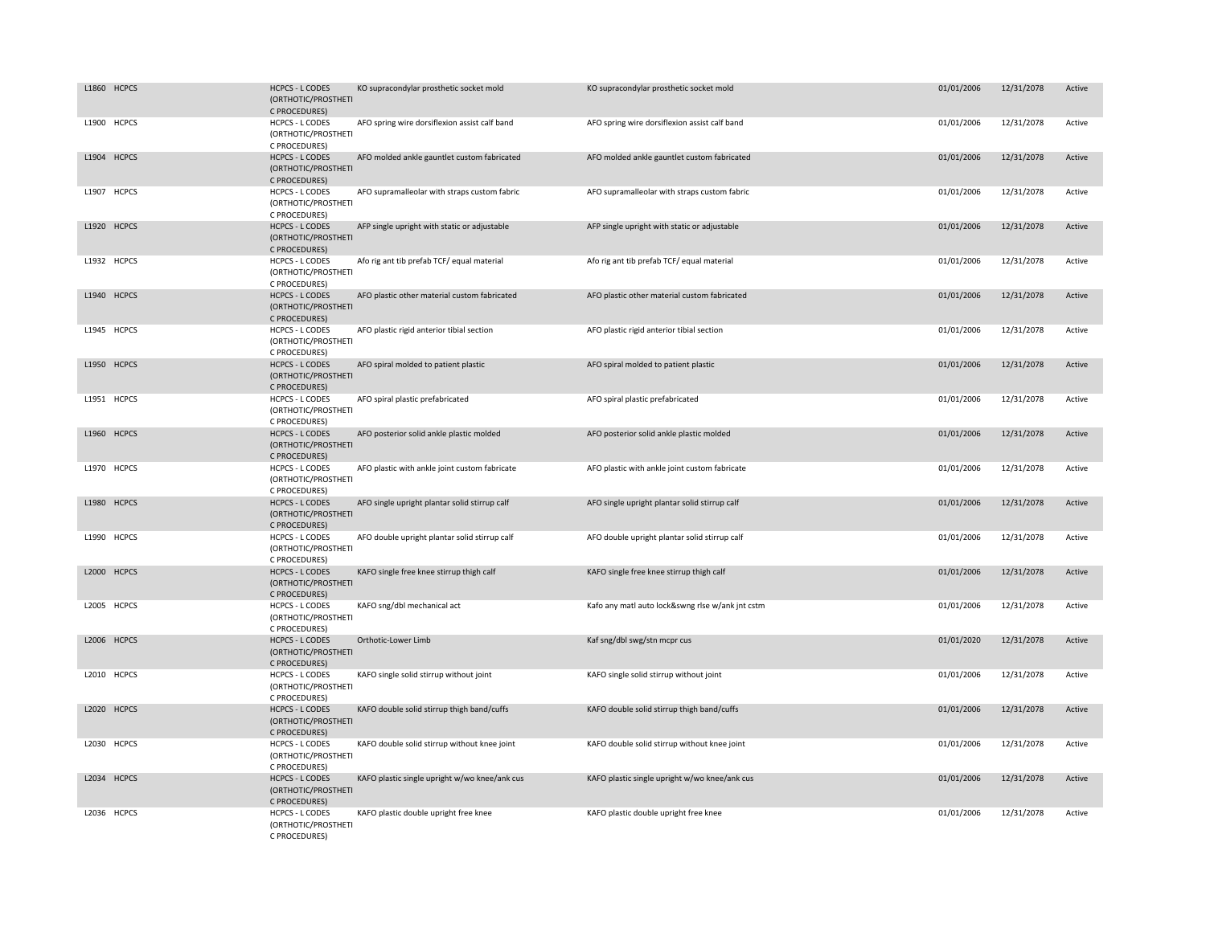| | | | | | | | |
|---|---|---|---|---|---|---|---|
| L1860 | HCPCS | HCPCS - L CODES (ORTHOTIC/PROSTHETIC PROCEDURES) | KO supracondylar prosthetic socket mold | KO supracondylar prosthetic socket mold | 01/01/2006 | 12/31/2078 | Active |
| L1900 | HCPCS | HCPCS - L CODES (ORTHOTIC/PROSTHETIC PROCEDURES) | AFO spring wire dorsiflexion assist calf band | AFO spring wire dorsiflexion assist calf band | 01/01/2006 | 12/31/2078 | Active |
| L1904 | HCPCS | HCPCS - L CODES (ORTHOTIC/PROSTHETIC PROCEDURES) | AFO molded ankle gauntlet custom fabricated | AFO molded ankle gauntlet custom fabricated | 01/01/2006 | 12/31/2078 | Active |
| L1907 | HCPCS | HCPCS - L CODES (ORTHOTIC/PROSTHETIC PROCEDURES) | AFO supramalleolar with straps custom fabric | AFO supramalleolar with straps custom fabric | 01/01/2006 | 12/31/2078 | Active |
| L1920 | HCPCS | HCPCS - L CODES (ORTHOTIC/PROSTHETIC PROCEDURES) | AFP single upright with static or adjustable | AFP single upright with static or adjustable | 01/01/2006 | 12/31/2078 | Active |
| L1932 | HCPCS | HCPCS - L CODES (ORTHOTIC/PROSTHETIC PROCEDURES) | Afo rig ant tib prefab TCF/ equal material | Afo rig ant tib prefab TCF/ equal material | 01/01/2006 | 12/31/2078 | Active |
| L1940 | HCPCS | HCPCS - L CODES (ORTHOTIC/PROSTHETIC PROCEDURES) | AFO plastic other material custom fabricated | AFO plastic other material custom fabricated | 01/01/2006 | 12/31/2078 | Active |
| L1945 | HCPCS | HCPCS - L CODES (ORTHOTIC/PROSTHETIC PROCEDURES) | AFO plastic rigid anterior tibial section | AFO plastic rigid anterior tibial section | 01/01/2006 | 12/31/2078 | Active |
| L1950 | HCPCS | HCPCS - L CODES (ORTHOTIC/PROSTHETIC PROCEDURES) | AFO spiral molded to patient plastic | AFO spiral molded to patient plastic | 01/01/2006 | 12/31/2078 | Active |
| L1951 | HCPCS | HCPCS - L CODES (ORTHOTIC/PROSTHETIC PROCEDURES) | AFO spiral plastic prefabricated | AFO spiral plastic prefabricated | 01/01/2006 | 12/31/2078 | Active |
| L1960 | HCPCS | HCPCS - L CODES (ORTHOTIC/PROSTHETIC PROCEDURES) | AFO posterior solid ankle plastic molded | AFO posterior solid ankle plastic molded | 01/01/2006 | 12/31/2078 | Active |
| L1970 | HCPCS | HCPCS - L CODES (ORTHOTIC/PROSTHETIC PROCEDURES) | AFO plastic with ankle joint custom fabricate | AFO plastic with ankle joint custom fabricate | 01/01/2006 | 12/31/2078 | Active |
| L1980 | HCPCS | HCPCS - L CODES (ORTHOTIC/PROSTHETIC PROCEDURES) | AFO single upright plantar solid stirrup calf | AFO single upright plantar solid stirrup calf | 01/01/2006 | 12/31/2078 | Active |
| L1990 | HCPCS | HCPCS - L CODES (ORTHOTIC/PROSTHETIC PROCEDURES) | AFO double upright plantar solid stirrup calf | AFO double upright plantar solid stirrup calf | 01/01/2006 | 12/31/2078 | Active |
| L2000 | HCPCS | HCPCS - L CODES (ORTHOTIC/PROSTHETIC PROCEDURES) | KAFO single free knee stirrup thigh calf | KAFO single free knee stirrup thigh calf | 01/01/2006 | 12/31/2078 | Active |
| L2005 | HCPCS | HCPCS - L CODES (ORTHOTIC/PROSTHETIC PROCEDURES) | KAFO sng/dbl mechanical act | Kafo any matl auto lock&swng rlse w/ank jnt cstm | 01/01/2006 | 12/31/2078 | Active |
| L2006 | HCPCS | HCPCS - L CODES (ORTHOTIC/PROSTHETIC PROCEDURES) | Orthotic-Lower Limb | Kaf sng/dbl swg/stn mcpr cus | 01/01/2020 | 12/31/2078 | Active |
| L2010 | HCPCS | HCPCS - L CODES (ORTHOTIC/PROSTHETIC PROCEDURES) | KAFO single solid stirrup without joint | KAFO single solid stirrup without joint | 01/01/2006 | 12/31/2078 | Active |
| L2020 | HCPCS | HCPCS - L CODES (ORTHOTIC/PROSTHETIC PROCEDURES) | KAFO double solid stirrup thigh band/cuffs | KAFO double solid stirrup thigh band/cuffs | 01/01/2006 | 12/31/2078 | Active |
| L2030 | HCPCS | HCPCS - L CODES (ORTHOTIC/PROSTHETIC PROCEDURES) | KAFO double solid stirrup without knee joint | KAFO double solid stirrup without knee joint | 01/01/2006 | 12/31/2078 | Active |
| L2034 | HCPCS | HCPCS - L CODES (ORTHOTIC/PROSTHETIC PROCEDURES) | KAFO plastic single upright w/wo knee/ank cus | KAFO plastic single upright w/wo knee/ank cus | 01/01/2006 | 12/31/2078 | Active |
| L2036 | HCPCS | HCPCS - L CODES (ORTHOTIC/PROSTHETIC PROCEDURES) | KAFO plastic double upright free knee | KAFO plastic double upright free knee | 01/01/2006 | 12/31/2078 | Active |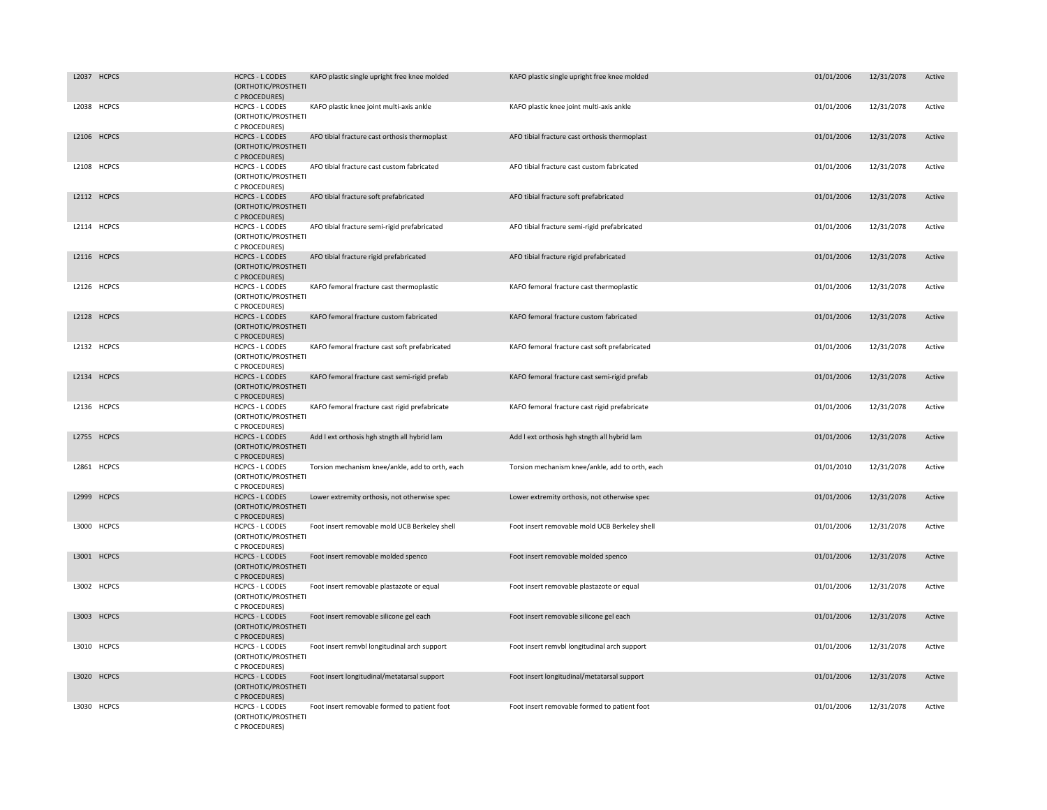| | | | | | | | |
|---|---|---|---|---|---|---|---|
| L2037 | HCPCS | HCPCS - L CODES (ORTHOTIC/PROSTHETIC PROCEDURES) | KAFO plastic single upright free knee molded | KAFO plastic single upright free knee molded | 01/01/2006 | 12/31/2078 | Active |
| L2038 | HCPCS | HCPCS - L CODES (ORTHOTIC/PROSTHETIC PROCEDURES) | KAFO plastic knee joint multi-axis ankle | KAFO plastic knee joint multi-axis ankle | 01/01/2006 | 12/31/2078 | Active |
| L2106 | HCPCS | HCPCS - L CODES (ORTHOTIC/PROSTHETIC PROCEDURES) | AFO tibial fracture cast orthosis thermoplast | AFO tibial fracture cast orthosis thermoplast | 01/01/2006 | 12/31/2078 | Active |
| L2108 | HCPCS | HCPCS - L CODES (ORTHOTIC/PROSTHETIC PROCEDURES) | AFO tibial fracture cast custom fabricated | AFO tibial fracture cast custom fabricated | 01/01/2006 | 12/31/2078 | Active |
| L2112 | HCPCS | HCPCS - L CODES (ORTHOTIC/PROSTHETIC PROCEDURES) | AFO tibial fracture soft prefabricated | AFO tibial fracture soft prefabricated | 01/01/2006 | 12/31/2078 | Active |
| L2114 | HCPCS | HCPCS - L CODES (ORTHOTIC/PROSTHETIC PROCEDURES) | AFO tibial fracture semi-rigid prefabricated | AFO tibial fracture semi-rigid prefabricated | 01/01/2006 | 12/31/2078 | Active |
| L2116 | HCPCS | HCPCS - L CODES (ORTHOTIC/PROSTHETIC PROCEDURES) | AFO tibial fracture rigid prefabricated | AFO tibial fracture rigid prefabricated | 01/01/2006 | 12/31/2078 | Active |
| L2126 | HCPCS | HCPCS - L CODES (ORTHOTIC/PROSTHETIC PROCEDURES) | KAFO femoral fracture cast thermoplastic | KAFO femoral fracture cast thermoplastic | 01/01/2006 | 12/31/2078 | Active |
| L2128 | HCPCS | HCPCS - L CODES (ORTHOTIC/PROSTHETIC PROCEDURES) | KAFO femoral fracture custom fabricated | KAFO femoral fracture custom fabricated | 01/01/2006 | 12/31/2078 | Active |
| L2132 | HCPCS | HCPCS - L CODES (ORTHOTIC/PROSTHETIC PROCEDURES) | KAFO femoral fracture cast soft prefabricated | KAFO femoral fracture cast soft prefabricated | 01/01/2006 | 12/31/2078 | Active |
| L2134 | HCPCS | HCPCS - L CODES (ORTHOTIC/PROSTHETIC PROCEDURES) | KAFO femoral fracture cast semi-rigid prefab | KAFO femoral fracture cast semi-rigid prefab | 01/01/2006 | 12/31/2078 | Active |
| L2136 | HCPCS | HCPCS - L CODES (ORTHOTIC/PROSTHETIC PROCEDURES) | KAFO femoral fracture cast rigid prefabricate | KAFO femoral fracture cast rigid prefabricate | 01/01/2006 | 12/31/2078 | Active |
| L2755 | HCPCS | HCPCS - L CODES (ORTHOTIC/PROSTHETIC PROCEDURES) | Add l ext orthosis hgh stngth all hybrid lam | Add l ext orthosis hgh stngth all hybrid lam | 01/01/2006 | 12/31/2078 | Active |
| L2861 | HCPCS | HCPCS - L CODES (ORTHOTIC/PROSTHETIC PROCEDURES) | Torsion mechanism knee/ankle, add to orth, each | Torsion mechanism knee/ankle, add to orth, each | 01/01/2010 | 12/31/2078 | Active |
| L2999 | HCPCS | HCPCS - L CODES (ORTHOTIC/PROSTHETIC PROCEDURES) | Lower extremity orthosis, not otherwise spec | Lower extremity orthosis, not otherwise spec | 01/01/2006 | 12/31/2078 | Active |
| L3000 | HCPCS | HCPCS - L CODES (ORTHOTIC/PROSTHETIC PROCEDURES) | Foot insert removable mold UCB Berkeley shell | Foot insert removable mold UCB Berkeley shell | 01/01/2006 | 12/31/2078 | Active |
| L3001 | HCPCS | HCPCS - L CODES (ORTHOTIC/PROSTHETIC PROCEDURES) | Foot insert removable molded spenco | Foot insert removable molded spenco | 01/01/2006 | 12/31/2078 | Active |
| L3002 | HCPCS | HCPCS - L CODES (ORTHOTIC/PROSTHETIC PROCEDURES) | Foot insert removable plastazote or equal | Foot insert removable plastazote or equal | 01/01/2006 | 12/31/2078 | Active |
| L3003 | HCPCS | HCPCS - L CODES (ORTHOTIC/PROSTHETIC PROCEDURES) | Foot insert removable silicone gel each | Foot insert removable silicone gel each | 01/01/2006 | 12/31/2078 | Active |
| L3010 | HCPCS | HCPCS - L CODES (ORTHOTIC/PROSTHETIC PROCEDURES) | Foot insert remvbl longitudinal arch support | Foot insert remvbl longitudinal arch support | 01/01/2006 | 12/31/2078 | Active |
| L3020 | HCPCS | HCPCS - L CODES (ORTHOTIC/PROSTHETIC PROCEDURES) | Foot insert longitudinal/metatarsal support | Foot insert longitudinal/metatarsal support | 01/01/2006 | 12/31/2078 | Active |
| L3030 | HCPCS | HCPCS - L CODES (ORTHOTIC/PROSTHETIC PROCEDURES) | Foot insert removable formed to patient foot | Foot insert removable formed to patient foot | 01/01/2006 | 12/31/2078 | Active |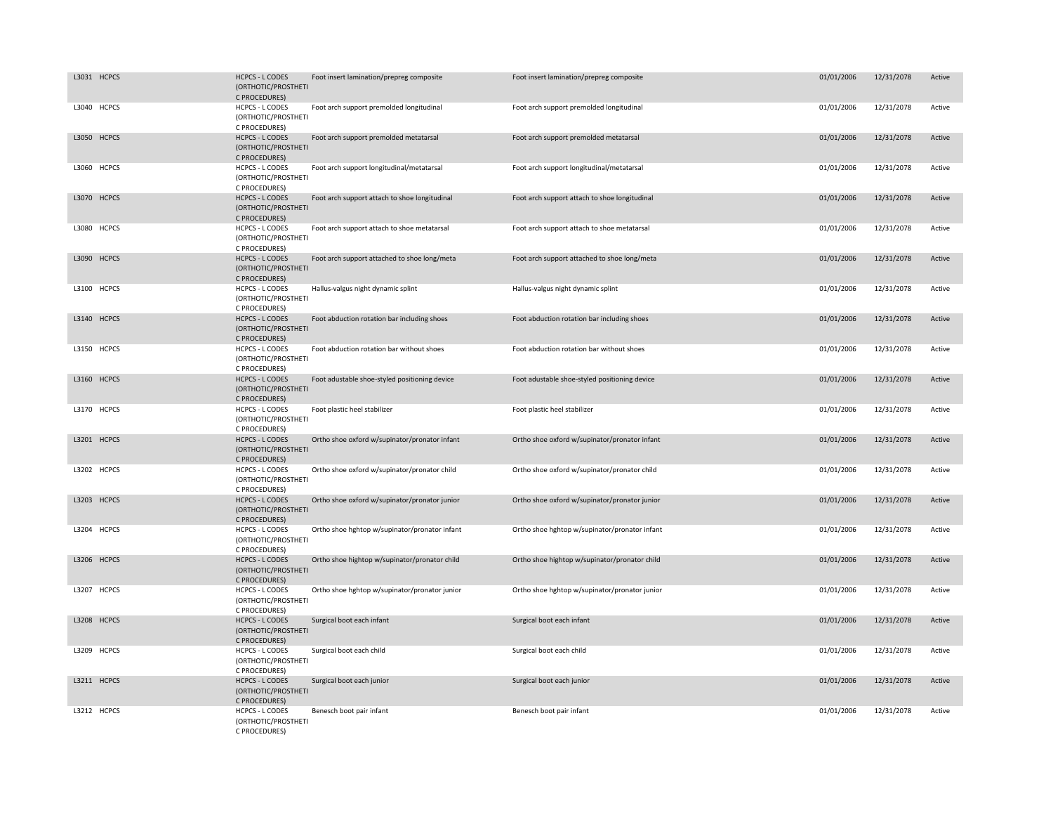| | | | | | | | |
|---|---|---|---|---|---|---|---|
| L3031 | HCPCS | HCPCS - L CODES (ORTHOTIC/PROSTHETIC PROCEDURES) | Foot insert lamination/prepreg composite | Foot insert lamination/prepreg composite | 01/01/2006 | 12/31/2078 | Active |
| L3040 | HCPCS | HCPCS - L CODES (ORTHOTIC/PROSTHETIC PROCEDURES) | Foot arch support premolded longitudinal | Foot arch support premolded longitudinal | 01/01/2006 | 12/31/2078 | Active |
| L3050 | HCPCS | HCPCS - L CODES (ORTHOTIC/PROSTHETIC PROCEDURES) | Foot arch support premolded metatarsal | Foot arch support premolded metatarsal | 01/01/2006 | 12/31/2078 | Active |
| L3060 | HCPCS | HCPCS - L CODES (ORTHOTIC/PROSTHETIC PROCEDURES) | Foot arch support longitudinal/metatarsal | Foot arch support longitudinal/metatarsal | 01/01/2006 | 12/31/2078 | Active |
| L3070 | HCPCS | HCPCS - L CODES (ORTHOTIC/PROSTHETIC PROCEDURES) | Foot arch support attach to shoe longitudinal | Foot arch support attach to shoe longitudinal | 01/01/2006 | 12/31/2078 | Active |
| L3080 | HCPCS | HCPCS - L CODES (ORTHOTIC/PROSTHETIC PROCEDURES) | Foot arch support attach to shoe metatarsal | Foot arch support attach to shoe metatarsal | 01/01/2006 | 12/31/2078 | Active |
| L3090 | HCPCS | HCPCS - L CODES (ORTHOTIC/PROSTHETIC PROCEDURES) | Foot arch support attached to shoe long/meta | Foot arch support attached to shoe long/meta | 01/01/2006 | 12/31/2078 | Active |
| L3100 | HCPCS | HCPCS - L CODES (ORTHOTIC/PROSTHETIC PROCEDURES) | Hallus-valgus night dynamic splint | Hallus-valgus night dynamic splint | 01/01/2006 | 12/31/2078 | Active |
| L3140 | HCPCS | HCPCS - L CODES (ORTHOTIC/PROSTHETIC PROCEDURES) | Foot abduction rotation bar including shoes | Foot abduction rotation bar including shoes | 01/01/2006 | 12/31/2078 | Active |
| L3150 | HCPCS | HCPCS - L CODES (ORTHOTIC/PROSTHETIC PROCEDURES) | Foot abduction rotation bar without shoes | Foot abduction rotation bar without shoes | 01/01/2006 | 12/31/2078 | Active |
| L3160 | HCPCS | HCPCS - L CODES (ORTHOTIC/PROSTHETIC PROCEDURES) | Foot adustable shoe-styled positioning device | Foot adustable shoe-styled positioning device | 01/01/2006 | 12/31/2078 | Active |
| L3170 | HCPCS | HCPCS - L CODES (ORTHOTIC/PROSTHETIC PROCEDURES) | Foot plastic heel stabilizer | Foot plastic heel stabilizer | 01/01/2006 | 12/31/2078 | Active |
| L3201 | HCPCS | HCPCS - L CODES (ORTHOTIC/PROSTHETIC PROCEDURES) | Ortho shoe oxford w/supinator/pronator infant | Ortho shoe oxford w/supinator/pronator infant | 01/01/2006 | 12/31/2078 | Active |
| L3202 | HCPCS | HCPCS - L CODES (ORTHOTIC/PROSTHETIC PROCEDURES) | Ortho shoe oxford w/supinator/pronator child | Ortho shoe oxford w/supinator/pronator child | 01/01/2006 | 12/31/2078 | Active |
| L3203 | HCPCS | HCPCS - L CODES (ORTHOTIC/PROSTHETIC PROCEDURES) | Ortho shoe oxford w/supinator/pronator junior | Ortho shoe oxford w/supinator/pronator junior | 01/01/2006 | 12/31/2078 | Active |
| L3204 | HCPCS | HCPCS - L CODES (ORTHOTIC/PROSTHETIC PROCEDURES) | Ortho shoe hghtop w/supinator/pronator infant | Ortho shoe hghtop w/supinator/pronator infant | 01/01/2006 | 12/31/2078 | Active |
| L3206 | HCPCS | HCPCS - L CODES (ORTHOTIC/PROSTHETIC PROCEDURES) | Ortho shoe hightop w/supinator/pronator child | Ortho shoe hightop w/supinator/pronator child | 01/01/2006 | 12/31/2078 | Active |
| L3207 | HCPCS | HCPCS - L CODES (ORTHOTIC/PROSTHETIC PROCEDURES) | Ortho shoe hghtop w/supinator/pronator junior | Ortho shoe hghtop w/supinator/pronator junior | 01/01/2006 | 12/31/2078 | Active |
| L3208 | HCPCS | HCPCS - L CODES (ORTHOTIC/PROSTHETIC PROCEDURES) | Surgical boot each infant | Surgical boot each infant | 01/01/2006 | 12/31/2078 | Active |
| L3209 | HCPCS | HCPCS - L CODES (ORTHOTIC/PROSTHETIC PROCEDURES) | Surgical boot each child | Surgical boot each child | 01/01/2006 | 12/31/2078 | Active |
| L3211 | HCPCS | HCPCS - L CODES (ORTHOTIC/PROSTHETIC PROCEDURES) | Surgical boot each junior | Surgical boot each junior | 01/01/2006 | 12/31/2078 | Active |
| L3212 | HCPCS | HCPCS - L CODES (ORTHOTIC/PROSTHETIC PROCEDURES) | Benesch boot pair infant | Benesch boot pair infant | 01/01/2006 | 12/31/2078 | Active |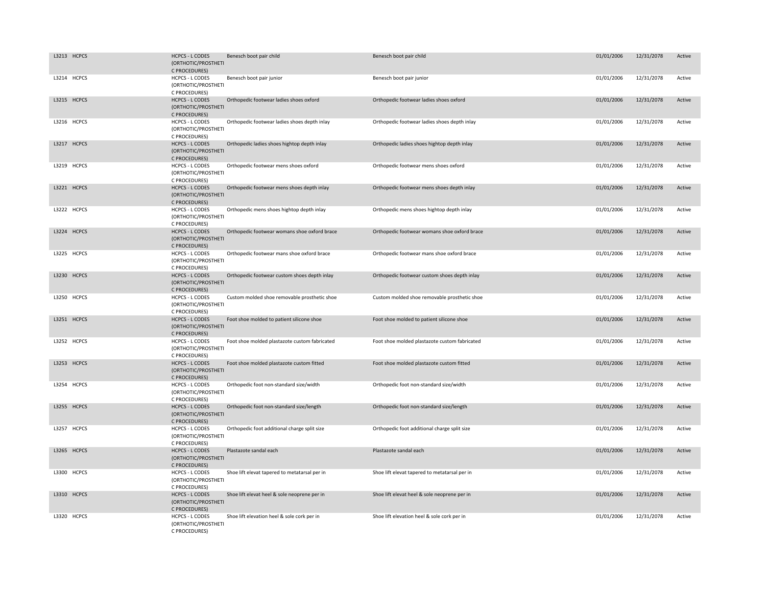| L3213 | HCPCS | HCPCS - L CODES (ORTHOTIC/PROSTHETIC PROCEDURES) | Benesch boot pair child | Benesch boot pair child | 01/01/2006 | 12/31/2078 | Active |
|---|---|---|---|---|---|---|---|
| L3214 | HCPCS | HCPCS - L CODES (ORTHOTIC/PROSTHETIC PROCEDURES) | Benesch boot pair junior | Benesch boot pair junior | 01/01/2006 | 12/31/2078 | Active |
| L3215 | HCPCS | HCPCS - L CODES (ORTHOTIC/PROSTHETIC PROCEDURES) | Orthopedic footwear ladies shoes oxford | Orthopedic footwear ladies shoes oxford | 01/01/2006 | 12/31/2078 | Active |
| L3216 | HCPCS | HCPCS - L CODES (ORTHOTIC/PROSTHETIC PROCEDURES) | Orthopedic footwear ladies shoes depth inlay | Orthopedic footwear ladies shoes depth inlay | 01/01/2006 | 12/31/2078 | Active |
| L3217 | HCPCS | HCPCS - L CODES (ORTHOTIC/PROSTHETIC PROCEDURES) | Orthopedic ladies shoes hightop depth inlay | Orthopedic ladies shoes hightop depth inlay | 01/01/2006 | 12/31/2078 | Active |
| L3219 | HCPCS | HCPCS - L CODES (ORTHOTIC/PROSTHETIC PROCEDURES) | Orthopedic footwear mens shoes oxford | Orthopedic footwear mens shoes oxford | 01/01/2006 | 12/31/2078 | Active |
| L3221 | HCPCS | HCPCS - L CODES (ORTHOTIC/PROSTHETIC PROCEDURES) | Orthopedic footwear mens shoes depth inlay | Orthopedic footwear mens shoes depth inlay | 01/01/2006 | 12/31/2078 | Active |
| L3222 | HCPCS | HCPCS - L CODES (ORTHOTIC/PROSTHETIC PROCEDURES) | Orthopedic mens shoes hightop depth inlay | Orthopedic mens shoes hightop depth inlay | 01/01/2006 | 12/31/2078 | Active |
| L3224 | HCPCS | HCPCS - L CODES (ORTHOTIC/PROSTHETIC PROCEDURES) | Orthopedic footwear womans shoe oxford brace | Orthopedic footwear womans shoe oxford brace | 01/01/2006 | 12/31/2078 | Active |
| L3225 | HCPCS | HCPCS - L CODES (ORTHOTIC/PROSTHETIC PROCEDURES) | Orthopedic footwear mans shoe oxford brace | Orthopedic footwear mans shoe oxford brace | 01/01/2006 | 12/31/2078 | Active |
| L3230 | HCPCS | HCPCS - L CODES (ORTHOTIC/PROSTHETIC PROCEDURES) | Orthopedic footwear custom shoes depth inlay | Orthopedic footwear custom shoes depth inlay | 01/01/2006 | 12/31/2078 | Active |
| L3250 | HCPCS | HCPCS - L CODES (ORTHOTIC/PROSTHETIC PROCEDURES) | Custom molded shoe removable prosthetic shoe | Custom molded shoe removable prosthetic shoe | 01/01/2006 | 12/31/2078 | Active |
| L3251 | HCPCS | HCPCS - L CODES (ORTHOTIC/PROSTHETIC PROCEDURES) | Foot shoe molded to patient silicone shoe | Foot shoe molded to patient silicone shoe | 01/01/2006 | 12/31/2078 | Active |
| L3252 | HCPCS | HCPCS - L CODES (ORTHOTIC/PROSTHETIC PROCEDURES) | Foot shoe molded plastazote custom fabricated | Foot shoe molded plastazote custom fabricated | 01/01/2006 | 12/31/2078 | Active |
| L3253 | HCPCS | HCPCS - L CODES (ORTHOTIC/PROSTHETIC PROCEDURES) | Foot shoe molded plastazote custom fitted | Foot shoe molded plastazote custom fitted | 01/01/2006 | 12/31/2078 | Active |
| L3254 | HCPCS | HCPCS - L CODES (ORTHOTIC/PROSTHETIC PROCEDURES) | Orthopedic foot non-standard size/width | Orthopedic foot non-standard size/width | 01/01/2006 | 12/31/2078 | Active |
| L3255 | HCPCS | HCPCS - L CODES (ORTHOTIC/PROSTHETIC PROCEDURES) | Orthopedic foot non-standard size/length | Orthopedic foot non-standard size/length | 01/01/2006 | 12/31/2078 | Active |
| L3257 | HCPCS | HCPCS - L CODES (ORTHOTIC/PROSTHETIC PROCEDURES) | Orthopedic foot additional charge split size | Orthopedic foot additional charge split size | 01/01/2006 | 12/31/2078 | Active |
| L3265 | HCPCS | HCPCS - L CODES (ORTHOTIC/PROSTHETIC PROCEDURES) | Plastazote sandal each | Plastazote sandal each | 01/01/2006 | 12/31/2078 | Active |
| L3300 | HCPCS | HCPCS - L CODES (ORTHOTIC/PROSTHETIC PROCEDURES) | Shoe lift elevat tapered to metatarsal per in | Shoe lift elevat tapered to metatarsal per in | 01/01/2006 | 12/31/2078 | Active |
| L3310 | HCPCS | HCPCS - L CODES (ORTHOTIC/PROSTHETIC PROCEDURES) | Shoe lift elevat heel & sole neoprene per in | Shoe lift elevat heel & sole neoprene per in | 01/01/2006 | 12/31/2078 | Active |
| L3320 | HCPCS | HCPCS - L CODES (ORTHOTIC/PROSTHETIC PROCEDURES) | Shoe lift elevation heel & sole cork per in | Shoe lift elevation heel & sole cork per in | 01/01/2006 | 12/31/2078 | Active |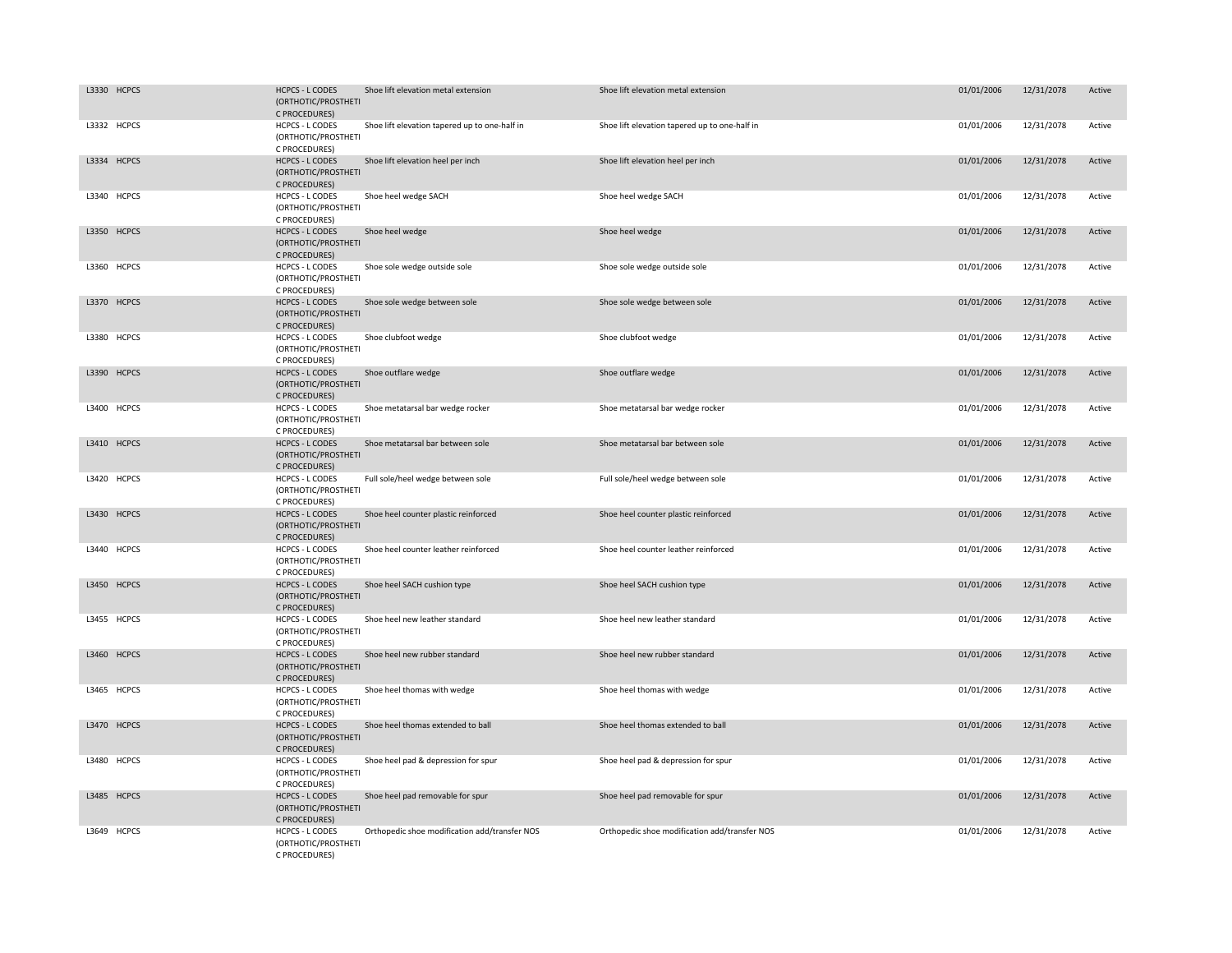| | | | | | | | |
|---|---|---|---|---|---|---|---|
| L3330 | HCPCS | HCPCS - L CODES (ORTHOTIC/PROSTHETIC PROCEDURES) | Shoe lift elevation metal extension | Shoe lift elevation metal extension | 01/01/2006 | 12/31/2078 | Active |
| L3332 | HCPCS | HCPCS - L CODES (ORTHOTIC/PROSTHETIC PROCEDURES) | Shoe lift elevation tapered up to one-half in | Shoe lift elevation tapered up to one-half in | 01/01/2006 | 12/31/2078 | Active |
| L3334 | HCPCS | HCPCS - L CODES (ORTHOTIC/PROSTHETIC PROCEDURES) | Shoe lift elevation heel per inch | Shoe lift elevation heel per inch | 01/01/2006 | 12/31/2078 | Active |
| L3340 | HCPCS | HCPCS - L CODES (ORTHOTIC/PROSTHETIC PROCEDURES) | Shoe heel wedge SACH | Shoe heel wedge SACH | 01/01/2006 | 12/31/2078 | Active |
| L3350 | HCPCS | HCPCS - L CODES (ORTHOTIC/PROSTHETIC PROCEDURES) | Shoe heel wedge | Shoe heel wedge | 01/01/2006 | 12/31/2078 | Active |
| L3360 | HCPCS | HCPCS - L CODES (ORTHOTIC/PROSTHETIC PROCEDURES) | Shoe sole wedge outside sole | Shoe sole wedge outside sole | 01/01/2006 | 12/31/2078 | Active |
| L3370 | HCPCS | HCPCS - L CODES (ORTHOTIC/PROSTHETIC PROCEDURES) | Shoe sole wedge between sole | Shoe sole wedge between sole | 01/01/2006 | 12/31/2078 | Active |
| L3380 | HCPCS | HCPCS - L CODES (ORTHOTIC/PROSTHETIC PROCEDURES) | Shoe clubfoot wedge | Shoe clubfoot wedge | 01/01/2006 | 12/31/2078 | Active |
| L3390 | HCPCS | HCPCS - L CODES (ORTHOTIC/PROSTHETIC PROCEDURES) | Shoe outflare wedge | Shoe outflare wedge | 01/01/2006 | 12/31/2078 | Active |
| L3400 | HCPCS | HCPCS - L CODES (ORTHOTIC/PROSTHETIC PROCEDURES) | Shoe metatarsal bar wedge rocker | Shoe metatarsal bar wedge rocker | 01/01/2006 | 12/31/2078 | Active |
| L3410 | HCPCS | HCPCS - L CODES (ORTHOTIC/PROSTHETIC PROCEDURES) | Shoe metatarsal bar between sole | Shoe metatarsal bar between sole | 01/01/2006 | 12/31/2078 | Active |
| L3420 | HCPCS | HCPCS - L CODES (ORTHOTIC/PROSTHETIC PROCEDURES) | Full sole/heel wedge between sole | Full sole/heel wedge between sole | 01/01/2006 | 12/31/2078 | Active |
| L3430 | HCPCS | HCPCS - L CODES (ORTHOTIC/PROSTHETIC PROCEDURES) | Shoe heel counter plastic reinforced | Shoe heel counter plastic reinforced | 01/01/2006 | 12/31/2078 | Active |
| L3440 | HCPCS | HCPCS - L CODES (ORTHOTIC/PROSTHETIC PROCEDURES) | Shoe heel counter leather reinforced | Shoe heel counter leather reinforced | 01/01/2006 | 12/31/2078 | Active |
| L3450 | HCPCS | HCPCS - L CODES (ORTHOTIC/PROSTHETIC PROCEDURES) | Shoe heel SACH cushion type | Shoe heel SACH cushion type | 01/01/2006 | 12/31/2078 | Active |
| L3455 | HCPCS | HCPCS - L CODES (ORTHOTIC/PROSTHETIC PROCEDURES) | Shoe heel new leather standard | Shoe heel new leather standard | 01/01/2006 | 12/31/2078 | Active |
| L3460 | HCPCS | HCPCS - L CODES (ORTHOTIC/PROSTHETIC PROCEDURES) | Shoe heel new rubber standard | Shoe heel new rubber standard | 01/01/2006 | 12/31/2078 | Active |
| L3465 | HCPCS | HCPCS - L CODES (ORTHOTIC/PROSTHETIC PROCEDURES) | Shoe heel thomas with wedge | Shoe heel thomas with wedge | 01/01/2006 | 12/31/2078 | Active |
| L3470 | HCPCS | HCPCS - L CODES (ORTHOTIC/PROSTHETIC PROCEDURES) | Shoe heel thomas extended to ball | Shoe heel thomas extended to ball | 01/01/2006 | 12/31/2078 | Active |
| L3480 | HCPCS | HCPCS - L CODES (ORTHOTIC/PROSTHETIC PROCEDURES) | Shoe heel pad & depression for spur | Shoe heel pad & depression for spur | 01/01/2006 | 12/31/2078 | Active |
| L3485 | HCPCS | HCPCS - L CODES (ORTHOTIC/PROSTHETIC PROCEDURES) | Shoe heel pad removable for spur | Shoe heel pad removable for spur | 01/01/2006 | 12/31/2078 | Active |
| L3649 | HCPCS | HCPCS - L CODES (ORTHOTIC/PROSTHETIC PROCEDURES) | Orthopedic shoe modification add/transfer NOS | Orthopedic shoe modification add/transfer NOS | 01/01/2006 | 12/31/2078 | Active |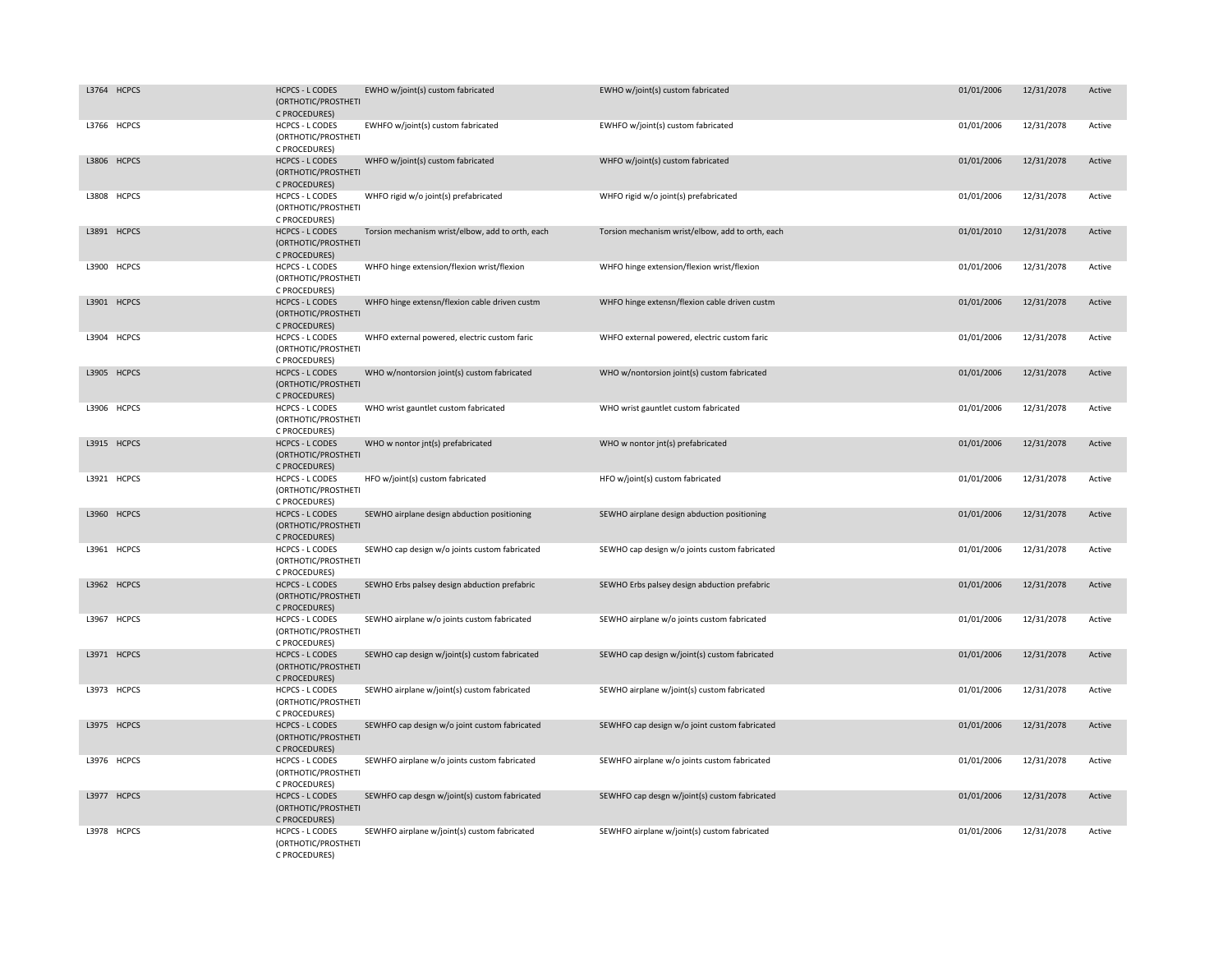| | | | | | | | |
|---|---|---|---|---|---|---|---|
| L3764 | HCPCS | HCPCS - L CODES (ORTHOTIC/PROSTHETIC PROCEDURES) | EWHO w/joint(s) custom fabricated | EWHO w/joint(s) custom fabricated | 01/01/2006 | 12/31/2078 | Active |
| L3766 | HCPCS | HCPCS - L CODES (ORTHOTIC/PROSTHETIC PROCEDURES) | EWHFO w/joint(s) custom fabricated | EWHFO w/joint(s) custom fabricated | 01/01/2006 | 12/31/2078 | Active |
| L3806 | HCPCS | HCPCS - L CODES (ORTHOTIC/PROSTHETIC PROCEDURES) | WHFO w/joint(s) custom fabricated | WHFO w/joint(s) custom fabricated | 01/01/2006 | 12/31/2078 | Active |
| L3808 | HCPCS | HCPCS - L CODES (ORTHOTIC/PROSTHETIC PROCEDURES) | WHFO rigid w/o joint(s) prefabricated | WHFO rigid w/o joint(s) prefabricated | 01/01/2006 | 12/31/2078 | Active |
| L3891 | HCPCS | HCPCS - L CODES (ORTHOTIC/PROSTHETIC PROCEDURES) | Torsion mechanism wrist/elbow, add to orth, each | Torsion mechanism wrist/elbow, add to orth, each | 01/01/2010 | 12/31/2078 | Active |
| L3900 | HCPCS | HCPCS - L CODES (ORTHOTIC/PROSTHETIC PROCEDURES) | WHFO hinge extension/flexion wrist/flexion | WHFO hinge extension/flexion wrist/flexion | 01/01/2006 | 12/31/2078 | Active |
| L3901 | HCPCS | HCPCS - L CODES (ORTHOTIC/PROSTHETIC PROCEDURES) | WHFO hinge extensn/flexion cable driven custm | WHFO hinge extensn/flexion cable driven custm | 01/01/2006 | 12/31/2078 | Active |
| L3904 | HCPCS | HCPCS - L CODES (ORTHOTIC/PROSTHETIC PROCEDURES) | WHFO external powered, electric custom faric | WHFO external powered, electric custom faric | 01/01/2006 | 12/31/2078 | Active |
| L3905 | HCPCS | HCPCS - L CODES (ORTHOTIC/PROSTHETIC PROCEDURES) | WHO w/nontorsion joint(s) custom fabricated | WHO w/nontorsion joint(s) custom fabricated | 01/01/2006 | 12/31/2078 | Active |
| L3906 | HCPCS | HCPCS - L CODES (ORTHOTIC/PROSTHETIC PROCEDURES) | WHO wrist gauntlet custom fabricated | WHO wrist gauntlet custom fabricated | 01/01/2006 | 12/31/2078 | Active |
| L3915 | HCPCS | HCPCS - L CODES (ORTHOTIC/PROSTHETIC PROCEDURES) | WHO w nontor jnt(s) prefabricated | WHO w nontor jnt(s) prefabricated | 01/01/2006 | 12/31/2078 | Active |
| L3921 | HCPCS | HCPCS - L CODES (ORTHOTIC/PROSTHETIC PROCEDURES) | HFO w/joint(s) custom fabricated | HFO w/joint(s) custom fabricated | 01/01/2006 | 12/31/2078 | Active |
| L3960 | HCPCS | HCPCS - L CODES (ORTHOTIC/PROSTHETIC PROCEDURES) | SEWHO airplane design abduction positioning | SEWHO airplane design abduction positioning | 01/01/2006 | 12/31/2078 | Active |
| L3961 | HCPCS | HCPCS - L CODES (ORTHOTIC/PROSTHETIC PROCEDURES) | SEWHO cap design w/o joints custom fabricated | SEWHO cap design w/o joints custom fabricated | 01/01/2006 | 12/31/2078 | Active |
| L3962 | HCPCS | HCPCS - L CODES (ORTHOTIC/PROSTHETIC PROCEDURES) | SEWHO Erbs palsey design abduction prefabric | SEWHO Erbs palsey design abduction prefabric | 01/01/2006 | 12/31/2078 | Active |
| L3967 | HCPCS | HCPCS - L CODES (ORTHOTIC/PROSTHETIC PROCEDURES) | SEWHO airplane w/o joints custom fabricated | SEWHO airplane w/o joints custom fabricated | 01/01/2006 | 12/31/2078 | Active |
| L3971 | HCPCS | HCPCS - L CODES (ORTHOTIC/PROSTHETIC PROCEDURES) | SEWHO cap design w/joint(s) custom fabricated | SEWHO cap design w/joint(s) custom fabricated | 01/01/2006 | 12/31/2078 | Active |
| L3973 | HCPCS | HCPCS - L CODES (ORTHOTIC/PROSTHETIC PROCEDURES) | SEWHO airplane w/joint(s) custom fabricated | SEWHO airplane w/joint(s) custom fabricated | 01/01/2006 | 12/31/2078 | Active |
| L3975 | HCPCS | HCPCS - L CODES (ORTHOTIC/PROSTHETIC PROCEDURES) | SEWHFO cap design w/o joint custom fabricated | SEWHFO cap design w/o joint custom fabricated | 01/01/2006 | 12/31/2078 | Active |
| L3976 | HCPCS | HCPCS - L CODES (ORTHOTIC/PROSTHETIC PROCEDURES) | SEWHFO airplane w/o joints custom fabricated | SEWHFO airplane w/o joints custom fabricated | 01/01/2006 | 12/31/2078 | Active |
| L3977 | HCPCS | HCPCS - L CODES (ORTHOTIC/PROSTHETIC PROCEDURES) | SEWHFO cap desgn w/joint(s) custom fabricated | SEWHFO cap desgn w/joint(s) custom fabricated | 01/01/2006 | 12/31/2078 | Active |
| L3978 | HCPCS | HCPCS - L CODES (ORTHOTIC/PROSTHETIC PROCEDURES) | SEWHFO airplane w/joint(s) custom fabricated | SEWHFO airplane w/joint(s) custom fabricated | 01/01/2006 | 12/31/2078 | Active |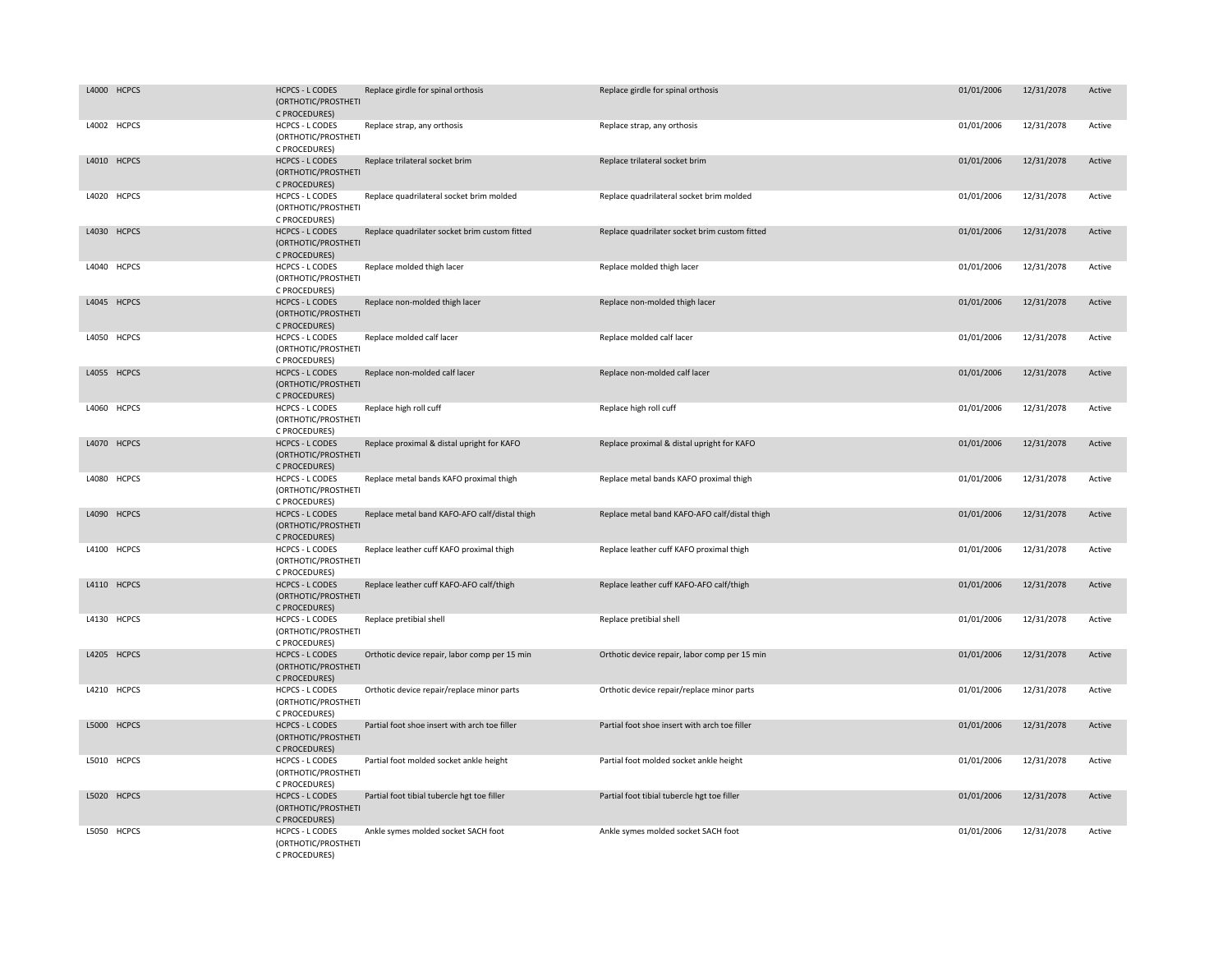| | | | | | | | |
|---|---|---|---|---|---|---|---|
| L4000 | HCPCS | HCPCS - L CODES (ORTHOTIC/PROSTHETIC PROCEDURES) | Replace girdle for spinal orthosis | Replace girdle for spinal orthosis | 01/01/2006 | 12/31/2078 | Active |
| L4002 | HCPCS | HCPCS - L CODES (ORTHOTIC/PROSTHETIC PROCEDURES) | Replace strap, any orthosis | Replace strap, any orthosis | 01/01/2006 | 12/31/2078 | Active |
| L4010 | HCPCS | HCPCS - L CODES (ORTHOTIC/PROSTHETIC PROCEDURES) | Replace trilateral socket brim | Replace trilateral socket brim | 01/01/2006 | 12/31/2078 | Active |
| L4020 | HCPCS | HCPCS - L CODES (ORTHOTIC/PROSTHETIC PROCEDURES) | Replace quadrilateral socket brim molded | Replace quadrilateral socket brim molded | 01/01/2006 | 12/31/2078 | Active |
| L4030 | HCPCS | HCPCS - L CODES (ORTHOTIC/PROSTHETIC PROCEDURES) | Replace quadrilater socket brim custom fitted | Replace quadrilater socket brim custom fitted | 01/01/2006 | 12/31/2078 | Active |
| L4040 | HCPCS | HCPCS - L CODES (ORTHOTIC/PROSTHETIC PROCEDURES) | Replace molded thigh lacer | Replace molded thigh lacer | 01/01/2006 | 12/31/2078 | Active |
| L4045 | HCPCS | HCPCS - L CODES (ORTHOTIC/PROSTHETIC PROCEDURES) | Replace non-molded thigh lacer | Replace non-molded thigh lacer | 01/01/2006 | 12/31/2078 | Active |
| L4050 | HCPCS | HCPCS - L CODES (ORTHOTIC/PROSTHETIC PROCEDURES) | Replace molded calf lacer | Replace molded calf lacer | 01/01/2006 | 12/31/2078 | Active |
| L4055 | HCPCS | HCPCS - L CODES (ORTHOTIC/PROSTHETIC PROCEDURES) | Replace non-molded calf lacer | Replace non-molded calf lacer | 01/01/2006 | 12/31/2078 | Active |
| L4060 | HCPCS | HCPCS - L CODES (ORTHOTIC/PROSTHETIC PROCEDURES) | Replace high roll cuff | Replace high roll cuff | 01/01/2006 | 12/31/2078 | Active |
| L4070 | HCPCS | HCPCS - L CODES (ORTHOTIC/PROSTHETIC PROCEDURES) | Replace proximal & distal upright for KAFO | Replace proximal & distal upright for KAFO | 01/01/2006 | 12/31/2078 | Active |
| L4080 | HCPCS | HCPCS - L CODES (ORTHOTIC/PROSTHETIC PROCEDURES) | Replace metal bands KAFO proximal thigh | Replace metal bands KAFO proximal thigh | 01/01/2006 | 12/31/2078 | Active |
| L4090 | HCPCS | HCPCS - L CODES (ORTHOTIC/PROSTHETIC PROCEDURES) | Replace metal band KAFO-AFO calf/distal thigh | Replace metal band KAFO-AFO calf/distal thigh | 01/01/2006 | 12/31/2078 | Active |
| L4100 | HCPCS | HCPCS - L CODES (ORTHOTIC/PROSTHETIC PROCEDURES) | Replace leather cuff KAFO proximal thigh | Replace leather cuff KAFO proximal thigh | 01/01/2006 | 12/31/2078 | Active |
| L4110 | HCPCS | HCPCS - L CODES (ORTHOTIC/PROSTHETIC PROCEDURES) | Replace leather cuff KAFO-AFO calf/thigh | Replace leather cuff KAFO-AFO calf/thigh | 01/01/2006 | 12/31/2078 | Active |
| L4130 | HCPCS | HCPCS - L CODES (ORTHOTIC/PROSTHETIC PROCEDURES) | Replace pretibial shell | Replace pretibial shell | 01/01/2006 | 12/31/2078 | Active |
| L4205 | HCPCS | HCPCS - L CODES (ORTHOTIC/PROSTHETIC PROCEDURES) | Orthotic device repair, labor comp per 15 min | Orthotic device repair, labor comp per 15 min | 01/01/2006 | 12/31/2078 | Active |
| L4210 | HCPCS | HCPCS - L CODES (ORTHOTIC/PROSTHETIC PROCEDURES) | Orthotic device repair/replace minor parts | Orthotic device repair/replace minor parts | 01/01/2006 | 12/31/2078 | Active |
| L5000 | HCPCS | HCPCS - L CODES (ORTHOTIC/PROSTHETIC PROCEDURES) | Partial foot shoe insert with arch toe filler | Partial foot shoe insert with arch toe filler | 01/01/2006 | 12/31/2078 | Active |
| L5010 | HCPCS | HCPCS - L CODES (ORTHOTIC/PROSTHETIC PROCEDURES) | Partial foot molded socket ankle height | Partial foot molded socket ankle height | 01/01/2006 | 12/31/2078 | Active |
| L5020 | HCPCS | HCPCS - L CODES (ORTHOTIC/PROSTHETIC PROCEDURES) | Partial foot tibial tubercle hgt toe filler | Partial foot tibial tubercle hgt toe filler | 01/01/2006 | 12/31/2078 | Active |
| L5050 | HCPCS | HCPCS - L CODES (ORTHOTIC/PROSTHETIC PROCEDURES) | Ankle symes molded socket SACH foot | Ankle symes molded socket SACH foot | 01/01/2006 | 12/31/2078 | Active |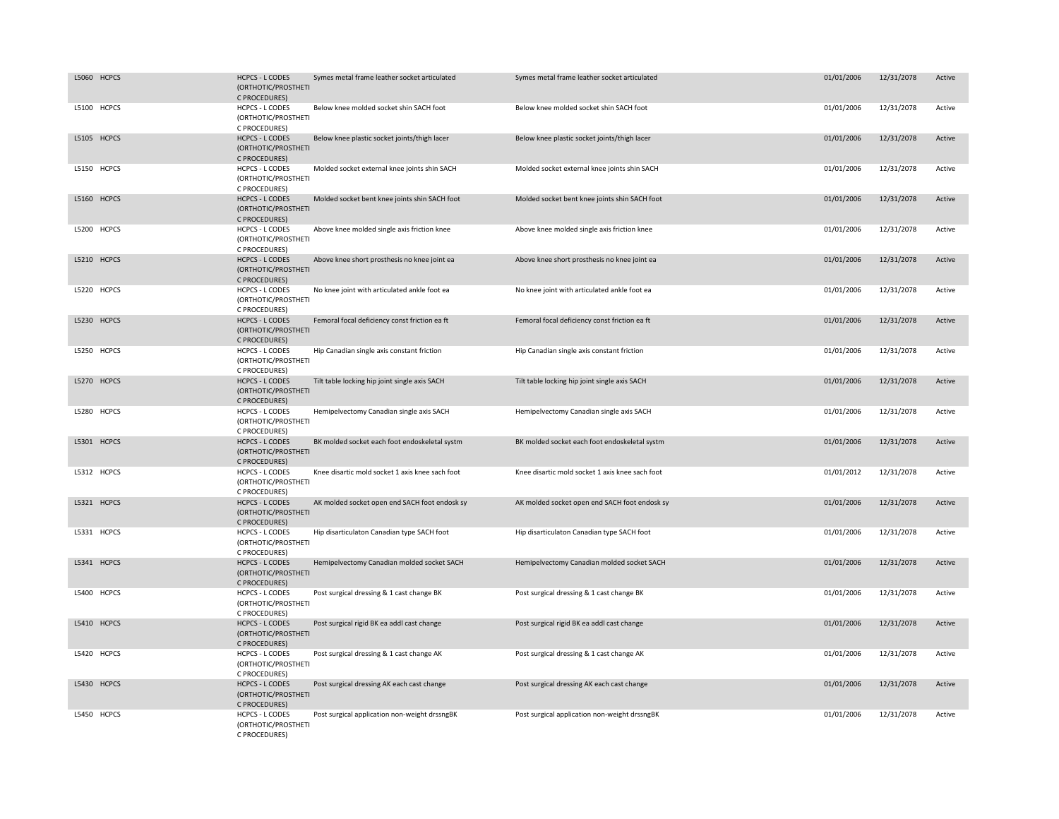| | | | | | | | |
|---|---|---|---|---|---|---|---|
| L5060 | HCPCS | HCPCS - L CODES (ORTHOTIC/PROSTHETIC PROCEDURES) | Symes metal frame leather socket articulated | Symes metal frame leather socket articulated | 01/01/2006 | 12/31/2078 | Active |
| L5100 | HCPCS | HCPCS - L CODES (ORTHOTIC/PROSTHETIC PROCEDURES) | Below knee molded socket shin SACH foot | Below knee molded socket shin SACH foot | 01/01/2006 | 12/31/2078 | Active |
| L5105 | HCPCS | HCPCS - L CODES (ORTHOTIC/PROSTHETIC PROCEDURES) | Below knee plastic socket joints/thigh lacer | Below knee plastic socket joints/thigh lacer | 01/01/2006 | 12/31/2078 | Active |
| L5150 | HCPCS | HCPCS - L CODES (ORTHOTIC/PROSTHETIC PROCEDURES) | Molded socket external knee joints shin SACH | Molded socket external knee joints shin SACH | 01/01/2006 | 12/31/2078 | Active |
| L5160 | HCPCS | HCPCS - L CODES (ORTHOTIC/PROSTHETIC PROCEDURES) | Molded socket bent knee joints shin SACH foot | Molded socket bent knee joints shin SACH foot | 01/01/2006 | 12/31/2078 | Active |
| L5200 | HCPCS | HCPCS - L CODES (ORTHOTIC/PROSTHETIC PROCEDURES) | Above knee molded single axis friction knee | Above knee molded single axis friction knee | 01/01/2006 | 12/31/2078 | Active |
| L5210 | HCPCS | HCPCS - L CODES (ORTHOTIC/PROSTHETIC PROCEDURES) | Above knee short prosthesis no knee joint ea | Above knee short prosthesis no knee joint ea | 01/01/2006 | 12/31/2078 | Active |
| L5220 | HCPCS | HCPCS - L CODES (ORTHOTIC/PROSTHETIC PROCEDURES) | No knee joint with articulated ankle foot ea | No knee joint with articulated ankle foot ea | 01/01/2006 | 12/31/2078 | Active |
| L5230 | HCPCS | HCPCS - L CODES (ORTHOTIC/PROSTHETIC PROCEDURES) | Femoral focal deficiency const friction ea ft | Femoral focal deficiency const friction ea ft | 01/01/2006 | 12/31/2078 | Active |
| L5250 | HCPCS | HCPCS - L CODES (ORTHOTIC/PROSTHETIC PROCEDURES) | Hip Canadian single axis constant friction | Hip Canadian single axis constant friction | 01/01/2006 | 12/31/2078 | Active |
| L5270 | HCPCS | HCPCS - L CODES (ORTHOTIC/PROSTHETIC PROCEDURES) | Tilt table locking hip joint single axis SACH | Tilt table locking hip joint single axis SACH | 01/01/2006 | 12/31/2078 | Active |
| L5280 | HCPCS | HCPCS - L CODES (ORTHOTIC/PROSTHETIC PROCEDURES) | Hemipelvectomy Canadian single axis SACH | Hemipelvectomy Canadian single axis SACH | 01/01/2006 | 12/31/2078 | Active |
| L5301 | HCPCS | HCPCS - L CODES (ORTHOTIC/PROSTHETIC PROCEDURES) | BK molded socket each foot endoskeletal systm | BK molded socket each foot endoskeletal systm | 01/01/2006 | 12/31/2078 | Active |
| L5312 | HCPCS | HCPCS - L CODES (ORTHOTIC/PROSTHETIC PROCEDURES) | Knee disartic mold socket 1 axis knee sach foot | Knee disartic mold socket 1 axis knee sach foot | 01/01/2012 | 12/31/2078 | Active |
| L5321 | HCPCS | HCPCS - L CODES (ORTHOTIC/PROSTHETIC PROCEDURES) | AK molded socket open end SACH foot endosk sy | AK molded socket open end SACH foot endosk sy | 01/01/2006 | 12/31/2078 | Active |
| L5331 | HCPCS | HCPCS - L CODES (ORTHOTIC/PROSTHETIC PROCEDURES) | Hip disarticulaton Canadian type SACH foot | Hip disarticulaton Canadian type SACH foot | 01/01/2006 | 12/31/2078 | Active |
| L5341 | HCPCS | HCPCS - L CODES (ORTHOTIC/PROSTHETIC PROCEDURES) | Hemipelvectomy Canadian molded socket SACH | Hemipelvectomy Canadian molded socket SACH | 01/01/2006 | 12/31/2078 | Active |
| L5400 | HCPCS | HCPCS - L CODES (ORTHOTIC/PROSTHETIC PROCEDURES) | Post surgical dressing & 1 cast change BK | Post surgical dressing & 1 cast change BK | 01/01/2006 | 12/31/2078 | Active |
| L5410 | HCPCS | HCPCS - L CODES (ORTHOTIC/PROSTHETIC PROCEDURES) | Post surgical rigid BK ea addl cast change | Post surgical rigid BK ea addl cast change | 01/01/2006 | 12/31/2078 | Active |
| L5420 | HCPCS | HCPCS - L CODES (ORTHOTIC/PROSTHETIC PROCEDURES) | Post surgical dressing & 1 cast change AK | Post surgical dressing & 1 cast change AK | 01/01/2006 | 12/31/2078 | Active |
| L5430 | HCPCS | HCPCS - L CODES (ORTHOTIC/PROSTHETIC PROCEDURES) | Post surgical dressing AK each cast change | Post surgical dressing AK each cast change | 01/01/2006 | 12/31/2078 | Active |
| L5450 | HCPCS | HCPCS - L CODES (ORTHOTIC/PROSTHETIC PROCEDURES) | Post surgical application non-weight drssngBK | Post surgical application non-weight drssngBK | 01/01/2006 | 12/31/2078 | Active |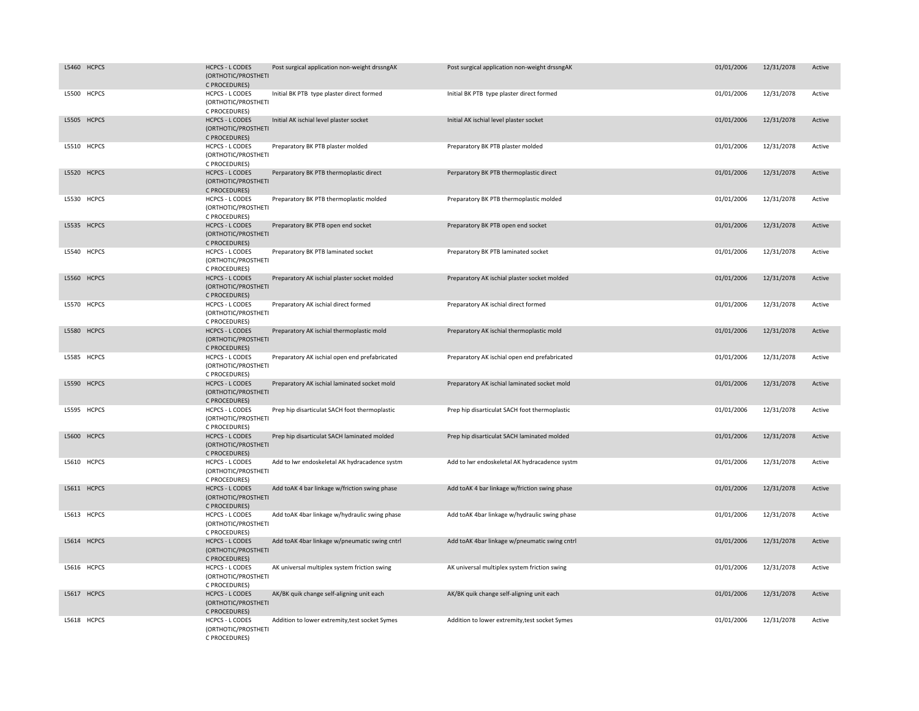| L5460 | HCPCS | HCPCS - L CODES (ORTHOTIC/PROSTHETIC PROCEDURES) | Post surgical application non-weight drssngAK | Post surgical application non-weight drssngAK | 01/01/2006 | 12/31/2078 | Active |
|---|---|---|---|---|---|---|---|
| L5500 | HCPCS | HCPCS - L CODES (ORTHOTIC/PROSTHETIC PROCEDURES) | Initial BK PTB type plaster direct formed | Initial BK PTB type plaster direct formed | 01/01/2006 | 12/31/2078 | Active |
| L5505 | HCPCS | HCPCS - L CODES (ORTHOTIC/PROSTHETIC PROCEDURES) | Initial AK ischial level plaster socket | Initial AK ischial level plaster socket | 01/01/2006 | 12/31/2078 | Active |
| L5510 | HCPCS | HCPCS - L CODES (ORTHOTIC/PROSTHETIC PROCEDURES) | Preparatory BK PTB plaster molded | Preparatory BK PTB plaster molded | 01/01/2006 | 12/31/2078 | Active |
| L5520 | HCPCS | HCPCS - L CODES (ORTHOTIC/PROSTHETIC PROCEDURES) | Perparatory BK PTB thermoplastic direct | Perparatory BK PTB thermoplastic direct | 01/01/2006 | 12/31/2078 | Active |
| L5530 | HCPCS | HCPCS - L CODES (ORTHOTIC/PROSTHETIC PROCEDURES) | Preparatory BK PTB thermoplastic molded | Preparatory BK PTB thermoplastic molded | 01/01/2006 | 12/31/2078 | Active |
| L5535 | HCPCS | HCPCS - L CODES (ORTHOTIC/PROSTHETIC PROCEDURES) | Preparatory BK PTB open end socket | Preparatory BK PTB open end socket | 01/01/2006 | 12/31/2078 | Active |
| L5540 | HCPCS | HCPCS - L CODES (ORTHOTIC/PROSTHETIC PROCEDURES) | Preparatory BK PTB laminated socket | Preparatory BK PTB laminated socket | 01/01/2006 | 12/31/2078 | Active |
| L5560 | HCPCS | HCPCS - L CODES (ORTHOTIC/PROSTHETIC PROCEDURES) | Preparatory AK ischial plaster socket molded | Preparatory AK ischial plaster socket molded | 01/01/2006 | 12/31/2078 | Active |
| L5570 | HCPCS | HCPCS - L CODES (ORTHOTIC/PROSTHETIC PROCEDURES) | Preparatory AK ischial direct formed | Preparatory AK ischial direct formed | 01/01/2006 | 12/31/2078 | Active |
| L5580 | HCPCS | HCPCS - L CODES (ORTHOTIC/PROSTHETIC PROCEDURES) | Preparatory AK ischial thermoplastic mold | Preparatory AK ischial thermoplastic mold | 01/01/2006 | 12/31/2078 | Active |
| L5585 | HCPCS | HCPCS - L CODES (ORTHOTIC/PROSTHETIC PROCEDURES) | Preparatory AK ischial open end prefabricated | Preparatory AK ischial open end prefabricated | 01/01/2006 | 12/31/2078 | Active |
| L5590 | HCPCS | HCPCS - L CODES (ORTHOTIC/PROSTHETIC PROCEDURES) | Preparatory AK ischial laminated socket mold | Preparatory AK ischial laminated socket mold | 01/01/2006 | 12/31/2078 | Active |
| L5595 | HCPCS | HCPCS - L CODES (ORTHOTIC/PROSTHETIC PROCEDURES) | Prep hip disarticulat SACH foot thermoplastic | Prep hip disarticulat SACH foot thermoplastic | 01/01/2006 | 12/31/2078 | Active |
| L5600 | HCPCS | HCPCS - L CODES (ORTHOTIC/PROSTHETIC PROCEDURES) | Prep hip disarticulat SACH laminated molded | Prep hip disarticulat SACH laminated molded | 01/01/2006 | 12/31/2078 | Active |
| L5610 | HCPCS | HCPCS - L CODES (ORTHOTIC/PROSTHETIC PROCEDURES) | Add to lwr endoskeletal AK hydracadence systm | Add to lwr endoskeletal AK hydracadence systm | 01/01/2006 | 12/31/2078 | Active |
| L5611 | HCPCS | HCPCS - L CODES (ORTHOTIC/PROSTHETIC PROCEDURES) | Add toAK 4 bar linkage w/friction swing phase | Add toAK 4 bar linkage w/friction swing phase | 01/01/2006 | 12/31/2078 | Active |
| L5613 | HCPCS | HCPCS - L CODES (ORTHOTIC/PROSTHETIC PROCEDURES) | Add toAK 4bar linkage w/hydraulic swing phase | Add toAK 4bar linkage w/hydraulic swing phase | 01/01/2006 | 12/31/2078 | Active |
| L5614 | HCPCS | HCPCS - L CODES (ORTHOTIC/PROSTHETIC PROCEDURES) | Add toAK 4bar linkage w/pneumatic swing cntrl | Add toAK 4bar linkage w/pneumatic swing cntrl | 01/01/2006 | 12/31/2078 | Active |
| L5616 | HCPCS | HCPCS - L CODES (ORTHOTIC/PROSTHETIC PROCEDURES) | AK universal multiplex system friction swing | AK universal multiplex system friction swing | 01/01/2006 | 12/31/2078 | Active |
| L5617 | HCPCS | HCPCS - L CODES (ORTHOTIC/PROSTHETIC PROCEDURES) | AK/BK quik change self-aligning unit each | AK/BK quik change self-aligning unit each | 01/01/2006 | 12/31/2078 | Active |
| L5618 | HCPCS | HCPCS - L CODES (ORTHOTIC/PROSTHETIC PROCEDURES) | Addition to lower extremity,test socket Symes | Addition to lower extremity,test socket Symes | 01/01/2006 | 12/31/2078 | Active |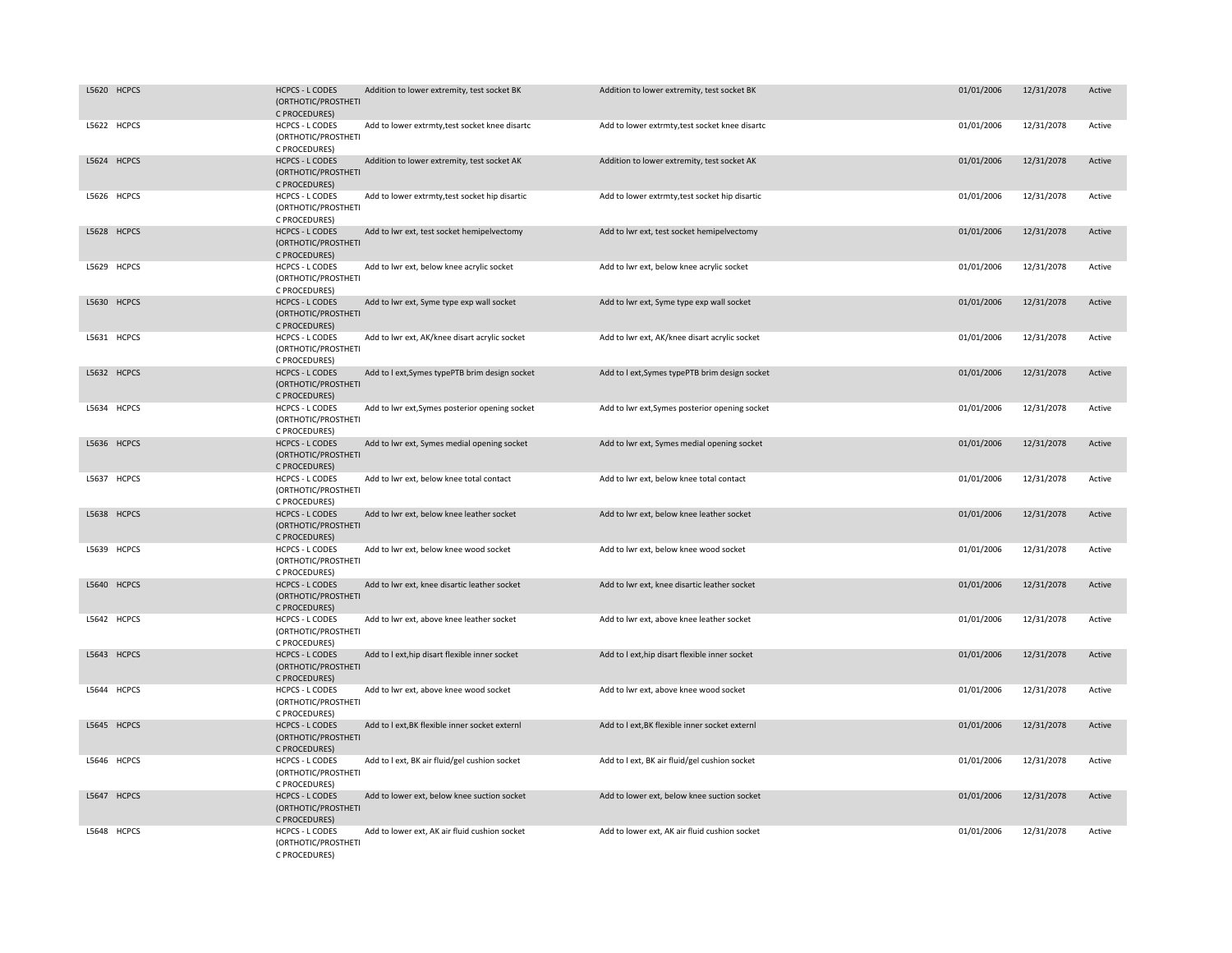| | | | | | | | |
|---|---|---|---|---|---|---|---|
| L5620 | HCPCS | HCPCS - L CODES (ORTHOTIC/PROSTHETIC PROCEDURES) | Addition to lower extremity, test socket BK | Addition to lower extremity, test socket BK | 01/01/2006 | 12/31/2078 | Active |
| L5622 | HCPCS | HCPCS - L CODES (ORTHOTIC/PROSTHETIC PROCEDURES) | Add to lower extrmty,test socket knee disartc | Add to lower extrmty,test socket knee disartc | 01/01/2006 | 12/31/2078 | Active |
| L5624 | HCPCS | HCPCS - L CODES (ORTHOTIC/PROSTHETIC PROCEDURES) | Addition to lower extremity, test socket AK | Addition to lower extremity, test socket AK | 01/01/2006 | 12/31/2078 | Active |
| L5626 | HCPCS | HCPCS - L CODES (ORTHOTIC/PROSTHETIC PROCEDURES) | Add to lower extrmty,test socket hip disartic | Add to lower extrmty,test socket hip disartic | 01/01/2006 | 12/31/2078 | Active |
| L5628 | HCPCS | HCPCS - L CODES (ORTHOTIC/PROSTHETIC PROCEDURES) | Add to lwr ext, test socket hemipelvectomy | Add to lwr ext, test socket hemipelvectomy | 01/01/2006 | 12/31/2078 | Active |
| L5629 | HCPCS | HCPCS - L CODES (ORTHOTIC/PROSTHETIC PROCEDURES) | Add to lwr ext, below knee acrylic socket | Add to lwr ext, below knee acrylic socket | 01/01/2006 | 12/31/2078 | Active |
| L5630 | HCPCS | HCPCS - L CODES (ORTHOTIC/PROSTHETIC PROCEDURES) | Add to lwr ext, Syme type exp wall socket | Add to lwr ext, Syme type exp wall socket | 01/01/2006 | 12/31/2078 | Active |
| L5631 | HCPCS | HCPCS - L CODES (ORTHOTIC/PROSTHETIC PROCEDURES) | Add to lwr ext, AK/knee disart acrylic socket | Add to lwr ext, AK/knee disart acrylic socket | 01/01/2006 | 12/31/2078 | Active |
| L5632 | HCPCS | HCPCS - L CODES (ORTHOTIC/PROSTHETIC PROCEDURES) | Add to l ext,Symes typePTB brim design socket | Add to l ext,Symes typePTB brim design socket | 01/01/2006 | 12/31/2078 | Active |
| L5634 | HCPCS | HCPCS - L CODES (ORTHOTIC/PROSTHETIC PROCEDURES) | Add to lwr ext,Symes posterior opening socket | Add to lwr ext,Symes posterior opening socket | 01/01/2006 | 12/31/2078 | Active |
| L5636 | HCPCS | HCPCS - L CODES (ORTHOTIC/PROSTHETIC PROCEDURES) | Add to lwr ext, Symes medial opening socket | Add to lwr ext, Symes medial opening socket | 01/01/2006 | 12/31/2078 | Active |
| L5637 | HCPCS | HCPCS - L CODES (ORTHOTIC/PROSTHETIC PROCEDURES) | Add to lwr ext, below knee total contact | Add to lwr ext, below knee total contact | 01/01/2006 | 12/31/2078 | Active |
| L5638 | HCPCS | HCPCS - L CODES (ORTHOTIC/PROSTHETIC PROCEDURES) | Add to lwr ext, below knee leather socket | Add to lwr ext, below knee leather socket | 01/01/2006 | 12/31/2078 | Active |
| L5639 | HCPCS | HCPCS - L CODES (ORTHOTIC/PROSTHETIC PROCEDURES) | Add to lwr ext, below knee wood socket | Add to lwr ext, below knee wood socket | 01/01/2006 | 12/31/2078 | Active |
| L5640 | HCPCS | HCPCS - L CODES (ORTHOTIC/PROSTHETIC PROCEDURES) | Add to lwr ext, knee disartic leather socket | Add to lwr ext, knee disartic leather socket | 01/01/2006 | 12/31/2078 | Active |
| L5642 | HCPCS | HCPCS - L CODES (ORTHOTIC/PROSTHETIC PROCEDURES) | Add to lwr ext, above knee leather socket | Add to lwr ext, above knee leather socket | 01/01/2006 | 12/31/2078 | Active |
| L5643 | HCPCS | HCPCS - L CODES (ORTHOTIC/PROSTHETIC PROCEDURES) | Add to l ext,hip disart flexible inner socket | Add to l ext,hip disart flexible inner socket | 01/01/2006 | 12/31/2078 | Active |
| L5644 | HCPCS | HCPCS - L CODES (ORTHOTIC/PROSTHETIC PROCEDURES) | Add to lwr ext, above knee wood socket | Add to lwr ext, above knee wood socket | 01/01/2006 | 12/31/2078 | Active |
| L5645 | HCPCS | HCPCS - L CODES (ORTHOTIC/PROSTHETIC PROCEDURES) | Add to l ext,BK flexible inner socket externl | Add to l ext,BK flexible inner socket externl | 01/01/2006 | 12/31/2078 | Active |
| L5646 | HCPCS | HCPCS - L CODES (ORTHOTIC/PROSTHETIC PROCEDURES) | Add to l ext, BK air fluid/gel cushion socket | Add to l ext, BK air fluid/gel cushion socket | 01/01/2006 | 12/31/2078 | Active |
| L5647 | HCPCS | HCPCS - L CODES (ORTHOTIC/PROSTHETIC PROCEDURES) | Add to lower ext, below knee suction socket | Add to lower ext, below knee suction socket | 01/01/2006 | 12/31/2078 | Active |
| L5648 | HCPCS | HCPCS - L CODES (ORTHOTIC/PROSTHETIC PROCEDURES) | Add to lower ext, AK air fluid cushion socket | Add to lower ext, AK air fluid cushion socket | 01/01/2006 | 12/31/2078 | Active |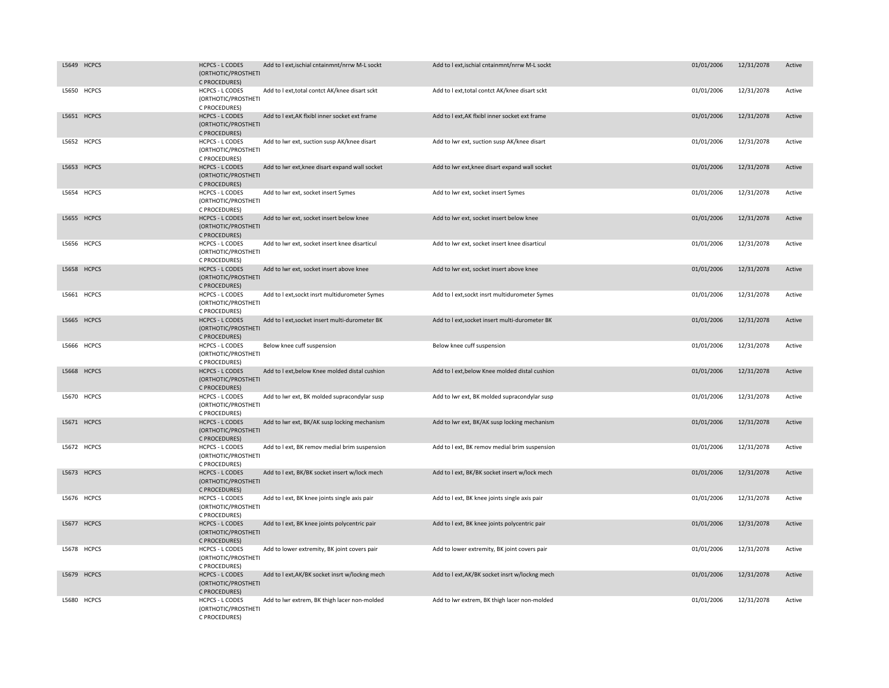| | | | | | | | |
|---|---|---|---|---|---|---|---|
| L5649 | HCPCS | HCPCS - L CODES (ORTHOTIC/PROSTHETIC PROCEDURES) | Add to l ext,ischial cntainmnt/nrrw M-L sockt | Add to l ext,ischial cntainmnt/nrrw M-L sockt | 01/01/2006 | 12/31/2078 | Active |
| L5650 | HCPCS | HCPCS - L CODES (ORTHOTIC/PROSTHETIC PROCEDURES) | Add to l ext,total contct AK/knee disart sckt | Add to l ext,total contct AK/knee disart sckt | 01/01/2006 | 12/31/2078 | Active |
| L5651 | HCPCS | HCPCS - L CODES (ORTHOTIC/PROSTHETIC PROCEDURES) | Add to l ext,AK flxibl inner socket ext frame | Add to l ext,AK flxibl inner socket ext frame | 01/01/2006 | 12/31/2078 | Active |
| L5652 | HCPCS | HCPCS - L CODES (ORTHOTIC/PROSTHETIC PROCEDURES) | Add to lwr ext, suction susp AK/knee disart | Add to lwr ext, suction susp AK/knee disart | 01/01/2006 | 12/31/2078 | Active |
| L5653 | HCPCS | HCPCS - L CODES (ORTHOTIC/PROSTHETIC PROCEDURES) | Add to lwr ext,knee disart expand wall socket | Add to lwr ext,knee disart expand wall socket | 01/01/2006 | 12/31/2078 | Active |
| L5654 | HCPCS | HCPCS - L CODES (ORTHOTIC/PROSTHETIC PROCEDURES) | Add to lwr ext, socket insert Symes | Add to lwr ext, socket insert Symes | 01/01/2006 | 12/31/2078 | Active |
| L5655 | HCPCS | HCPCS - L CODES (ORTHOTIC/PROSTHETIC PROCEDURES) | Add to lwr ext, socket insert below knee | Add to lwr ext, socket insert below knee | 01/01/2006 | 12/31/2078 | Active |
| L5656 | HCPCS | HCPCS - L CODES (ORTHOTIC/PROSTHETIC PROCEDURES) | Add to lwr ext, socket insert knee disarticul | Add to lwr ext, socket insert knee disarticul | 01/01/2006 | 12/31/2078 | Active |
| L5658 | HCPCS | HCPCS - L CODES (ORTHOTIC/PROSTHETIC PROCEDURES) | Add to lwr ext, socket insert above knee | Add to lwr ext, socket insert above knee | 01/01/2006 | 12/31/2078 | Active |
| L5661 | HCPCS | HCPCS - L CODES (ORTHOTIC/PROSTHETIC PROCEDURES) | Add to l ext,sockt insrt multidurometer Symes | Add to l ext,sockt insrt multidurometer Symes | 01/01/2006 | 12/31/2078 | Active |
| L5665 | HCPCS | HCPCS - L CODES (ORTHOTIC/PROSTHETIC PROCEDURES) | Add to l ext,socket insert multi-durometer BK | Add to l ext,socket insert multi-durometer BK | 01/01/2006 | 12/31/2078 | Active |
| L5666 | HCPCS | HCPCS - L CODES (ORTHOTIC/PROSTHETIC PROCEDURES) | Below knee cuff suspension | Below knee cuff suspension | 01/01/2006 | 12/31/2078 | Active |
| L5668 | HCPCS | HCPCS - L CODES (ORTHOTIC/PROSTHETIC PROCEDURES) | Add to l ext,below Knee molded distal cushion | Add to l ext,below Knee molded distal cushion | 01/01/2006 | 12/31/2078 | Active |
| L5670 | HCPCS | HCPCS - L CODES (ORTHOTIC/PROSTHETIC PROCEDURES) | Add to lwr ext, BK molded supracondylar susp | Add to lwr ext, BK molded supracondylar susp | 01/01/2006 | 12/31/2078 | Active |
| L5671 | HCPCS | HCPCS - L CODES (ORTHOTIC/PROSTHETIC PROCEDURES) | Add to lwr ext, BK/AK susp locking mechanism | Add to lwr ext, BK/AK susp locking mechanism | 01/01/2006 | 12/31/2078 | Active |
| L5672 | HCPCS | HCPCS - L CODES (ORTHOTIC/PROSTHETIC PROCEDURES) | Add to l ext, BK remov medial brim suspension | Add to l ext, BK remov medial brim suspension | 01/01/2006 | 12/31/2078 | Active |
| L5673 | HCPCS | HCPCS - L CODES (ORTHOTIC/PROSTHETIC PROCEDURES) | Add to l ext, BK/BK socket insert w/lock mech | Add to l ext, BK/BK socket insert w/lock mech | 01/01/2006 | 12/31/2078 | Active |
| L5676 | HCPCS | HCPCS - L CODES (ORTHOTIC/PROSTHETIC PROCEDURES) | Add to l ext, BK knee joints single axis pair | Add to l ext, BK knee joints single axis pair | 01/01/2006 | 12/31/2078 | Active |
| L5677 | HCPCS | HCPCS - L CODES (ORTHOTIC/PROSTHETIC PROCEDURES) | Add to l ext, BK knee joints polycentric pair | Add to l ext, BK knee joints polycentric pair | 01/01/2006 | 12/31/2078 | Active |
| L5678 | HCPCS | HCPCS - L CODES (ORTHOTIC/PROSTHETIC PROCEDURES) | Add to lower extremity, BK joint covers pair | Add to lower extremity, BK joint covers pair | 01/01/2006 | 12/31/2078 | Active |
| L5679 | HCPCS | HCPCS - L CODES (ORTHOTIC/PROSTHETIC PROCEDURES) | Add to l ext,AK/BK socket insrt w/lockng mech | Add to l ext,AK/BK socket insrt w/lockng mech | 01/01/2006 | 12/31/2078 | Active |
| L5680 | HCPCS | HCPCS - L CODES (ORTHOTIC/PROSTHETIC PROCEDURES) | Add to lwr extrem, BK thigh lacer non-molded | Add to lwr extrem, BK thigh lacer non-molded | 01/01/2006 | 12/31/2078 | Active |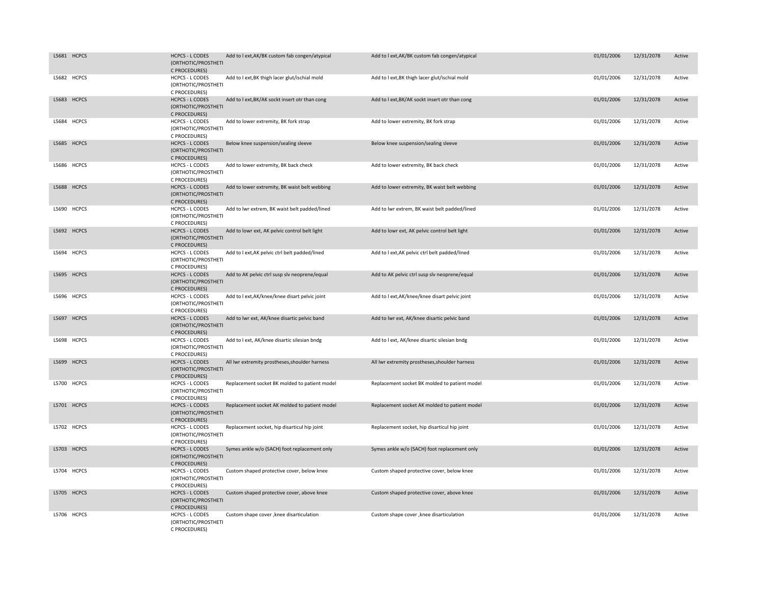| | | | | | | | |
|---|---|---|---|---|---|---|---|
| L5681 | HCPCS | HCPCS - L CODES (ORTHOTIC/PROSTHETIC PROCEDURES) | Add to l ext,AK/BK custom fab congen/atypical | Add to l ext,AK/BK custom fab congen/atypical | 01/01/2006 | 12/31/2078 | Active |
| L5682 | HCPCS | HCPCS - L CODES (ORTHOTIC/PROSTHETIC PROCEDURES) | Add to l ext,BK thigh lacer glut/ischial mold | Add to l ext,BK thigh lacer glut/ischial mold | 01/01/2006 | 12/31/2078 | Active |
| L5683 | HCPCS | HCPCS - L CODES (ORTHOTIC/PROSTHETIC PROCEDURES) | Add to l ext,BK/AK sockt insert otr than cong | Add to l ext,BK/AK sockt insert otr than cong | 01/01/2006 | 12/31/2078 | Active |
| L5684 | HCPCS | HCPCS - L CODES (ORTHOTIC/PROSTHETIC PROCEDURES) | Add to lower extremity, BK fork strap | Add to lower extremity, BK fork strap | 01/01/2006 | 12/31/2078 | Active |
| L5685 | HCPCS | HCPCS - L CODES (ORTHOTIC/PROSTHETIC PROCEDURES) | Below knee suspension/sealing sleeve | Below knee suspension/sealing sleeve | 01/01/2006 | 12/31/2078 | Active |
| L5686 | HCPCS | HCPCS - L CODES (ORTHOTIC/PROSTHETIC PROCEDURES) | Add to lower extremity, BK back check | Add to lower extremity, BK back check | 01/01/2006 | 12/31/2078 | Active |
| L5688 | HCPCS | HCPCS - L CODES (ORTHOTIC/PROSTHETIC PROCEDURES) | Add to lower extremity, BK waist belt webbing | Add to lower extremity, BK waist belt webbing | 01/01/2006 | 12/31/2078 | Active |
| L5690 | HCPCS | HCPCS - L CODES (ORTHOTIC/PROSTHETIC PROCEDURES) | Add to lwr extrem, BK waist belt padded/lined | Add to lwr extrem, BK waist belt padded/lined | 01/01/2006 | 12/31/2078 | Active |
| L5692 | HCPCS | HCPCS - L CODES (ORTHOTIC/PROSTHETIC PROCEDURES) | Add to lowr ext, AK pelvic control belt light | Add to lowr ext, AK pelvic control belt light | 01/01/2006 | 12/31/2078 | Active |
| L5694 | HCPCS | HCPCS - L CODES (ORTHOTIC/PROSTHETIC PROCEDURES) | Add to l ext,AK pelvic ctrl belt padded/lined | Add to l ext,AK pelvic ctrl belt padded/lined | 01/01/2006 | 12/31/2078 | Active |
| L5695 | HCPCS | HCPCS - L CODES (ORTHOTIC/PROSTHETIC PROCEDURES) | Add to AK pelvic ctrl susp slv neoprene/equal | Add to AK pelvic ctrl susp slv neoprene/equal | 01/01/2006 | 12/31/2078 | Active |
| L5696 | HCPCS | HCPCS - L CODES (ORTHOTIC/PROSTHETIC PROCEDURES) | Add to l ext,AK/knee/knee disart pelvic joint | Add to l ext,AK/knee/knee disart pelvic joint | 01/01/2006 | 12/31/2078 | Active |
| L5697 | HCPCS | HCPCS - L CODES (ORTHOTIC/PROSTHETIC PROCEDURES) | Add to lwr ext, AK/knee disartic pelvic band | Add to lwr ext, AK/knee disartic pelvic band | 01/01/2006 | 12/31/2078 | Active |
| L5698 | HCPCS | HCPCS - L CODES (ORTHOTIC/PROSTHETIC PROCEDURES) | Add to l ext, AK/knee disartic silesian bndg | Add to l ext, AK/knee disartic silesian bndg | 01/01/2006 | 12/31/2078 | Active |
| L5699 | HCPCS | HCPCS - L CODES (ORTHOTIC/PROSTHETIC PROCEDURES) | All lwr extremity prostheses,shoulder harness | All lwr extremity prostheses,shoulder harness | 01/01/2006 | 12/31/2078 | Active |
| L5700 | HCPCS | HCPCS - L CODES (ORTHOTIC/PROSTHETIC PROCEDURES) | Replacement socket BK molded to patient model | Replacement socket BK molded to patient model | 01/01/2006 | 12/31/2078 | Active |
| L5701 | HCPCS | HCPCS - L CODES (ORTHOTIC/PROSTHETIC PROCEDURES) | Replacement socket AK molded to patient model | Replacement socket AK molded to patient model | 01/01/2006 | 12/31/2078 | Active |
| L5702 | HCPCS | HCPCS - L CODES (ORTHOTIC/PROSTHETIC PROCEDURES) | Replacement socket, hip disarticul hip joint | Replacement socket, hip disarticul hip joint | 01/01/2006 | 12/31/2078 | Active |
| L5703 | HCPCS | HCPCS - L CODES (ORTHOTIC/PROSTHETIC PROCEDURES) | Symes ankle w/o (SACH) foot replacement only | Symes ankle w/o (SACH) foot replacement only | 01/01/2006 | 12/31/2078 | Active |
| L5704 | HCPCS | HCPCS - L CODES (ORTHOTIC/PROSTHETIC PROCEDURES) | Custom shaped protective cover, below knee | Custom shaped protective cover, below knee | 01/01/2006 | 12/31/2078 | Active |
| L5705 | HCPCS | HCPCS - L CODES (ORTHOTIC/PROSTHETIC PROCEDURES) | Custom shaped protective cover, above knee | Custom shaped protective cover, above knee | 01/01/2006 | 12/31/2078 | Active |
| L5706 | HCPCS | HCPCS - L CODES (ORTHOTIC/PROSTHETIC PROCEDURES) | Custom shape cover ,knee disarticulation | Custom shape cover ,knee disarticulation | 01/01/2006 | 12/31/2078 | Active |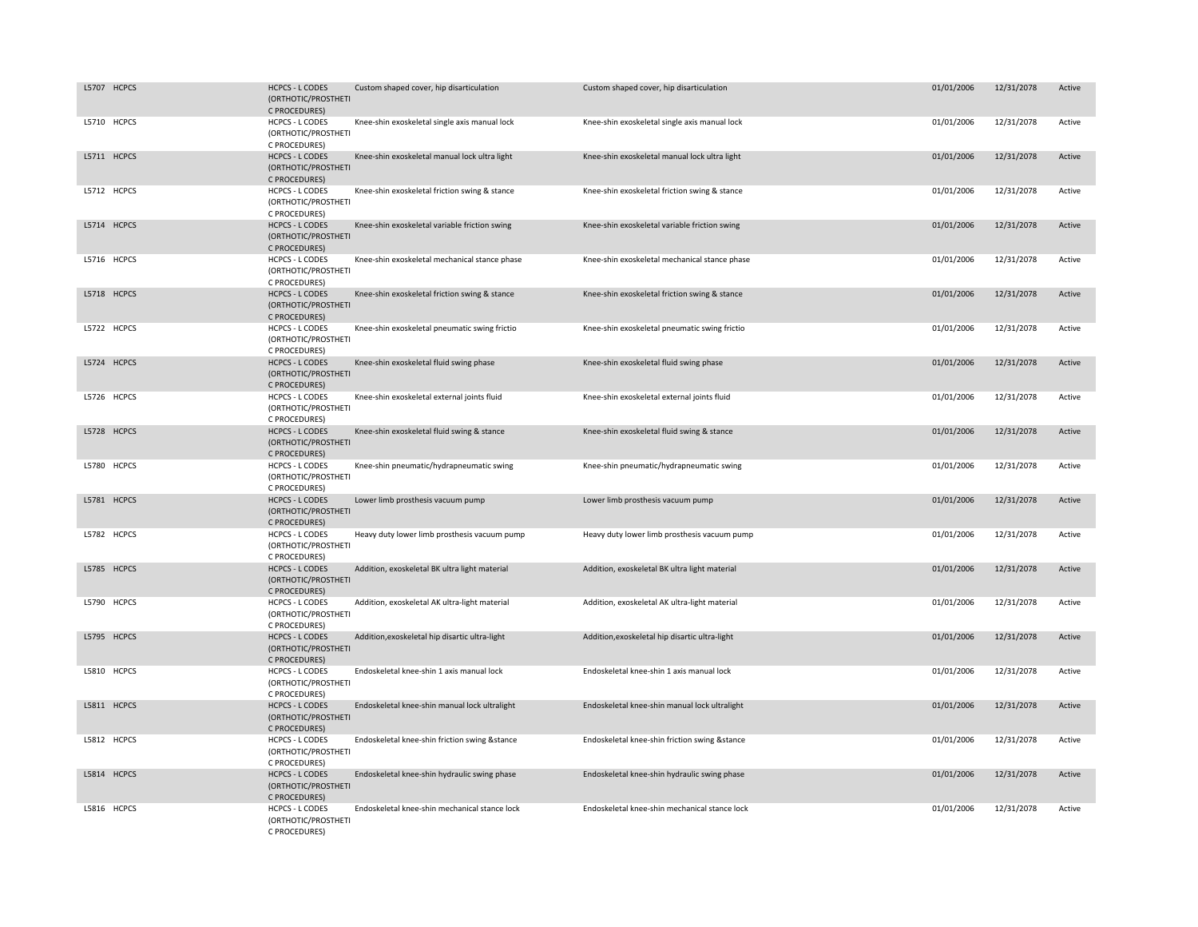| | | | | | | | |
|---|---|---|---|---|---|---|---|
| L5707 | HCPCS | HCPCS - L CODES (ORTHOTIC/PROSTHETIC PROCEDURES) | Custom shaped cover, hip disarticulation | Custom shaped cover, hip disarticulation | 01/01/2006 | 12/31/2078 | Active |
| L5710 | HCPCS | HCPCS - L CODES (ORTHOTIC/PROSTHETIC PROCEDURES) | Knee-shin exoskeletal single axis manual lock | Knee-shin exoskeletal single axis manual lock | 01/01/2006 | 12/31/2078 | Active |
| L5711 | HCPCS | HCPCS - L CODES (ORTHOTIC/PROSTHETIC PROCEDURES) | Knee-shin exoskeletal manual lock ultra light | Knee-shin exoskeletal manual lock ultra light | 01/01/2006 | 12/31/2078 | Active |
| L5712 | HCPCS | HCPCS - L CODES (ORTHOTIC/PROSTHETIC PROCEDURES) | Knee-shin exoskeletal friction swing & stance | Knee-shin exoskeletal friction swing & stance | 01/01/2006 | 12/31/2078 | Active |
| L5714 | HCPCS | HCPCS - L CODES (ORTHOTIC/PROSTHETIC PROCEDURES) | Knee-shin exoskeletal variable friction swing | Knee-shin exoskeletal variable friction swing | 01/01/2006 | 12/31/2078 | Active |
| L5716 | HCPCS | HCPCS - L CODES (ORTHOTIC/PROSTHETIC PROCEDURES) | Knee-shin exoskeletal mechanical stance phase | Knee-shin exoskeletal mechanical stance phase | 01/01/2006 | 12/31/2078 | Active |
| L5718 | HCPCS | HCPCS - L CODES (ORTHOTIC/PROSTHETIC PROCEDURES) | Knee-shin exoskeletal friction swing & stance | Knee-shin exoskeletal friction swing & stance | 01/01/2006 | 12/31/2078 | Active |
| L5722 | HCPCS | HCPCS - L CODES (ORTHOTIC/PROSTHETIC PROCEDURES) | Knee-shin exoskeletal pneumatic swing frictio | Knee-shin exoskeletal pneumatic swing frictio | 01/01/2006 | 12/31/2078 | Active |
| L5724 | HCPCS | HCPCS - L CODES (ORTHOTIC/PROSTHETIC PROCEDURES) | Knee-shin exoskeletal fluid swing phase | Knee-shin exoskeletal fluid swing phase | 01/01/2006 | 12/31/2078 | Active |
| L5726 | HCPCS | HCPCS - L CODES (ORTHOTIC/PROSTHETIC PROCEDURES) | Knee-shin exoskeletal external joints fluid | Knee-shin exoskeletal external joints fluid | 01/01/2006 | 12/31/2078 | Active |
| L5728 | HCPCS | HCPCS - L CODES (ORTHOTIC/PROSTHETIC PROCEDURES) | Knee-shin exoskeletal fluid swing & stance | Knee-shin exoskeletal fluid swing & stance | 01/01/2006 | 12/31/2078 | Active |
| L5780 | HCPCS | HCPCS - L CODES (ORTHOTIC/PROSTHETIC PROCEDURES) | Knee-shin pneumatic/hydrapneumatic swing | Knee-shin pneumatic/hydrapneumatic swing | 01/01/2006 | 12/31/2078 | Active |
| L5781 | HCPCS | HCPCS - L CODES (ORTHOTIC/PROSTHETIC PROCEDURES) | Lower limb prosthesis vacuum pump | Lower limb prosthesis vacuum pump | 01/01/2006 | 12/31/2078 | Active |
| L5782 | HCPCS | HCPCS - L CODES (ORTHOTIC/PROSTHETIC PROCEDURES) | Heavy duty lower limb prosthesis vacuum pump | Heavy duty lower limb prosthesis vacuum pump | 01/01/2006 | 12/31/2078 | Active |
| L5785 | HCPCS | HCPCS - L CODES (ORTHOTIC/PROSTHETIC PROCEDURES) | Addition, exoskeletal BK ultra light material | Addition, exoskeletal BK ultra light material | 01/01/2006 | 12/31/2078 | Active |
| L5790 | HCPCS | HCPCS - L CODES (ORTHOTIC/PROSTHETIC PROCEDURES) | Addition, exoskeletal AK ultra-light material | Addition, exoskeletal AK ultra-light material | 01/01/2006 | 12/31/2078 | Active |
| L5795 | HCPCS | HCPCS - L CODES (ORTHOTIC/PROSTHETIC PROCEDURES) | Addition,exoskeletal hip disartic ultra-light | Addition,exoskeletal hip disartic ultra-light | 01/01/2006 | 12/31/2078 | Active |
| L5810 | HCPCS | HCPCS - L CODES (ORTHOTIC/PROSTHETIC PROCEDURES) | Endoskeletal knee-shin 1 axis manual lock | Endoskeletal knee-shin 1 axis manual lock | 01/01/2006 | 12/31/2078 | Active |
| L5811 | HCPCS | HCPCS - L CODES (ORTHOTIC/PROSTHETIC PROCEDURES) | Endoskeletal knee-shin manual lock ultralight | Endoskeletal knee-shin manual lock ultralight | 01/01/2006 | 12/31/2078 | Active |
| L5812 | HCPCS | HCPCS - L CODES (ORTHOTIC/PROSTHETIC PROCEDURES) | Endoskeletal knee-shin friction swing &stance | Endoskeletal knee-shin friction swing &stance | 01/01/2006 | 12/31/2078 | Active |
| L5814 | HCPCS | HCPCS - L CODES (ORTHOTIC/PROSTHETIC PROCEDURES) | Endoskeletal knee-shin hydraulic swing phase | Endoskeletal knee-shin hydraulic swing phase | 01/01/2006 | 12/31/2078 | Active |
| L5816 | HCPCS | HCPCS - L CODES (ORTHOTIC/PROSTHETIC PROCEDURES) | Endoskeletal knee-shin mechanical stance lock | Endoskeletal knee-shin mechanical stance lock | 01/01/2006 | 12/31/2078 | Active |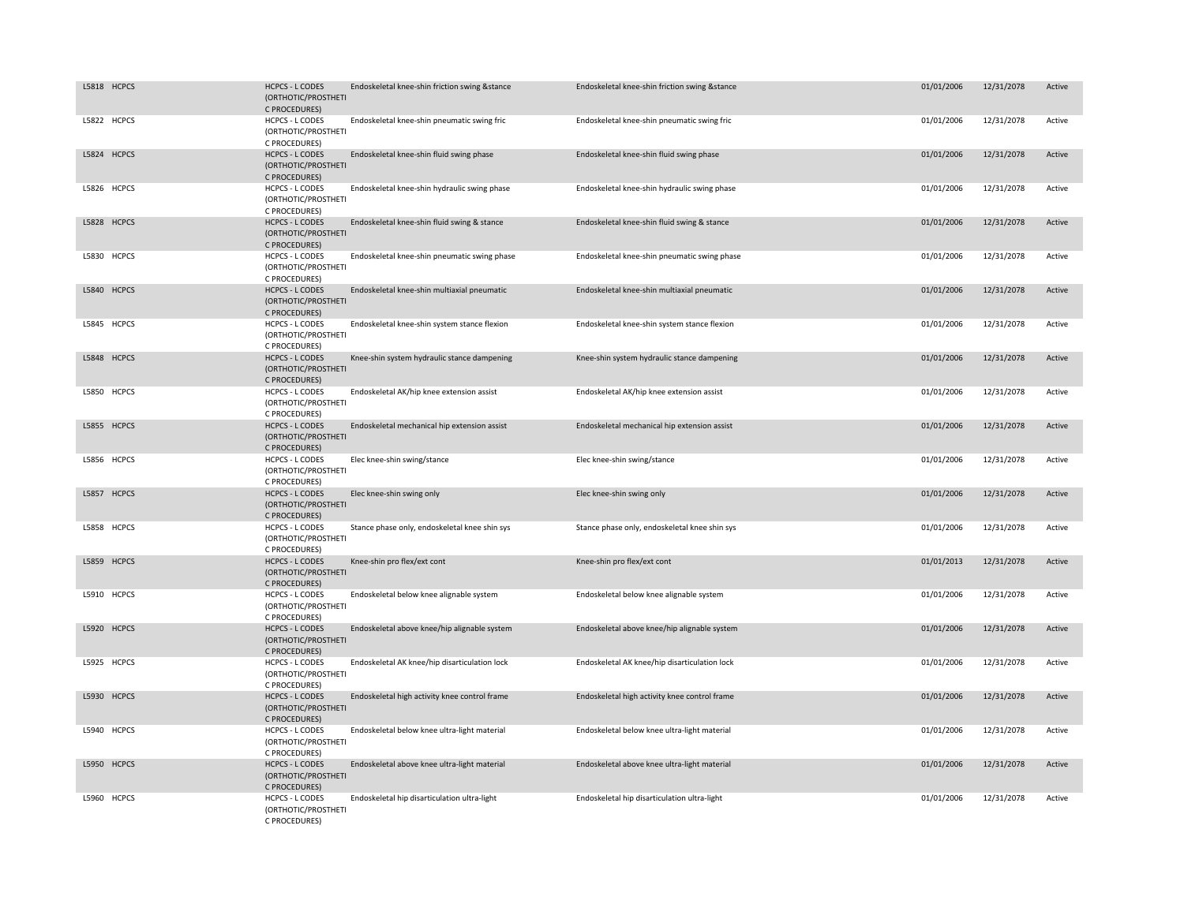| | | | | | | | |
|---|---|---|---|---|---|---|---|
| L5818 | HCPCS | HCPCS - L CODES (ORTHOTIC/PROSTHETIC PROCEDURES) | Endoskeletal knee-shin friction swing &stance | Endoskeletal knee-shin friction swing &stance | 01/01/2006 | 12/31/2078 | Active |
| L5822 | HCPCS | HCPCS - L CODES (ORTHOTIC/PROSTHETIC PROCEDURES) | Endoskeletal knee-shin pneumatic swing fric | Endoskeletal knee-shin pneumatic swing fric | 01/01/2006 | 12/31/2078 | Active |
| L5824 | HCPCS | HCPCS - L CODES (ORTHOTIC/PROSTHETIC PROCEDURES) | Endoskeletal knee-shin fluid swing phase | Endoskeletal knee-shin fluid swing phase | 01/01/2006 | 12/31/2078 | Active |
| L5826 | HCPCS | HCPCS - L CODES (ORTHOTIC/PROSTHETIC PROCEDURES) | Endoskeletal knee-shin hydraulic swing phase | Endoskeletal knee-shin hydraulic swing phase | 01/01/2006 | 12/31/2078 | Active |
| L5828 | HCPCS | HCPCS - L CODES (ORTHOTIC/PROSTHETIC PROCEDURES) | Endoskeletal knee-shin fluid swing & stance | Endoskeletal knee-shin fluid swing & stance | 01/01/2006 | 12/31/2078 | Active |
| L5830 | HCPCS | HCPCS - L CODES (ORTHOTIC/PROSTHETIC PROCEDURES) | Endoskeletal knee-shin pneumatic swing phase | Endoskeletal knee-shin pneumatic swing phase | 01/01/2006 | 12/31/2078 | Active |
| L5840 | HCPCS | HCPCS - L CODES (ORTHOTIC/PROSTHETIC PROCEDURES) | Endoskeletal knee-shin multiaxial pneumatic | Endoskeletal knee-shin multiaxial pneumatic | 01/01/2006 | 12/31/2078 | Active |
| L5845 | HCPCS | HCPCS - L CODES (ORTHOTIC/PROSTHETIC PROCEDURES) | Endoskeletal knee-shin system stance flexion | Endoskeletal knee-shin system stance flexion | 01/01/2006 | 12/31/2078 | Active |
| L5848 | HCPCS | HCPCS - L CODES (ORTHOTIC/PROSTHETIC PROCEDURES) | Knee-shin system hydraulic stance dampening | Knee-shin system hydraulic stance dampening | 01/01/2006 | 12/31/2078 | Active |
| L5850 | HCPCS | HCPCS - L CODES (ORTHOTIC/PROSTHETIC PROCEDURES) | Endoskeletal AK/hip knee extension assist | Endoskeletal AK/hip knee extension assist | 01/01/2006 | 12/31/2078 | Active |
| L5855 | HCPCS | HCPCS - L CODES (ORTHOTIC/PROSTHETIC PROCEDURES) | Endoskeletal mechanical hip extension assist | Endoskeletal mechanical hip extension assist | 01/01/2006 | 12/31/2078 | Active |
| L5856 | HCPCS | HCPCS - L CODES (ORTHOTIC/PROSTHETIC PROCEDURES) | Elec knee-shin swing/stance | Elec knee-shin swing/stance | 01/01/2006 | 12/31/2078 | Active |
| L5857 | HCPCS | HCPCS - L CODES (ORTHOTIC/PROSTHETIC PROCEDURES) | Elec knee-shin swing only | Elec knee-shin swing only | 01/01/2006 | 12/31/2078 | Active |
| L5858 | HCPCS | HCPCS - L CODES (ORTHOTIC/PROSTHETIC PROCEDURES) | Stance phase only, endoskeletal knee shin sys | Stance phase only, endoskeletal knee shin sys | 01/01/2006 | 12/31/2078 | Active |
| L5859 | HCPCS | HCPCS - L CODES (ORTHOTIC/PROSTHETIC PROCEDURES) | Knee-shin pro flex/ext cont | Knee-shin pro flex/ext cont | 01/01/2013 | 12/31/2078 | Active |
| L5910 | HCPCS | HCPCS - L CODES (ORTHOTIC/PROSTHETIC PROCEDURES) | Endoskeletal below knee alignable system | Endoskeletal below knee alignable system | 01/01/2006 | 12/31/2078 | Active |
| L5920 | HCPCS | HCPCS - L CODES (ORTHOTIC/PROSTHETIC PROCEDURES) | Endoskeletal above knee/hip alignable system | Endoskeletal above knee/hip alignable system | 01/01/2006 | 12/31/2078 | Active |
| L5925 | HCPCS | HCPCS - L CODES (ORTHOTIC/PROSTHETIC PROCEDURES) | Endoskeletal AK knee/hip disarticulation lock | Endoskeletal AK knee/hip disarticulation lock | 01/01/2006 | 12/31/2078 | Active |
| L5930 | HCPCS | HCPCS - L CODES (ORTHOTIC/PROSTHETIC PROCEDURES) | Endoskeletal high activity knee control frame | Endoskeletal high activity knee control frame | 01/01/2006 | 12/31/2078 | Active |
| L5940 | HCPCS | HCPCS - L CODES (ORTHOTIC/PROSTHETIC PROCEDURES) | Endoskeletal below knee ultra-light material | Endoskeletal below knee ultra-light material | 01/01/2006 | 12/31/2078 | Active |
| L5950 | HCPCS | HCPCS - L CODES (ORTHOTIC/PROSTHETIC PROCEDURES) | Endoskeletal above knee ultra-light material | Endoskeletal above knee ultra-light material | 01/01/2006 | 12/31/2078 | Active |
| L5960 | HCPCS | HCPCS - L CODES (ORTHOTIC/PROSTHETIC PROCEDURES) | Endoskeletal hip disarticulation ultra-light | Endoskeletal hip disarticulation ultra-light | 01/01/2006 | 12/31/2078 | Active |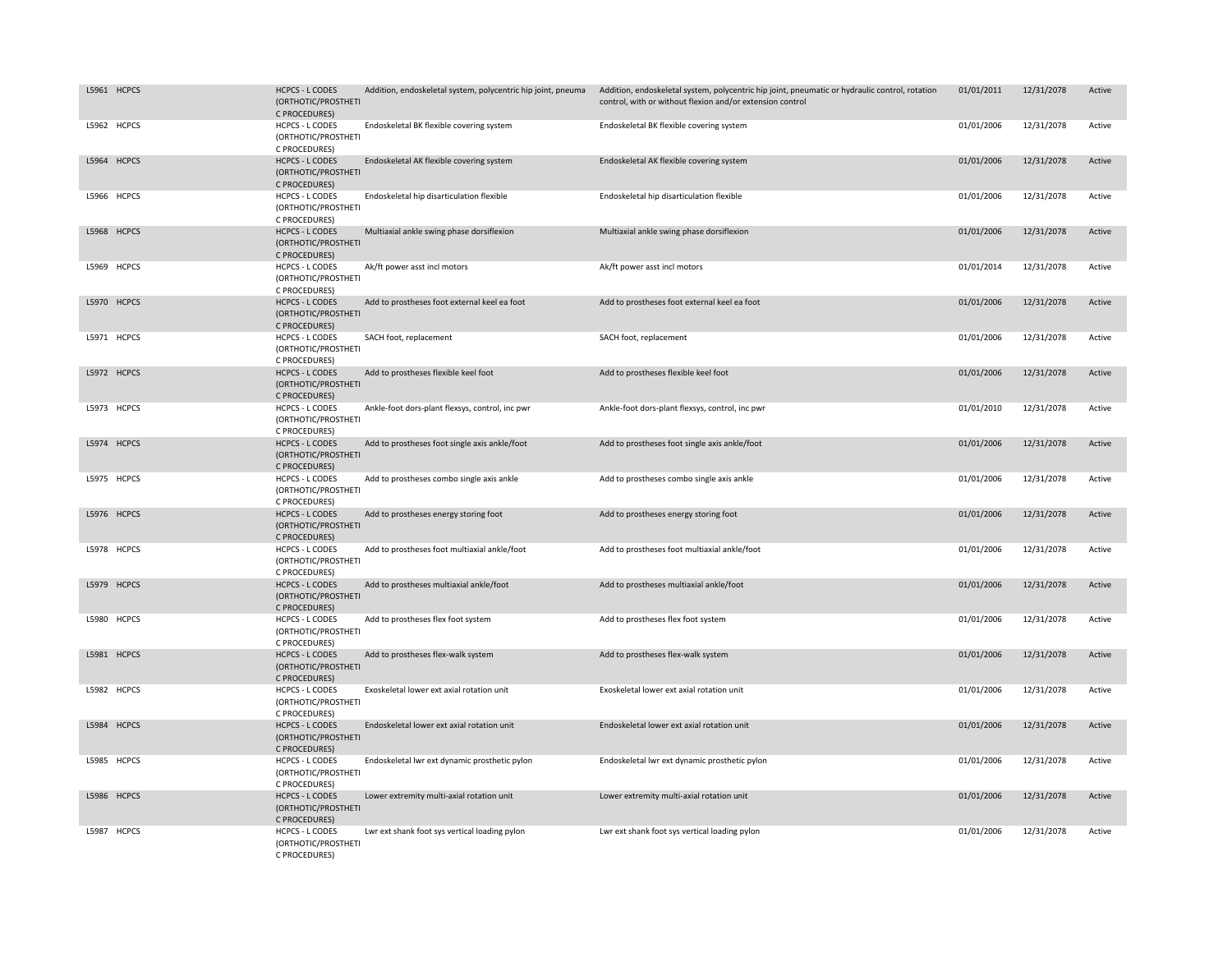| | | | | | | | |
|---|---|---|---|---|---|---|---|
| L5961 | HCPCS | HCPCS - L CODES (ORTHOTIC/PROSTHETIC PROCEDURES) | Addition, endoskeletal system, polycentric hip joint, pneuma | Addition, endoskeletal system, polycentric hip joint, pneumatic or hydraulic control, rotation control, with or without flexion and/or extension control | 01/01/2011 | 12/31/2078 | Active |
| L5962 | HCPCS | HCPCS - L CODES (ORTHOTIC/PROSTHETIC PROCEDURES) | Endoskeletal BK flexible covering system | Endoskeletal BK flexible covering system | 01/01/2006 | 12/31/2078 | Active |
| L5964 | HCPCS | HCPCS - L CODES (ORTHOTIC/PROSTHETIC PROCEDURES) | Endoskeletal AK flexible covering system | Endoskeletal AK flexible covering system | 01/01/2006 | 12/31/2078 | Active |
| L5966 | HCPCS | HCPCS - L CODES (ORTHOTIC/PROSTHETIC PROCEDURES) | Endoskeletal hip disarticulation flexible | Endoskeletal hip disarticulation flexible | 01/01/2006 | 12/31/2078 | Active |
| L5968 | HCPCS | HCPCS - L CODES (ORTHOTIC/PROSTHETIC PROCEDURES) | Multiaxial ankle swing phase dorsiflexion | Multiaxial ankle swing phase dorsiflexion | 01/01/2006 | 12/31/2078 | Active |
| L5969 | HCPCS | HCPCS - L CODES (ORTHOTIC/PROSTHETIC PROCEDURES) | Ak/ft power asst incl motors | Ak/ft power asst incl motors | 01/01/2014 | 12/31/2078 | Active |
| L5970 | HCPCS | HCPCS - L CODES (ORTHOTIC/PROSTHETIC PROCEDURES) | Add to prostheses foot external keel ea foot | Add to prostheses foot external keel ea foot | 01/01/2006 | 12/31/2078 | Active |
| L5971 | HCPCS | HCPCS - L CODES (ORTHOTIC/PROSTHETIC PROCEDURES) | SACH foot, replacement | SACH foot, replacement | 01/01/2006 | 12/31/2078 | Active |
| L5972 | HCPCS | HCPCS - L CODES (ORTHOTIC/PROSTHETIC PROCEDURES) | Add to prostheses flexible keel foot | Add to prostheses flexible keel foot | 01/01/2006 | 12/31/2078 | Active |
| L5973 | HCPCS | HCPCS - L CODES (ORTHOTIC/PROSTHETIC PROCEDURES) | Ankle-foot dors-plant flexsys, control, inc pwr | Ankle-foot dors-plant flexsys, control, inc pwr | 01/01/2010 | 12/31/2078 | Active |
| L5974 | HCPCS | HCPCS - L CODES (ORTHOTIC/PROSTHETIC PROCEDURES) | Add to prostheses foot single axis ankle/foot | Add to prostheses foot single axis ankle/foot | 01/01/2006 | 12/31/2078 | Active |
| L5975 | HCPCS | HCPCS - L CODES (ORTHOTIC/PROSTHETIC PROCEDURES) | Add to prostheses combo single axis ankle | Add to prostheses combo single axis ankle | 01/01/2006 | 12/31/2078 | Active |
| L5976 | HCPCS | HCPCS - L CODES (ORTHOTIC/PROSTHETIC PROCEDURES) | Add to prostheses energy storing foot | Add to prostheses energy storing foot | 01/01/2006 | 12/31/2078 | Active |
| L5978 | HCPCS | HCPCS - L CODES (ORTHOTIC/PROSTHETIC PROCEDURES) | Add to prostheses foot multiaxial ankle/foot | Add to prostheses foot multiaxial ankle/foot | 01/01/2006 | 12/31/2078 | Active |
| L5979 | HCPCS | HCPCS - L CODES (ORTHOTIC/PROSTHETIC PROCEDURES) | Add to prostheses multiaxial ankle/foot | Add to prostheses multiaxial ankle/foot | 01/01/2006 | 12/31/2078 | Active |
| L5980 | HCPCS | HCPCS - L CODES (ORTHOTIC/PROSTHETIC PROCEDURES) | Add to prostheses flex foot system | Add to prostheses flex foot system | 01/01/2006 | 12/31/2078 | Active |
| L5981 | HCPCS | HCPCS - L CODES (ORTHOTIC/PROSTHETIC PROCEDURES) | Add to prostheses flex-walk system | Add to prostheses flex-walk system | 01/01/2006 | 12/31/2078 | Active |
| L5982 | HCPCS | HCPCS - L CODES (ORTHOTIC/PROSTHETIC PROCEDURES) | Exoskeletal lower ext axial rotation unit | Exoskeletal lower ext axial rotation unit | 01/01/2006 | 12/31/2078 | Active |
| L5984 | HCPCS | HCPCS - L CODES (ORTHOTIC/PROSTHETIC PROCEDURES) | Endoskeletal lower ext axial rotation unit | Endoskeletal lower ext axial rotation unit | 01/01/2006 | 12/31/2078 | Active |
| L5985 | HCPCS | HCPCS - L CODES (ORTHOTIC/PROSTHETIC PROCEDURES) | Endoskeletal lwr ext dynamic prosthetic pylon | Endoskeletal lwr ext dynamic prosthetic pylon | 01/01/2006 | 12/31/2078 | Active |
| L5986 | HCPCS | HCPCS - L CODES (ORTHOTIC/PROSTHETIC PROCEDURES) | Lower extremity multi-axial rotation unit | Lower extremity multi-axial rotation unit | 01/01/2006 | 12/31/2078 | Active |
| L5987 | HCPCS | HCPCS - L CODES (ORTHOTIC/PROSTHETIC PROCEDURES) | Lwr ext shank foot sys vertical loading pylon | Lwr ext shank foot sys vertical loading pylon | 01/01/2006 | 12/31/2078 | Active |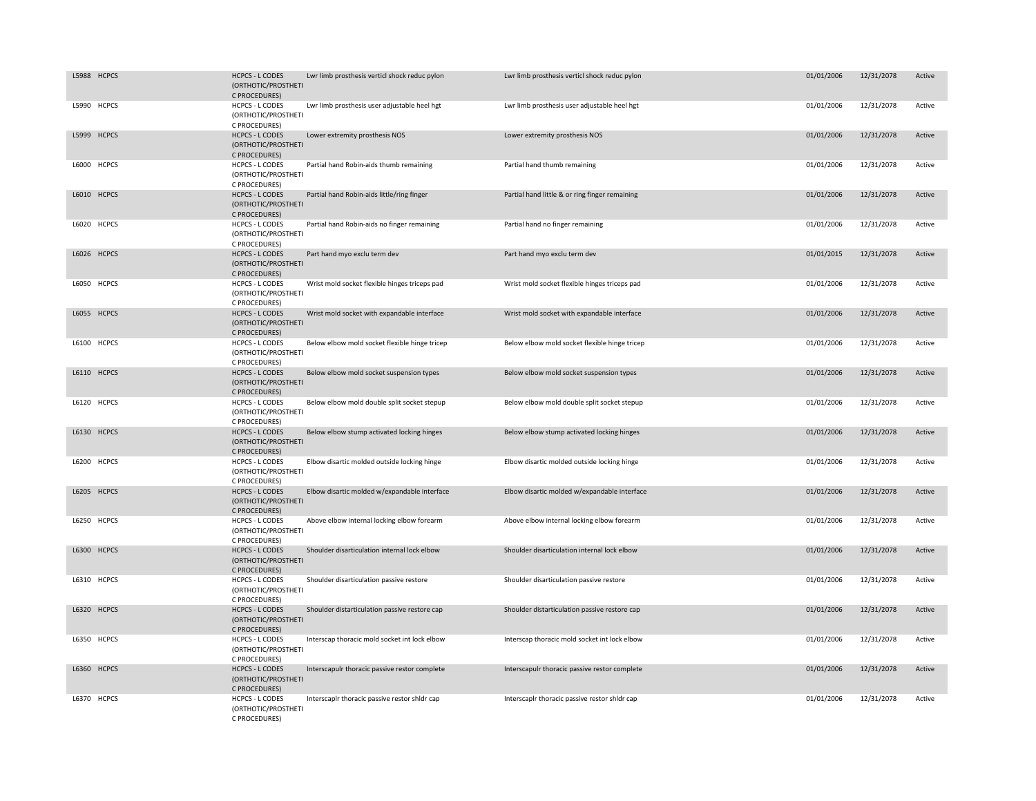| | | | | | | | |
|---|---|---|---|---|---|---|---|
| L5988 | HCPCS | HCPCS - L CODES (ORTHOTIC/PROSTHETIC PROCEDURES) | Lwr limb prosthesis verticl shock reduc pylon | Lwr limb prosthesis verticl shock reduc pylon | 01/01/2006 | 12/31/2078 | Active |
| L5990 | HCPCS | HCPCS - L CODES (ORTHOTIC/PROSTHETIC PROCEDURES) | Lwr limb prosthesis user adjustable heel hgt | Lwr limb prosthesis user adjustable heel hgt | 01/01/2006 | 12/31/2078 | Active |
| L5999 | HCPCS | HCPCS - L CODES (ORTHOTIC/PROSTHETIC PROCEDURES) | Lower extremity prosthesis NOS | Lower extremity prosthesis NOS | 01/01/2006 | 12/31/2078 | Active |
| L6000 | HCPCS | HCPCS - L CODES (ORTHOTIC/PROSTHETIC PROCEDURES) | Partial hand Robin-aids thumb remaining | Partial hand thumb remaining | 01/01/2006 | 12/31/2078 | Active |
| L6010 | HCPCS | HCPCS - L CODES (ORTHOTIC/PROSTHETIC PROCEDURES) | Partial hand Robin-aids little/ring finger | Partial hand little & or ring finger remaining | 01/01/2006 | 12/31/2078 | Active |
| L6020 | HCPCS | HCPCS - L CODES (ORTHOTIC/PROSTHETIC PROCEDURES) | Partial hand Robin-aids no finger remaining | Partial hand no finger remaining | 01/01/2006 | 12/31/2078 | Active |
| L6026 | HCPCS | HCPCS - L CODES (ORTHOTIC/PROSTHETIC PROCEDURES) | Part hand myo exclu term dev | Part hand myo exclu term dev | 01/01/2015 | 12/31/2078 | Active |
| L6050 | HCPCS | HCPCS - L CODES (ORTHOTIC/PROSTHETIC PROCEDURES) | Wrist mold socket flexible hinges triceps pad | Wrist mold socket flexible hinges triceps pad | 01/01/2006 | 12/31/2078 | Active |
| L6055 | HCPCS | HCPCS - L CODES (ORTHOTIC/PROSTHETIC PROCEDURES) | Wrist mold socket with expandable interface | Wrist mold socket with expandable interface | 01/01/2006 | 12/31/2078 | Active |
| L6100 | HCPCS | HCPCS - L CODES (ORTHOTIC/PROSTHETIC PROCEDURES) | Below elbow mold socket flexible hinge tricep | Below elbow mold socket flexible hinge tricep | 01/01/2006 | 12/31/2078 | Active |
| L6110 | HCPCS | HCPCS - L CODES (ORTHOTIC/PROSTHETIC PROCEDURES) | Below elbow mold socket suspension types | Below elbow mold socket suspension types | 01/01/2006 | 12/31/2078 | Active |
| L6120 | HCPCS | HCPCS - L CODES (ORTHOTIC/PROSTHETIC PROCEDURES) | Below elbow mold double split socket stepup | Below elbow mold double split socket stepup | 01/01/2006 | 12/31/2078 | Active |
| L6130 | HCPCS | HCPCS - L CODES (ORTHOTIC/PROSTHETIC PROCEDURES) | Below elbow stump activated locking hinges | Below elbow stump activated locking hinges | 01/01/2006 | 12/31/2078 | Active |
| L6200 | HCPCS | HCPCS - L CODES (ORTHOTIC/PROSTHETIC PROCEDURES) | Elbow disartic molded outside locking hinge | Elbow disartic molded outside locking hinge | 01/01/2006 | 12/31/2078 | Active |
| L6205 | HCPCS | HCPCS - L CODES (ORTHOTIC/PROSTHETIC PROCEDURES) | Elbow disartic molded w/expandable interface | Elbow disartic molded w/expandable interface | 01/01/2006 | 12/31/2078 | Active |
| L6250 | HCPCS | HCPCS - L CODES (ORTHOTIC/PROSTHETIC PROCEDURES) | Above elbow internal locking elbow forearm | Above elbow internal locking elbow forearm | 01/01/2006 | 12/31/2078 | Active |
| L6300 | HCPCS | HCPCS - L CODES (ORTHOTIC/PROSTHETIC PROCEDURES) | Shoulder disarticulation internal lock elbow | Shoulder disarticulation internal lock elbow | 01/01/2006 | 12/31/2078 | Active |
| L6310 | HCPCS | HCPCS - L CODES (ORTHOTIC/PROSTHETIC PROCEDURES) | Shoulder disarticulation passive restore | Shoulder disarticulation passive restore | 01/01/2006 | 12/31/2078 | Active |
| L6320 | HCPCS | HCPCS - L CODES (ORTHOTIC/PROSTHETIC PROCEDURES) | Shoulder distarticulation passive restore cap | Shoulder distarticulation passive restore cap | 01/01/2006 | 12/31/2078 | Active |
| L6350 | HCPCS | HCPCS - L CODES (ORTHOTIC/PROSTHETIC PROCEDURES) | Interscap thoracic mold socket int lock elbow | Interscap thoracic mold socket int lock elbow | 01/01/2006 | 12/31/2078 | Active |
| L6360 | HCPCS | HCPCS - L CODES (ORTHOTIC/PROSTHETIC PROCEDURES) | Interscapulr thoracic passive restor complete | Interscapulr thoracic passive restor complete | 01/01/2006 | 12/31/2078 | Active |
| L6370 | HCPCS | HCPCS - L CODES (ORTHOTIC/PROSTHETIC PROCEDURES) | Interscaplr thoracic passive restor shldr cap | Interscaplr thoracic passive restor shldr cap | 01/01/2006 | 12/31/2078 | Active |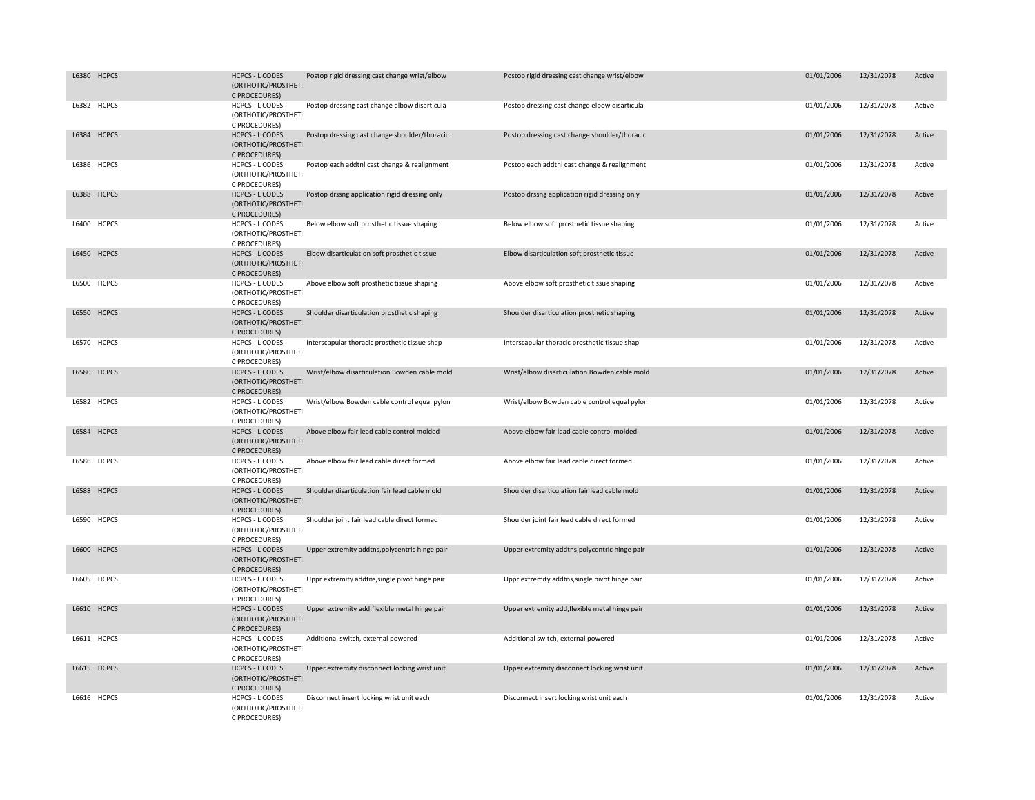| | | | | | | | |
|---|---|---|---|---|---|---|---|
| L6380 | HCPCS | HCPCS - L CODES (ORTHOTIC/PROSTHETIC PROCEDURES) | Postop rigid dressing cast change wrist/elbow | Postop rigid dressing cast change wrist/elbow | 01/01/2006 | 12/31/2078 | Active |
| L6382 | HCPCS | HCPCS - L CODES (ORTHOTIC/PROSTHETIC PROCEDURES) | Postop dressing cast change elbow disarticula | Postop dressing cast change elbow disarticula | 01/01/2006 | 12/31/2078 | Active |
| L6384 | HCPCS | HCPCS - L CODES (ORTHOTIC/PROSTHETIC PROCEDURES) | Postop dressing cast change shoulder/thoracic | Postop dressing cast change shoulder/thoracic | 01/01/2006 | 12/31/2078 | Active |
| L6386 | HCPCS | HCPCS - L CODES (ORTHOTIC/PROSTHETIC PROCEDURES) | Postop each addtnl cast change & realignment | Postop each addtnl cast change & realignment | 01/01/2006 | 12/31/2078 | Active |
| L6388 | HCPCS | HCPCS - L CODES (ORTHOTIC/PROSTHETIC PROCEDURES) | Postop drssng application rigid dressing only | Postop drssng application rigid dressing only | 01/01/2006 | 12/31/2078 | Active |
| L6400 | HCPCS | HCPCS - L CODES (ORTHOTIC/PROSTHETIC PROCEDURES) | Below elbow soft prosthetic tissue shaping | Below elbow soft prosthetic tissue shaping | 01/01/2006 | 12/31/2078 | Active |
| L6450 | HCPCS | HCPCS - L CODES (ORTHOTIC/PROSTHETIC PROCEDURES) | Elbow disarticulation soft prosthetic tissue | Elbow disarticulation soft prosthetic tissue | 01/01/2006 | 12/31/2078 | Active |
| L6500 | HCPCS | HCPCS - L CODES (ORTHOTIC/PROSTHETIC PROCEDURES) | Above elbow soft prosthetic tissue shaping | Above elbow soft prosthetic tissue shaping | 01/01/2006 | 12/31/2078 | Active |
| L6550 | HCPCS | HCPCS - L CODES (ORTHOTIC/PROSTHETIC PROCEDURES) | Shoulder disarticulation prosthetic shaping | Shoulder disarticulation prosthetic shaping | 01/01/2006 | 12/31/2078 | Active |
| L6570 | HCPCS | HCPCS - L CODES (ORTHOTIC/PROSTHETIC PROCEDURES) | Interscapular thoracic prosthetic tissue shap | Interscapular thoracic prosthetic tissue shap | 01/01/2006 | 12/31/2078 | Active |
| L6580 | HCPCS | HCPCS - L CODES (ORTHOTIC/PROSTHETIC PROCEDURES) | Wrist/elbow disarticulation Bowden cable mold | Wrist/elbow disarticulation Bowden cable mold | 01/01/2006 | 12/31/2078 | Active |
| L6582 | HCPCS | HCPCS - L CODES (ORTHOTIC/PROSTHETIC PROCEDURES) | Wrist/elbow Bowden cable control equal pylon | Wrist/elbow Bowden cable control equal pylon | 01/01/2006 | 12/31/2078 | Active |
| L6584 | HCPCS | HCPCS - L CODES (ORTHOTIC/PROSTHETIC PROCEDURES) | Above elbow fair lead cable control molded | Above elbow fair lead cable control molded | 01/01/2006 | 12/31/2078 | Active |
| L6586 | HCPCS | HCPCS - L CODES (ORTHOTIC/PROSTHETIC PROCEDURES) | Above elbow fair lead cable direct formed | Above elbow fair lead cable direct formed | 01/01/2006 | 12/31/2078 | Active |
| L6588 | HCPCS | HCPCS - L CODES (ORTHOTIC/PROSTHETIC PROCEDURES) | Shoulder disarticulation fair lead cable mold | Shoulder disarticulation fair lead cable mold | 01/01/2006 | 12/31/2078 | Active |
| L6590 | HCPCS | HCPCS - L CODES (ORTHOTIC/PROSTHETIC PROCEDURES) | Shoulder joint fair lead cable direct formed | Shoulder joint fair lead cable direct formed | 01/01/2006 | 12/31/2078 | Active |
| L6600 | HCPCS | HCPCS - L CODES (ORTHOTIC/PROSTHETIC PROCEDURES) | Upper extremity addtns,polycentric hinge pair | Upper extremity addtns,polycentric hinge pair | 01/01/2006 | 12/31/2078 | Active |
| L6605 | HCPCS | HCPCS - L CODES (ORTHOTIC/PROSTHETIC PROCEDURES) | Uppr extremity addtns,single pivot hinge pair | Uppr extremity addtns,single pivot hinge pair | 01/01/2006 | 12/31/2078 | Active |
| L6610 | HCPCS | HCPCS - L CODES (ORTHOTIC/PROSTHETIC PROCEDURES) | Upper extremity add,flexible metal hinge pair | Upper extremity add,flexible metal hinge pair | 01/01/2006 | 12/31/2078 | Active |
| L6611 | HCPCS | HCPCS - L CODES (ORTHOTIC/PROSTHETIC PROCEDURES) | Additional switch, external powered | Additional switch, external powered | 01/01/2006 | 12/31/2078 | Active |
| L6615 | HCPCS | HCPCS - L CODES (ORTHOTIC/PROSTHETIC PROCEDURES) | Upper extremity disconnect locking wrist unit | Upper extremity disconnect locking wrist unit | 01/01/2006 | 12/31/2078 | Active |
| L6616 | HCPCS | HCPCS - L CODES (ORTHOTIC/PROSTHETIC PROCEDURES) | Disconnect insert locking wrist unit each | Disconnect insert locking wrist unit each | 01/01/2006 | 12/31/2078 | Active |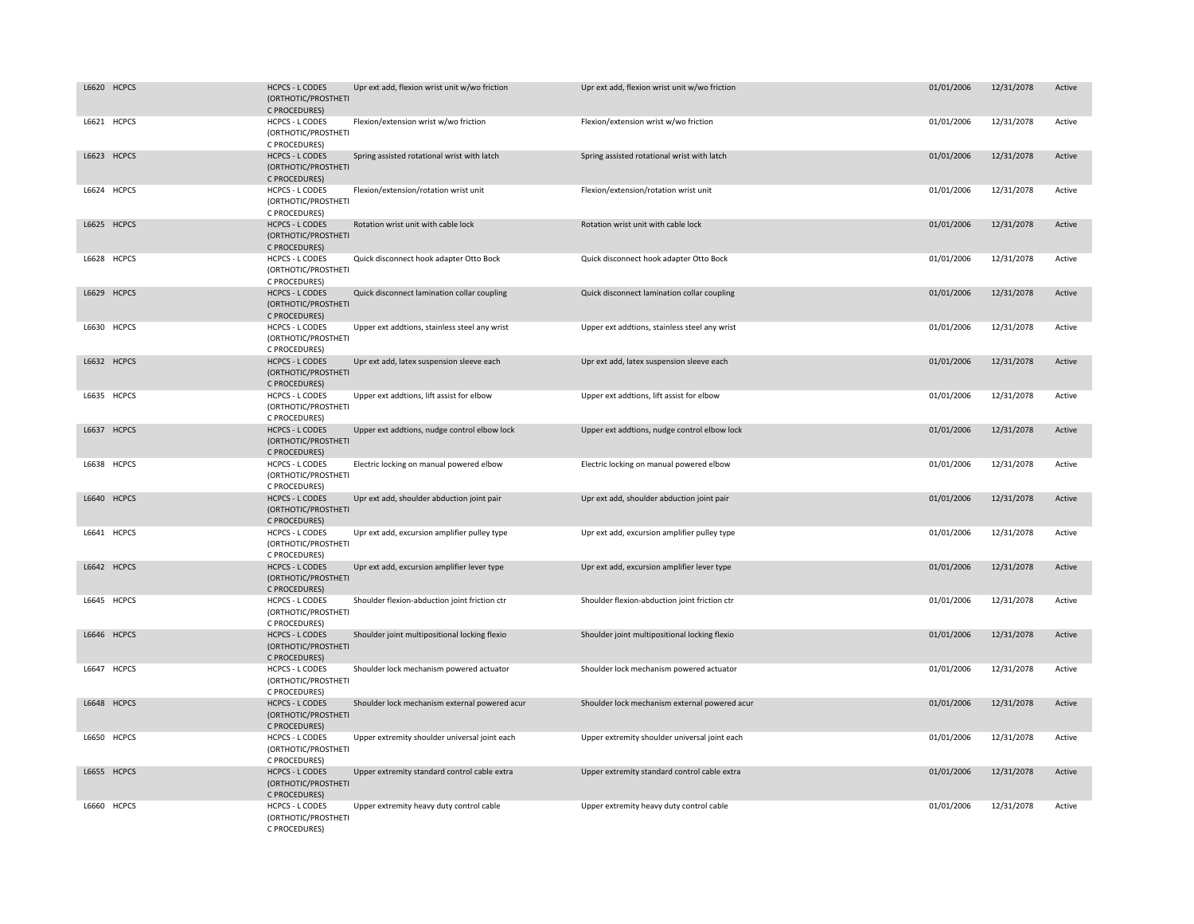| | | | | | | | |
|---|---|---|---|---|---|---|---|
| L6620 | HCPCS | HCPCS - L CODES (ORTHOTIC/PROSTHETIC PROCEDURES) | Upr ext add, flexion wrist unit w/wo friction | Upr ext add, flexion wrist unit w/wo friction | 01/01/2006 | 12/31/2078 | Active |
| L6621 | HCPCS | HCPCS - L CODES (ORTHOTIC/PROSTHETIC PROCEDURES) | Flexion/extension wrist w/wo friction | Flexion/extension wrist w/wo friction | 01/01/2006 | 12/31/2078 | Active |
| L6623 | HCPCS | HCPCS - L CODES (ORTHOTIC/PROSTHETIC PROCEDURES) | Spring assisted rotational wrist with latch | Spring assisted rotational wrist with latch | 01/01/2006 | 12/31/2078 | Active |
| L6624 | HCPCS | HCPCS - L CODES (ORTHOTIC/PROSTHETIC PROCEDURES) | Flexion/extension/rotation wrist unit | Flexion/extension/rotation wrist unit | 01/01/2006 | 12/31/2078 | Active |
| L6625 | HCPCS | HCPCS - L CODES (ORTHOTIC/PROSTHETIC PROCEDURES) | Rotation wrist unit with cable lock | Rotation wrist unit with cable lock | 01/01/2006 | 12/31/2078 | Active |
| L6628 | HCPCS | HCPCS - L CODES (ORTHOTIC/PROSTHETIC PROCEDURES) | Quick disconnect hook adapter Otto Bock | Quick disconnect hook adapter Otto Bock | 01/01/2006 | 12/31/2078 | Active |
| L6629 | HCPCS | HCPCS - L CODES (ORTHOTIC/PROSTHETIC PROCEDURES) | Quick disconnect lamination collar coupling | Quick disconnect lamination collar coupling | 01/01/2006 | 12/31/2078 | Active |
| L6630 | HCPCS | HCPCS - L CODES (ORTHOTIC/PROSTHETIC PROCEDURES) | Upper ext addtions, stainless steel any wrist | Upper ext addtions, stainless steel any wrist | 01/01/2006 | 12/31/2078 | Active |
| L6632 | HCPCS | HCPCS - L CODES (ORTHOTIC/PROSTHETIC PROCEDURES) | Upr ext add, latex suspension sleeve each | Upr ext add, latex suspension sleeve each | 01/01/2006 | 12/31/2078 | Active |
| L6635 | HCPCS | HCPCS - L CODES (ORTHOTIC/PROSTHETIC PROCEDURES) | Upper ext addtions, lift assist for elbow | Upper ext addtions, lift assist for elbow | 01/01/2006 | 12/31/2078 | Active |
| L6637 | HCPCS | HCPCS - L CODES (ORTHOTIC/PROSTHETIC PROCEDURES) | Upper ext addtions, nudge control elbow lock | Upper ext addtions, nudge control elbow lock | 01/01/2006 | 12/31/2078 | Active |
| L6638 | HCPCS | HCPCS - L CODES (ORTHOTIC/PROSTHETIC PROCEDURES) | Electric locking on manual powered elbow | Electric locking on manual powered elbow | 01/01/2006 | 12/31/2078 | Active |
| L6640 | HCPCS | HCPCS - L CODES (ORTHOTIC/PROSTHETIC PROCEDURES) | Upr ext add, shoulder abduction joint pair | Upr ext add, shoulder abduction joint pair | 01/01/2006 | 12/31/2078 | Active |
| L6641 | HCPCS | HCPCS - L CODES (ORTHOTIC/PROSTHETIC PROCEDURES) | Upr ext add, excursion amplifier pulley type | Upr ext add, excursion amplifier pulley type | 01/01/2006 | 12/31/2078 | Active |
| L6642 | HCPCS | HCPCS - L CODES (ORTHOTIC/PROSTHETIC PROCEDURES) | Upr ext add, excursion amplifier lever type | Upr ext add, excursion amplifier lever type | 01/01/2006 | 12/31/2078 | Active |
| L6645 | HCPCS | HCPCS - L CODES (ORTHOTIC/PROSTHETIC PROCEDURES) | Shoulder flexion-abduction joint friction ctr | Shoulder flexion-abduction joint friction ctr | 01/01/2006 | 12/31/2078 | Active |
| L6646 | HCPCS | HCPCS - L CODES (ORTHOTIC/PROSTHETIC PROCEDURES) | Shoulder joint multipositional locking flexio | Shoulder joint multipositional locking flexio | 01/01/2006 | 12/31/2078 | Active |
| L6647 | HCPCS | HCPCS - L CODES (ORTHOTIC/PROSTHETIC PROCEDURES) | Shoulder lock mechanism powered actuator | Shoulder lock mechanism powered actuator | 01/01/2006 | 12/31/2078 | Active |
| L6648 | HCPCS | HCPCS - L CODES (ORTHOTIC/PROSTHETIC PROCEDURES) | Shoulder lock mechanism external powered acur | Shoulder lock mechanism external powered acur | 01/01/2006 | 12/31/2078 | Active |
| L6650 | HCPCS | HCPCS - L CODES (ORTHOTIC/PROSTHETIC PROCEDURES) | Upper extremity shoulder universal joint each | Upper extremity shoulder universal joint each | 01/01/2006 | 12/31/2078 | Active |
| L6655 | HCPCS | HCPCS - L CODES (ORTHOTIC/PROSTHETIC PROCEDURES) | Upper extremity standard control cable extra | Upper extremity standard control cable extra | 01/01/2006 | 12/31/2078 | Active |
| L6660 | HCPCS | HCPCS - L CODES (ORTHOTIC/PROSTHETIC PROCEDURES) | Upper extremity heavy duty control cable | Upper extremity heavy duty control cable | 01/01/2006 | 12/31/2078 | Active |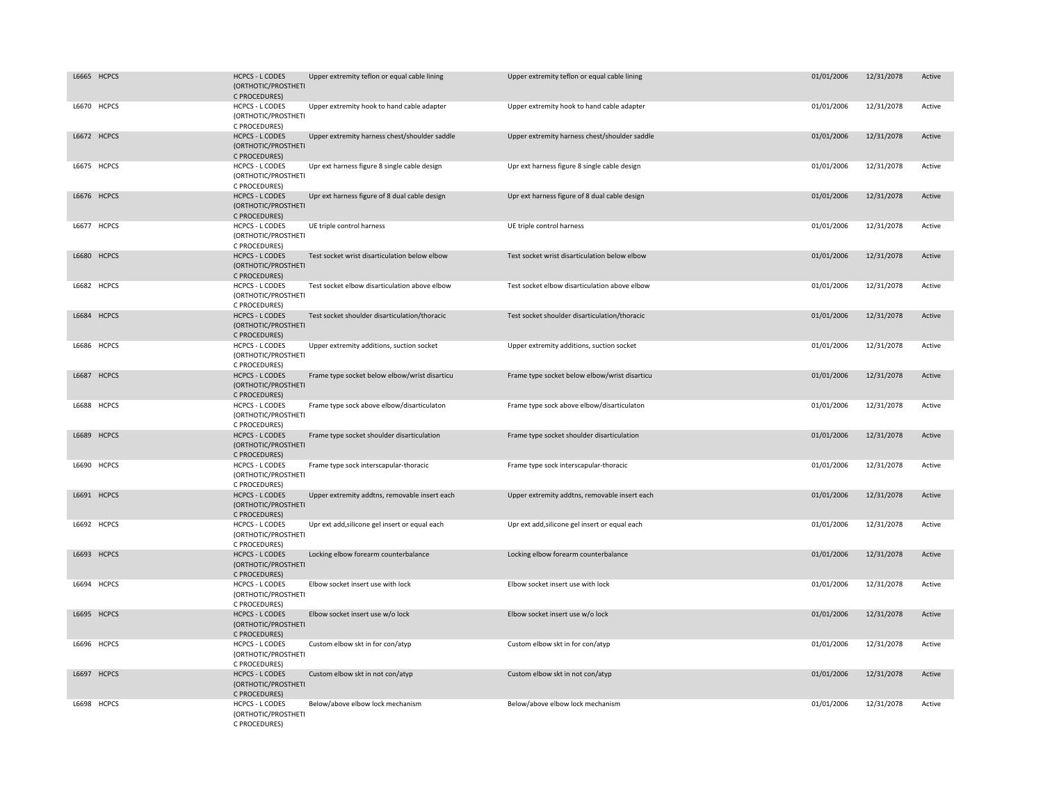| | | | | | | | |
|---|---|---|---|---|---|---|---|
| L6665 | HCPCS | HCPCS - L CODES (ORTHOTIC/PROSTHETIC PROCEDURES) | Upper extremity teflon or equal cable lining | Upper extremity teflon or equal cable lining | 01/01/2006 | 12/31/2078 | Active |
| L6670 | HCPCS | HCPCS - L CODES (ORTHOTIC/PROSTHETIC PROCEDURES) | Upper extremity hook to hand cable adapter | Upper extremity hook to hand cable adapter | 01/01/2006 | 12/31/2078 | Active |
| L6672 | HCPCS | HCPCS - L CODES (ORTHOTIC/PROSTHETIC PROCEDURES) | Upper extremity harness chest/shoulder saddle | Upper extremity harness chest/shoulder saddle | 01/01/2006 | 12/31/2078 | Active |
| L6675 | HCPCS | HCPCS - L CODES (ORTHOTIC/PROSTHETIC PROCEDURES) | Upr ext harness figure 8 single cable design | Upr ext harness figure 8 single cable design | 01/01/2006 | 12/31/2078 | Active |
| L6676 | HCPCS | HCPCS - L CODES (ORTHOTIC/PROSTHETIC PROCEDURES) | Upr ext harness figure of 8 dual cable design | Upr ext harness figure of 8 dual cable design | 01/01/2006 | 12/31/2078 | Active |
| L6677 | HCPCS | HCPCS - L CODES (ORTHOTIC/PROSTHETIC PROCEDURES) | UE triple control harness | UE triple control harness | 01/01/2006 | 12/31/2078 | Active |
| L6680 | HCPCS | HCPCS - L CODES (ORTHOTIC/PROSTHETIC PROCEDURES) | Test socket wrist disarticulation below elbow | Test socket wrist disarticulation below elbow | 01/01/2006 | 12/31/2078 | Active |
| L6682 | HCPCS | HCPCS - L CODES (ORTHOTIC/PROSTHETIC PROCEDURES) | Test socket elbow disarticulation above elbow | Test socket elbow disarticulation above elbow | 01/01/2006 | 12/31/2078 | Active |
| L6684 | HCPCS | HCPCS - L CODES (ORTHOTIC/PROSTHETIC PROCEDURES) | Test socket shoulder disarticulation/thoracic | Test socket shoulder disarticulation/thoracic | 01/01/2006 | 12/31/2078 | Active |
| L6686 | HCPCS | HCPCS - L CODES (ORTHOTIC/PROSTHETIC PROCEDURES) | Upper extremity additions, suction socket | Upper extremity additions, suction socket | 01/01/2006 | 12/31/2078 | Active |
| L6687 | HCPCS | HCPCS - L CODES (ORTHOTIC/PROSTHETIC PROCEDURES) | Frame type socket below elbow/wrist disarticu | Frame type socket below elbow/wrist disarticu | 01/01/2006 | 12/31/2078 | Active |
| L6688 | HCPCS | HCPCS - L CODES (ORTHOTIC/PROSTHETIC PROCEDURES) | Frame type sock above elbow/disarticulaton | Frame type sock above elbow/disarticulaton | 01/01/2006 | 12/31/2078 | Active |
| L6689 | HCPCS | HCPCS - L CODES (ORTHOTIC/PROSTHETIC PROCEDURES) | Frame type socket shoulder disarticulation | Frame type socket shoulder disarticulation | 01/01/2006 | 12/31/2078 | Active |
| L6690 | HCPCS | HCPCS - L CODES (ORTHOTIC/PROSTHETIC PROCEDURES) | Frame type sock interscapular-thoracic | Frame type sock interscapular-thoracic | 01/01/2006 | 12/31/2078 | Active |
| L6691 | HCPCS | HCPCS - L CODES (ORTHOTIC/PROSTHETIC PROCEDURES) | Upper extremity addtns, removable insert each | Upper extremity addtns, removable insert each | 01/01/2006 | 12/31/2078 | Active |
| L6692 | HCPCS | HCPCS - L CODES (ORTHOTIC/PROSTHETIC PROCEDURES) | Upr ext add,silicone gel insert or equal each | Upr ext add,silicone gel insert or equal each | 01/01/2006 | 12/31/2078 | Active |
| L6693 | HCPCS | HCPCS - L CODES (ORTHOTIC/PROSTHETIC PROCEDURES) | Locking elbow forearm counterbalance | Locking elbow forearm counterbalance | 01/01/2006 | 12/31/2078 | Active |
| L6694 | HCPCS | HCPCS - L CODES (ORTHOTIC/PROSTHETIC PROCEDURES) | Elbow socket insert use with lock | Elbow socket insert use with lock | 01/01/2006 | 12/31/2078 | Active |
| L6695 | HCPCS | HCPCS - L CODES (ORTHOTIC/PROSTHETIC PROCEDURES) | Elbow socket insert use w/o lock | Elbow socket insert use w/o lock | 01/01/2006 | 12/31/2078 | Active |
| L6696 | HCPCS | HCPCS - L CODES (ORTHOTIC/PROSTHETIC PROCEDURES) | Custom elbow skt in for con/atyp | Custom elbow skt in for con/atyp | 01/01/2006 | 12/31/2078 | Active |
| L6697 | HCPCS | HCPCS - L CODES (ORTHOTIC/PROSTHETIC PROCEDURES) | Custom elbow skt in not con/atyp | Custom elbow skt in not con/atyp | 01/01/2006 | 12/31/2078 | Active |
| L6698 | HCPCS | HCPCS - L CODES (ORTHOTIC/PROSTHETIC PROCEDURES) | Below/above elbow lock mechanism | Below/above elbow lock mechanism | 01/01/2006 | 12/31/2078 | Active |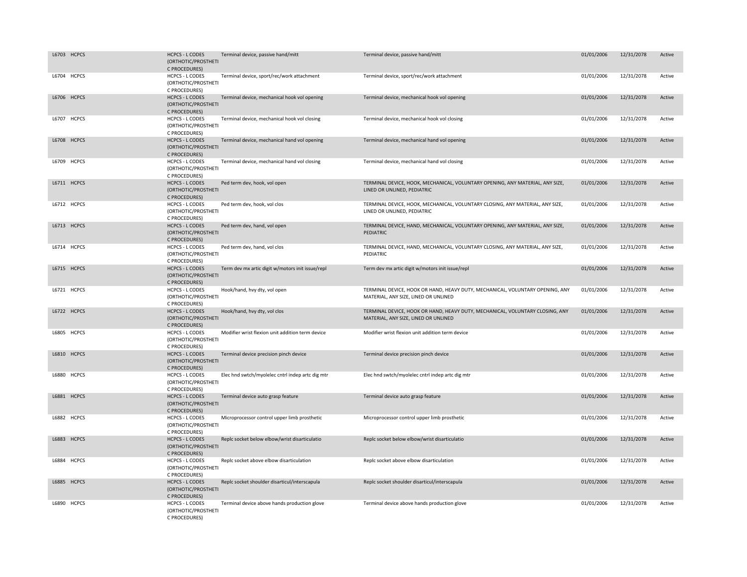| | | | | | | | |
|---|---|---|---|---|---|---|---|
| L6703 | HCPCS | HCPCS - L CODES (ORTHOTIC/PROSTHETIC PROCEDURES) | Terminal device, passive hand/mitt | Terminal device, passive hand/mitt | 01/01/2006 | 12/31/2078 | Active |
| L6704 | HCPCS | HCPCS - L CODES (ORTHOTIC/PROSTHETIC PROCEDURES) | Terminal device, sport/rec/work attachment | Terminal device, sport/rec/work attachment | 01/01/2006 | 12/31/2078 | Active |
| L6706 | HCPCS | HCPCS - L CODES (ORTHOTIC/PROSTHETIC PROCEDURES) | Terminal device, mechanical hook vol opening | Terminal device, mechanical hook vol opening | 01/01/2006 | 12/31/2078 | Active |
| L6707 | HCPCS | HCPCS - L CODES (ORTHOTIC/PROSTHETIC PROCEDURES) | Terminal device, mechanical hook vol closing | Terminal device, mechanical hook vol closing | 01/01/2006 | 12/31/2078 | Active |
| L6708 | HCPCS | HCPCS - L CODES (ORTHOTIC/PROSTHETIC PROCEDURES) | Terminal device, mechanical hand vol opening | Terminal device, mechanical hand vol opening | 01/01/2006 | 12/31/2078 | Active |
| L6709 | HCPCS | HCPCS - L CODES (ORTHOTIC/PROSTHETIC PROCEDURES) | Terminal device, mechanical hand vol closing | Terminal device, mechanical hand vol closing | 01/01/2006 | 12/31/2078 | Active |
| L6711 | HCPCS | HCPCS - L CODES (ORTHOTIC/PROSTHETIC PROCEDURES) | Ped term dev, hook, vol open | TERMINAL DEVICE, HOOK, MECHANICAL, VOLUNTARY OPENING, ANY MATERIAL, ANY SIZE, LINED OR UNLINED, PEDIATRIC | 01/01/2006 | 12/31/2078 | Active |
| L6712 | HCPCS | HCPCS - L CODES (ORTHOTIC/PROSTHETIC PROCEDURES) | Ped term dev, hook, vol clos | TERMINAL DEVICE, HOOK, MECHANICAL, VOLUNTARY CLOSING, ANY MATERIAL, ANY SIZE, LINED OR UNLINED, PEDIATRIC | 01/01/2006 | 12/31/2078 | Active |
| L6713 | HCPCS | HCPCS - L CODES (ORTHOTIC/PROSTHETIC PROCEDURES) | Ped term dev, hand, vol open | TERMINAL DEVICE, HAND, MECHANICAL, VOLUNTARY OPENING, ANY MATERIAL, ANY SIZE, PEDIATRIC | 01/01/2006 | 12/31/2078 | Active |
| L6714 | HCPCS | HCPCS - L CODES (ORTHOTIC/PROSTHETIC PROCEDURES) | Ped term dev, hand, vol clos | TERMINAL DEVICE, HAND, MECHANICAL, VOLUNTARY CLOSING, ANY MATERIAL, ANY SIZE, PEDIATRIC | 01/01/2006 | 12/31/2078 | Active |
| L6715 | HCPCS | HCPCS - L CODES (ORTHOTIC/PROSTHETIC PROCEDURES) | Term dev mx artic digit w/motors init issue/repl | Term dev mx artic digit w/motors init issue/repl | 01/01/2006 | 12/31/2078 | Active |
| L6721 | HCPCS | HCPCS - L CODES (ORTHOTIC/PROSTHETIC PROCEDURES) | Hook/hand, hvy dty, vol open | TERMINAL DEVICE, HOOK OR HAND, HEAVY DUTY, MECHANICAL, VOLUNTARY OPENING, ANY MATERIAL, ANY SIZE, LINED OR UNLINED | 01/01/2006 | 12/31/2078 | Active |
| L6722 | HCPCS | HCPCS - L CODES (ORTHOTIC/PROSTHETIC PROCEDURES) | Hook/hand, hvy dty, vol clos | TERMINAL DEVICE, HOOK OR HAND, HEAVY DUTY, MECHANICAL, VOLUNTARY CLOSING, ANY MATERIAL, ANY SIZE, LINED OR UNLINED | 01/01/2006 | 12/31/2078 | Active |
| L6805 | HCPCS | HCPCS - L CODES (ORTHOTIC/PROSTHETIC PROCEDURES) | Modifier wrist flexion unit addition term device | Modifier wrist flexion unit addition term device | 01/01/2006 | 12/31/2078 | Active |
| L6810 | HCPCS | HCPCS - L CODES (ORTHOTIC/PROSTHETIC PROCEDURES) | Terminal device precision pinch device | Terminal device precision pinch device | 01/01/2006 | 12/31/2078 | Active |
| L6880 | HCPCS | HCPCS - L CODES (ORTHOTIC/PROSTHETIC PROCEDURES) | Elec hnd swtch/myolelec cntrl indep artc dig mtr | Elec hnd swtch/myolelec cntrl indep artc dig mtr | 01/01/2006 | 12/31/2078 | Active |
| L6881 | HCPCS | HCPCS - L CODES (ORTHOTIC/PROSTHETIC PROCEDURES) | Terminal device auto grasp feature | Terminal device auto grasp feature | 01/01/2006 | 12/31/2078 | Active |
| L6882 | HCPCS | HCPCS - L CODES (ORTHOTIC/PROSTHETIC PROCEDURES) | Microprocessor control upper limb prosthetic | Microprocessor control upper limb prosthetic | 01/01/2006 | 12/31/2078 | Active |
| L6883 | HCPCS | HCPCS - L CODES (ORTHOTIC/PROSTHETIC PROCEDURES) | Replc socket below elbow/wrist disarticulatio | Replc socket below elbow/wrist disarticulatio | 01/01/2006 | 12/31/2078 | Active |
| L6884 | HCPCS | HCPCS - L CODES (ORTHOTIC/PROSTHETIC PROCEDURES) | Replc socket above elbow disarticulation | Replc socket above elbow disarticulation | 01/01/2006 | 12/31/2078 | Active |
| L6885 | HCPCS | HCPCS - L CODES (ORTHOTIC/PROSTHETIC PROCEDURES) | Replc socket shoulder disarticul/interscapula | Replc socket shoulder disarticul/interscapula | 01/01/2006 | 12/31/2078 | Active |
| L6890 | HCPCS | HCPCS - L CODES (ORTHOTIC/PROSTHETIC PROCEDURES) | Terminal device above hands production glove | Terminal device above hands production glove | 01/01/2006 | 12/31/2078 | Active |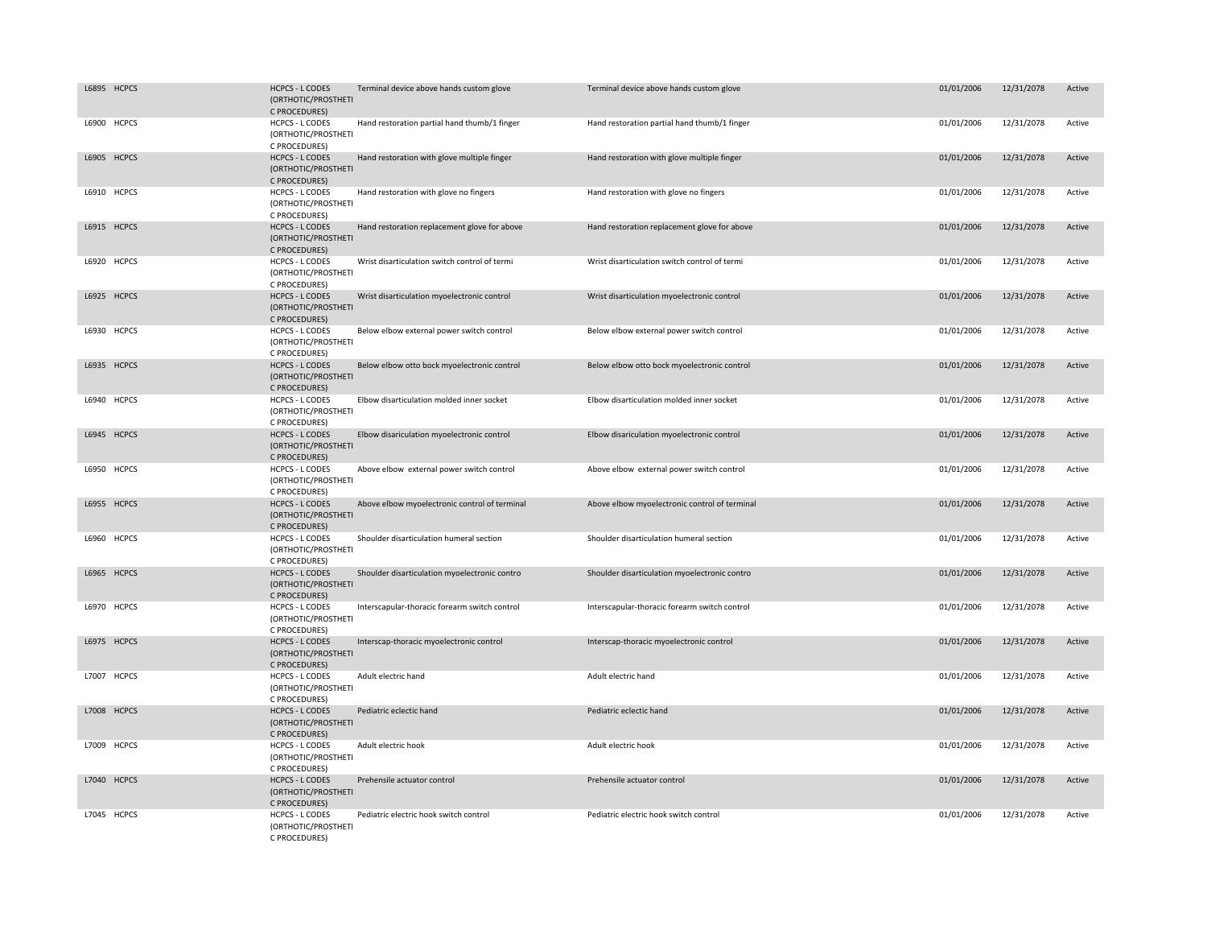| | | | | | | | |
|---|---|---|---|---|---|---|---|
| L6895 | HCPCS | HCPCS - L CODES (ORTHOTIC/PROSTHETIC PROCEDURES) | Terminal device above hands custom glove | Terminal device above hands custom glove | 01/01/2006 | 12/31/2078 | Active |
| L6900 | HCPCS | HCPCS - L CODES (ORTHOTIC/PROSTHETIC PROCEDURES) | Hand restoration partial hand thumb/1 finger | Hand restoration partial hand thumb/1 finger | 01/01/2006 | 12/31/2078 | Active |
| L6905 | HCPCS | HCPCS - L CODES (ORTHOTIC/PROSTHETIC PROCEDURES) | Hand restoration with glove multiple finger | Hand restoration with glove multiple finger | 01/01/2006 | 12/31/2078 | Active |
| L6910 | HCPCS | HCPCS - L CODES (ORTHOTIC/PROSTHETIC PROCEDURES) | Hand restoration with glove no fingers | Hand restoration with glove no fingers | 01/01/2006 | 12/31/2078 | Active |
| L6915 | HCPCS | HCPCS - L CODES (ORTHOTIC/PROSTHETIC PROCEDURES) | Hand restoration replacement glove for above | Hand restoration replacement glove for above | 01/01/2006 | 12/31/2078 | Active |
| L6920 | HCPCS | HCPCS - L CODES (ORTHOTIC/PROSTHETIC PROCEDURES) | Wrist disarticulation switch control of termi | Wrist disarticulation switch control of termi | 01/01/2006 | 12/31/2078 | Active |
| L6925 | HCPCS | HCPCS - L CODES (ORTHOTIC/PROSTHETIC PROCEDURES) | Wrist disarticulation myoelectronic control | Wrist disarticulation myoelectronic control | 01/01/2006 | 12/31/2078 | Active |
| L6930 | HCPCS | HCPCS - L CODES (ORTHOTIC/PROSTHETIC PROCEDURES) | Below elbow external power switch control | Below elbow external power switch control | 01/01/2006 | 12/31/2078 | Active |
| L6935 | HCPCS | HCPCS - L CODES (ORTHOTIC/PROSTHETIC PROCEDURES) | Below elbow otto bock myoelectronic control | Below elbow otto bock myoelectronic control | 01/01/2006 | 12/31/2078 | Active |
| L6940 | HCPCS | HCPCS - L CODES (ORTHOTIC/PROSTHETIC PROCEDURES) | Elbow disarticulation molded inner socket | Elbow disarticulation molded inner socket | 01/01/2006 | 12/31/2078 | Active |
| L6945 | HCPCS | HCPCS - L CODES (ORTHOTIC/PROSTHETIC PROCEDURES) | Elbow disariculation myoelectronic control | Elbow disariculation myoelectronic control | 01/01/2006 | 12/31/2078 | Active |
| L6950 | HCPCS | HCPCS - L CODES (ORTHOTIC/PROSTHETIC PROCEDURES) | Above elbow  external power switch control | Above elbow  external power switch control | 01/01/2006 | 12/31/2078 | Active |
| L6955 | HCPCS | HCPCS - L CODES (ORTHOTIC/PROSTHETIC PROCEDURES) | Above elbow myoelectronic control of terminal | Above elbow myoelectronic control of terminal | 01/01/2006 | 12/31/2078 | Active |
| L6960 | HCPCS | HCPCS - L CODES (ORTHOTIC/PROSTHETIC PROCEDURES) | Shoulder disarticulation humeral section | Shoulder disarticulation humeral section | 01/01/2006 | 12/31/2078 | Active |
| L6965 | HCPCS | HCPCS - L CODES (ORTHOTIC/PROSTHETIC PROCEDURES) | Shoulder disarticulation myoelectronic contro | Shoulder disarticulation myoelectronic contro | 01/01/2006 | 12/31/2078 | Active |
| L6970 | HCPCS | HCPCS - L CODES (ORTHOTIC/PROSTHETIC PROCEDURES) | Interscapular-thoracic forearm switch control | Interscapular-thoracic forearm switch control | 01/01/2006 | 12/31/2078 | Active |
| L6975 | HCPCS | HCPCS - L CODES (ORTHOTIC/PROSTHETIC PROCEDURES) | Interscap-thoracic myoelectronic control | Interscap-thoracic myoelectronic control | 01/01/2006 | 12/31/2078 | Active |
| L7007 | HCPCS | HCPCS - L CODES (ORTHOTIC/PROSTHETIC PROCEDURES) | Adult electric hand | Adult electric hand | 01/01/2006 | 12/31/2078 | Active |
| L7008 | HCPCS | HCPCS - L CODES (ORTHOTIC/PROSTHETIC PROCEDURES) | Pediatric eclectic hand | Pediatric eclectic hand | 01/01/2006 | 12/31/2078 | Active |
| L7009 | HCPCS | HCPCS - L CODES (ORTHOTIC/PROSTHETIC PROCEDURES) | Adult electric hook | Adult electric hook | 01/01/2006 | 12/31/2078 | Active |
| L7040 | HCPCS | HCPCS - L CODES (ORTHOTIC/PROSTHETIC PROCEDURES) | Prehensile actuator control | Prehensile actuator control | 01/01/2006 | 12/31/2078 | Active |
| L7045 | HCPCS | HCPCS - L CODES (ORTHOTIC/PROSTHETIC PROCEDURES) | Pediatric electric hook switch control | Pediatric electric hook switch control | 01/01/2006 | 12/31/2078 | Active |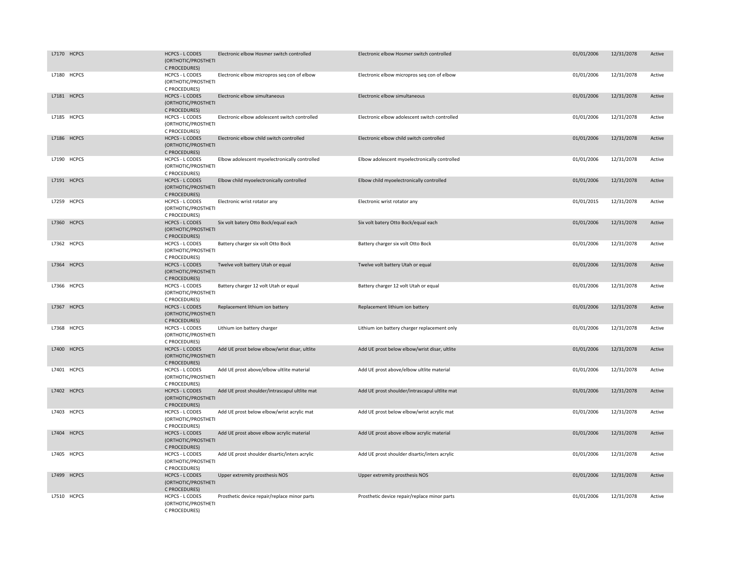| L7170 | HCPCS | HCPCS - L CODES (ORTHOTIC/PROSTHETIC PROCEDURES) | Electronic elbow Hosmer switch controlled | Electronic elbow Hosmer switch controlled | 01/01/2006 | 12/31/2078 | Active |
|---|---|---|---|---|---|---|---|
| L7180 | HCPCS | HCPCS - L CODES (ORTHOTIC/PROSTHETIC PROCEDURES) | Electronic elbow micropros seq con of elbow | Electronic elbow micropros seq con of elbow | 01/01/2006 | 12/31/2078 | Active |
| L7181 | HCPCS | HCPCS - L CODES (ORTHOTIC/PROSTHETIC PROCEDURES) | Electronic elbow simultaneous | Electronic elbow simultaneous | 01/01/2006 | 12/31/2078 | Active |
| L7185 | HCPCS | HCPCS - L CODES (ORTHOTIC/PROSTHETIC PROCEDURES) | Electronic elbow adolescent switch controlled | Electronic elbow adolescent switch controlled | 01/01/2006 | 12/31/2078 | Active |
| L7186 | HCPCS | HCPCS - L CODES (ORTHOTIC/PROSTHETIC PROCEDURES) | Electronic elbow child switch controlled | Electronic elbow child switch controlled | 01/01/2006 | 12/31/2078 | Active |
| L7190 | HCPCS | HCPCS - L CODES (ORTHOTIC/PROSTHETIC PROCEDURES) | Elbow adolescent myoelectronically controlled | Elbow adolescent myoelectronically controlled | 01/01/2006 | 12/31/2078 | Active |
| L7191 | HCPCS | HCPCS - L CODES (ORTHOTIC/PROSTHETIC PROCEDURES) | Elbow child myoelectronically controlled | Elbow child myoelectronically controlled | 01/01/2006 | 12/31/2078 | Active |
| L7259 | HCPCS | HCPCS - L CODES (ORTHOTIC/PROSTHETIC PROCEDURES) | Electronic wrist rotator any | Electronic wrist rotator any | 01/01/2015 | 12/31/2078 | Active |
| L7360 | HCPCS | HCPCS - L CODES (ORTHOTIC/PROSTHETIC PROCEDURES) | Six volt batery Otto Bock/equal each | Six volt batery Otto Bock/equal each | 01/01/2006 | 12/31/2078 | Active |
| L7362 | HCPCS | HCPCS - L CODES (ORTHOTIC/PROSTHETIC PROCEDURES) | Battery charger six volt Otto Bock | Battery charger six volt Otto Bock | 01/01/2006 | 12/31/2078 | Active |
| L7364 | HCPCS | HCPCS - L CODES (ORTHOTIC/PROSTHETIC PROCEDURES) | Twelve volt battery Utah or equal | Twelve volt battery Utah or equal | 01/01/2006 | 12/31/2078 | Active |
| L7366 | HCPCS | HCPCS - L CODES (ORTHOTIC/PROSTHETIC PROCEDURES) | Battery charger 12 volt Utah or equal | Battery charger 12 volt Utah or equal | 01/01/2006 | 12/31/2078 | Active |
| L7367 | HCPCS | HCPCS - L CODES (ORTHOTIC/PROSTHETIC PROCEDURES) | Replacement lithium ion battery | Replacement lithium ion battery | 01/01/2006 | 12/31/2078 | Active |
| L7368 | HCPCS | HCPCS - L CODES (ORTHOTIC/PROSTHETIC PROCEDURES) | Lithium ion battery charger | Lithium ion battery charger replacement only | 01/01/2006 | 12/31/2078 | Active |
| L7400 | HCPCS | HCPCS - L CODES (ORTHOTIC/PROSTHETIC PROCEDURES) | Add UE prost below elbow/wrist disar, ultlite | Add UE prost below elbow/wrist disar, ultlite | 01/01/2006 | 12/31/2078 | Active |
| L7401 | HCPCS | HCPCS - L CODES (ORTHOTIC/PROSTHETIC PROCEDURES) | Add UE prost above/elbow ultlite material | Add UE prost above/elbow ultlite material | 01/01/2006 | 12/31/2078 | Active |
| L7402 | HCPCS | HCPCS - L CODES (ORTHOTIC/PROSTHETIC PROCEDURES) | Add UE prost shoulder/intrascapul ultlite mat | Add UE prost shoulder/intrascapul ultlite mat | 01/01/2006 | 12/31/2078 | Active |
| L7403 | HCPCS | HCPCS - L CODES (ORTHOTIC/PROSTHETIC PROCEDURES) | Add UE prost below elbow/wrist acrylic mat | Add UE prost below elbow/wrist acrylic mat | 01/01/2006 | 12/31/2078 | Active |
| L7404 | HCPCS | HCPCS - L CODES (ORTHOTIC/PROSTHETIC PROCEDURES) | Add UE prost above elbow acrylic material | Add UE prost above elbow acrylic material | 01/01/2006 | 12/31/2078 | Active |
| L7405 | HCPCS | HCPCS - L CODES (ORTHOTIC/PROSTHETIC PROCEDURES) | Add UE prost shoulder disartic/inters acrylic | Add UE prost shoulder disartic/inters acrylic | 01/01/2006 | 12/31/2078 | Active |
| L7499 | HCPCS | HCPCS - L CODES (ORTHOTIC/PROSTHETIC PROCEDURES) | Upper extremity prosthesis NOS | Upper extremity prosthesis NOS | 01/01/2006 | 12/31/2078 | Active |
| L7510 | HCPCS | HCPCS - L CODES (ORTHOTIC/PROSTHETIC PROCEDURES) | Prosthetic device repair/replace minor parts | Prosthetic device repair/replace minor parts | 01/01/2006 | 12/31/2078 | Active |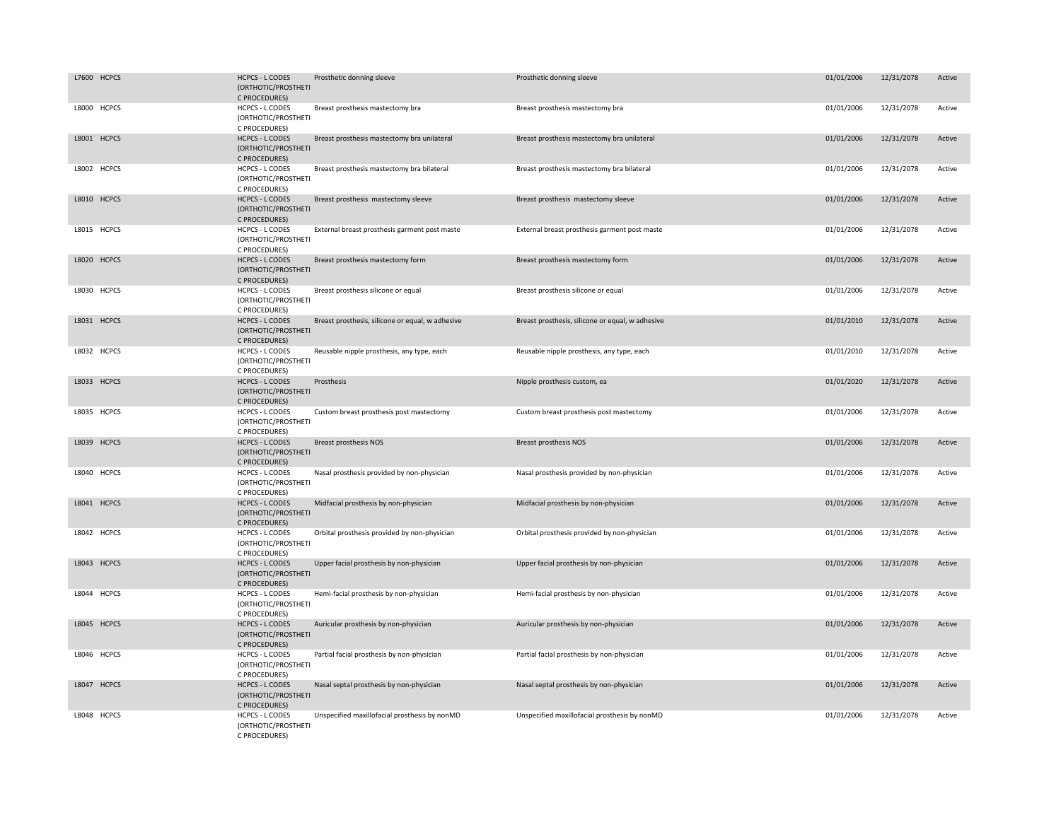| | | | | | | | |
|---|---|---|---|---|---|---|---|
| L7600 | HCPCS | HCPCS - L CODES (ORTHOTIC/PROSTHETIC PROCEDURES) | Prosthetic donning sleeve | Prosthetic donning sleeve | 01/01/2006 | 12/31/2078 | Active |
| L8000 | HCPCS | HCPCS - L CODES (ORTHOTIC/PROSTHETIC PROCEDURES) | Breast prosthesis mastectomy bra | Breast prosthesis mastectomy bra | 01/01/2006 | 12/31/2078 | Active |
| L8001 | HCPCS | HCPCS - L CODES (ORTHOTIC/PROSTHETIC PROCEDURES) | Breast prosthesis mastectomy bra unilateral | Breast prosthesis mastectomy bra unilateral | 01/01/2006 | 12/31/2078 | Active |
| L8002 | HCPCS | HCPCS - L CODES (ORTHOTIC/PROSTHETIC PROCEDURES) | Breast prosthesis mastectomy bra bilateral | Breast prosthesis mastectomy bra bilateral | 01/01/2006 | 12/31/2078 | Active |
| L8010 | HCPCS | HCPCS - L CODES (ORTHOTIC/PROSTHETIC PROCEDURES) | Breast prosthesis mastectomy sleeve | Breast prosthesis mastectomy sleeve | 01/01/2006 | 12/31/2078 | Active |
| L8015 | HCPCS | HCPCS - L CODES (ORTHOTIC/PROSTHETIC PROCEDURES) | External breast prosthesis garment post maste | External breast prosthesis garment post maste | 01/01/2006 | 12/31/2078 | Active |
| L8020 | HCPCS | HCPCS - L CODES (ORTHOTIC/PROSTHETIC PROCEDURES) | Breast prosthesis mastectomy form | Breast prosthesis mastectomy form | 01/01/2006 | 12/31/2078 | Active |
| L8030 | HCPCS | HCPCS - L CODES (ORTHOTIC/PROSTHETIC PROCEDURES) | Breast prosthesis silicone or equal | Breast prosthesis silicone or equal | 01/01/2006 | 12/31/2078 | Active |
| L8031 | HCPCS | HCPCS - L CODES (ORTHOTIC/PROSTHETIC PROCEDURES) | Breast prosthesis, silicone or equal, w adhesive | Breast prosthesis, silicone or equal, w adhesive | 01/01/2010 | 12/31/2078 | Active |
| L8032 | HCPCS | HCPCS - L CODES (ORTHOTIC/PROSTHETIC PROCEDURES) | Reusable nipple prosthesis, any type, each | Reusable nipple prosthesis, any type, each | 01/01/2010 | 12/31/2078 | Active |
| L8033 | HCPCS | HCPCS - L CODES (ORTHOTIC/PROSTHETIC PROCEDURES) | Prosthesis | Nipple prosthesis custom, ea | 01/01/2020 | 12/31/2078 | Active |
| L8035 | HCPCS | HCPCS - L CODES (ORTHOTIC/PROSTHETIC PROCEDURES) | Custom breast prosthesis post mastectomy | Custom breast prosthesis post mastectomy | 01/01/2006 | 12/31/2078 | Active |
| L8039 | HCPCS | HCPCS - L CODES (ORTHOTIC/PROSTHETIC PROCEDURES) | Breast prosthesis NOS | Breast prosthesis NOS | 01/01/2006 | 12/31/2078 | Active |
| L8040 | HCPCS | HCPCS - L CODES (ORTHOTIC/PROSTHETIC PROCEDURES) | Nasal prosthesis provided by non-physician | Nasal prosthesis provided by non-physician | 01/01/2006 | 12/31/2078 | Active |
| L8041 | HCPCS | HCPCS - L CODES (ORTHOTIC/PROSTHETIC PROCEDURES) | Midfacial prosthesis by non-physician | Midfacial prosthesis by non-physician | 01/01/2006 | 12/31/2078 | Active |
| L8042 | HCPCS | HCPCS - L CODES (ORTHOTIC/PROSTHETIC PROCEDURES) | Orbital prosthesis provided by non-physician | Orbital prosthesis provided by non-physician | 01/01/2006 | 12/31/2078 | Active |
| L8043 | HCPCS | HCPCS - L CODES (ORTHOTIC/PROSTHETIC PROCEDURES) | Upper facial prosthesis by non-physician | Upper facial prosthesis by non-physician | 01/01/2006 | 12/31/2078 | Active |
| L8044 | HCPCS | HCPCS - L CODES (ORTHOTIC/PROSTHETIC PROCEDURES) | Hemi-facial prosthesis by non-physician | Hemi-facial prosthesis by non-physician | 01/01/2006 | 12/31/2078 | Active |
| L8045 | HCPCS | HCPCS - L CODES (ORTHOTIC/PROSTHETIC PROCEDURES) | Auricular prosthesis by non-physician | Auricular prosthesis by non-physician | 01/01/2006 | 12/31/2078 | Active |
| L8046 | HCPCS | HCPCS - L CODES (ORTHOTIC/PROSTHETIC PROCEDURES) | Partial facial prosthesis by non-physician | Partial facial prosthesis by non-physician | 01/01/2006 | 12/31/2078 | Active |
| L8047 | HCPCS | HCPCS - L CODES (ORTHOTIC/PROSTHETIC PROCEDURES) | Nasal septal prosthesis by non-physician | Nasal septal prosthesis by non-physician | 01/01/2006 | 12/31/2078 | Active |
| L8048 | HCPCS | HCPCS - L CODES (ORTHOTIC/PROSTHETIC PROCEDURES) | Unspecified maxillofacial prosthesis by nonMD | Unspecified maxillofacial prosthesis by nonMD | 01/01/2006 | 12/31/2078 | Active |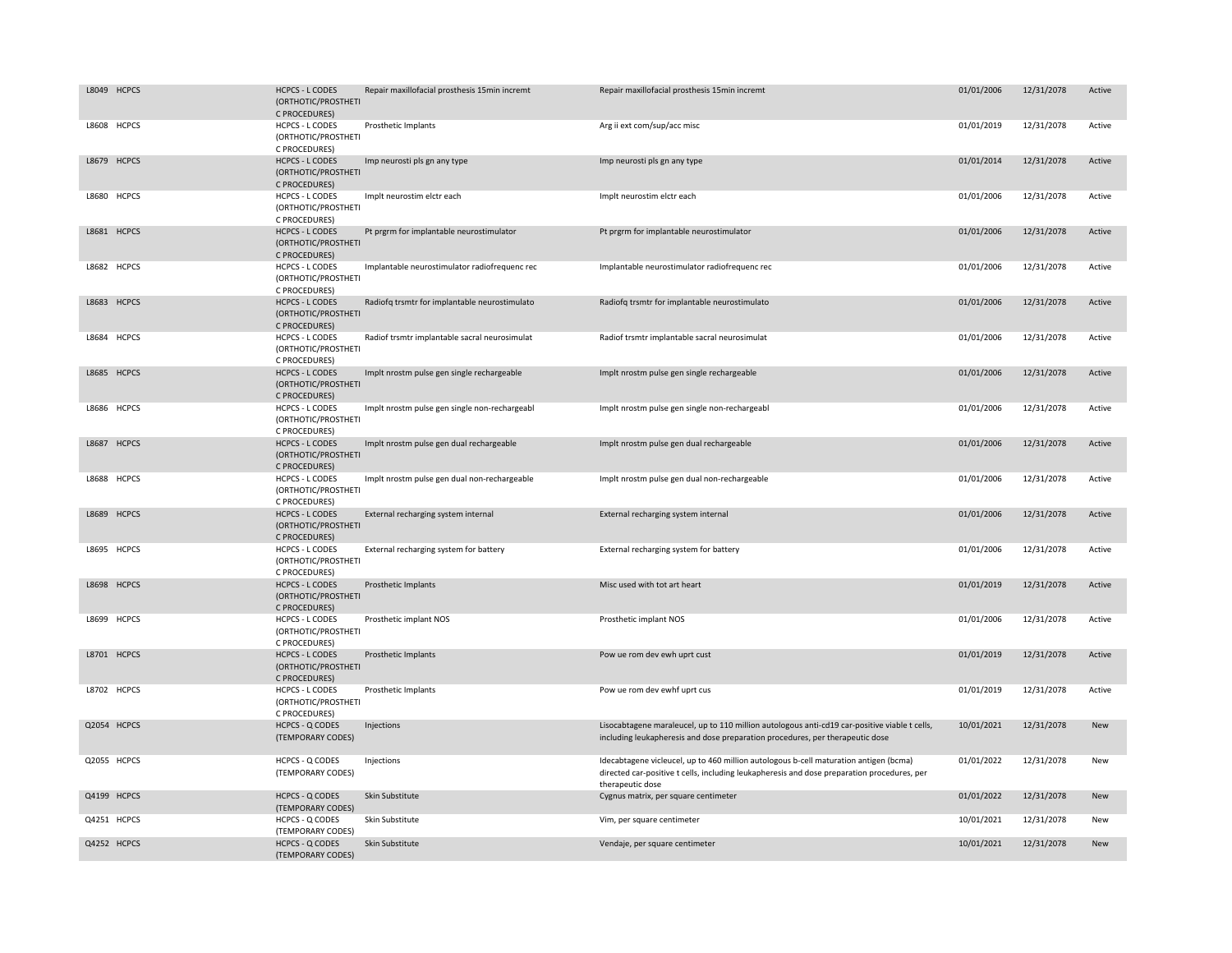| | | | | | | | |
|---|---|---|---|---|---|---|---|
| L8049 | HCPCS | HCPCS - L CODES (ORTHOTIC/PROSTHETIC PROCEDURES) | Repair maxillofacial prosthesis 15min incremt | Repair maxillofacial prosthesis 15min incremt | 01/01/2006 | 12/31/2078 | Active |
| L8608 | HCPCS | HCPCS - L CODES (ORTHOTIC/PROSTHETIC PROCEDURES) | Prosthetic Implants | Arg ii ext com/sup/acc misc | 01/01/2019 | 12/31/2078 | Active |
| L8679 | HCPCS | HCPCS - L CODES (ORTHOTIC/PROSTHETIC PROCEDURES) | Imp neurosti pls gn any type | Imp neurosti pls gn any type | 01/01/2014 | 12/31/2078 | Active |
| L8680 | HCPCS | HCPCS - L CODES (ORTHOTIC/PROSTHETIC PROCEDURES) | Implt neurostim elctr each | Implt neurostim elctr each | 01/01/2006 | 12/31/2078 | Active |
| L8681 | HCPCS | HCPCS - L CODES (ORTHOTIC/PROSTHETIC PROCEDURES) | Pt prgrm for implantable neurostimulator | Pt prgrm for implantable neurostimulator | 01/01/2006 | 12/31/2078 | Active |
| L8682 | HCPCS | HCPCS - L CODES (ORTHOTIC/PROSTHETIC PROCEDURES) | Implantable neurostimulator radiofrequenc rec | Implantable neurostimulator radiofrequenc rec | 01/01/2006 | 12/31/2078 | Active |
| L8683 | HCPCS | HCPCS - L CODES (ORTHOTIC/PROSTHETIC PROCEDURES) | Radiofq trsmtr for implantable neurostimulato | Radiofq trsmtr for implantable neurostimulato | 01/01/2006 | 12/31/2078 | Active |
| L8684 | HCPCS | HCPCS - L CODES (ORTHOTIC/PROSTHETIC PROCEDURES) | Radiof trsmtr implantable sacral neurosimulat | Radiof trsmtr implantable sacral neurosimulat | 01/01/2006 | 12/31/2078 | Active |
| L8685 | HCPCS | HCPCS - L CODES (ORTHOTIC/PROSTHETIC PROCEDURES) | Implt nrostm pulse gen single rechargeable | Implt nrostm pulse gen single rechargeable | 01/01/2006 | 12/31/2078 | Active |
| L8686 | HCPCS | HCPCS - L CODES (ORTHOTIC/PROSTHETIC PROCEDURES) | Implt nrostm pulse gen single non-rechargeabl | Implt nrostm pulse gen single non-rechargeabl | 01/01/2006 | 12/31/2078 | Active |
| L8687 | HCPCS | HCPCS - L CODES (ORTHOTIC/PROSTHETIC PROCEDURES) | Implt nrostm pulse gen dual rechargeable | Implt nrostm pulse gen dual rechargeable | 01/01/2006 | 12/31/2078 | Active |
| L8688 | HCPCS | HCPCS - L CODES (ORTHOTIC/PROSTHETIC PROCEDURES) | Implt nrostm pulse gen dual non-rechargeable | Implt nrostm pulse gen dual non-rechargeable | 01/01/2006 | 12/31/2078 | Active |
| L8689 | HCPCS | HCPCS - L CODES (ORTHOTIC/PROSTHETIC PROCEDURES) | External recharging system internal | External recharging system internal | 01/01/2006 | 12/31/2078 | Active |
| L8695 | HCPCS | HCPCS - L CODES (ORTHOTIC/PROSTHETIC PROCEDURES) | External recharging system for battery | External recharging system for battery | 01/01/2006 | 12/31/2078 | Active |
| L8698 | HCPCS | HCPCS - L CODES (ORTHOTIC/PROSTHETIC PROCEDURES) | Prosthetic Implants | Misc used with tot art heart | 01/01/2019 | 12/31/2078 | Active |
| L8699 | HCPCS | HCPCS - L CODES (ORTHOTIC/PROSTHETIC PROCEDURES) | Prosthetic implant NOS | Prosthetic implant NOS | 01/01/2006 | 12/31/2078 | Active |
| L8701 | HCPCS | HCPCS - L CODES (ORTHOTIC/PROSTHETIC PROCEDURES) | Prosthetic Implants | Pow ue rom dev ewh uprt cust | 01/01/2019 | 12/31/2078 | Active |
| L8702 | HCPCS | HCPCS - L CODES (ORTHOTIC/PROSTHETIC PROCEDURES) | Prosthetic Implants | Pow ue rom dev ewhf uprt cus | 01/01/2019 | 12/31/2078 | Active |
| Q2054 | HCPCS | HCPCS - Q CODES (TEMPORARY CODES) | Injections | Lisocabtagene maraleucel, up to 110 million autologous anti-cd19 car-positive viable t cells, including leukapheresis and dose preparation procedures, per therapeutic dose | 10/01/2021 | 12/31/2078 | New |
| Q2055 | HCPCS | HCPCS - Q CODES (TEMPORARY CODES) | Injections | Idecabtagene vicleucel, up to 460 million autologous b-cell maturation antigen (bcma) directed car-positive t cells, including leukapheresis and dose preparation procedures, per therapeutic dose | 01/01/2022 | 12/31/2078 | New |
| Q4199 | HCPCS | HCPCS - Q CODES (TEMPORARY CODES) | Skin Substitute | Cygnus matrix, per square centimeter | 01/01/2022 | 12/31/2078 | New |
| Q4251 | HCPCS | HCPCS - Q CODES (TEMPORARY CODES) | Skin Substitute | Vim, per square centimeter | 10/01/2021 | 12/31/2078 | New |
| Q4252 | HCPCS | HCPCS - Q CODES (TEMPORARY CODES) | Skin Substitute | Vendaje, per square centimeter | 10/01/2021 | 12/31/2078 | New |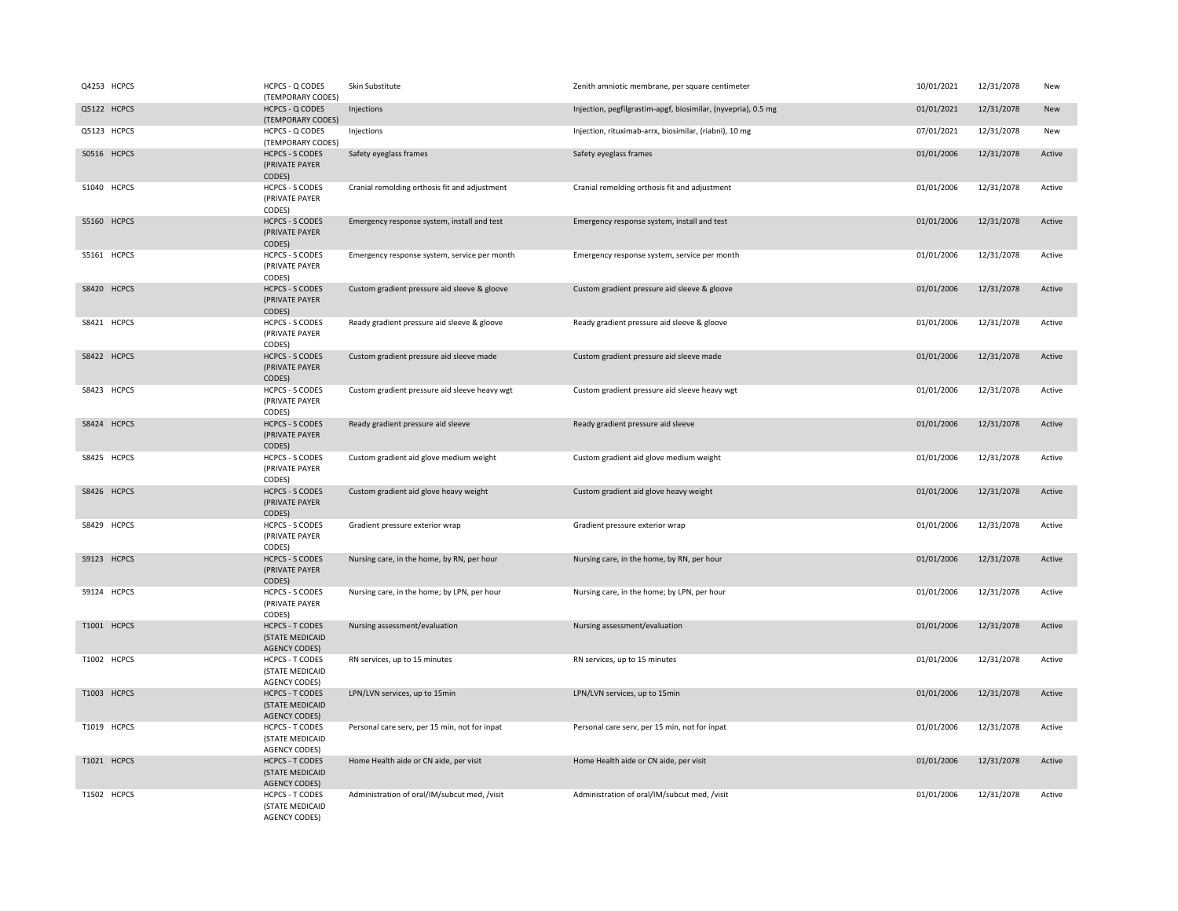| | | | | | | | |
|---|---|---|---|---|---|---|---|
| Q4253 | HCPCS | HCPCS - Q CODES (TEMPORARY CODES) | Skin Substitute | Zenith amniotic membrane, per square centimeter | 10/01/2021 | 12/31/2078 | New |
| Q5122 | HCPCS | HCPCS - Q CODES (TEMPORARY CODES) | Injections | Injection, pegfilgrastim-apgf, biosimilar, (nyvepria), 0.5 mg | 01/01/2021 | 12/31/2078 | New |
| Q5123 | HCPCS | HCPCS - Q CODES (TEMPORARY CODES) | Injections | Injection, rituximab-arrx, biosimilar, (riabni), 10 mg | 07/01/2021 | 12/31/2078 | New |
| S0516 | HCPCS | HCPCS - S CODES (PRIVATE PAYER CODES) | Safety eyeglass frames | Safety eyeglass frames | 01/01/2006 | 12/31/2078 | Active |
| S1040 | HCPCS | HCPCS - S CODES (PRIVATE PAYER CODES) | Cranial remolding orthosis fit and adjustment | Cranial remolding orthosis fit and adjustment | 01/01/2006 | 12/31/2078 | Active |
| S5160 | HCPCS | HCPCS - S CODES (PRIVATE PAYER CODES) | Emergency response system, install and test | Emergency response system, install and test | 01/01/2006 | 12/31/2078 | Active |
| S5161 | HCPCS | HCPCS - S CODES (PRIVATE PAYER CODES) | Emergency response system, service per month | Emergency response system, service per month | 01/01/2006 | 12/31/2078 | Active |
| S8420 | HCPCS | HCPCS - S CODES (PRIVATE PAYER CODES) | Custom gradient pressure aid sleeve & gloove | Custom gradient pressure aid sleeve & gloove | 01/01/2006 | 12/31/2078 | Active |
| S8421 | HCPCS | HCPCS - S CODES (PRIVATE PAYER CODES) | Ready gradient pressure aid sleeve & gloove | Ready gradient pressure aid sleeve & gloove | 01/01/2006 | 12/31/2078 | Active |
| S8422 | HCPCS | HCPCS - S CODES (PRIVATE PAYER CODES) | Custom gradient pressure aid sleeve made | Custom gradient pressure aid sleeve made | 01/01/2006 | 12/31/2078 | Active |
| S8423 | HCPCS | HCPCS - S CODES (PRIVATE PAYER CODES) | Custom gradient pressure aid sleeve heavy wgt | Custom gradient pressure aid sleeve heavy wgt | 01/01/2006 | 12/31/2078 | Active |
| S8424 | HCPCS | HCPCS - S CODES (PRIVATE PAYER CODES) | Ready gradient pressure aid sleeve | Ready gradient pressure aid sleeve | 01/01/2006 | 12/31/2078 | Active |
| S8425 | HCPCS | HCPCS - S CODES (PRIVATE PAYER CODES) | Custom gradient aid glove medium weight | Custom gradient aid glove medium weight | 01/01/2006 | 12/31/2078 | Active |
| S8426 | HCPCS | HCPCS - S CODES (PRIVATE PAYER CODES) | Custom gradient aid glove heavy weight | Custom gradient aid glove heavy weight | 01/01/2006 | 12/31/2078 | Active |
| S8429 | HCPCS | HCPCS - S CODES (PRIVATE PAYER CODES) | Gradient pressure exterior wrap | Gradient pressure exterior wrap | 01/01/2006 | 12/31/2078 | Active |
| S9123 | HCPCS | HCPCS - S CODES (PRIVATE PAYER CODES) | Nursing care, in the home, by RN, per hour | Nursing care, in the home, by RN, per hour | 01/01/2006 | 12/31/2078 | Active |
| S9124 | HCPCS | HCPCS - S CODES (PRIVATE PAYER CODES) | Nursing care, in the home; by LPN, per hour | Nursing care, in the home; by LPN, per hour | 01/01/2006 | 12/31/2078 | Active |
| T1001 | HCPCS | HCPCS - T CODES (STATE MEDICAID AGENCY CODES) | Nursing assessment/evaluation | Nursing assessment/evaluation | 01/01/2006 | 12/31/2078 | Active |
| T1002 | HCPCS | HCPCS - T CODES (STATE MEDICAID AGENCY CODES) | RN services, up to 15 minutes | RN services, up to 15 minutes | 01/01/2006 | 12/31/2078 | Active |
| T1003 | HCPCS | HCPCS - T CODES (STATE MEDICAID AGENCY CODES) | LPN/LVN services, up to 15min | LPN/LVN services, up to 15min | 01/01/2006 | 12/31/2078 | Active |
| T1019 | HCPCS | HCPCS - T CODES (STATE MEDICAID AGENCY CODES) | Personal care serv, per 15 min, not for inpat | Personal care serv, per 15 min, not for inpat | 01/01/2006 | 12/31/2078 | Active |
| T1021 | HCPCS | HCPCS - T CODES (STATE MEDICAID AGENCY CODES) | Home Health aide or CN aide, per visit | Home Health aide or CN aide, per visit | 01/01/2006 | 12/31/2078 | Active |
| T1502 | HCPCS | HCPCS - T CODES (STATE MEDICAID AGENCY CODES) | Administration of oral/IM/subcut med, /visit | Administration of oral/IM/subcut med, /visit | 01/01/2006 | 12/31/2078 | Active |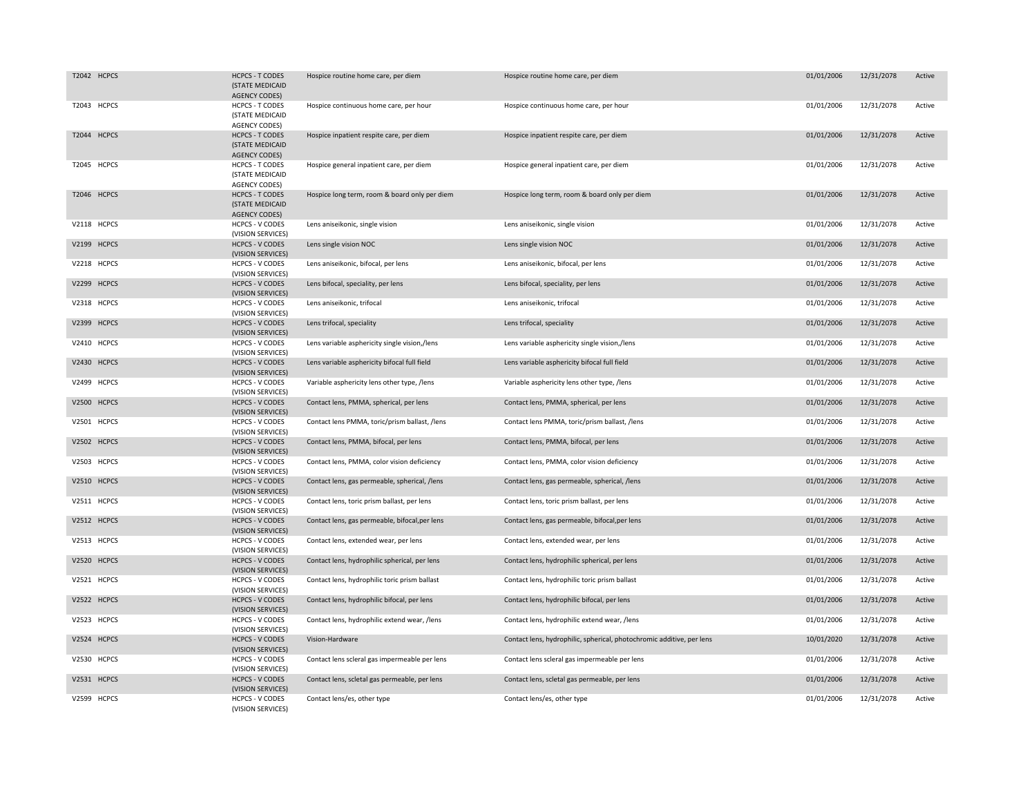| | | | | | | | |
|---|---|---|---|---|---|---|---|
| T2042 | HCPCS | HCPCS - T CODES (STATE MEDICAID AGENCY CODES) | Hospice routine home care, per diem | Hospice routine home care, per diem | 01/01/2006 | 12/31/2078 | Active |
| T2043 | HCPCS | HCPCS - T CODES (STATE MEDICAID AGENCY CODES) | Hospice continuous home care, per hour | Hospice continuous home care, per hour | 01/01/2006 | 12/31/2078 | Active |
| T2044 | HCPCS | HCPCS - T CODES (STATE MEDICAID AGENCY CODES) | Hospice inpatient respite care, per diem | Hospice inpatient respite care, per diem | 01/01/2006 | 12/31/2078 | Active |
| T2045 | HCPCS | HCPCS - T CODES (STATE MEDICAID AGENCY CODES) | Hospice general inpatient care, per diem | Hospice general inpatient care, per diem | 01/01/2006 | 12/31/2078 | Active |
| T2046 | HCPCS | HCPCS - T CODES (STATE MEDICAID AGENCY CODES) | Hospice long term, room & board only per diem | Hospice long term, room & board only per diem | 01/01/2006 | 12/31/2078 | Active |
| V2118 | HCPCS | HCPCS - V CODES (VISION SERVICES) | Lens aniseikonic, single vision | Lens aniseikonic, single vision | 01/01/2006 | 12/31/2078 | Active |
| V2199 | HCPCS | HCPCS - V CODES (VISION SERVICES) | Lens single vision NOC | Lens single vision NOC | 01/01/2006 | 12/31/2078 | Active |
| V2218 | HCPCS | HCPCS - V CODES (VISION SERVICES) | Lens aniseikonic, bifocal, per lens | Lens aniseikonic, bifocal, per lens | 01/01/2006 | 12/31/2078 | Active |
| V2299 | HCPCS | HCPCS - V CODES (VISION SERVICES) | Lens bifocal, speciality, per lens | Lens bifocal, speciality, per lens | 01/01/2006 | 12/31/2078 | Active |
| V2318 | HCPCS | HCPCS - V CODES (VISION SERVICES) | Lens aniseikonic, trifocal | Lens aniseikonic, trifocal | 01/01/2006 | 12/31/2078 | Active |
| V2399 | HCPCS | HCPCS - V CODES (VISION SERVICES) | Lens trifocal, speciality | Lens trifocal, speciality | 01/01/2006 | 12/31/2078 | Active |
| V2410 | HCPCS | HCPCS - V CODES (VISION SERVICES) | Lens variable asphericity single vision,/lens | Lens variable asphericity single vision,/lens | 01/01/2006 | 12/31/2078 | Active |
| V2430 | HCPCS | HCPCS - V CODES (VISION SERVICES) | Lens variable asphericity bifocal full field | Lens variable asphericity bifocal full field | 01/01/2006 | 12/31/2078 | Active |
| V2499 | HCPCS | HCPCS - V CODES (VISION SERVICES) | Variable asphericity lens other type, /lens | Variable asphericity lens other type, /lens | 01/01/2006 | 12/31/2078 | Active |
| V2500 | HCPCS | HCPCS - V CODES (VISION SERVICES) | Contact lens, PMMA, spherical, per lens | Contact lens, PMMA, spherical, per lens | 01/01/2006 | 12/31/2078 | Active |
| V2501 | HCPCS | HCPCS - V CODES (VISION SERVICES) | Contact lens PMMA, toric/prism ballast, /lens | Contact lens PMMA, toric/prism ballast, /lens | 01/01/2006 | 12/31/2078 | Active |
| V2502 | HCPCS | HCPCS - V CODES (VISION SERVICES) | Contact lens, PMMA, bifocal, per lens | Contact lens, PMMA, bifocal, per lens | 01/01/2006 | 12/31/2078 | Active |
| V2503 | HCPCS | HCPCS - V CODES (VISION SERVICES) | Contact lens, PMMA, color vision deficiency | Contact lens, PMMA, color vision deficiency | 01/01/2006 | 12/31/2078 | Active |
| V2510 | HCPCS | HCPCS - V CODES (VISION SERVICES) | Contact lens, gas permeable, spherical, /lens | Contact lens, gas permeable, spherical, /lens | 01/01/2006 | 12/31/2078 | Active |
| V2511 | HCPCS | HCPCS - V CODES (VISION SERVICES) | Contact lens, toric prism ballast, per lens | Contact lens, toric prism ballast, per lens | 01/01/2006 | 12/31/2078 | Active |
| V2512 | HCPCS | HCPCS - V CODES (VISION SERVICES) | Contact lens, gas permeable, bifocal,per lens | Contact lens, gas permeable, bifocal,per lens | 01/01/2006 | 12/31/2078 | Active |
| V2513 | HCPCS | HCPCS - V CODES (VISION SERVICES) | Contact lens, extended wear, per lens | Contact lens, extended wear, per lens | 01/01/2006 | 12/31/2078 | Active |
| V2520 | HCPCS | HCPCS - V CODES (VISION SERVICES) | Contact lens, hydrophilic spherical, per lens | Contact lens, hydrophilic spherical, per lens | 01/01/2006 | 12/31/2078 | Active |
| V2521 | HCPCS | HCPCS - V CODES (VISION SERVICES) | Contact lens, hydrophilic toric prism ballast | Contact lens, hydrophilic toric prism ballast | 01/01/2006 | 12/31/2078 | Active |
| V2522 | HCPCS | HCPCS - V CODES (VISION SERVICES) | Contact lens, hydrophilic bifocal, per lens | Contact lens, hydrophilic bifocal, per lens | 01/01/2006 | 12/31/2078 | Active |
| V2523 | HCPCS | HCPCS - V CODES (VISION SERVICES) | Contact lens, hydrophilic extend wear, /lens | Contact lens, hydrophilic extend wear, /lens | 01/01/2006 | 12/31/2078 | Active |
| V2524 | HCPCS | HCPCS - V CODES (VISION SERVICES) | Vision-Hardware | Contact lens, hydrophilic, spherical, photochromic additive, per lens | 10/01/2020 | 12/31/2078 | Active |
| V2530 | HCPCS | HCPCS - V CODES (VISION SERVICES) | Contact lens scleral gas impermeable per lens | Contact lens scleral gas impermeable per lens | 01/01/2006 | 12/31/2078 | Active |
| V2531 | HCPCS | HCPCS - V CODES (VISION SERVICES) | Contact lens, scletal gas permeable, per lens | Contact lens, scletal gas permeable, per lens | 01/01/2006 | 12/31/2078 | Active |
| V2599 | HCPCS | HCPCS - V CODES (VISION SERVICES) | Contact lens/es, other type | Contact lens/es, other type | 01/01/2006 | 12/31/2078 | Active |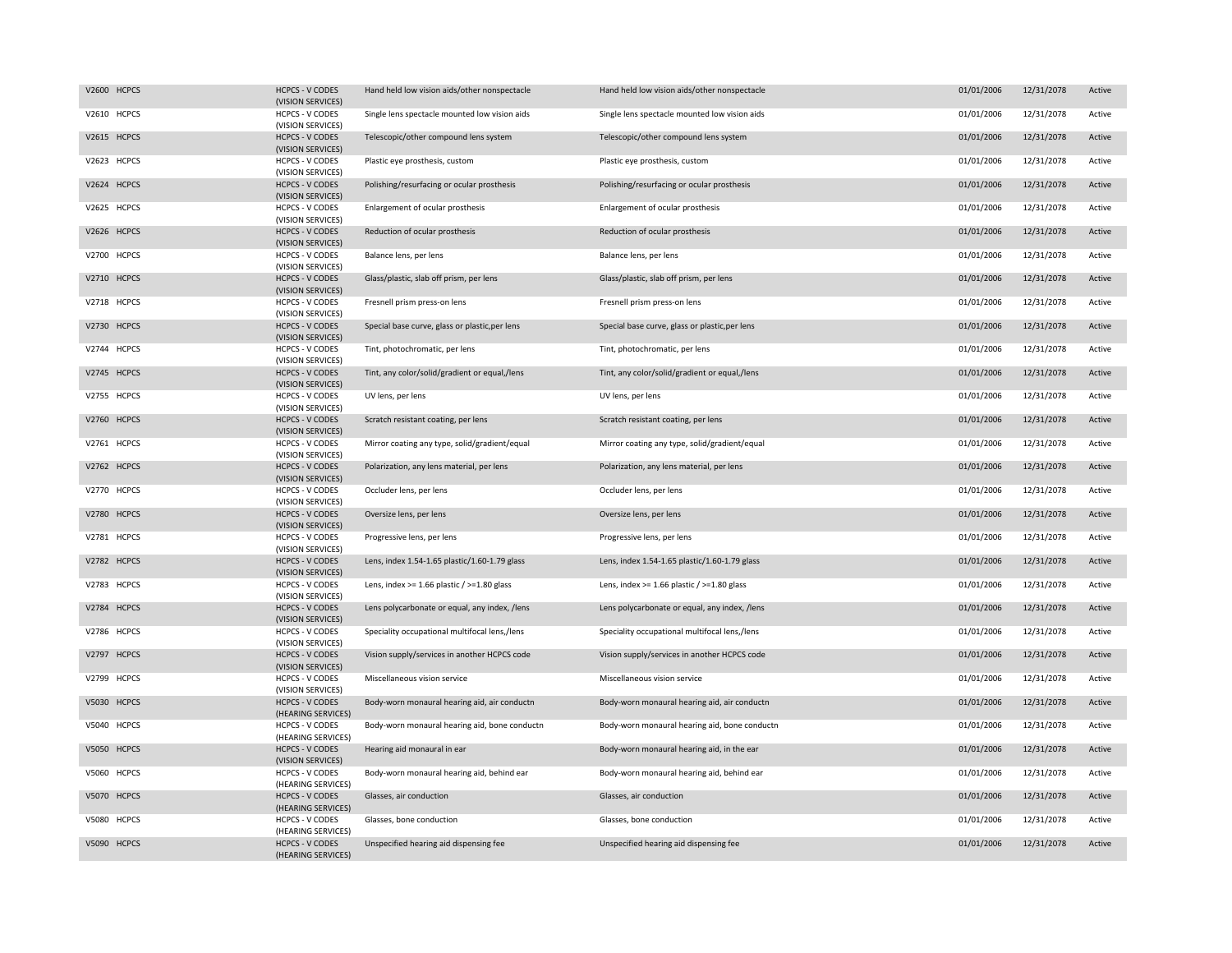| | | | | | | | |
|---|---|---|---|---|---|---|---|
| V2600 | HCPCS | HCPCS - V CODES (VISION SERVICES) | Hand held low vision aids/other nonspectacle | Hand held low vision aids/other nonspectacle | 01/01/2006 | 12/31/2078 | Active |
| V2610 | HCPCS | HCPCS - V CODES (VISION SERVICES) | Single lens spectacle mounted low vision aids | Single lens spectacle mounted low vision aids | 01/01/2006 | 12/31/2078 | Active |
| V2615 | HCPCS | HCPCS - V CODES (VISION SERVICES) | Telescopic/other compound lens system | Telescopic/other compound lens system | 01/01/2006 | 12/31/2078 | Active |
| V2623 | HCPCS | HCPCS - V CODES (VISION SERVICES) | Plastic eye prosthesis, custom | Plastic eye prosthesis, custom | 01/01/2006 | 12/31/2078 | Active |
| V2624 | HCPCS | HCPCS - V CODES (VISION SERVICES) | Polishing/resurfacing or ocular prosthesis | Polishing/resurfacing or ocular prosthesis | 01/01/2006 | 12/31/2078 | Active |
| V2625 | HCPCS | HCPCS - V CODES (VISION SERVICES) | Enlargement of ocular prosthesis | Enlargement of ocular prosthesis | 01/01/2006 | 12/31/2078 | Active |
| V2626 | HCPCS | HCPCS - V CODES (VISION SERVICES) | Reduction of ocular prosthesis | Reduction of ocular prosthesis | 01/01/2006 | 12/31/2078 | Active |
| V2700 | HCPCS | HCPCS - V CODES (VISION SERVICES) | Balance lens, per lens | Balance lens, per lens | 01/01/2006 | 12/31/2078 | Active |
| V2710 | HCPCS | HCPCS - V CODES (VISION SERVICES) | Glass/plastic, slab off prism, per lens | Glass/plastic, slab off prism, per lens | 01/01/2006 | 12/31/2078 | Active |
| V2718 | HCPCS | HCPCS - V CODES (VISION SERVICES) | Fresnell prism press-on lens | Fresnell prism press-on lens | 01/01/2006 | 12/31/2078 | Active |
| V2730 | HCPCS | HCPCS - V CODES (VISION SERVICES) | Special base curve, glass or plastic,per lens | Special base curve, glass or plastic,per lens | 01/01/2006 | 12/31/2078 | Active |
| V2744 | HCPCS | HCPCS - V CODES (VISION SERVICES) | Tint, photochromatic, per lens | Tint, photochromatic, per lens | 01/01/2006 | 12/31/2078 | Active |
| V2745 | HCPCS | HCPCS - V CODES (VISION SERVICES) | Tint, any color/solid/gradient or equal,/lens | Tint, any color/solid/gradient or equal,/lens | 01/01/2006 | 12/31/2078 | Active |
| V2755 | HCPCS | HCPCS - V CODES (VISION SERVICES) | UV lens, per lens | UV lens, per lens | 01/01/2006 | 12/31/2078 | Active |
| V2760 | HCPCS | HCPCS - V CODES (VISION SERVICES) | Scratch resistant coating, per lens | Scratch resistant coating, per lens | 01/01/2006 | 12/31/2078 | Active |
| V2761 | HCPCS | HCPCS - V CODES (VISION SERVICES) | Mirror coating any type, solid/gradient/equal | Mirror coating any type, solid/gradient/equal | 01/01/2006 | 12/31/2078 | Active |
| V2762 | HCPCS | HCPCS - V CODES (VISION SERVICES) | Polarization, any lens material, per lens | Polarization, any lens material, per lens | 01/01/2006 | 12/31/2078 | Active |
| V2770 | HCPCS | HCPCS - V CODES (VISION SERVICES) | Occluder lens, per lens | Occluder lens, per lens | 01/01/2006 | 12/31/2078 | Active |
| V2780 | HCPCS | HCPCS - V CODES (VISION SERVICES) | Oversize lens, per lens | Oversize lens, per lens | 01/01/2006 | 12/31/2078 | Active |
| V2781 | HCPCS | HCPCS - V CODES (VISION SERVICES) | Progressive lens, per lens | Progressive lens, per lens | 01/01/2006 | 12/31/2078 | Active |
| V2782 | HCPCS | HCPCS - V CODES (VISION SERVICES) | Lens, index 1.54-1.65 plastic/1.60-1.79 glass | Lens, index 1.54-1.65 plastic/1.60-1.79 glass | 01/01/2006 | 12/31/2078 | Active |
| V2783 | HCPCS | HCPCS - V CODES (VISION SERVICES) | Lens, index >= 1.66 plastic / >=1.80 glass | Lens, index >= 1.66 plastic / >=1.80 glass | 01/01/2006 | 12/31/2078 | Active |
| V2784 | HCPCS | HCPCS - V CODES (VISION SERVICES) | Lens polycarbonate or equal, any index, /lens | Lens polycarbonate or equal, any index, /lens | 01/01/2006 | 12/31/2078 | Active |
| V2786 | HCPCS | HCPCS - V CODES (VISION SERVICES) | Speciality occupational multifocal lens,/lens | Speciality occupational multifocal lens,/lens | 01/01/2006 | 12/31/2078 | Active |
| V2797 | HCPCS | HCPCS - V CODES (VISION SERVICES) | Vision supply/services in another HCPCS code | Vision supply/services in another HCPCS code | 01/01/2006 | 12/31/2078 | Active |
| V2799 | HCPCS | HCPCS - V CODES (VISION SERVICES) | Miscellaneous vision service | Miscellaneous vision service | 01/01/2006 | 12/31/2078 | Active |
| V5030 | HCPCS | HCPCS - V CODES (HEARING SERVICES) | Body-worn monaural hearing aid, air conductn | Body-worn monaural hearing aid, air conductn | 01/01/2006 | 12/31/2078 | Active |
| V5040 | HCPCS | HCPCS - V CODES (HEARING SERVICES) | Body-worn monaural hearing aid, bone conductn | Body-worn monaural hearing aid, bone conductn | 01/01/2006 | 12/31/2078 | Active |
| V5050 | HCPCS | HCPCS - V CODES (VISION SERVICES) | Hearing aid monaural in ear | Body-worn monaural hearing aid, in the ear | 01/01/2006 | 12/31/2078 | Active |
| V5060 | HCPCS | HCPCS - V CODES (HEARING SERVICES) | Body-worn monaural hearing aid, behind ear | Body-worn monaural hearing aid, behind ear | 01/01/2006 | 12/31/2078 | Active |
| V5070 | HCPCS | HCPCS - V CODES (HEARING SERVICES) | Glasses, air conduction | Glasses, air conduction | 01/01/2006 | 12/31/2078 | Active |
| V5080 | HCPCS | HCPCS - V CODES (HEARING SERVICES) | Glasses, bone conduction | Glasses, bone conduction | 01/01/2006 | 12/31/2078 | Active |
| V5090 | HCPCS | HCPCS - V CODES (HEARING SERVICES) | Unspecified hearing aid dispensing fee | Unspecified hearing aid dispensing fee | 01/01/2006 | 12/31/2078 | Active |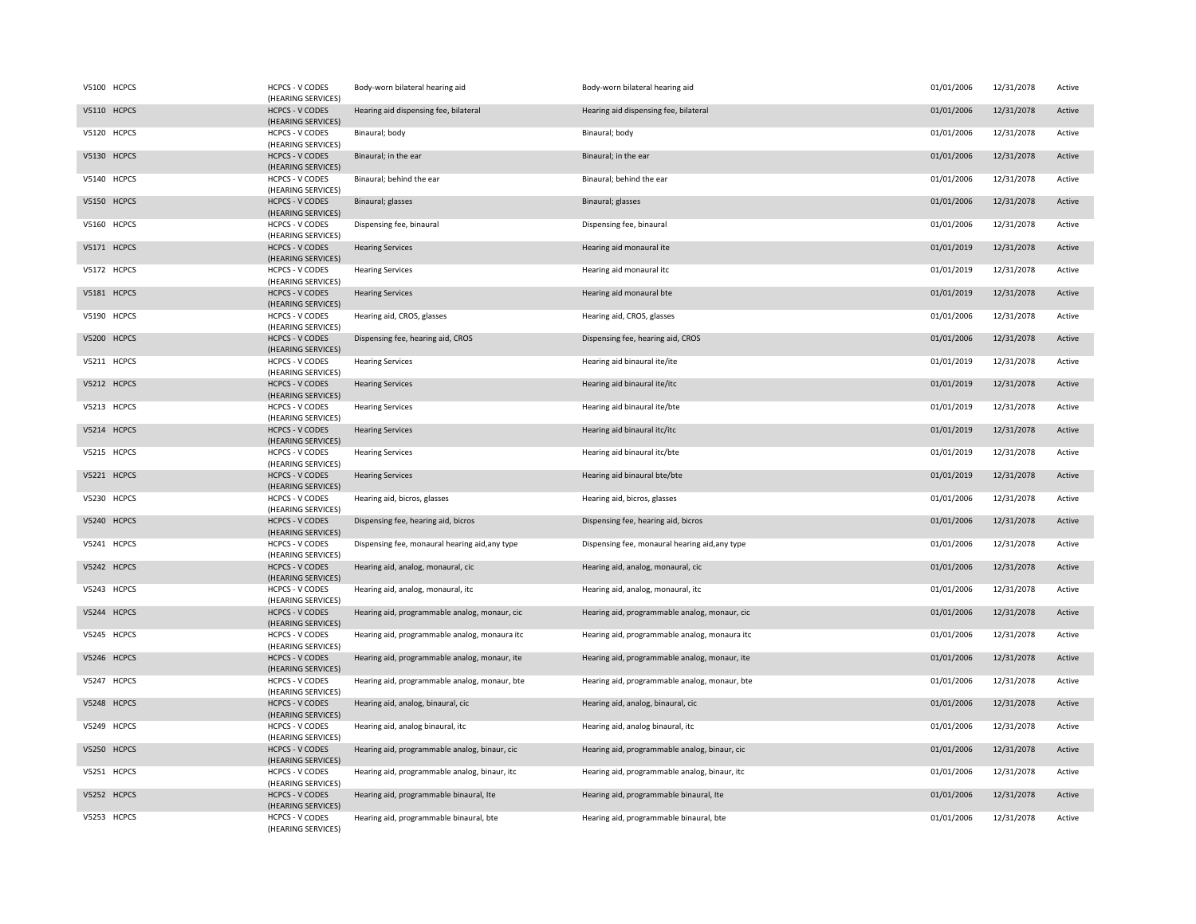| | | | | | | | |
|---|---|---|---|---|---|---|---|
| V5100 | HCPCS | HCPCS - V CODES (HEARING SERVICES) | Body-worn bilateral hearing aid | Body-worn bilateral hearing aid | 01/01/2006 | 12/31/2078 | Active |
| V5110 | HCPCS | HCPCS - V CODES (HEARING SERVICES) | Hearing aid dispensing fee, bilateral | Hearing aid dispensing fee, bilateral | 01/01/2006 | 12/31/2078 | Active |
| V5120 | HCPCS | HCPCS - V CODES (HEARING SERVICES) | Binaural; body | Binaural; body | 01/01/2006 | 12/31/2078 | Active |
| V5130 | HCPCS | HCPCS - V CODES (HEARING SERVICES) | Binaural; in the ear | Binaural; in the ear | 01/01/2006 | 12/31/2078 | Active |
| V5140 | HCPCS | HCPCS - V CODES (HEARING SERVICES) | Binaural; behind the ear | Binaural; behind the ear | 01/01/2006 | 12/31/2078 | Active |
| V5150 | HCPCS | HCPCS - V CODES (HEARING SERVICES) | Binaural; glasses | Binaural; glasses | 01/01/2006 | 12/31/2078 | Active |
| V5160 | HCPCS | HCPCS - V CODES (HEARING SERVICES) | Dispensing fee, binaural | Dispensing fee, binaural | 01/01/2006 | 12/31/2078 | Active |
| V5171 | HCPCS | HCPCS - V CODES (HEARING SERVICES) | Hearing Services | Hearing aid monaural ite | 01/01/2019 | 12/31/2078 | Active |
| V5172 | HCPCS | HCPCS - V CODES (HEARING SERVICES) | Hearing Services | Hearing aid monaural itc | 01/01/2019 | 12/31/2078 | Active |
| V5181 | HCPCS | HCPCS - V CODES (HEARING SERVICES) | Hearing Services | Hearing aid monaural bte | 01/01/2019 | 12/31/2078 | Active |
| V5190 | HCPCS | HCPCS - V CODES (HEARING SERVICES) | Hearing aid, CROS, glasses | Hearing aid, CROS, glasses | 01/01/2006 | 12/31/2078 | Active |
| V5200 | HCPCS | HCPCS - V CODES (HEARING SERVICES) | Dispensing fee, hearing aid, CROS | Dispensing fee, hearing aid, CROS | 01/01/2006 | 12/31/2078 | Active |
| V5211 | HCPCS | HCPCS - V CODES (HEARING SERVICES) | Hearing Services | Hearing aid binaural ite/ite | 01/01/2019 | 12/31/2078 | Active |
| V5212 | HCPCS | HCPCS - V CODES (HEARING SERVICES) | Hearing Services | Hearing aid binaural ite/itc | 01/01/2019 | 12/31/2078 | Active |
| V5213 | HCPCS | HCPCS - V CODES (HEARING SERVICES) | Hearing Services | Hearing aid binaural ite/bte | 01/01/2019 | 12/31/2078 | Active |
| V5214 | HCPCS | HCPCS - V CODES (HEARING SERVICES) | Hearing Services | Hearing aid binaural itc/itc | 01/01/2019 | 12/31/2078 | Active |
| V5215 | HCPCS | HCPCS - V CODES (HEARING SERVICES) | Hearing Services | Hearing aid binaural itc/bte | 01/01/2019 | 12/31/2078 | Active |
| V5221 | HCPCS | HCPCS - V CODES (HEARING SERVICES) | Hearing Services | Hearing aid binaural bte/bte | 01/01/2019 | 12/31/2078 | Active |
| V5230 | HCPCS | HCPCS - V CODES (HEARING SERVICES) | Hearing aid, bicros, glasses | Hearing aid, bicros, glasses | 01/01/2006 | 12/31/2078 | Active |
| V5240 | HCPCS | HCPCS - V CODES (HEARING SERVICES) | Dispensing fee, hearing aid, bicros | Dispensing fee, hearing aid, bicros | 01/01/2006 | 12/31/2078 | Active |
| V5241 | HCPCS | HCPCS - V CODES (HEARING SERVICES) | Dispensing fee, monaural hearing aid,any type | Dispensing fee, monaural hearing aid,any type | 01/01/2006 | 12/31/2078 | Active |
| V5242 | HCPCS | HCPCS - V CODES (HEARING SERVICES) | Hearing aid, analog, monaural, cic | Hearing aid, analog, monaural, cic | 01/01/2006 | 12/31/2078 | Active |
| V5243 | HCPCS | HCPCS - V CODES (HEARING SERVICES) | Hearing aid, analog, monaural, itc | Hearing aid, analog, monaural, itc | 01/01/2006 | 12/31/2078 | Active |
| V5244 | HCPCS | HCPCS - V CODES (HEARING SERVICES) | Hearing aid, programmable analog, monaur, cic | Hearing aid, programmable analog, monaur, cic | 01/01/2006 | 12/31/2078 | Active |
| V5245 | HCPCS | HCPCS - V CODES (HEARING SERVICES) | Hearing aid, programmable analog, monaura itc | Hearing aid, programmable analog, monaura itc | 01/01/2006 | 12/31/2078 | Active |
| V5246 | HCPCS | HCPCS - V CODES (HEARING SERVICES) | Hearing aid, programmable analog, monaur, ite | Hearing aid, programmable analog, monaur, ite | 01/01/2006 | 12/31/2078 | Active |
| V5247 | HCPCS | HCPCS - V CODES (HEARING SERVICES) | Hearing aid, programmable analog, monaur, bte | Hearing aid, programmable analog, monaur, bte | 01/01/2006 | 12/31/2078 | Active |
| V5248 | HCPCS | HCPCS - V CODES (HEARING SERVICES) | Hearing aid, analog, binaural, cic | Hearing aid, analog, binaural, cic | 01/01/2006 | 12/31/2078 | Active |
| V5249 | HCPCS | HCPCS - V CODES (HEARING SERVICES) | Hearing aid, analog binaural, itc | Hearing aid, analog binaural, itc | 01/01/2006 | 12/31/2078 | Active |
| V5250 | HCPCS | HCPCS - V CODES (HEARING SERVICES) | Hearing aid, programmable analog, binaur, cic | Hearing aid, programmable analog, binaur, cic | 01/01/2006 | 12/31/2078 | Active |
| V5251 | HCPCS | HCPCS - V CODES (HEARING SERVICES) | Hearing aid, programmable analog, binaur, itc | Hearing aid, programmable analog, binaur, itc | 01/01/2006 | 12/31/2078 | Active |
| V5252 | HCPCS | HCPCS - V CODES (HEARING SERVICES) | Hearing aid, programmable binaural, Ite | Hearing aid, programmable binaural, Ite | 01/01/2006 | 12/31/2078 | Active |
| V5253 | HCPCS | HCPCS - V CODES (HEARING SERVICES) | Hearing aid, programmable binaural, bte | Hearing aid, programmable binaural, bte | 01/01/2006 | 12/31/2078 | Active |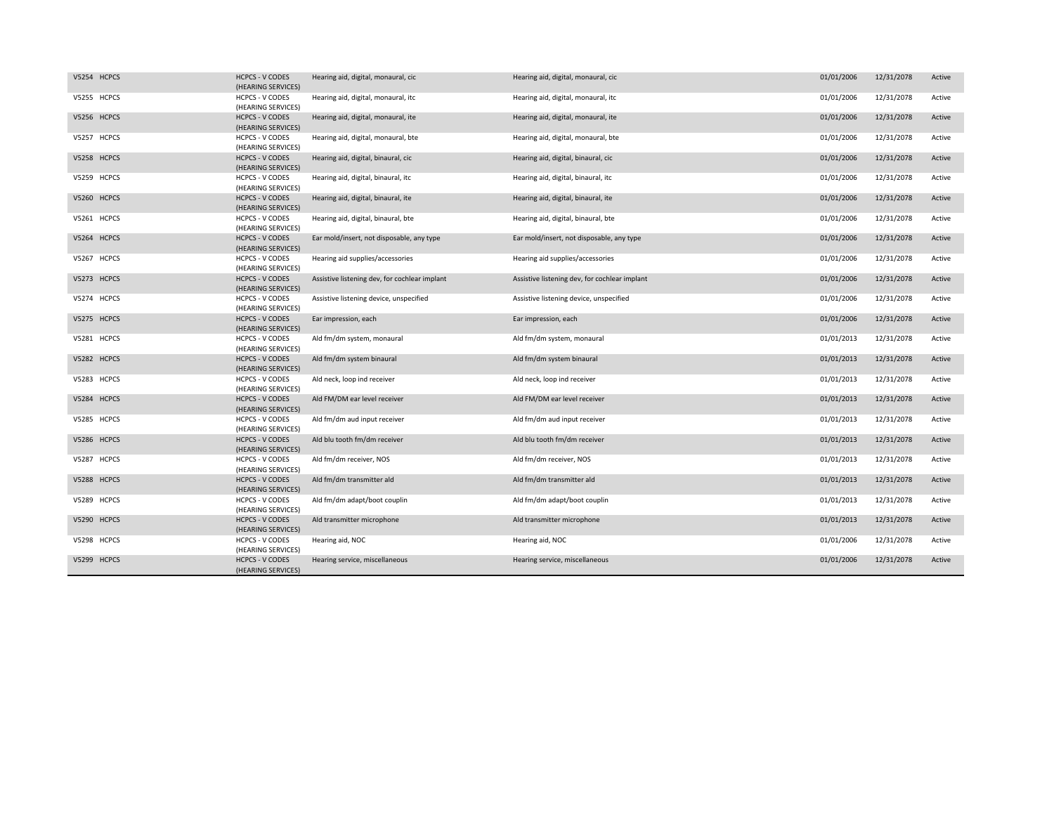| | | | | | | | |
|---|---|---|---|---|---|---|---|
| V5254 | HCPCS | HCPCS - V CODES (HEARING SERVICES) | Hearing aid, digital, monaural, cic | Hearing aid, digital, monaural, cic | 01/01/2006 | 12/31/2078 | Active |
| V5255 | HCPCS | HCPCS - V CODES (HEARING SERVICES) | Hearing aid, digital, monaural, itc | Hearing aid, digital, monaural, itc | 01/01/2006 | 12/31/2078 | Active |
| V5256 | HCPCS | HCPCS - V CODES (HEARING SERVICES) | Hearing aid, digital, monaural, ite | Hearing aid, digital, monaural, ite | 01/01/2006 | 12/31/2078 | Active |
| V5257 | HCPCS | HCPCS - V CODES (HEARING SERVICES) | Hearing aid, digital, monaural, bte | Hearing aid, digital, monaural, bte | 01/01/2006 | 12/31/2078 | Active |
| V5258 | HCPCS | HCPCS - V CODES (HEARING SERVICES) | Hearing aid, digital, binaural, cic | Hearing aid, digital, binaural, cic | 01/01/2006 | 12/31/2078 | Active |
| V5259 | HCPCS | HCPCS - V CODES (HEARING SERVICES) | Hearing aid, digital, binaural, itc | Hearing aid, digital, binaural, itc | 01/01/2006 | 12/31/2078 | Active |
| V5260 | HCPCS | HCPCS - V CODES (HEARING SERVICES) | Hearing aid, digital, binaural, ite | Hearing aid, digital, binaural, ite | 01/01/2006 | 12/31/2078 | Active |
| V5261 | HCPCS | HCPCS - V CODES (HEARING SERVICES) | Hearing aid, digital, binaural, bte | Hearing aid, digital, binaural, bte | 01/01/2006 | 12/31/2078 | Active |
| V5264 | HCPCS | HCPCS - V CODES (HEARING SERVICES) | Ear mold/insert, not disposable, any type | Ear mold/insert, not disposable, any type | 01/01/2006 | 12/31/2078 | Active |
| V5267 | HCPCS | HCPCS - V CODES (HEARING SERVICES) | Hearing aid supplies/accessories | Hearing aid supplies/accessories | 01/01/2006 | 12/31/2078 | Active |
| V5273 | HCPCS | HCPCS - V CODES (HEARING SERVICES) | Assistive listening dev, for cochlear implant | Assistive listening dev, for cochlear implant | 01/01/2006 | 12/31/2078 | Active |
| V5274 | HCPCS | HCPCS - V CODES (HEARING SERVICES) | Assistive listening device, unspecified | Assistive listening device, unspecified | 01/01/2006 | 12/31/2078 | Active |
| V5275 | HCPCS | HCPCS - V CODES (HEARING SERVICES) | Ear impression, each | Ear impression, each | 01/01/2006 | 12/31/2078 | Active |
| V5281 | HCPCS | HCPCS - V CODES (HEARING SERVICES) | Ald fm/dm system, monaural | Ald fm/dm system, monaural | 01/01/2013 | 12/31/2078 | Active |
| V5282 | HCPCS | HCPCS - V CODES (HEARING SERVICES) | Ald fm/dm system binaural | Ald fm/dm system binaural | 01/01/2013 | 12/31/2078 | Active |
| V5283 | HCPCS | HCPCS - V CODES (HEARING SERVICES) | Ald neck, loop ind receiver | Ald neck, loop ind receiver | 01/01/2013 | 12/31/2078 | Active |
| V5284 | HCPCS | HCPCS - V CODES (HEARING SERVICES) | Ald FM/DM ear level receiver | Ald FM/DM ear level receiver | 01/01/2013 | 12/31/2078 | Active |
| V5285 | HCPCS | HCPCS - V CODES (HEARING SERVICES) | Ald fm/dm aud input receiver | Ald fm/dm aud input receiver | 01/01/2013 | 12/31/2078 | Active |
| V5286 | HCPCS | HCPCS - V CODES (HEARING SERVICES) | Ald blu tooth fm/dm receiver | Ald blu tooth fm/dm receiver | 01/01/2013 | 12/31/2078 | Active |
| V5287 | HCPCS | HCPCS - V CODES (HEARING SERVICES) | Ald fm/dm receiver, NOS | Ald fm/dm receiver, NOS | 01/01/2013 | 12/31/2078 | Active |
| V5288 | HCPCS | HCPCS - V CODES (HEARING SERVICES) | Ald fm/dm transmitter ald | Ald fm/dm transmitter ald | 01/01/2013 | 12/31/2078 | Active |
| V5289 | HCPCS | HCPCS - V CODES (HEARING SERVICES) | Ald fm/dm adapt/boot couplin | Ald fm/dm adapt/boot couplin | 01/01/2013 | 12/31/2078 | Active |
| V5290 | HCPCS | HCPCS - V CODES (HEARING SERVICES) | Ald transmitter microphone | Ald transmitter microphone | 01/01/2013 | 12/31/2078 | Active |
| V5298 | HCPCS | HCPCS - V CODES (HEARING SERVICES) | Hearing aid, NOC | Hearing aid, NOC | 01/01/2006 | 12/31/2078 | Active |
| V5299 | HCPCS | HCPCS - V CODES (HEARING SERVICES) | Hearing service, miscellaneous | Hearing service, miscellaneous | 01/01/2006 | 12/31/2078 | Active |